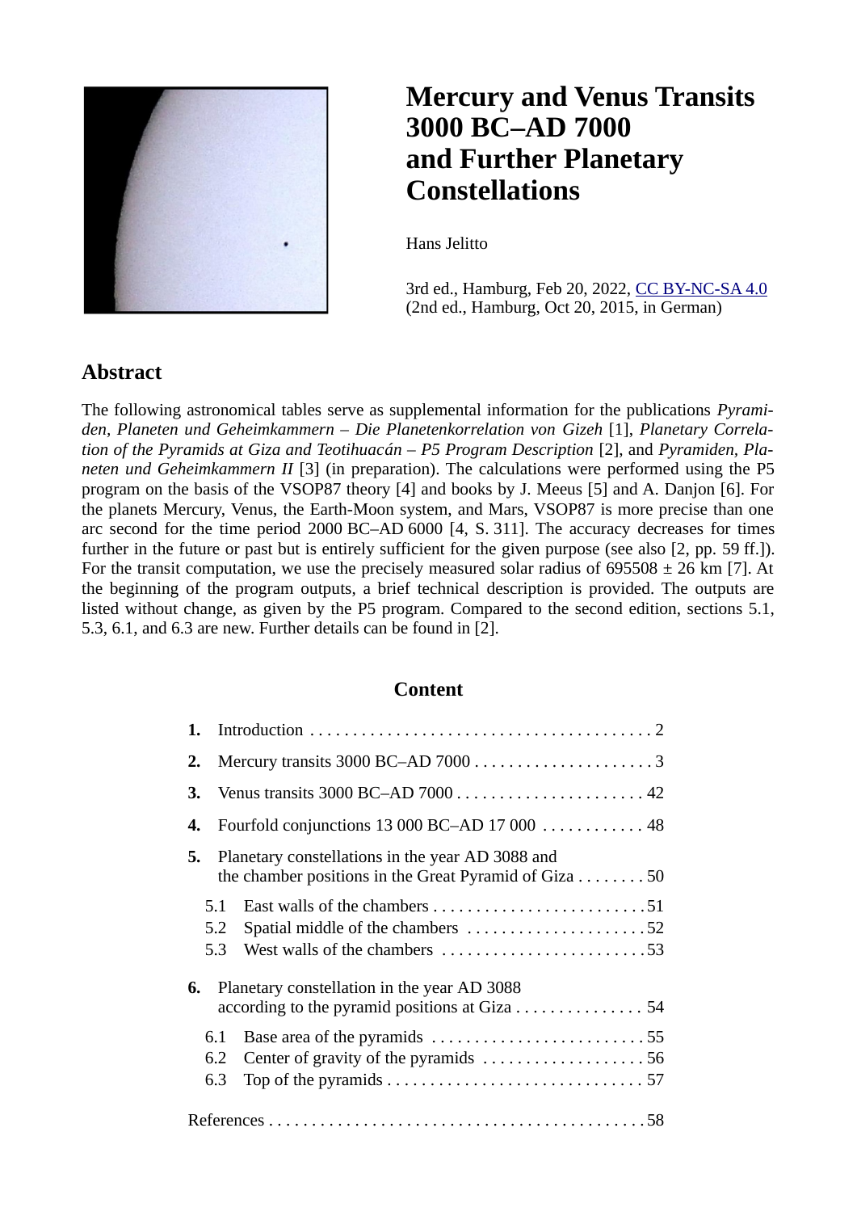# Mercury and Venus Transits 3000 BC–AD 7000 and Further Planetary Constellations

Hans Jelitto

3rd ed., Hamburg, Feb 20, 2022, CC BY-NC-SA 4.0
(2nd ed., Hamburg, Oct 20, 2015, in German)

## Abstract

The following astronomical tables serve as supplemental information for the publications *Pyramiden, Planeten und Geheimkammern – Die Planetenkorrelation von Gizeh* [1], *Planetary Correlation of the Pyramids at Giza and Teotihuacán – P5 Program Description* [2], and *Pyramiden, Planeten und Geheimkammern II* [3] (in preparation). The calculations were performed using the P5 program on the basis of the VSOP87 theory [4] and books by J. Meeus [5] and A. Danjon [6]. For the planets Mercury, Venus, the Earth-Moon system, and Mars, VSOP87 is more precise than one arc second for the time period 2000 BC–AD 6000 [4, S. 311]. The accuracy decreases for times further in the future or past but is entirely sufficient for the given purpose (see also [2, pp. 59 ff.]). For the transit computation, we use the precisely measured solar radius of 695508 ± 26 km [7]. At the beginning of the program outputs, a brief technical description is provided. The outputs are listed without change, as given by the P5 program. Compared to the second edition, sections 5.1, 5.3, 6.1, and 6.3 are new. Further details can be found in [2].

## Content

**1.** Introduction . . . 2

**2.** Mercury transits 3000 BC–AD 7000 . . . 3

**3.** Venus transits 3000 BC–AD 7000 . . . 42

**4.** Fourfold conjunctions 13 000 BC–AD 17 000 . . . 48

**5.** Planetary constellations in the year AD 3088 and the chamber positions in the Great Pyramid of Giza . . . 50

- 5.1 East walls of the chambers . . . 51
- 5.2 Spatial middle of the chambers . . . 52
- 5.3 West walls of the chambers . . . 53

**6.** Planetary constellation in the year AD 3088 according to the pyramid positions at Giza . . . 54

- 6.1 Base area of the pyramids . . . 55
- 6.2 Center of gravity of the pyramids . . . 56
- 6.3 Top of the pyramids . . . 57

References . . . 58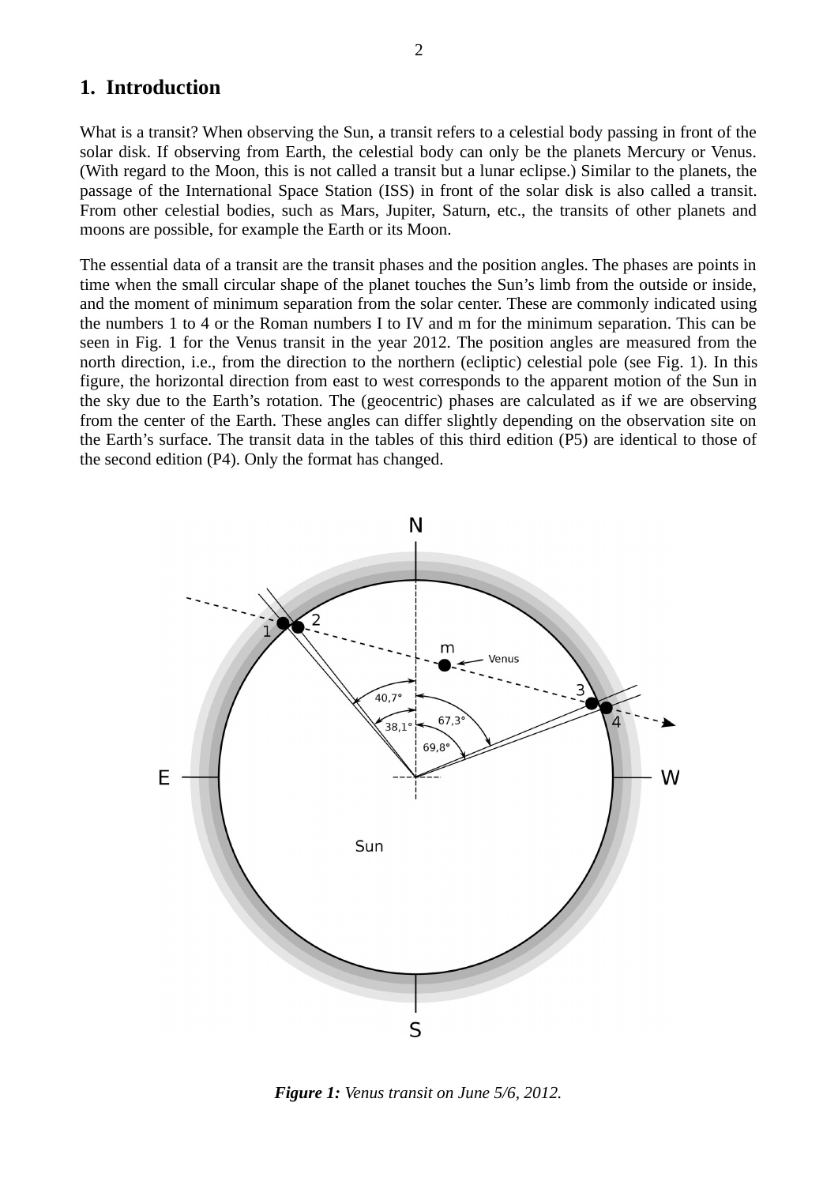# 1. Introduction

What is a transit? When observing the Sun, a transit refers to a celestial body passing in front of the solar disk. If observing from Earth, the celestial body can only be the planets Mercury or Venus. (With regard to the Moon, this is not called a transit but a lunar eclipse.) Similar to the planets, the passage of the International Space Station (ISS) in front of the solar disk is also called a transit. From other celestial bodies, such as Mars, Jupiter, Saturn, etc., the transits of other planets and moons are possible, for example the Earth or its Moon.

The essential data of a transit are the transit phases and the position angles. The phases are points in time when the small circular shape of the planet touches the Sun's limb from the outside or inside, and the moment of minimum separation from the solar center. These are commonly indicated using the numbers 1 to 4 or the Roman numbers I to IV and m for the minimum separation. This can be seen in Fig. 1 for the Venus transit in the year 2012. The position angles are measured from the north direction, i.e., from the direction to the northern (ecliptic) celestial pole (see Fig. 1). In this figure, the horizontal direction from east to west corresponds to the apparent motion of the Sun in the sky due to the Earth's rotation. The (geocentric) phases are calculated as if we are observing from the center of the Earth. These angles can differ slightly depending on the observation site on the Earth's surface. The transit data in the tables of this third edition (P5) are identical to those of the second edition (P4). Only the format has changed.

***Figure 1:*** *Venus transit on June 5/6, 2012.*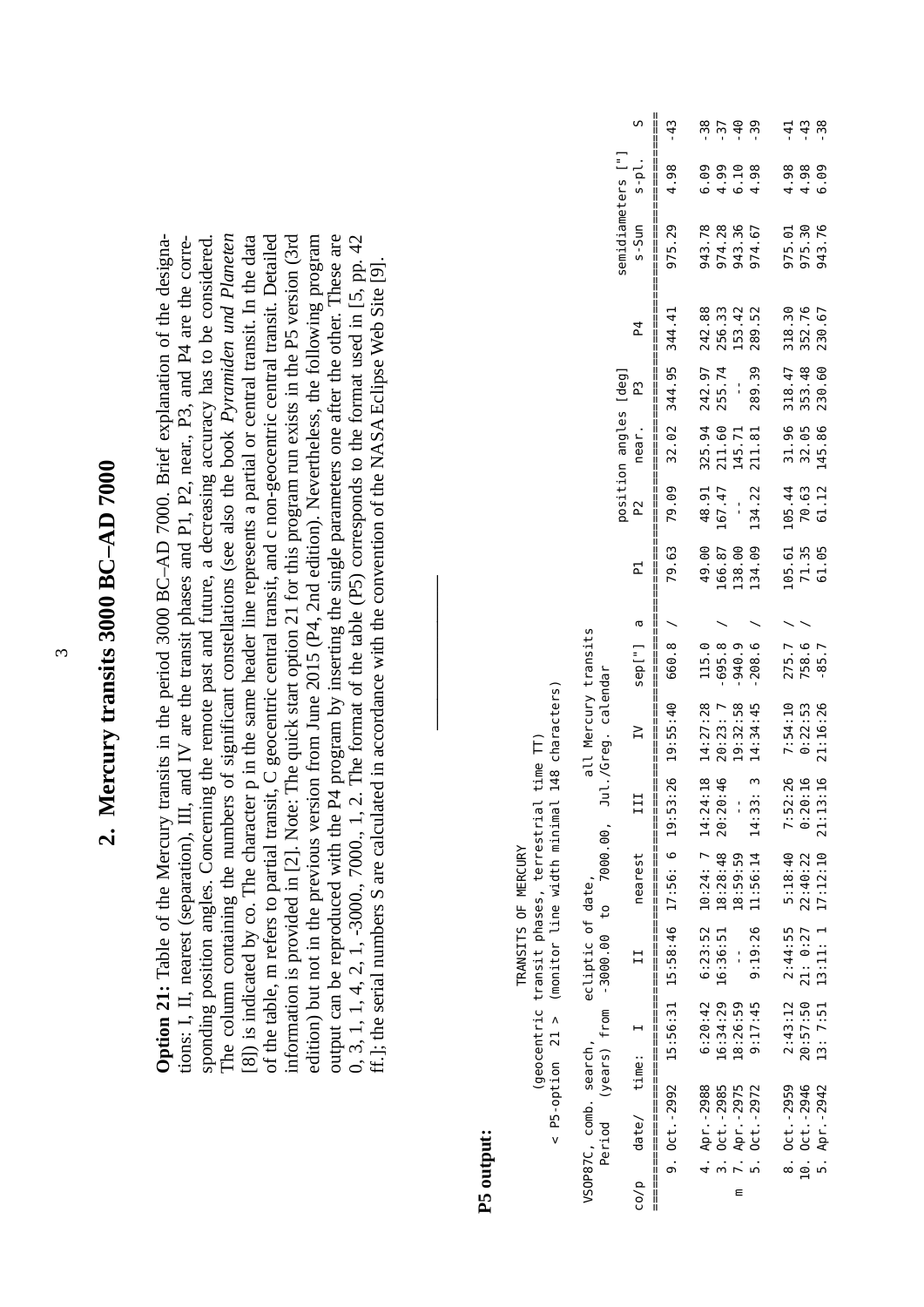## 2. Mercury transits 3000 BC–AD 7000

**Option 21:** Table of the Mercury transits in the period 3000 BC–AD 7000. Brief explanation of the designations: I, II, nearest (separation), III, and IV are the transit phases and P1, P2, near., P3, and P4 are the corresponding position angles. Concerning the remote past and future, a decreasing accuracy has to be considered. The column containing the numbers of significant constellations (see also the book *Pyramiden und Planeten* [8]) is indicated by co. The character p in the same header line represents a partial or central transit. In the data of the table, m refers to partial transit, C geocentric central transit, and c non-geocentric central transit. Detailed information is provided in [2]. Note: The quick start option 21 for this program run exists in the P5 version (3rd edition) but not in the previous version from June 2015 (P4, 2nd edition). Nevertheless, the following program output can be reproduced with the P4 program by inserting the single parameters one after the other. These are 0, 3, 1, 1, 4, 2, 1, -3000., 7000., 1, 2. The format of the table (P5) corresponds to the format used in [5, pp. 42 ff.]; the serial numbers S are calculated in accordance with the convention of the NASA Eclipse Web Site [9].

**P5 output:**

```
                              TRANSITS OF MERCURY
              (geocentric transit phases, terrestrial time TT)
< P5-option  21 >  (monitor line width minimal 148 characters)

VSOP87C, comb. search,     ecliptic of date,           all Mercury transits
   Period  (years) from  -3000.00  to  7000.00,  Jul./Greg. calendar
```

| co/p | date/ | time: I | II | nearest | III | IV | sep["] | a | P1 | P2 | near. | P3 | P4 | s-Sun | s-pl. | S |
|---|---|---|---|---|---|---|---|---|---|---|---|---|---|---|---|---|
| | | | | | | | | | position angles [deg] | | | | | semidiameters ["] | | |
| | 9. Oct.-2992 | 15:56:31 | 15:58:46 | 17:56: 6 | 19:53:26 | 19:55:40 | 660.8 | / | 79.63 | 79.09 | 32.02 | 344.95 | 344.41 | 975.29 | 4.98 | -43 |
| | 4. Apr.-2988 | 6:20:42 | 6:23:52 | 10:24: 7 | 14:24:18 | 14:27:28 | 115.0 | | 49.00 | 48.91 | 325.94 | 242.97 | 242.88 | 943.78 | 6.09 | -38 |
| | 3. Oct.-2985 | 16:34:29 | 16:36:51 | 18:28:48 | 20:20:46 | 20:23: 7 | -695.8 | / | 166.87 | 167.47 | 211.60 | 255.74 | 256.33 | 974.28 | 4.99 | -37 |
| m | 7. Apr.-2975 | 18:26:59 | -- | 18:59:59 | -- | 19:32:58 | -940.9 | | 138.00 | -- | 145.71 | -- | 153.42 | 943.36 | 6.10 | -40 |
| | 5. Oct.-2972 | 9:17:45 | 9:19:26 | 11:56:14 | 14:33: 3 | 14:34:45 | -208.6 | / | 134.09 | 134.22 | 211.81 | 289.39 | 289.52 | 974.67 | 4.98 | -39 |
| | 8. Oct.-2959 | 2:43:12 | 2:44:55 | 5:18:40 | 7:52:26 | 7:54:10 | 275.7 | / | 105.61 | 105.44 | 31.96 | 318.47 | 318.30 | 975.01 | 4.98 | -41 |
| | 10. Oct.-2946 | 20:57:50 | 21: 0:27 | 22:40:22 | 0:20:16 | 0:22:53 | 758.6 | / | 71.35 | 70.63 | 32.05 | 353.48 | 352.76 | 975.30 | 4.98 | -43 |
| | 5. Apr.-2942 | 13: 7:51 | 13:11: 1 | 17:12:10 | 21:13:16 | 21:16:26 | -85.7 | | 61.05 | 61.12 | 145.86 | 230.60 | 230.67 | 943.76 | 6.09 | -38 |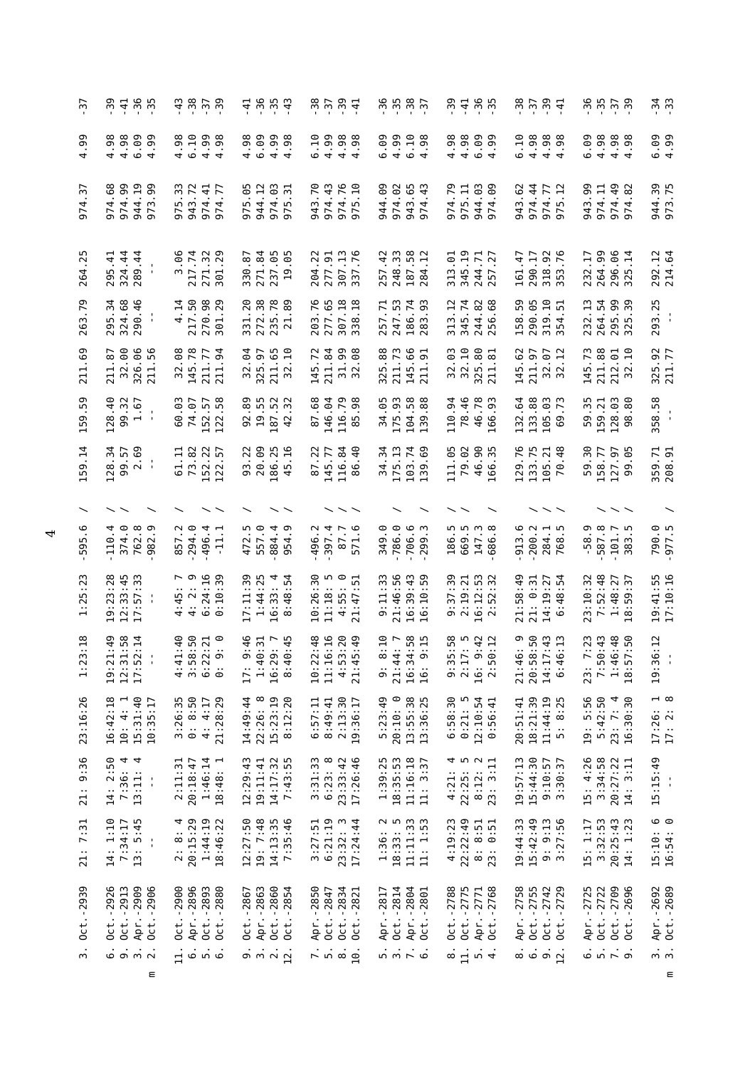| | | | | | | | | | | | | | | | |
|---|---|---|---|---|---|---|---|---|---|---|---|---|---|---|---|
| 3. Oct.-2939 | 21: 7:31 | 21: 9:36 | 23:16:26 | 1:23:18 | 1:25:23 | -595.6 | / | 159.14 | 159.59 | 211.69 | 263.79 | 264.25 | 974.37 | 4.99 | -37 |
| 6. Oct.-2926 | 14: 1:10 | 14: 2:50 | 16:42:18 | 19:21:49 | 19:23:28 | -110.4 | / | 128.34 | 128.40 | 211.87 | 295.34 | 295.41 | 974.68 | 4.98 | -39 |
| 9. Oct.-2913 | 7:34:17 | 7:36: 4 | 10: 4: 1 | 12:31:58 | 12:33:45 | 374.0 | / | 99.57 | 99.32 | 32.00 | 324.68 | 324.44 | 974.99 | 4.98 | -41 |
| 3. Apr.-2909 | 13: 5:45 | 13:11: 4 | 15:31:40 | 17:52:14 | 17:57:33 | 762.8 | / | 2.69 | 1.67 | 326.06 | 290.46 | 289.44 | 944.19 | 6.09 | -36 |
| 2. Oct.-2906 | - | - | 10:35:17 | - | - | -982.9 | / | - | - | 211.56 | - | - | 973.99 | 4.99 | -35 |
| m | | | | | | | | | | | | | | | |
| 11. Oct.-2900 | 2: 8: 4 | 2:11:31 | 3:26:35 | 4:41:40 | 4:45: 7 | 857.2 | / | 61.11 | 60.03 | 32.08 | 4.14 | 3.06 | 975.33 | 4.98 | -43 |
| 6. Apr.-2896 | 20:15:29 | 20:18:47 | 0: 8:50 | 3:58:50 | 4: 2: 9 | -294.0 | / | 73.82 | 74.07 | 145.78 | 217.50 | 217.74 | 943.72 | 6.10 | -38 |
| 5. Oct.-2893 | 1:44:19 | 1:46:14 | 4: 4:17 | 6:22:21 | 6:24:16 | -496.4 | / | 152.22 | 152.57 | 211.77 | 270.98 | 271.32 | 974.41 | 4.99 | -37 |
| 6. Oct.-2880 | 18:46:22 | 18:48: 1 | 21:28:29 | 0: 9: 0 | 0:10:39 | -11.1 | / | 122.57 | 122.58 | 211.94 | 301.29 | 301.29 | 974.77 | 4.98 | -39 |
| 9. Oct.-2867 | 12:27:50 | 12:29:43 | 14:49:44 | 17: 9:46 | 17:11:39 | 472.5 | / | 93.22 | 92.89 | 32.04 | 331.20 | 330.87 | 975.05 | 4.98 | -41 |
| 3. Apr.-2863 | 19: 7:48 | 19:11:41 | 22:26: 8 | 1:40:31 | 1:44:25 | 557.0 | / | 20.09 | 19.55 | 325.97 | 272.38 | 271.84 | 944.12 | 6.09 | -36 |
| 2. Oct.-2860 | 14:13:35 | 14:17:32 | 15:23:19 | 16:29: 7 | 16:33: 4 | -884.4 | / | 186.25 | 187.52 | 211.65 | 235.78 | 237.05 | 974.03 | 4.99 | -35 |
| 12. Oct.-2854 | 7:35:46 | 7:43:55 | 8:12:20 | 8:40:45 | 8:48:54 | 954.9 | / | 45.16 | 42.32 | 32.10 | 21.89 | 19.05 | 975.31 | 4.98 | -43 |
| 7. Apr.-2850 | 3:27:51 | 3:31:33 | 6:57:11 | 10:22:48 | 10:26:30 | -496.2 | / | 87.22 | 87.68 | 145.72 | 203.76 | 204.22 | 943.70 | 6.10 | -38 |
| 5. Oct.-2847 | 6:21:19 | 6:23: 8 | 8:49:41 | 11:16:16 | 11:18: 5 | -397.4 | / | 145.77 | 146.04 | 211.84 | 277.65 | 277.91 | 974.43 | 4.99 | -37 |
| 8. Oct.-2834 | 23:32: 3 | 23:33:42 | 2:13:30 | 4:53:20 | 4:55: 0 | 87.7 | / | 116.84 | 116.79 | 31.99 | 307.18 | 307.13 | 974.76 | 4.98 | -39 |
| 10. Oct.-2821 | 17:24:44 | 17:26:46 | 19:36:17 | 21:45:49 | 21:47:51 | 571.6 | / | 86.40 | 85.98 | 32.08 | 338.18 | 337.76 | 975.10 | 4.98 | -41 |
| 5. Apr.-2817 | 1:36: 2 | 1:39:25 | 5:23:49 | 9: 8:10 | 9:11:33 | 349.0 | / | 34.34 | 34.05 | 325.88 | 257.71 | 257.42 | 944.09 | 6.09 | -36 |
| 3. Oct.-2814 | 18:33: 5 | 18:35:53 | 20:10: 0 | 21:44: 7 | 21:46:56 | -786.0 | / | 175.13 | 175.93 | 211.73 | 247.53 | 248.33 | 974.02 | 4.99 | -35 |
| 7. Apr.-2804 | 11:11:33 | 11:16:18 | 13:55:38 | 16:34:58 | 16:39:43 | -706.6 | / | 103.74 | 104.58 | 145.66 | 186.74 | 187.58 | 943.65 | 6.10 | -38 |
| 6. Oct.-2801 | 11: 1:53 | 11: 3:37 | 13:36:25 | 16: 9:15 | 16:10:59 | -299.3 | / | 139.69 | 139.88 | 211.91 | 283.93 | 284.12 | 974.43 | 4.98 | -37 |
| 8. Oct.-2788 | 4:19:23 | 4:21: 4 | 6:58:30 | 9:35:58 | 9:37:39 | 186.5 | / | 111.05 | 110.94 | 32.03 | 313.12 | 313.01 | 974.79 | 4.98 | -39 |
| 11. Oct.-2775 | 22:22:49 | 22:25: 5 | 0:21: 5 | 2:17: 5 | 2:19:21 | 669.5 | / | 79.02 | 78.46 | 32.10 | 345.74 | 345.19 | 975.11 | 4.98 | -41 |
| 5. Apr.-2771 | 8: 8:51 | 8:12: 2 | 12:10:54 | 16: 9:42 | 16:12:53 | 147.3 | / | 46.90 | 46.78 | 325.80 | 244.82 | 244.71 | 944.03 | 6.09 | -36 |
| 4. Oct.-2768 | 23: 0:51 | 23: 3:11 | 0:56:41 | 2:50:12 | 2:52:32 | -686.8 | / | 166.35 | 166.93 | 211.81 | 256.68 | 257.27 | 974.09 | 4.99 | -35 |
| 8. Apr.-2758 | 19:44:33 | 19:57:13 | 20:51:41 | 21:46: 9 | 21:58:49 | -913.6 | / | 129.76 | 132.64 | 145.62 | 158.59 | 161.47 | 943.62 | 6.10 | -38 |
| 6. Oct.-2755 | 15:42:49 | 15:44:30 | 18:21:39 | 20:58:50 | 21: 0:31 | -200.2 | / | 133.75 | 133.88 | 211.97 | 290.05 | 290.17 | 974.44 | 4.98 | -37 |
| 9. Oct.-2742 | 9: 9:13 | 9:10:57 | 11:44:19 | 14:17:43 | 14:19:27 | 284.1 | / | 105.21 | 105.03 | 32.07 | 319.10 | 318.92 | 974.77 | 4.98 | -39 |
| 12. Oct.-2729 | 3:27:56 | 3:30:37 | 5: 8:25 | 6:46:13 | 6:48:54 | 768.5 | / | 70.48 | 69.73 | 32.12 | 354.51 | 353.76 | 975.12 | 4.98 | -41 |
| 6. Apr.-2725 | 15: 1:17 | 15: 4:26 | 19: 5:56 | 23: 7:23 | 23:10:32 | -58.9 | / | 59.30 | 59.35 | 145.73 | 232.13 | 232.17 | 943.99 | 6.09 | -36 |
| 5. Oct.-2722 | 3:32:53 | 3:34:58 | 5:42:50 | 7:50:43 | 7:52:48 | -587.8 | / | 158.77 | 159.21 | 211.88 | 264.54 | 264.99 | 974.11 | 4.98 | -35 |
| 7. Oct.-2709 | 20:25:43 | 20:27:22 | 23: 7: 4 | 1:46:48 | 1:48:27 | -101.7 | / | 127.97 | 128.03 | 212.01 | 295.99 | 296.06 | 974.49 | 4.98 | -37 |
| 9. Oct.-2696 | 14: 1:23 | 14: 3:11 | 16:30:30 | 18:57:50 | 18:59:37 | 383.5 | / | 99.05 | 98.80 | 32.10 | 325.39 | 325.14 | 974.82 | 4.98 | -39 |
| 3. Apr.-2692 | 15:10: 6 | 15:15:49 | 17:26: 1 | 19:36:12 | 19:41:55 | 790.0 | / | 359.71 | 358.58 | 325.92 | 293.25 | 292.12 | 944.39 | 6.09 | -34 |
| 3. Oct.-2689 | 16:54: 0 | - | 17: 2: 8 | - | 17:10:16 | -977.5 | / | 208.91 | - | 211.77 | - | 214.64 | 973.75 | 4.99 | -33 |
| m | | | | | | | | | | | | | | | |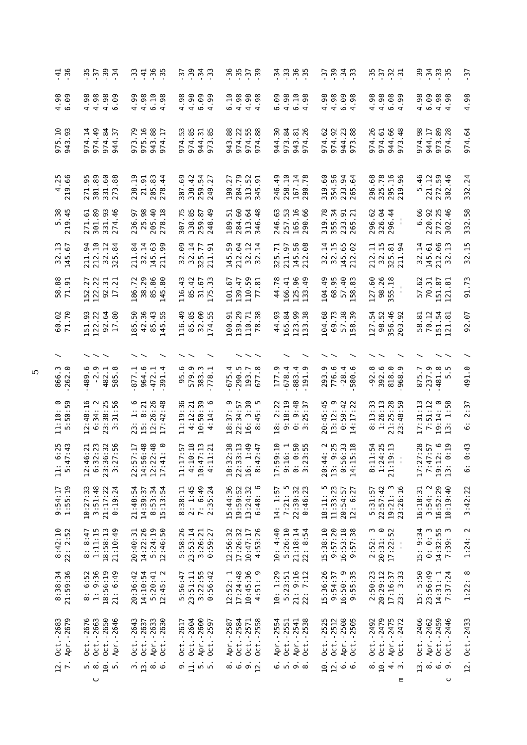| | | | | | | | | | | | | | | | | |
|---|---|---|---|---|---|---|---|---|---|---|---|---|---|---|---|---|
| | 12. Oct. -2683 | 8:38:34 | 8:42:10 | 9:54:17 | 11: 6:25 | 11:10: 0 | 866.3 | / | 60.02 | 58.88 | 32.13 | 5.38 | 4.25 | 975.10 | 4.98 | -41 |
| | 7. Apr. -2679 | 21:59:36 | 22: 2:52 | 1:55:19 | 5:47:43 | 5:50:59 | -262.0 | / | 71.70 | 71.91 | 145.67 | 219.45 | 219.66 | 943.93 | 6.09 | -36 |
| | 5. Oct. -2676 | 8: 6:52 | 8: 8:47 | 10:27:33 | 12:46:21 | 12:48:16 | -489.6 | / | 151.93 | 152.27 | 211.94 | 271.61 | 271.95 | 974.14 | 4.98 | -35 |
| C | 8. Oct. -2663 | 1: 9:36 | 1:11:15 | 3:51:48 | 6:32:23 | 6:34: 2 | -2.9 | / | 122.22 | 122.22 | 212.10 | 301.89 | 301.89 | 974.49 | 4.98 | -37 |
| | 10. Oct. -2650 | 18:56:19 | 18:58:13 | 21:17:22 | 23:36:32 | 23:38:25 | 482.1 | / | 92.64 | 92.31 | 32.12 | 331.93 | 331.60 | 974.84 | 4.98 | -39 |
| | 5. Apr. -2646 | 21: 6:49 | 21:10:49 | 0:19:24 | 3:27:56 | 3:31:56 | 585.8 | / | 17.80 | 17.21 | 325.84 | 274.46 | 273.88 | 944.37 | 6.09 | -34 |
| | 3. Oct. -2643 | 20:36:42 | 20:40:31 | 21:48:54 | 22:57:17 | 23: 1: 6 | -877.1 | / | 185.50 | 186.72 | 211.84 | 236.97 | 238.19 | 973.79 | 4.99 | -33 |
| | 13. Oct. -2637 | 14:10:54 | 14:22:26 | 14:39:37 | 14:56:48 | 15: 8:21 | 964.6 | / | 42.36 | 38.29 | 32.14 | 25.98 | 21.91 | 975.16 | 4.98 | -41 |
| | 8. Apr. -2633 | 5:20:41 | 5:24:19 | 8:53:34 | 12:22:48 | 12:26:26 | -472.1 | | 85.43 | 85.86 | 145.63 | 205.40 | 205.83 | 943.88 | 6.10 | -36 |
| | 6. Oct. -2630 | 12:45: 2 | 12:46:50 | 15:13:54 | 17:41: 0 | 17:42:48 | -391.4 | / | 145.55 | 145.80 | 211.99 | 278.18 | 278.44 | 974.17 | 4.98 | -35 |
| | 9. Oct. -2617 | 5:56:47 | 5:58:26 | 8:38:11 | 11:17:57 | 11:19:36 | 95.6 | / | 116.49 | 116.43 | 32.09 | 307.75 | 307.69 | 974.53 | 4.98 | -37 |
| | 11. Oct. -2604 | 23:51:11 | 23:53:14 | 2: 1:45 | 4:10:18 | 4:12:21 | 579.9 | / | 85.85 | 85.42 | 32.14 | 338.85 | 338.42 | 974.85 | 4.98 | -39 |
| | 5. Apr. -2600 | 3:22:55 | 3:26:21 | 7: 6:49 | 10:47:13 | 10:50:39 | 383.3 | | 32.00 | 31.67 | 325.77 | 259.87 | 259.54 | 944.31 | 6.09 | -34 |
| | 5. Oct. -2597 | 0:56:42 | 0:59:27 | 2:35:24 | 4:11:21 | 4:14: 6 | -778.1 | / | 174.55 | 175.33 | 211.91 | 248.49 | 249.27 | 973.85 | 4.99 | -33 |
| | 8. Apr. -2587 | 12:52: 1 | 12:56:32 | 15:44:36 | 18:32:38 | 18:37: 9 | -675.4 | | 100.91 | 101.67 | 145.59 | 189.51 | 190.27 | 943.88 | 6.10 | -36 |
| | 6. Oct. -2584 | 17:24:48 | 17:26:32 | 19:59:52 | 22:33:13 | 22:34:57 | -290.5 | / | 139.29 | 139.47 | 212.04 | 284.60 | 284.79 | 974.22 | 4.98 | -35 |
| | 9. Oct. -2571 | 10:45:36 | 10:47:17 | 13:24:32 | 16: 1:49 | 16: 3:30 | 193.7 | / | 110.71 | 110.59 | 32.12 | 313.64 | 313.52 | 974.55 | 4.98 | -37 |
| | 12. Oct. -2558 | 4:51: 9 | 4:53:26 | 6:48: 6 | 8:42:47 | 8:45: 5 | 677.8 | / | 78.38 | 77.81 | 32.14 | 346.48 | 345.91 | 974.88 | 4.98 | -39 |
| | 6. Apr. -2554 | 10: 1:29 | 10: 4:40 | 14: 1:57 | 17:59:10 | 18: 2:22 | 177.9 | / | 44.93 | 44.78 | 325.71 | 246.63 | 246.49 | 944.30 | 6.09 | -34 |
| | 5. Oct. -2551 | 5:23:51 | 5:26:10 | 7:21: 5 | 9:16: 1 | 9:18:19 | -678.4 | | 165.84 | 166.41 | 211.97 | 257.53 | 258.10 | 973.84 | 4.98 | -33 |
| | 9. Apr. -2541 | 21: 9:16 | 21:18:14 | 22:39:32 | 0: 0:50 | 0: 9:48 | -883.4 | | 123.99 | 125.96 | 145.56 | 165.16 | 167.14 | 943.81 | 6.10 | -36 |
| | 8. Oct. -2538 | 22: 7:12 | 22: 8:54 | 0:46:23 | 3:23:55 | 3:25:37 | -191.9 | / | 133.38 | 133.49 | 212.08 | 290.66 | 290.78 | 974.26 | 4.98 | -35 |
| | 10. Oct. -2525 | 15:36:26 | 15:38:10 | 18:11: 5 | 20:44: 2 | 20:45:45 | 293.9 | / | 104.68 | 104.49 | 32.14 | 319.78 | 319.60 | 974.62 | 4.98 | -37 |
| | 12. Oct. -2512 | 9:54:37 | 9:57:20 | 11:33:23 | 13: 9:25 | 13:12: 9 | 776.6 | / | 69.73 | 68.95 | 32.15 | 355.34 | 354.56 | 974.92 | 4.98 | -39 |
| | 6. Apr. -2508 | 16:50: 9 | 16:53:18 | 20:54:57 | 0:56:33 | 0:59:42 | -28.4 | | 57.38 | 57.40 | 145.65 | 233.91 | 233.94 | 944.23 | 6.09 | -34 |
| | 6. Oct. -2505 | 9:55:35 | 9:57:38 | 12: 6:27 | 14:15:18 | 14:17:22 | -580.6 | / | 158.39 | 158.83 | 212.02 | 265.21 | 265.64 | 973.88 | 4.98 | -33 |
| | 8. Oct. -2492 | 2:50:23 | 2:52: 3 | 5:31:57 | 8:11:54 | 8:13:33 | -92.8 | / | 127.54 | 127.60 | 212.11 | 296.62 | 296.68 | 974.26 | 4.98 | -35 |
| | 10. Oct. -2479 | 20:29:12 | 20:31: 0 | 22:57:42 | 1:24:25 | 1:26:13 | 392.6 | / | 98.52 | 98.26 | 32.15 | 326.04 | 325.78 | 974.61 | 4.98 | -37 |
| | 4. Apr. -2475 | 17:16:37 | 17:22:52 | 19:21: 3 | 21:19:13 | 21:25:28 | 818.0 | | 356.46 | 355.18 | 325.81 | 296.44 | 295.16 | 944.66 | 6.08 | -32 |
| m | 3. Oct. -2472 | 23: 3:33 | - - | 23:26:16 | - - | 23:48:59 | -968.9 | / | 203.92 | - - | 211.94 | - - | 219.96 | 973.48 | 4.99 | -31 |
| | 13. Oct. -2466 | 15: 5:50 | 15: 9:34 | 16:18:31 | 17:27:28 | 17:31:13 | 875.7 | / | 58.81 | 57.62 | 32.14 | 6.66 | 5.46 | 974.98 | 4.98 | -39 |
| | 8. Apr. -2462 | 23:56:49 | 0: 0: 3 | 3:54: 2 | 7:47:57 | 7:51:12 | -237.9 | | 70.12 | 70.31 | 145.61 | 220.92 | 221.12 | 944.17 | 6.09 | -34 |
| | 6. Oct. -2459 | 14:31: 1 | 14:32:55 | 16:52:29 | 19:12: 6 | 19:14: 0 | -481.8 | / | 151.54 | 151.87 | 212.06 | 272.25 | 272.59 | 973.89 | 4.98 | -33 |
| C | 9. Oct. -2446 | 7:37:24 | 7:39: 3 | 10:19:40 | 13: 0:19 | 13: 1:58 | 5.5 | / | 121.81 | 121.81 | 32.13 | 302.46 | 302.46 | 974.28 | 4.98 | -35 |
| | 12. Oct. -2433 | 1:22: 8 | 1:24: 2 | 3:42:22 | 6: 0:43 | 6: 2:37 | 491.0 | / | 92.07 | 91.73 | 32.15 | 332.58 | 332.24 | 974.64 | 4.98 | -37 |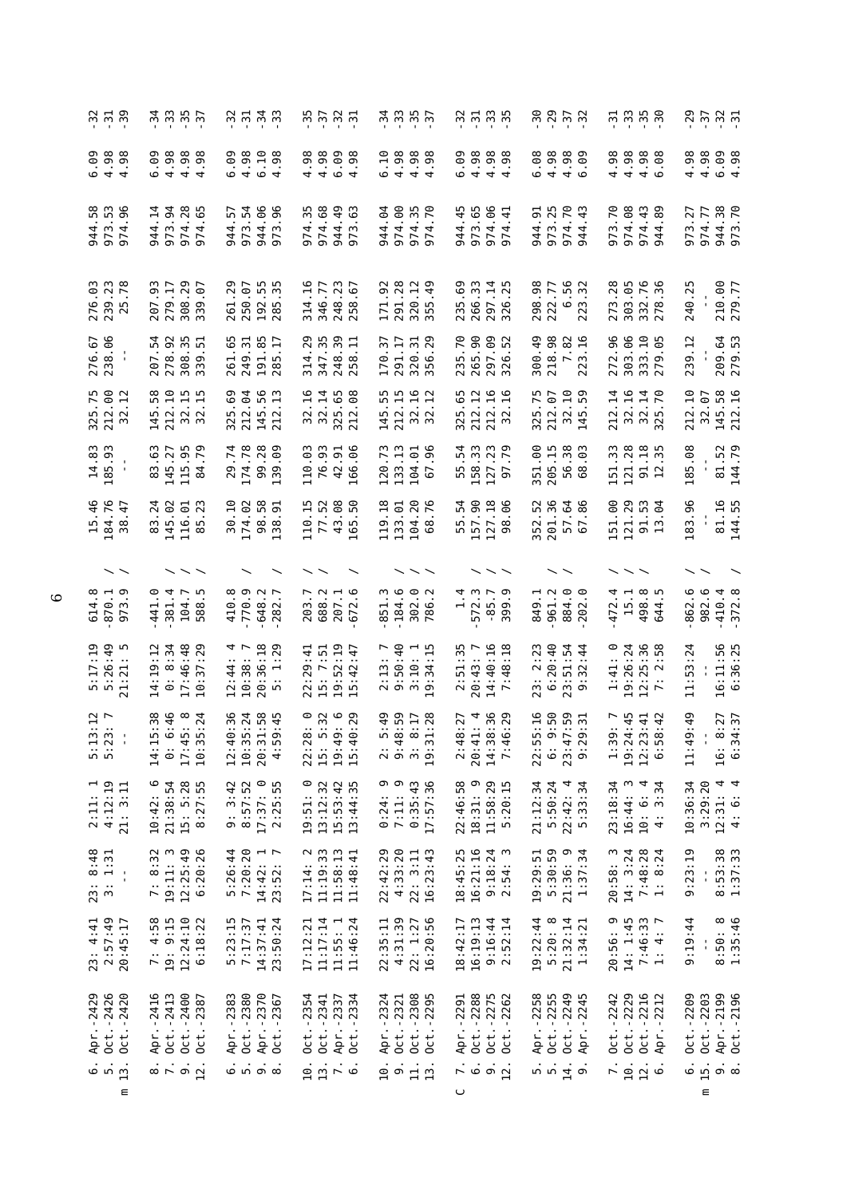| | | | | | | | | | | | | | | | | |
|---|---|---|---|---|---|---|---|---|---|---|---|---|---|---|---|---|
| | 6. Apr.-2429 | 23: 4:41 | 23: 8:48 | 2:11: 1 | 5:13:12 | 5:17:19 | 614.8 | / | 15.46 | 14.83 | 325.75 | 276.67 | 276.03 | 944.58 | 6.09 | -32 |
| | 5. Oct.-2426 | 2:57:49 | 3: 1:31 | 4:12:19 | 5:23: 7 | 5:26:49 | -870.1 | / | 184.76 | 185.93 | 212.00 | 238.06 | 239.23 | 973.53 | 4.98 | -31 |
| m | 13. Oct.-2420 | 20:45:17 | - | 21: 3:11 | - | 21:21: 5 | 973.9 | / | 38.47 | - | 32.12 | - | 25.78 | 974.96 | 4.98 | -39 |
| | 8. Apr.-2416 | 7: 4:58 | 7: 8:32 | 10:42: 6 | 14:15:38 | 14:19:12 | -441.0 | / | 83.24 | 83.63 | 145.58 | 207.54 | 207.93 | 944.14 | 6.09 | -34 |
| | 7. Oct.-2413 | 19: 9:15 | 19:11: 3 | 21:38:54 | 0: 6:46 | 0: 8:34 | -381.4 | / | 145.02 | 145.27 | 212.10 | 278.92 | 279.17 | 973.94 | 4.98 | -33 |
| | 9. Oct.-2400 | 12:24:10 | 12:25:49 | 15: 5:28 | 17:45: 8 | 17:46:48 | 104.7 | / | 116.01 | 115.95 | 32.15 | 308.35 | 308.29 | 974.28 | 4.98 | -35 |
| | 12. Oct.-2387 | 6:18:22 | 6:20:26 | 8:27:55 | 10:35:24 | 10:37:29 | 588.5 | / | 85.23 | 84.79 | 32.15 | 339.51 | 339.07 | 974.65 | 4.98 | -37 |
| | 6. Apr.-2383 | 5:23:15 | 5:26:44 | 9: 3:42 | 12:40:36 | 12:44: 4 | 410.8 | / | 30.10 | 29.74 | 325.69 | 261.65 | 261.29 | 944.57 | 6.09 | -32 |
| | 5. Oct.-2380 | 7:17:37 | 7:20:20 | 8:57:52 | 10:35:24 | 10:38: 7 | -770.9 | | 174.02 | 174.78 | 212.04 | 249.31 | 250.07 | 973.54 | 4.98 | -31 |
| | 9. Apr.-2370 | 14:37:41 | 14:42: 1 | 17:37: 0 | 20:31:58 | 20:36:18 | -648.2 | | 98.58 | 99.28 | 145.56 | 191.85 | 192.55 | 944.06 | 6.10 | -34 |
| | 8. Oct.-2367 | 23:50:24 | 23:52: 7 | 2:25:55 | 4:59:45 | 5: 1:29 | -282.7 | / | 138.91 | 139.09 | 212.13 | 285.17 | 285.35 | 973.96 | 4.98 | -33 |
| | 10. Oct.-2354 | 17:12:21 | 17:14: 2 | 19:51: 0 | 22:28: 0 | 22:29:41 | 203.7 | / | 110.15 | 110.03 | 32.16 | 314.29 | 314.16 | 974.35 | 4.98 | -35 |
| | 13. Oct.-2341 | 11:17:14 | 11:19:33 | 13:12:32 | 15: 5:32 | 15: 7:51 | 688.2 | / | 77.52 | 76.93 | 32.14 | 347.35 | 346.77 | 974.68 | 4.98 | -37 |
| | 7. Apr.-2337 | 11:55: 1 | 11:58:13 | 15:53:42 | 19:49: 6 | 19:52:19 | 207.1 | | 43.08 | 42.91 | 325.65 | 248.39 | 248.23 | 944.49 | 6.09 | -32 |
| | 6. Oct.-2334 | 11:46:24 | 11:48:41 | 13:44:35 | 15:40:29 | 15:42:47 | -672.6 | / | 165.50 | 166.06 | 212.08 | 258.11 | 258.67 | 973.63 | 4.98 | -31 |
| | 10. Apr.-2324 | 22:35:11 | 22:42:29 | 0:24: 9 | 2: 5:49 | 2:13: 7 | -851.3 | | 119.18 | 120.73 | 145.55 | 170.37 | 171.92 | 944.04 | 6.10 | -34 |
| | 9. Oct.-2321 | 4:31:39 | 4:33:20 | 7:11: 9 | 9:48:59 | 9:50:40 | -184.6 | / | 133.01 | 133.13 | 212.15 | 291.17 | 291.28 | 974.00 | 4.98 | -33 |
| | 11. Oct.-2308 | 22: 1:27 | 22: 3:11 | 0:35:43 | 3: 8:17 | 3:10: 1 | 302.0 | / | 104.20 | 104.01 | 32.16 | 320.31 | 320.12 | 974.35 | 4.98 | -35 |
| | 13. Oct.-2295 | 16:20:56 | 16:23:43 | 17:57:36 | 19:31:28 | 19:34:15 | 786.2 | / | 68.76 | 67.96 | 32.12 | 356.29 | 355.49 | 974.70 | 4.98 | -37 |
| C | 7. Apr.-2291 | 18:42:17 | 18:45:25 | 22:46:58 | 2:48:27 | 2:51:35 | 1.4 | / | 55.54 | 55.54 | 325.65 | 235.70 | 235.69 | 944.45 | 6.09 | -32 |
| | 6. Oct.-2288 | 16:19:13 | 16:21:16 | 18:31: 9 | 20:41: 4 | 20:43: 7 | -572.3 | / | 157.90 | 158.33 | 212.12 | 265.90 | 266.33 | 973.65 | 4.98 | -31 |
| | 9. Oct.-2275 | 9:16:44 | 9:18:24 | 11:58:29 | 14:38:36 | 14:40:16 | -85.7 | / | 127.18 | 127.23 | 212.16 | 297.09 | 297.14 | 974.06 | 4.98 | -33 |
| | 12. Oct.-2262 | 2:52:14 | 2:54: 3 | 5:20:15 | 7:46:29 | 7:48:18 | 399.9 | / | 98.06 | 97.79 | 32.16 | 326.52 | 326.25 | 974.41 | 4.98 | -35 |
| | 5. Apr.-2258 | 19:22:44 | 19:29:51 | 21:12:34 | 22:55:16 | 23: 2:23 | 849.1 | | 352.52 | 351.00 | 325.75 | 300.49 | 298.98 | 944.91 | 6.08 | -30 |
| | 5. Oct.-2255 | 5:20: 8 | 5:30:59 | 5:50:24 | 6: 9:50 | 6:20:40 | -961.2 | / | 201.36 | 205.15 | 212.07 | 218.98 | 222.77 | 973.25 | 4.98 | -29 |
| | 14. Oct.-2249 | 21:32:14 | 21:36: 9 | 22:42: 4 | 23:47:59 | 23:51:54 | 884.0 | / | 57.64 | 56.38 | 32.10 | 7.82 | 6.56 | 974.70 | 4.98 | -37 |
| | 9. Apr.-2245 | 1:34:21 | 1:37:34 | 5:33:34 | 9:29:31 | 9:32:44 | -202.0 | | 67.86 | 68.03 | 145.59 | 223.16 | 223.32 | 944.43 | 6.09 | -32 |
| | 7. Oct.-2242 | 20:56: 9 | 20:58: 3 | 23:18:34 | 1:39: 7 | 1:41: 0 | -472.4 | / | 151.00 | 151.33 | 212.14 | 272.96 | 273.28 | 973.70 | 4.98 | -31 |
| | 10. Oct.-2229 | 14: 1:45 | 14: 3:24 | 16:44: 3 | 19:24:45 | 19:26:24 | 15.1 | / | 121.29 | 121.28 | 32.16 | 303.06 | 303.05 | 974.08 | 4.98 | -33 |
| | 12. Oct.-2216 | 7:46:33 | 7:48:28 | 10: 6: 4 | 12:23:41 | 12:25:36 | 498.8 | / | 91.53 | 91.18 | 32.14 | 333.10 | 332.76 | 974.43 | 4.98 | -35 |
| | 6. Apr.-2212 | 1: 4: 7 | 1: 8:24 | 4: 3:34 | 6:58:42 | 7: 2:58 | 644.5 | | 13.04 | 12.35 | 325.70 | 279.05 | 278.36 | 944.89 | 6.08 | -30 |
| | 6. Oct.-2209 | 9:19:44 | 9:23:19 | 10:36:34 | 11:49:49 | 11:53:24 | -862.6 | / | 183.96 | 185.08 | 212.10 | 239.12 | 240.25 | 973.27 | 4.98 | -29 |
| m | 15. Oct.-2203 | - | - | 3:29:20 | - | - | 982.6 | / | - | - | 32.07 | - | - | 974.77 | 4.98 | -37 |
| | 9. Apr.-2199 | 8:50: 8 | 8:53:38 | 12:31: 4 | 16: 8:27 | 16:11:56 | -410.4 | | 81.16 | 81.52 | 145.58 | 209.64 | 210.00 | 944.38 | 6.09 | -32 |
| | 8. Oct.-2196 | 1:35:46 | 1:37:33 | 4: 6: 4 | 6:34:37 | 6:36:25 | -372.8 | / | 144.55 | 144.79 | 212.16 | 279.53 | 279.77 | 973.70 | 4.98 | -31 |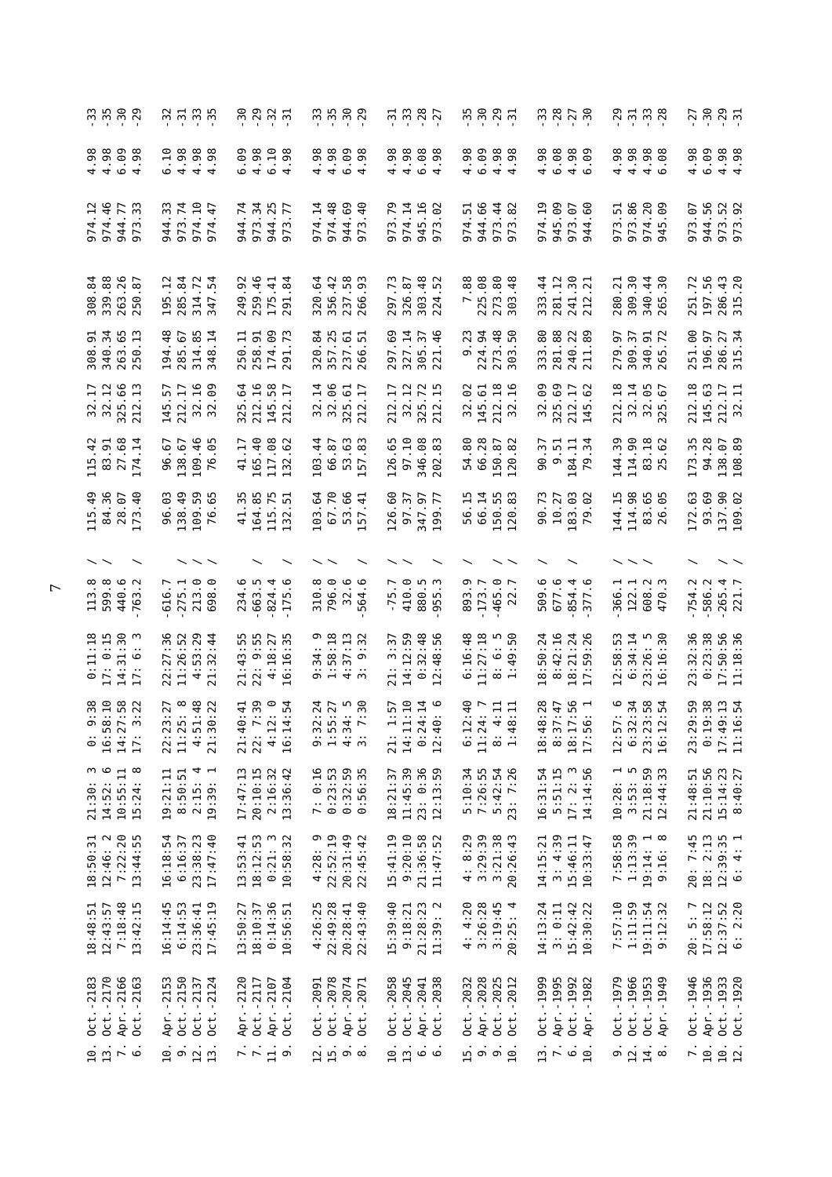| | | | | | | | | | | | | | | | |
|---|---|---|---|---|---|---|---|---|---|---|---|---|---|---|---|
| 10. Oct.-2183 | 18:48:51 | 18:50:31 | 21:30: 3 | 0: 9:38 | 0:11:18 | 113.8 | / | 115.49 | 115.42 | 32.17 | 308.91 | 308.84 | 974.12 | 4.98 | -33 |
| 13. Oct.-2170 | 12:43:57 | 12:46: 2 | 14:52: 6 | 16:58:10 | 17: 0:15 | 599.8 | / | 84.36 | 83.91 | 32.12 | 340.34 | 339.88 | 974.46 | 4.98 | -35 |
| 7. Apr.-2166 | 7:18:48 | 7:22:20 | 10:55:11 | 14:27:58 | 14:31:30 | 440.6 | | 28.07 | 27.68 | 325.66 | 263.65 | 263.26 | 944.77 | 6.09 | -30 |
| 6. Oct.-2163 | 13:42:15 | 13:44:55 | 15:24: 8 | 17: 3:22 | 17: 6: 3 | -763.2 | / | 173.40 | 174.14 | 212.13 | 250.13 | 250.87 | 973.33 | 4.98 | -29 |
| 10. Apr.-2153 | 16:14:45 | 16:18:54 | 19:21:11 | 22:23:27 | 22:27:36 | -616.7 | | 96.03 | 96.67 | 145.57 | 194.48 | 195.12 | 944.33 | 6.10 | -32 |
| 9. Oct.-2150 | 6:14:53 | 6:16:37 | 8:50:51 | 11:25: 8 | 11:26:52 | -275.1 | / | 138.49 | 138.67 | 212.17 | 285.67 | 285.84 | 973.74 | 4.98 | -31 |
| 12. Oct.-2137 | 23:36:41 | 23:38:23 | 2:15: 4 | 4:51:48 | 4:53:29 | 213.0 | / | 109.59 | 109.46 | 32.16 | 314.85 | 314.72 | 974.10 | 4.98 | -33 |
| 13. Oct.-2124 | 17:45:19 | 17:47:40 | 19:39: 1 | 21:30:22 | 21:32:44 | 698.0 | / | 76.65 | 76.05 | 32.09 | 348.14 | 347.54 | 974.47 | 4.98 | -35 |
| 7. Apr.-2120 | 13:50:27 | 13:53:41 | 17:47:13 | 21:40:41 | 21:43:55 | 234.6 | | 41.35 | 41.17 | 325.64 | 250.11 | 249.92 | 944.74 | 6.09 | -30 |
| 7. Oct.-2117 | 18:10:37 | 18:12:53 | 20:10:15 | 22: 7:39 | 22: 9:55 | -663.5 | / | 164.85 | 165.40 | 212.16 | 258.91 | 259.46 | 973.34 | 4.98 | -29 |
| 11. Apr.-2107 | 0:14:36 | 0:21: 3 | 2:16:32 | 4:12: 0 | 4:18:27 | -824.4 | | 115.75 | 117.08 | 145.58 | 174.09 | 175.41 | 944.25 | 6.10 | -32 |
| 9. Oct.-2104 | 10:56:51 | 10:58:32 | 13:36:42 | 16:14:54 | 16:16:35 | -175.6 | / | 132.51 | 132.62 | 212.17 | 291.73 | 291.84 | 973.77 | 4.98 | -31 |
| 12. Oct.-2091 | 4:26:25 | 4:28: 9 | 7: 0:16 | 9:32:24 | 9:34: 9 | 310.8 | / | 103.64 | 103.44 | 32.14 | 320.84 | 320.64 | 974.14 | 4.98 | -33 |
| 15. Oct.-2078 | 22:49:28 | 22:52:19 | 0:23:53 | 1:55:27 | 1:58:18 | 796.0 | / | 67.70 | 66.87 | 32.06 | 357.25 | 356.42 | 974.48 | 4.98 | -35 |
| 9. Apr.-2074 | 20:28:41 | 20:31:49 | 0:32:59 | 4:34: 5 | 4:37:13 | 32.6 | | 53.66 | 53.63 | 325.61 | 237.61 | 237.58 | 944.69 | 6.09 | -30 |
| 8. Oct.-2071 | 22:43:40 | 22:45:42 | 0:56:35 | 3: 7:30 | 3: 9:32 | -564.6 | / | 157.41 | 157.83 | 212.17 | 266.51 | 266.93 | 973.40 | 4.98 | -29 |
| 10. Oct.-2058 | 15:39:40 | 15:41:19 | 18:21:37 | 21: 1:57 | 21: 3:37 | -75.7 | / | 126.60 | 126.65 | 212.17 | 297.69 | 297.73 | 973.79 | 4.98 | -31 |
| 13. Oct.-2045 | 9:18:21 | 9:20:10 | 11:45:39 | 14:11:10 | 14:12:59 | 410.0 | / | 97.37 | 97.10 | 32.12 | 327.14 | 326.87 | 974.14 | 4.98 | -33 |
| 6. Apr.-2041 | 21:28:23 | 21:36:58 | 23: 0:36 | 0:24:14 | 0:32:48 | 880.5 | | 347.97 | 346.08 | 325.72 | 305.37 | 303.48 | 945.16 | 6.08 | -28 |
| 6. Oct.-2038 | 11:39: 2 | 11:47:52 | 12:13:59 | 12:40: 6 | 12:48:56 | -955.3 | / | 199.77 | 202.83 | 212.15 | 221.46 | 224.52 | 973.02 | 4.98 | -27 |
| 15. Oct.-2032 | 4: 4:20 | 4: 8:29 | 5:10:34 | 6:12:40 | 6:16:48 | 893.9 | / | 56.15 | 54.80 | 32.02 | 9.23 | 7.88 | 974.51 | 4.98 | -35 |
| 9. Apr.-2028 | 3:26:28 | 3:29:39 | 7:26:55 | 11:24: 7 | 11:27:18 | -173.7 | | 66.14 | 66.28 | 145.61 | 224.94 | 225.08 | 944.66 | 6.09 | -30 |
| 9. Oct.-2025 | 3:19:45 | 3:21:38 | 5:42:54 | 8: 4:11 | 8: 6: 5 | -465.0 | / | 150.55 | 150.87 | 212.18 | 273.48 | 273.80 | 973.44 | 4.98 | -29 |
| 10. Oct.-2012 | 20:25: 4 | 20:26:43 | 23: 7:26 | 1:48:11 | 1:49:50 | 22.7 | / | 120.83 | 120.82 | 32.16 | 303.50 | 303.48 | 973.82 | 4.98 | -31 |
| 13. Oct.-1999 | 14:13:24 | 14:15:21 | 16:31:54 | 18:48:28 | 18:50:24 | 509.6 | / | 90.73 | 90.37 | 32.09 | 333.80 | 333.44 | 974.19 | 4.98 | -33 |
| 7. Apr.-1995 | 3: 0:11 | 3: 4:39 | 5:51:15 | 8:37:47 | 8:42:16 | 677.6 | | 10.27 | 9.51 | 325.69 | 281.88 | 281.12 | 945.09 | 6.08 | -28 |
| 6. Oct.-1992 | 15:42:42 | 15:46:11 | 17: 2: 3 | 18:17:56 | 18:21:24 | -854.4 | / | 183.03 | 184.11 | 212.17 | 240.22 | 241.30 | 973.07 | 4.98 | -27 |
| 10. Apr.-1982 | 10:30:22 | 10:33:47 | 14:14:56 | 17:56: 1 | 17:59:26 | -377.6 | | 79.02 | 79.34 | 145.62 | 211.89 | 212.21 | 944.60 | 6.09 | -30 |
| 9. Oct.-1979 | 7:57:10 | 7:58:58 | 10:28: 1 | 12:57: 6 | 12:58:53 | -366.1 | / | 144.15 | 144.39 | 212.18 | 279.97 | 280.21 | 973.51 | 4.98 | -29 |
| 12. Oct.-1966 | 1:11:59 | 1:13:39 | 3:53: 5 | 6:32:34 | 6:34:14 | 122.1 | / | 114.98 | 114.90 | 32.14 | 309.37 | 309.30 | 973.86 | 4.98 | -31 |
| 14. Oct.-1953 | 19:11:54 | 19:14: 1 | 21:18:59 | 23:23:58 | 23:26: 5 | 608.2 | / | 83.65 | 83.18 | 32.05 | 340.91 | 340.44 | 974.20 | 4.98 | -33 |
| 8. Apr.-1949 | 9:12:32 | 9:16: 8 | 12:44:33 | 16:12:54 | 16:16:30 | 470.3 | | 26.05 | 25.62 | 325.67 | 265.72 | 265.30 | 945.09 | 6.08 | -28 |
| 7. Oct.-1946 | 20: 5: 7 | 20: 7:45 | 21:48:51 | 23:29:59 | 23:32:36 | -754.2 | / | 172.63 | 173.35 | 212.18 | 251.00 | 251.72 | 973.07 | 4.98 | -27 |
| 10. Apr.-1936 | 17:58:12 | 18: 2:13 | 21:10:56 | 0:19:38 | 0:23:38 | -586.2 | | 93.69 | 94.28 | 145.63 | 196.97 | 197.56 | 944.56 | 6.09 | -30 |
| 10. Oct.-1933 | 12:37:52 | 12:39:35 | 15:14:23 | 17:49:13 | 17:50:56 | -265.4 | / | 137.90 | 138.07 | 212.17 | 286.27 | 286.43 | 973.52 | 4.98 | -29 |
| 12. Oct.-1920 | 6: 2:20 | 6: 4: 1 | 8:40:27 | 11:16:54 | 11:18:36 | 221.7 | / | 109.02 | 108.89 | 32.11 | 315.34 | 315.20 | 973.92 | 4.98 | -31 |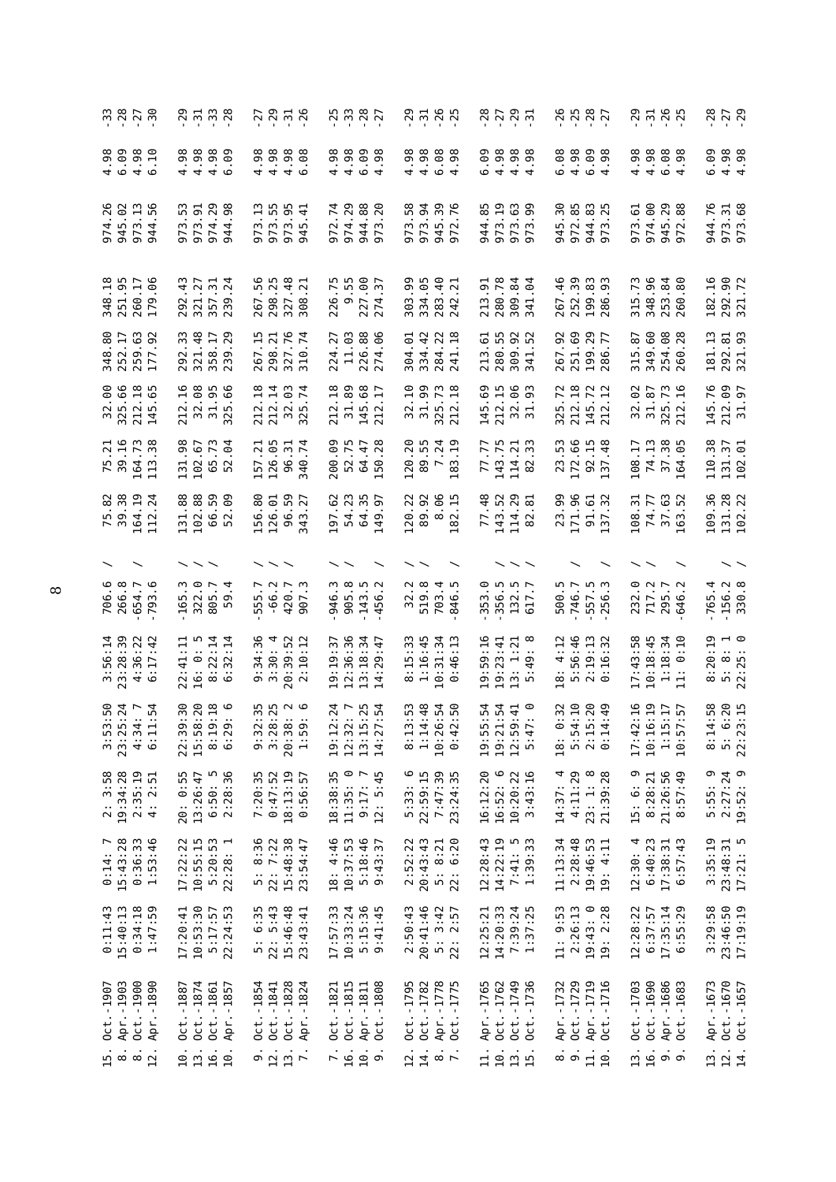| | | | | | | | | | | | | | | | |
|---|---|---|---|---|---|---|---|---|---|---|---|---|---|---|---|
| 15. Oct.-1907 | 0:11:43 | 0:14: 7 | 2: 3:58 | 3:53:50 | 3:56:14 | 706.6 | / | 75.82 | 75.21 | 32.00 | 348.80 | 348.18 | 974.26 | 4.98 | -33 |
| 8. Apr.-1903 | 15:40:13 | 15:43:28 | 19:34:28 | 23:25:24 | 23:28:39 | 266.8 | | 39.38 | 39.16 | 325.66 | 252.17 | 251.95 | 945.02 | 6.09 | -28 |
| 8. Oct.-1900 | 0:34:18 | 0:36:33 | 2:35:19 | 4:34: 7 | 4:36:22 | -654.7 | / | 164.19 | 164.73 | 212.18 | 259.63 | 260.17 | 973.13 | 4.98 | -27 |
| 12. Apr.-1890 | 1:47:59 | 1:53:46 | 4: 2:51 | 6:11:54 | 6:17:42 | -793.6 | | 112.24 | 113.38 | 145.65 | 177.92 | 179.06 | 944.56 | 6.10 | -30 |
| 10. Oct.-1887 | 17:20:41 | 17:22:22 | 20: 0:55 | 22:39:30 | 22:41:11 | -165.3 | / | 131.88 | 131.98 | 212.16 | 292.33 | 292.43 | 973.53 | 4.98 | -29 |
| 13. Oct.-1874 | 10:53:30 | 10:55:15 | 13:26:47 | 15:58:20 | 16: 0: 5 | 322.0 | / | 102.88 | 102.67 | 32.08 | 321.48 | 321.27 | 973.91 | 4.98 | -31 |
| 16. Oct.-1861 | 5:17:57 | 5:20:53 | 6:50: 5 | 8:19:18 | 8:22:14 | 805.7 | / | 66.59 | 65.73 | 31.95 | 358.17 | 357.31 | 974.29 | 4.98 | -33 |
| 10. Apr.-1857 | 22:24:53 | 22:28: 1 | 2:28:36 | 6:29: 6 | 6:32:14 | 59.4 | | 52.09 | 52.04 | 325.66 | 239.29 | 239.24 | 944.98 | 6.09 | -28 |
| 9. Oct.-1854 | 5: 6:35 | 5: 8:36 | 7:20:35 | 9:32:35 | 9:34:36 | -555.7 | / | 156.80 | 157.21 | 212.18 | 267.15 | 267.56 | 973.13 | 4.98 | -27 |
| 12. Oct.-1841 | 22: 5:43 | 22: 7:22 | 0:47:52 | 3:28:25 | 3:30: 4 | -66.2 | / | 126.01 | 126.05 | 212.14 | 298.21 | 298.25 | 973.55 | 4.98 | -29 |
| 13. Oct.-1828 | 15:46:48 | 15:48:38 | 18:13:19 | 20:38: 2 | 20:39:52 | 420.7 | / | 96.59 | 96.31 | 32.03 | 327.76 | 327.48 | 973.95 | 4.98 | -31 |
| 7. Apr.-1824 | 23:43:41 | 23:54:47 | 0:56:57 | 1:59: 6 | 2:10:12 | 907.3 | | 343.27 | 340.74 | 325.74 | 310.74 | 308.21 | 945.41 | 6.08 | -26 |
| 7. Oct.-1821 | 17:57:33 | 18: 4:46 | 18:38:35 | 19:12:24 | 19:19:37 | -946.3 | / | 197.62 | 200.09 | 212.18 | 224.27 | 226.75 | 972.74 | 4.98 | -25 |
| 16. Oct.-1815 | 10:33:24 | 10:37:53 | 11:35: 0 | 12:32: 7 | 12:36:36 | 905.8 | / | 54.23 | 52.75 | 31.89 | 11.03 | 9.55 | 974.29 | 4.98 | -33 |
| 10. Apr.-1811 | 5:15:36 | 5:18:46 | 9:17: 7 | 13:15:25 | 13:18:34 | -143.5 | | 64.35 | 64.47 | 145.68 | 226.88 | 227.00 | 944.88 | 6.09 | -28 |
| 9. Oct.-1808 | 9:41:45 | 9:43:37 | 12: 5:45 | 14:27:54 | 14:29:47 | -456.2 | / | 149.97 | 150.28 | 212.17 | 274.06 | 274.37 | 973.20 | 4.98 | -27 |
| 12. Oct.-1795 | 2:50:43 | 2:52:22 | 5:33: 6 | 8:13:53 | 8:15:33 | 32.2 | / | 120.22 | 120.20 | 32.10 | 304.01 | 303.99 | 973.58 | 4.98 | -29 |
| 14. Oct.-1782 | 20:41:46 | 20:43:43 | 22:59:15 | 1:14:48 | 1:16:45 | 519.8 | / | 89.92 | 89.55 | 31.99 | 334.42 | 334.05 | 973.94 | 4.98 | -31 |
| 8. Apr.-1778 | 5: 3:42 | 5: 8:21 | 7:47:39 | 10:26:54 | 10:31:34 | 703.4 | | 8.06 | 7.24 | 325.73 | 284.22 | 283.40 | 945.39 | 6.08 | -26 |
| 7. Oct.-1775 | 22: 2:57 | 22: 6:20 | 23:24:35 | 0:42:50 | 0:46:13 | -846.5 | / | 182.15 | 183.19 | 212.18 | 241.18 | 242.21 | 972.76 | 4.98 | -25 |
| 11. Apr.-1765 | 12:25:21 | 12:28:43 | 16:12:20 | 19:55:54 | 19:59:16 | -353.0 | | 77.48 | 77.77 | 145.69 | 213.61 | 213.91 | 944.85 | 6.09 | -28 |
| 10. Oct.-1762 | 14:20:33 | 14:22:19 | 16:52: 6 | 19:21:54 | 19:23:41 | -356.5 | / | 143.52 | 143.75 | 212.15 | 280.55 | 280.78 | 973.19 | 4.98 | -27 |
| 13. Oct.-1749 | 7:39:24 | 7:41: 5 | 10:20:22 | 12:59:41 | 13: 1:21 | 132.5 | / | 114.29 | 114.21 | 32.06 | 309.92 | 309.84 | 973.63 | 4.98 | -29 |
| 15. Oct.-1736 | 1:37:25 | 1:39:33 | 3:43:16 | 5:47: 0 | 5:49: 8 | 617.7 | / | 82.81 | 82.33 | 31.93 | 341.52 | 341.04 | 973.99 | 4.98 | -31 |
| 8. Apr.-1732 | 11: 9:53 | 11:13:34 | 14:37: 4 | 18: 0:32 | 18: 4:12 | 500.5 | | 23.99 | 23.53 | 325.72 | 267.92 | 267.46 | 945.30 | 6.08 | -26 |
| 9. Oct.-1729 | 2:26:13 | 2:28:48 | 4:11:29 | 5:54:10 | 5:56:46 | -746.7 | / | 171.96 | 172.66 | 212.18 | 251.69 | 252.39 | 972.85 | 4.98 | -25 |
| 11. Apr.-1719 | 19:43: 0 | 19:46:53 | 23: 1: 8 | 2:15:20 | 2:19:13 | -557.5 | | 91.61 | 92.15 | 145.72 | 199.29 | 199.83 | 944.83 | 6.09 | -28 |
| 10. Oct.-1716 | 19: 2:28 | 19: 4:11 | 21:39:28 | 0:14:49 | 0:16:32 | -256.3 | / | 137.32 | 137.48 | 212.12 | 286.77 | 286.93 | 973.25 | 4.98 | -27 |
| 13. Oct.-1703 | 12:28:22 | 12:30: 4 | 15: 6: 9 | 17:42:16 | 17:43:58 | 232.0 | / | 108.31 | 108.17 | 32.02 | 315.87 | 315.73 | 973.61 | 4.98 | -29 |
| 16. Oct.-1690 | 6:37:57 | 6:40:23 | 8:28:21 | 10:16:19 | 10:18:45 | 717.2 | / | 74.77 | 74.13 | 31.87 | 349.60 | 348.96 | 974.00 | 4.98 | -31 |
| 9. Apr.-1686 | 17:35:14 | 17:38:31 | 21:26:56 | 1:15:17 | 1:18:34 | 295.7 | | 37.63 | 37.38 | 325.73 | 254.08 | 253.84 | 945.29 | 6.08 | -26 |
| 9. Oct.-1683 | 6:55:29 | 6:57:43 | 8:57:49 | 10:57:57 | 11: 0:10 | -646.2 | / | 163.52 | 164.05 | 212.16 | 260.28 | 260.80 | 972.88 | 4.98 | -25 |
| 13. Apr.-1673 | 3:29:58 | 3:35:19 | 5:55: 9 | 8:14:58 | 8:20:19 | -765.4 | | 109.36 | 110.38 | 145.76 | 181.13 | 182.16 | 944.76 | 6.09 | -28 |
| 12. Oct.-1670 | 23:46:50 | 23:48:31 | 2:27:24 | 5: 6:20 | 5: 8: 1 | -156.2 | / | 131.28 | 131.37 | 212.09 | 292.81 | 292.90 | 973.31 | 4.98 | -27 |
| 14. Oct.-1657 | 17:19:19 | 17:21: 5 | 19:52: 9 | 22:23:15 | 22:25: 0 | 330.8 | / | 102.22 | 102.01 | 31.97 | 321.93 | 321.72 | 973.68 | 4.98 | -29 |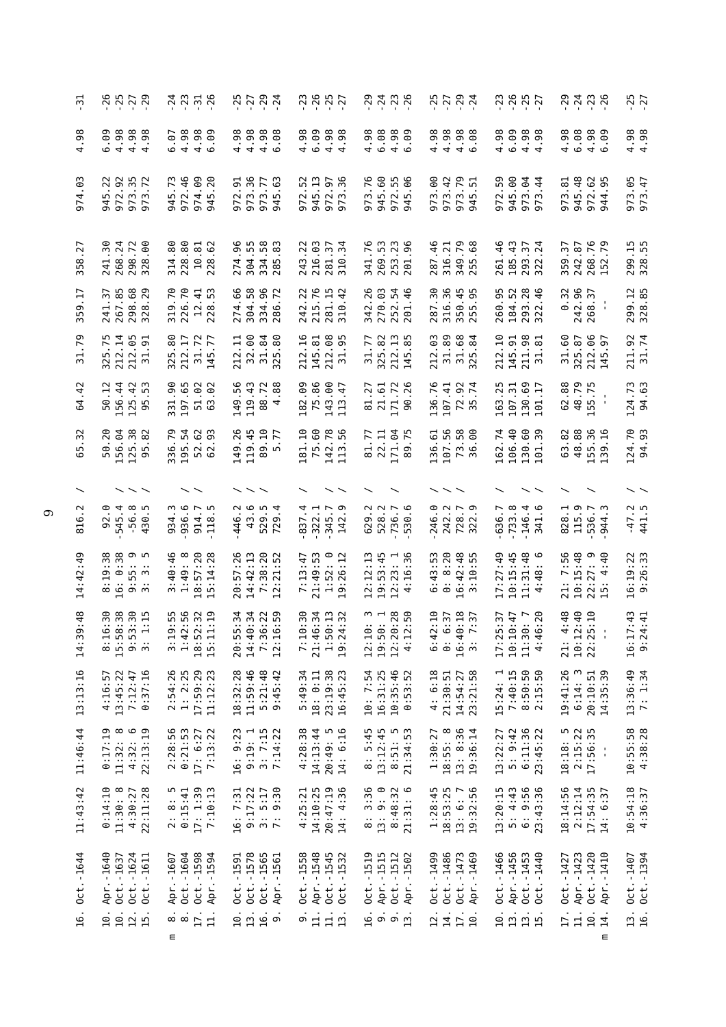| | | | | | | | | | | | | | | |
|---|---|---|---|---|---|---|---|---|---|---|---|---|---|---|
| 16. Oct.-1644 | 11:43:42 | 11:46:44 | 13:13:16 | 14:39:48 | 14:42:49 | 816.2 / | 65.32 | 64.42 | 31.79 | 359.17 | 358.27 | 974.03 | 4.98 | -31 |
| | | | | | | | | | | | | | | |
| 10. Apr.-1640 | 0:14:10 | 0:17:19 | 4:16:57 | 8:16:30 | 8:19:38 | 92.0 / | 50.20 | 50.12 | 325.75 | 241.37 | 241.30 | 945.22 | 6.09 | -26 |
| 10. Oct.-1637 | 11:30: 8 | 11:32: 8 | 13:45:22 | 15:58:38 | 16: 0:38 | -545.4 / | 156.04 | 156.44 | 212.14 | 267.85 | 268.24 | 972.92 | 4.98 | -25 |
| 12. Oct.-1624 | 4:30:27 | 4:32: 6 | 7:12:47 | 9:53:30 | 9:55: 9 | -56.8 / | 125.38 | 125.42 | 212.05 | 298.68 | 298.72 | 973.35 | 4.98 | -27 |
| 15. Oct.-1611 | 22:11:28 | 22:13:19 | 0:37:16 | 3: 1:15 | 3: 3: 5 | 430.5 / | 95.82 | 95.53 | 31.91 | 328.29 | 328.00 | 973.72 | 4.98 | -29 |
| | | | | | | | | | | | | | | |
| m 8. Apr.-1607 | 2: 8: 5 | 2:28:56 | 2:54:26 | 3:19:55 | 3:40:46 | 934.3 / | 336.79 | 331.90 | 325.80 | 319.70 | 314.80 | 945.73 | 6.07 | -24 |
| 8. Oct.-1604 | 0:15:41 | 0:21:53 | 1: 2:25 | 1:42:56 | 1:49: 8 | -936.6 / | 195.54 | 197.65 | 212.17 | 226.70 | 228.80 | 972.46 | 4.98 | -23 |
| 17. Oct.-1598 | 17: 1:39 | 17: 6:27 | 17:59:29 | 18:52:32 | 18:57:20 | 914.7 / | 52.62 | 51.02 | 31.72 | 12.41 | 10.81 | 974.09 | 4.98 | -31 |
| 11. Apr.-1594 | 7:10:13 | 7:13:22 | 11:12:23 | 15:11:19 | 15:14:28 | -118.5 | 62.93 | 63.02 | 145.77 | 228.53 | 228.62 | 945.20 | 6.09 | -26 |
| | | | | | | | | | | | | | | |
| 10. Oct.-1591 | 16: 7:31 | 16: 9:23 | 18:32:28 | 20:55:34 | 20:57:26 | -446.2 / | 149.26 | 149.56 | 212.11 | 274.66 | 274.96 | 972.91 | 4.98 | -25 |
| 13. Oct.-1578 | 9:17:22 | 9:19: 1 | 11:59:46 | 14:40:34 | 14:42:13 | 43.6 / | 119.45 | 119.43 | 32.00 | 304.58 | 304.55 | 973.36 | 4.98 | -27 |
| 16. Oct.-1565 | 3: 5:17 | 3: 7:15 | 5:21:48 | 7:36:22 | 7:38:20 | 529.5 / | 89.10 | 88.72 | 31.84 | 334.96 | 334.58 | 973.77 | 4.98 | -29 |
| 9. Apr.-1561 | 7: 9:30 | 7:14:22 | 9:45:42 | 12:16:59 | 12:21:52 | 729.4 / | 5.77 | 4.88 | 325.80 | 286.72 | 285.83 | 945.63 | 6.08 | -24 |
| | | | | | | | | | | | | | | |
| 9. Oct.-1558 | 4:25:21 | 4:28:38 | 5:49:34 | 7:10:30 | 7:13:47 | -837.4 / | 181.10 | 182.09 | 212.16 | 242.22 | 243.22 | 972.52 | 4.98 | -23 |
| 11. Apr.-1548 | 14:10:25 | 14:13:44 | 18: 0:11 | 21:46:34 | 21:49:53 | -322.1 | 75.60 | 75.86 | 145.81 | 215.76 | 216.03 | 945.13 | 6.09 | -26 |
| 11. Oct.-1545 | 20:47:19 | 20:49: 5 | 23:19:38 | 1:50:13 | 1:52: 0 | -345.7 / | 142.78 | 143.00 | 212.08 | 281.15 | 281.37 | 972.97 | 4.98 | -25 |
| 13. Oct.-1532 | 14: 4:36 | 14: 6:16 | 16:45:23 | 19:24:32 | 19:26:12 | 142.9 / | 113.56 | 113.47 | 31.95 | 310.42 | 310.34 | 973.36 | 4.98 | -27 |
| | | | | | | | | | | | | | | |
| 16. Oct.-1519 | 8: 3:36 | 8: 5:45 | 10: 7:54 | 12:10: 3 | 12:12:13 | 629.2 / | 81.77 | 81.27 | 31.77 | 342.26 | 341.76 | 973.76 | 4.98 | -29 |
| 9. Apr.-1515 | 13: 9: 0 | 13:12:45 | 16:31:25 | 19:50: 1 | 19:53:45 | 528.2 | 22.11 | 21.61 | 325.82 | 270.03 | 269.53 | 945.60 | 6.08 | -24 |
| 9. Oct.-1512 | 8:48:32 | 8:51: 5 | 10:35:46 | 12:20:28 | 12:23: 1 | -736.7 / | 171.04 | 171.72 | 212.13 | 252.54 | 253.23 | 972.55 | 4.98 | -23 |
| 13. Apr.-1502 | 21:31: 6 | 21:34:53 | 0:53:52 | 4:12:50 | 4:16:36 | -530.6 | 89.75 | 90.26 | 145.85 | 201.46 | 201.96 | 945.06 | 6.09 | -26 |
| | | | | | | | | | | | | | | |
| 12. Oct.-1499 | 1:28:45 | 1:30:27 | 4: 6:18 | 6:42:10 | 6:43:53 | -246.0 / | 136.61 | 136.76 | 212.03 | 287.30 | 287.46 | 973.00 | 4.98 | -25 |
| 14. Oct.-1486 | 18:53:25 | 18:55: 8 | 21:30:51 | 0: 6:37 | 0: 8:20 | 242.2 / | 107.56 | 107.41 | 31.89 | 316.36 | 316.21 | 973.42 | 4.98 | -27 |
| 17. Oct.-1473 | 13: 6: 7 | 13: 8:36 | 14:54:27 | 16:40:18 | 16:42:48 | 728.7 / | 73.58 | 72.92 | 31.68 | 350.45 | 349.79 | 973.79 | 4.98 | -29 |
| 10. Apr.-1469 | 19:32:56 | 19:36:14 | 23:21:58 | 3: 7:37 | 3:10:55 | 322.9 / | 36.00 | 35.74 | 325.84 | 255.95 | 255.68 | 945.51 | 6.08 | -24 |
| | | | | | | | | | | | | | | |
| 10. Oct.-1466 | 13:20:15 | 13:22:27 | 15:24: 1 | 17:25:37 | 17:27:49 | -636.7 / | 162.74 | 163.25 | 212.10 | 260.95 | 261.46 | 972.59 | 4.98 | -23 |
| 13. Apr.-1456 | 5: 4:43 | 5: 9:42 | 7:40:15 | 10:10:47 | 10:15:45 | -733.8 | 106.40 | 107.31 | 145.91 | 184.52 | 185.43 | 945.00 | 6.09 | -26 |
| 13. Oct.-1453 | 6: 9:56 | 6:11:36 | 8:50:50 | 11:30: 7 | 11:31:48 | -146.4 / | 130.60 | 130.69 | 211.98 | 293.28 | 293.37 | 973.04 | 4.98 | -25 |
| 15. Oct.-1440 | 23:43:36 | 23:45:22 | 2:15:50 | 4:46:20 | 4:48: 6 | 341.6 / | 101.39 | 101.17 | 31.81 | 322.46 | 322.24 | 973.44 | 4.98 | -27 |
| | | | | | | | | | | | | | | |
| 17. Oct.-1427 | 18:14:56 | 18:18: 5 | 19:41:26 | 21: 4:48 | 21: 7:56 | 828.1 / | 63.82 | 62.88 | 31.60 | 0.32 | 359.37 | 973.81 | 4.98 | -29 |
| 11. Apr.-1423 | 2:12:14 | 2:15:22 | 6:14: 3 | 10:12:40 | 10:15:48 | 115.9 | 48.88 | 48.79 | 325.87 | 242.96 | 242.87 | 945.48 | 6.08 | -24 |
| 10. Oct.-1420 | 17:54:35 | 17:56:35 | 20:10:51 | 22:25:10 | 22:27: 9 | -536.7 / | 155.36 | 155.75 | 212.06 | 268.37 | 268.76 | 972.62 | 4.98 | -23 |
| m 14. Apr.-1410 | 14: 6:37 | - | 14:35:39 | - | 15: 4:40 | -944.3 | 139.16 | - | 145.97 | - | 152.79 | 944.95 | 6.09 | -26 |
| | | | | | | | | | | | | | | |
| 13. Oct.-1407 | 10:54:18 | 10:55:58 | 13:36:49 | 16:17:43 | 16:19:22 | -47.2 / | 124.70 | 124.73 | 211.92 | 299.12 | 299.15 | 973.05 | 4.98 | -25 |
| 16. Oct.-1394 | 4:36:37 | 4:38:28 | 7: 1:34 | 9:24:41 | 9:26:33 | 441.5 / | 94.93 | 94.63 | 31.74 | 328.85 | 328.55 | 973.47 | 4.98 | -27 |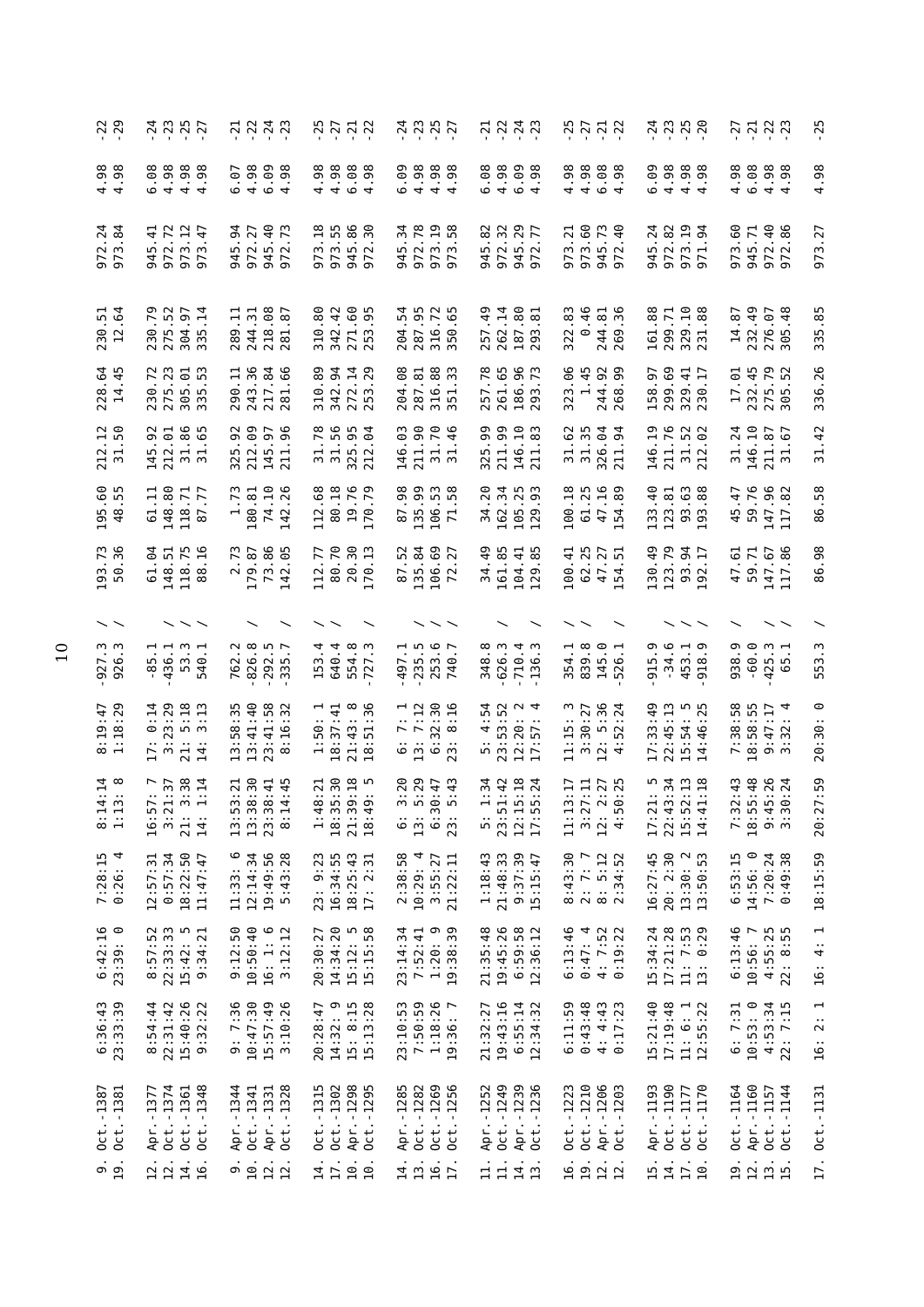| | | | | | | | | | | | | | | | |
|---|---|---|---|---|---|---|---|---|---|---|---|---|---|---|---|
| 9. Oct.-1387 | 6:36:43 | 6:42:16 | 7:28:15 | 8:14:14 | 8:19:47 | -927.3 | / | 193.73 | 195.60 | 212.12 | 228.64 | 230.51 | 972.24 | 4.98 | -22 |
| 19. Oct.-1381 | 23:33:39 | 23:39: 0 | 0:26: 4 | 1:13: 8 | 1:18:29 | 926.3 | / | 50.36 | 48.55 | 31.50 | 14.45 | 12.64 | 973.84 | 4.98 | -29 |
| | | | | | | | | | | | | | | | |
| 12. Apr.-1377 | 8:54:44 | 8:57:52 | 12:57:31 | 16:57: 7 | 17: 0:14 | -85.1 | / | 61.04 | 61.11 | 145.92 | 230.72 | 230.79 | 945.41 | 6.08 | -24 |
| 12. Oct.-1374 | 22:31:42 | 22:33:33 | 0:57:34 | 3:21:37 | 3:23:29 | -436.1 | / | 148.51 | 148.80 | 212.01 | 275.23 | 275.52 | 972.72 | 4.98 | -23 |
| 14. Oct.-1361 | 15:40:26 | 15:42: 5 | 18:22:50 | 21: 3:38 | 21: 5:18 | 53.3 | / | 118.75 | 118.71 | 31.86 | 305.01 | 304.97 | 973.12 | 4.98 | -25 |
| 16. Oct.-1348 | 9:32:22 | 9:34:21 | 11:47:47 | 14: 1:14 | 14: 3:13 | 540.1 | / | 88.16 | 87.77 | 31.65 | 335.53 | 335.14 | 973.47 | 4.98 | -27 |
| | | | | | | | | | | | | | | | |
| 9. Apr.-1344 | 9: 7:36 | 9:12:50 | 11:33: 6 | 13:53:21 | 13:58:35 | 762.2 | | 2.73 | 1.73 | 325.92 | 290.11 | 289.11 | 945.94 | 6.07 | -21 |
| 10. Oct.-1341 | 10:47:30 | 10:50:40 | 12:14:34 | 13:38:30 | 13:41:40 | -826.8 | / | 179.87 | 180.81 | 212.09 | 243.36 | 244.31 | 972.27 | 4.98 | -22 |
| 12. Apr.-1331 | 15:57:49 | 16: 1: 6 | 19:49:56 | 23:38:41 | 23:41:58 | -292.5 | | 73.86 | 74.10 | 145.97 | 217.84 | 218.08 | 945.40 | 6.09 | -24 |
| 12. Oct.-1328 | 3:10:26 | 3:12:12 | 5:43:28 | 8:14:45 | 8:16:32 | -335.7 | / | 142.05 | 142.26 | 211.96 | 281.66 | 281.87 | 972.73 | 4.98 | -23 |
| | | | | | | | | | | | | | | | |
| 14. Oct.-1315 | 20:28:47 | 20:30:27 | 23: 9:23 | 1:48:21 | 1:50: 1 | 153.4 | / | 112.77 | 112.68 | 31.78 | 310.89 | 310.80 | 973.18 | 4.98 | -25 |
| 17. Oct.-1302 | 14:32: 9 | 14:34:20 | 16:34:55 | 18:35:30 | 18:37:41 | 640.4 | / | 80.70 | 80.18 | 31.56 | 342.94 | 342.42 | 973.55 | 4.98 | -27 |
| 10. Apr.-1298 | 15: 8:15 | 15:12: 5 | 18:25:43 | 21:39:18 | 21:43: 8 | 554.8 | | 20.30 | 19.76 | 325.95 | 272.14 | 271.60 | 945.86 | 6.08 | -21 |
| 10. Oct.-1295 | 15:13:28 | 15:15:58 | 17: 2:31 | 18:49: 5 | 18:51:36 | -727.3 | / | 170.13 | 170.79 | 212.04 | 253.29 | 253.95 | 972.30 | 4.98 | -22 |
| | | | | | | | | | | | | | | | |
| 14. Apr.-1285 | 23:10:53 | 23:14:34 | 2:38:58 | 6: 3:20 | 6: 7: 1 | -497.1 | | 87.52 | 87.98 | 146.03 | 204.08 | 204.54 | 945.34 | 6.09 | -24 |
| 13. Oct.-1282 | 7:50:59 | 7:52:41 | 10:29: 4 | 13: 5:29 | 13: 7:12 | -235.5 | / | 135.84 | 135.99 | 211.90 | 287.81 | 287.95 | 972.78 | 4.98 | -23 |
| 16. Oct.-1269 | 1:18:26 | 1:20: 9 | 3:55:27 | 6:30:47 | 6:32:30 | 253.6 | / | 106.69 | 106.53 | 31.70 | 316.88 | 316.72 | 973.19 | 4.98 | -25 |
| 17. Oct.-1256 | 19:36: 7 | 19:38:39 | 21:22:11 | 23: 5:43 | 23: 8:16 | 740.7 | / | 72.27 | 71.58 | 31.46 | 351.33 | 350.65 | 973.58 | 4.98 | -27 |
| | | | | | | | | | | | | | | | |
| 11. Apr.-1252 | 21:32:27 | 21:35:48 | 1:18:43 | 5: 1:34 | 5: 4:54 | 348.8 | | 34.49 | 34.20 | 325.99 | 257.78 | 257.49 | 945.82 | 6.08 | -21 |
| 11. Oct.-1249 | 19:43:16 | 19:45:26 | 21:48:33 | 23:51:42 | 23:53:52 | -626.3 | / | 161.85 | 162.34 | 211.99 | 261.65 | 262.14 | 972.32 | 4.98 | -22 |
| 14. Apr.-1239 | 6:55:14 | 6:59:58 | 9:37:39 | 12:15:18 | 12:20: 2 | -710.4 | | 104.41 | 105.25 | 146.10 | 186.96 | 187.80 | 945.29 | 6.09 | -24 |
| 13. Oct.-1236 | 12:34:32 | 12:36:12 | 15:15:47 | 17:55:24 | 17:57: 4 | -136.3 | / | 129.85 | 129.93 | 211.83 | 293.73 | 293.81 | 972.77 | 4.98 | -23 |
| | | | | | | | | | | | | | | | |
| 16. Oct.-1223 | 6:11:59 | 6:13:46 | 8:43:30 | 11:13:17 | 11:15: 3 | 354.1 | / | 100.41 | 100.18 | 31.62 | 323.06 | 322.83 | 973.21 | 4.98 | -25 |
| 19. Oct.-1210 | 0:43:48 | 0:47: 4 | 2: 7: 7 | 3:27:11 | 3:30:27 | 839.8 | / | 62.25 | 61.25 | 31.35 | 1.45 | 0.46 | 973.60 | 4.98 | -27 |
| 12. Apr.-1206 | 4: 4:43 | 4: 7:52 | 8: 5:12 | 12: 2:27 | 12: 5:36 | 145.0 | | 47.27 | 47.16 | 326.04 | 244.92 | 244.81 | 945.73 | 6.08 | -21 |
| 12. Oct.-1203 | 0:17:23 | 0:19:22 | 2:34:52 | 4:50:25 | 4:52:24 | -526.1 | / | 154.51 | 154.89 | 211.94 | 268.99 | 269.36 | 972.40 | 4.98 | -22 |
| | | | | | | | | | | | | | | | |
| 15. Apr.-1193 | 15:21:40 | 15:34:24 | 16:27:45 | 17:21: 5 | 17:33:49 | -915.9 | | 130.49 | 133.40 | 146.19 | 158.97 | 161.88 | 945.24 | 6.09 | -24 |
| 14. Oct.-1190 | 17:19:48 | 17:21:28 | 20: 2:30 | 22:43:34 | 22:45:13 | -34.6 | / | 123.79 | 123.81 | 211.76 | 299.69 | 299.71 | 972.82 | 4.98 | -23 |
| 17. Oct.-1177 | 11: 6: 1 | 11: 7:53 | 13:30: 2 | 15:52:13 | 15:54: 5 | 453.1 | / | 93.94 | 93.63 | 31.52 | 329.41 | 329.10 | 973.19 | 4.98 | -25 |
| 10. Oct.-1170 | 12:55:22 | 13: 0:29 | 13:50:53 | 14:41:18 | 14:46:25 | -918.9 | / | 192.17 | 193.88 | 212.02 | 230.17 | 231.88 | 971.94 | 4.98 | -20 |
| | | | | | | | | | | | | | | | |
| 19. Oct.-1164 | 6: 7:31 | 6:13:46 | 6:53:15 | 7:32:43 | 7:38:58 | 938.9 | / | 47.61 | 45.47 | 31.24 | 17.01 | 14.87 | 973.60 | 4.98 | -27 |
| 12. Apr.-1160 | 10:53: 0 | 10:56: 7 | 14:56: 0 | 18:55:48 | 18:58:55 | -60.0 | | 59.71 | 59.76 | 146.10 | 232.45 | 232.49 | 945.71 | 6.08 | -21 |
| 13. Oct.-1157 | 4:53:34 | 4:55:25 | 7:20:24 | 9:45:26 | 9:47:17 | -425.3 | / | 147.67 | 147.96 | 211.87 | 275.79 | 276.07 | 972.40 | 4.98 | -22 |
| 15. Oct.-1144 | 22: 7:15 | 22: 8:55 | 0:49:38 | 3:30:24 | 3:32: 4 | 65.1 | / | 117.86 | 117.82 | 31.67 | 305.52 | 305.48 | 972.86 | 4.98 | -23 |
| | | | | | | | | | | | | | | | |
| 17. Oct.-1131 | 16: 2: 1 | 16: 4: 1 | 18:15:59 | 20:27:59 | 20:30: 0 | 553.3 | / | 86.98 | 86.58 | 31.42 | 336.26 | 335.85 | 973.27 | 4.98 | -25 |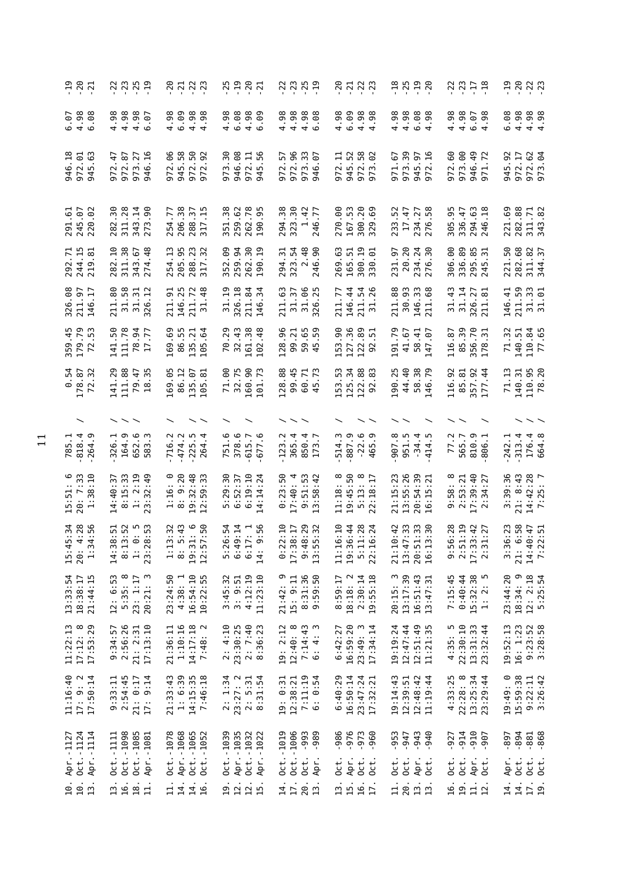| | | | | | | | | | | | | | | | |
|---|---|---|---|---|---|---|---|---|---|---|---|---|---|---|---|
| 10. Apr. -1127 | 11:16:40 | 11:22:13 | 13:33:54 | 15:45:34 | 15:51: 6 | 785.1 | | 0.54 | 359.45 | 326.08 | 292.71 | 291.61 | 946.18 | 6.07 | -19 |
| 10. Oct. -1124 | 17: 9: 2 | 17:12: 8 | 18:38:17 | 20: 4:28 | 20: 7:33 | -818.4 | / | 178.87 | 179.79 | 211.97 | 244.15 | 245.07 | 972.01 | 4.98 | -20 |
| 13. Apr. -1114 | 17:50:14 | 17:53:29 | 21:44:15 | 1:34:56 | 1:38:10 | -264.9 | | 72.32 | 72.53 | 146.17 | 219.81 | 220.02 | 945.63 | 6.08 | -21 |
| | | | | | | | | | | | | | | | |
| 13. Oct. -1111 | 9:33:11 | 9:34:57 | 12: 6:53 | 14:38:51 | 14:40:37 | -326.1 | / | 141.29 | 141.50 | 211.80 | 282.10 | 282.30 | 972.47 | 4.98 | -22 |
| 16. Oct. -1098 | 2:54:45 | 2:56:26 | 5:35: 8 | 8:13:52 | 8:15:33 | 164.9 | / | 111.88 | 111.78 | 31.58 | 311.38 | 311.28 | 972.87 | 4.98 | -23 |
| 18. Oct. -1085 | 21: 0:17 | 21: 2:31 | 23: 1:17 | 1: 0: 5 | 1: 2:19 | 652.6 | / | 79.47 | 78.94 | 31.31 | 343.67 | 343.14 | 973.27 | 4.98 | -25 |
| 11. Apr. -1081 | 17: 9:14 | 17:13:10 | 20:21: 3 | 23:28:53 | 23:32:49 | 583.3 | | 18.35 | 17.77 | 326.12 | 274.48 | 273.90 | 946.16 | 6.07 | -19 |
| | | | | | | | | | | | | | | | |
| 11. Oct. -1078 | 21:33:43 | 21:36:11 | 23:24:50 | 1:13:32 | 1:16: 0 | -716.2 | / | 169.05 | 169.69 | 211.91 | 254.13 | 254.77 | 972.06 | 4.98 | -20 |
| 14. Apr. -1068 | 1: 6:39 | 1:10:16 | 4:38: 1 | 8: 5:43 | 8: 9:20 | -474.2 | | 86.12 | 86.55 | 146.25 | 205.95 | 206.38 | 945.58 | 6.09 | -21 |
| 14. Oct. -1065 | 14:15:35 | 14:17:18 | 16:54:10 | 19:31: 6 | 19:32:48 | -225.5 | / | 135.07 | 135.21 | 211.72 | 288.23 | 288.37 | 972.50 | 4.98 | -22 |
| 16. Oct. -1052 | 7:46:18 | 7:48: 2 | 10:22:55 | 12:57:50 | 12:59:33 | 264.4 | / | 105.81 | 105.64 | 31.48 | 317.32 | 317.15 | 972.92 | 4.98 | -23 |
| | | | | | | | | | | | | | | | |
| 19. Oct. -1039 | 2: 1:34 | 2: 4:10 | 3:45:32 | 5:26:54 | 5:29:30 | 751.6 | / | 71.00 | 70.29 | 31.19 | 352.09 | 351.38 | 973.30 | 4.98 | -25 |
| 12. Apr. -1035 | 23:27: 2 | 23:30:25 | 3: 9:51 | 6:49:14 | 6:52:37 | 378.6 | | 32.75 | 32.43 | 326.18 | 259.94 | 259.62 | 946.08 | 6.08 | -19 |
| 12. Oct. -1032 | 2: 5:31 | 2: 7:40 | 4:12:19 | 6:17: 1 | 6:19:10 | -615.7 | / | 160.90 | 161.38 | 211.84 | 262.30 | 262.78 | 972.11 | 4.98 | -20 |
| 15. Apr. -1022 | 8:31:54 | 8:36:23 | 11:23:10 | 14: 9:56 | 14:14:24 | -677.6 | | 101.73 | 102.48 | 146.34 | 190.19 | 190.95 | 945.56 | 6.09 | -21 |
| | | | | | | | | | | | | | | | |
| 14. Oct. -1019 | 19: 0:31 | 19: 2:12 | 21:42: 9 | 0:22:10 | 0:23:50 | -123.2 | / | 128.88 | 128.96 | 211.63 | 294.31 | 294.38 | 972.57 | 4.98 | -22 |
| 17. Oct. -1006 | 12:38:21 | 12:40: 8 | 15: 9:11 | 17:38:17 | 17:40: 4 | 365.4 | / | 99.45 | 99.21 | 31.37 | 323.54 | 323.30 | 972.96 | 4.98 | -23 |
| 20. Oct. -993 | 7:11:19 | 7:14:43 | 8:31:36 | 9:48:29 | 9:51:53 | 850.4 | / | 60.71 | 59.65 | 31.06 | 2.48 | 1.42 | 973.33 | 4.98 | -25 |
| 13. Apr. -989 | 6: 0:54 | 6: 4: 3 | 9:59:50 | 13:55:32 | 13:58:42 | 173.7 | | 45.73 | 45.59 | 326.25 | 246.90 | 246.77 | 946.07 | 6.08 | -19 |
| | | | | | | | | | | | | | | | |
| 13. Oct. -986 | 6:40:29 | 6:42:27 | 8:59:17 | 11:16:10 | 11:18: 8 | -514.3 | / | 153.53 | 153.90 | 211.77 | 269.63 | 270.00 | 972.11 | 4.98 | -20 |
| 15. Apr. -976 | 16:50:14 | 16:59:20 | 18:18: 2 | 19:36:44 | 19:45:50 | -887.9 | | 125.34 | 127.36 | 146.44 | 165.51 | 167.53 | 945.52 | 6.09 | -21 |
| 16. Oct. -973 | 23:47:24 | 23:49: 3 | 2:30:14 | 5:11:28 | 5:13: 8 | -22.6 | / | 122.88 | 122.89 | 211.54 | 300.19 | 300.20 | 972.58 | 4.98 | -22 |
| 17. Oct. -960 | 17:32:21 | 17:34:14 | 19:55:18 | 22:16:24 | 22:18:17 | 465.9 | / | 92.83 | 92.51 | 31.26 | 330.01 | 329.69 | 973.02 | 4.98 | -23 |
| | | | | | | | | | | | | | | | |
| 11. Oct. -953 | 19:14:43 | 19:19:24 | 20:15: 3 | 21:10:42 | 21:15:23 | -907.8 | / | 190.25 | 191.79 | 211.88 | 231.97 | 233.52 | 971.67 | 4.98 | -18 |
| 20. Oct. -947 | 12:39:51 | 12:47:44 | 13:17:39 | 13:47:33 | 13:55:26 | 951.5 | / | 44.40 | 41.67 | 30.93 | 20.20 | 17.47 | 973.39 | 4.98 | -25 |
| 13. Apr. -943 | 12:48:42 | 12:51:49 | 16:51:43 | 20:51:33 | 20:54:39 | -34.4 | | 58.38 | 58.41 | 146.33 | 234.24 | 234.27 | 945.97 | 6.08 | -19 |
| 13. Oct. -940 | 11:19:44 | 11:21:35 | 13:47:31 | 16:13:30 | 16:15:21 | -414.5 | / | 146.79 | 147.07 | 211.68 | 276.30 | 276.58 | 972.16 | 4.98 | -20 |
| | | | | | | | | | | | | | | | |
| 16. Oct. -927 | 4:33:25 | 4:35: 5 | 7:15:45 | 9:56:28 | 9:58: 8 | 77.2 | / | 116.92 | 116.87 | 31.43 | 306.00 | 305.95 | 972.60 | 4.98 | -22 |
| 19. Oct. -914 | 22:28: 8 | 22:30:10 | 0:40:44 | 2:51:19 | 2:53:21 | 565.7 | / | 85.81 | 85.39 | 31.14 | 336.89 | 336.47 | 973.00 | 4.98 | -23 |
| 11. Apr. -910 | 13:25:34 | 13:31:33 | 15:32:38 | 17:33:42 | 17:39:40 | 810.9 | | 357.92 | 356.70 | 326.27 | 295.85 | 294.63 | 946.49 | 6.07 | -17 |
| 12. Oct. -907 | 23:29:44 | 23:32:44 | 1: 2: 5 | 2:31:27 | 2:34:27 | -806.1 | / | 177.44 | 178.31 | 211.81 | 245.31 | 246.18 | 971.72 | 4.98 | -18 |
| | | | | | | | | | | | | | | | |
| 14. Apr. -897 | 19:49: 0 | 19:52:13 | 23:44:20 | 3:36:23 | 3:39:36 | -242.1 | | 71.13 | 71.32 | 146.41 | 221.50 | 221.69 | 945.92 | 6.08 | -19 |
| 14. Oct. -894 | 15:59:38 | 16: 1:23 | 18:34: 9 | 21: 6:58 | 21: 8:43 | -313.4 | / | 140.31 | 140.51 | 211.59 | 282.68 | 282.88 | 972.17 | 4.98 | -20 |
| 17. Oct. -881 | 9:22:11 | 9:23:52 | 12: 2:18 | 14:40:47 | 14:42:28 | 176.4 | / | 110.95 | 110.84 | 31.33 | 311.82 | 311.71 | 972.62 | 4.98 | -22 |
| 19. Oct. -868 | 3:26:42 | 3:28:58 | 5:25:54 | 7:22:51 | 7:25: 7 | 664.8 | / | 78.20 | 77.65 | 31.01 | 344.37 | 343.82 | 973.04 | 4.98 | -23 |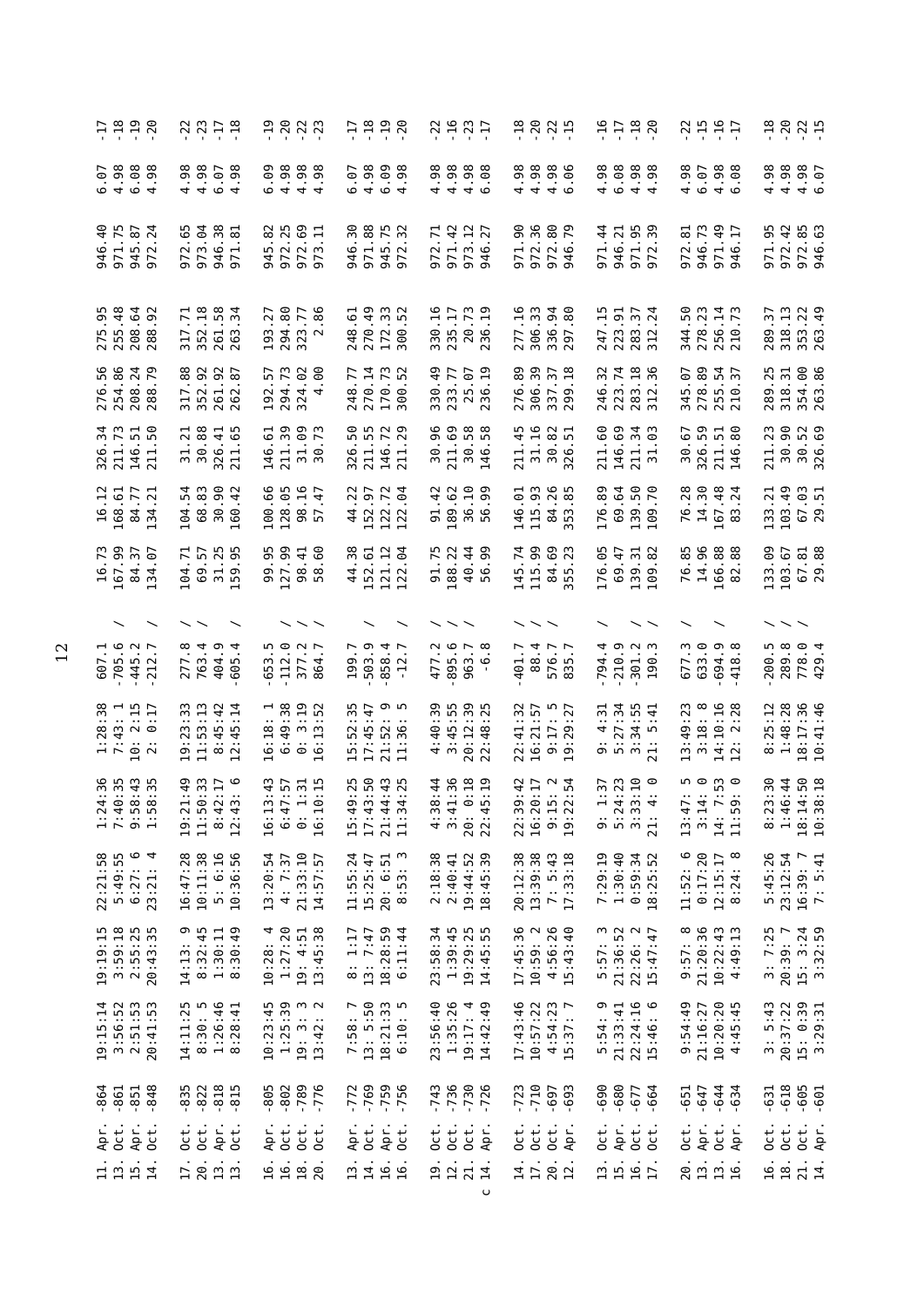| | | | | | | | | | | | | | | | | |
|---|---|---|---|---|---|---|---|---|---|---|---|---|---|---|---|---|
| 11. Apr. | -864 | 19:15:14 | 19:19:15 | 22:21:58 | 1:24:36 | 1:28:38 | 607.1 | | 16.73 | 16.12 | 326.34 | 276.56 | 275.95 | 946.40 | 6.07 | -17 |
| 13. Oct. | -861 | 3:56:52 | 3:59:18 | 5:49:55 | 7:40:35 | 7:43: 1 | -705.6 | / | 167.99 | 168.61 | 211.73 | 254.86 | 255.48 | 971.75 | 4.98 | -18 |
| 15. Apr. | -851 | 2:51:53 | 2:55:25 | 6:27: 6 | 9:58:43 | 10: 2:15 | -445.2 | | 84.37 | 84.77 | 146.51 | 208.24 | 208.64 | 945.87 | 6.08 | -19 |
| 14. Oct. | -848 | 20:41:53 | 20:43:35 | 23:21: 4 | 1:58:35 | 2: 0:17 | -212.7 | / | 134.07 | 134.21 | 211.50 | 288.79 | 288.92 | 972.24 | 4.98 | -20 |
| 17. Oct. | -835 | 14:11:25 | 14:13: 9 | 16:47:28 | 19:21:49 | 19:23:33 | 277.8 | / | 104.71 | 104.54 | 31.21 | 317.88 | 317.71 | 972.65 | 4.98 | -22 |
| 20. Oct. | -822 | 8:30: 5 | 8:32:45 | 10:11:38 | 11:50:33 | 11:53:13 | 763.4 | / | 69.57 | 68.83 | 30.88 | 352.92 | 352.18 | 973.04 | 4.98 | -23 |
| 13. Apr. | -818 | 1:26:46 | 1:30:11 | 5: 6:16 | 8:42:17 | 8:45:42 | 404.9 | | 31.25 | 30.90 | 326.41 | 261.92 | 261.58 | 946.38 | 6.07 | -17 |
| 13. Oct. | -815 | 8:28:41 | 8:30:49 | 10:36:56 | 12:43: 6 | 12:45:14 | -605.4 | / | 159.95 | 160.42 | 211.65 | 262.87 | 263.34 | 971.81 | 4.98 | -18 |
| 16. Apr. | -805 | 10:23:45 | 10:28: 4 | 13:20:54 | 16:13:43 | 16:18: 1 | -653.5 | | 99.95 | 100.66 | 146.61 | 192.57 | 193.27 | 945.82 | 6.09 | -19 |
| 16. Oct. | -802 | 1:25:39 | 1:27:20 | 4: 7:37 | 6:47:57 | 6:49:38 | -112.0 | / | 127.99 | 128.05 | 211.39 | 294.73 | 294.80 | 972.25 | 4.98 | -20 |
| 18. Oct. | -789 | 19: 3: 3 | 19: 4:51 | 21:33:10 | 0: 1:31 | 0: 3:19 | 377.2 | / | 98.41 | 98.16 | 31.09 | 324.02 | 323.77 | 972.69 | 4.98 | -22 |
| 20. Oct. | -776 | 13:42: 2 | 13:45:38 | 14:57:57 | 16:10:15 | 16:13:52 | 864.7 | / | 58.60 | 57.47 | 30.73 | 4.00 | 2.86 | 973.11 | 4.98 | -23 |
| 13. Apr. | -772 | 7:58: 7 | 8: 1:17 | 11:55:24 | 15:49:25 | 15:52:35 | 199.7 | | 44.38 | 44.22 | 326.50 | 248.77 | 248.61 | 946.30 | 6.07 | -17 |
| 14. Oct. | -769 | 13: 5:50 | 13: 7:47 | 15:25:47 | 17:43:50 | 17:45:47 | -503.9 | / | 152.61 | 152.97 | 211.55 | 270.14 | 270.49 | 971.88 | 4.98 | -18 |
| 16. Apr. | -759 | 18:21:33 | 18:28:59 | 20: 6:51 | 21:44:43 | 21:52: 9 | -858.4 | | 121.12 | 122.72 | 146.72 | 170.73 | 172.33 | 945.75 | 6.09 | -19 |
| 16. Oct. | -756 | 6:10: 5 | 6:11:44 | 8:53: 3 | 11:34:25 | 11:36: 5 | -12.7 | / | 122.04 | 122.04 | 211.29 | 300.52 | 300.52 | 972.32 | 4.98 | -20 |
| 19. Oct. | -743 | 23:56:40 | 23:58:34 | 2:18:38 | 4:38:44 | 4:40:39 | 477.2 | / | 91.75 | 91.42 | 30.96 | 330.49 | 330.16 | 972.71 | 4.98 | -22 |
| 12. Oct. | -736 | 1:35:26 | 1:39:45 | 2:40:41 | 3:41:36 | 3:45:55 | -895.6 | / | 188.22 | 189.62 | 211.69 | 233.77 | 235.17 | 971.42 | 4.98 | -16 |
| 21. Oct. | -730 | 19:17: 4 | 19:29:25 | 19:44:52 | 20: 0:18 | 20:12:39 | 963.7 | / | 40.44 | 36.10 | 30.58 | 25.07 | 20.73 | 973.12 | 4.98 | -23 |
| c 14. Apr. | -726 | 14:42:49 | 14:45:55 | 18:45:39 | 22:45:19 | 22:48:25 | -6.8 | | 56.99 | 56.99 | 146.58 | 236.19 | 236.19 | 946.27 | 6.08 | -17 |
| 14. Oct. | -723 | 17:43:46 | 17:45:36 | 20:12:38 | 22:39:42 | 22:41:32 | -401.7 | / | 145.74 | 146.01 | 211.45 | 276.89 | 277.16 | 971.90 | 4.98 | -18 |
| 17. Oct. | -710 | 10:57:22 | 10:59: 2 | 13:39:38 | 16:20:17 | 16:21:57 | 88.4 | / | 115.99 | 115.93 | 31.16 | 306.39 | 306.33 | 972.36 | 4.98 | -20 |
| 20. Oct. | -697 | 4:54:23 | 4:56:26 | 7: 5:43 | 9:15: 2 | 9:17: 5 | 576.7 | / | 84.69 | 84.26 | 30.82 | 337.37 | 336.94 | 972.80 | 4.98 | -22 |
| 12. Apr. | -693 | 15:37: 7 | 15:43:40 | 17:33:18 | 19:22:54 | 19:29:27 | 835.7 | | 355.23 | 353.85 | 326.51 | 299.18 | 297.80 | 946.79 | 6.06 | -15 |
| 13. Oct. | -690 | 5:54: 9 | 5:57: 3 | 7:29:19 | 9: 1:37 | 9: 4:31 | -794.4 | / | 176.05 | 176.89 | 211.60 | 246.32 | 247.15 | 971.44 | 4.98 | -16 |
| 15. Apr. | -680 | 21:33:41 | 21:36:52 | 1:30:40 | 5:24:23 | 5:27:34 | -210.9 | | 69.47 | 69.64 | 146.69 | 223.74 | 223.91 | 946.21 | 6.08 | -17 |
| 16. Oct. | -677 | 22:24:16 | 22:26: 2 | 0:59:34 | 3:33:10 | 3:34:55 | -301.2 | / | 139.31 | 139.50 | 211.34 | 283.18 | 283.37 | 971.95 | 4.98 | -18 |
| 17. Oct. | -664 | 15:46: 6 | 15:47:47 | 18:25:52 | 21: 4: 0 | 21: 5:41 | 190.3 | / | 109.82 | 109.70 | 31.03 | 312.36 | 312.24 | 972.39 | 4.98 | -20 |
| 20. Oct. | -651 | 9:54:49 | 9:57: 8 | 11:52: 6 | 13:47: 5 | 13:49:23 | 677.3 | / | 76.85 | 76.28 | 30.67 | 345.07 | 344.50 | 972.81 | 4.98 | -22 |
| 13. Apr. | -647 | 21:16:27 | 21:20:36 | 0:17:20 | 3:14: 0 | 3:18: 8 | 633.0 | | 14.96 | 14.30 | 326.59 | 278.89 | 278.23 | 946.73 | 6.07 | -15 |
| 13. Oct. | -644 | 10:20:20 | 10:22:43 | 12:15:17 | 14: 7:53 | 14:10:16 | -694.9 | / | 166.88 | 167.48 | 211.51 | 255.54 | 256.14 | 971.49 | 4.98 | -16 |
| 16. Apr. | -634 | 4:45:45 | 4:49:13 | 8:24: 8 | 11:59: 0 | 12: 2:28 | -418.8 | | 82.88 | 83.24 | 146.80 | 210.37 | 210.73 | 946.17 | 6.08 | -17 |
| 16. Oct. | -631 | 3: 5:43 | 3: 7:25 | 5:45:26 | 8:23:30 | 8:25:12 | -200.5 | / | 133.09 | 133.21 | 211.23 | 289.25 | 289.37 | 971.95 | 4.98 | -18 |
| 18. Oct. | -618 | 20:37:22 | 20:39: 7 | 23:12:54 | 1:46:44 | 1:48:28 | 289.8 | / | 103.67 | 103.49 | 30.90 | 318.31 | 318.13 | 972.42 | 4.98 | -20 |
| 21. Oct. | -605 | 15: 0:39 | 15: 3:24 | 16:39: 7 | 18:14:50 | 18:17:36 | 778.0 | / | 67.81 | 67.03 | 30.52 | 354.00 | 353.22 | 972.85 | 4.98 | -22 |
| 14. Apr. | -601 | 3:29:31 | 3:32:59 | 7: 5:41 | 10:38:18 | 10:41:46 | 429.4 | | 29.88 | 29.51 | 326.69 | 263.86 | 263.49 | 946.63 | 6.07 | -15 |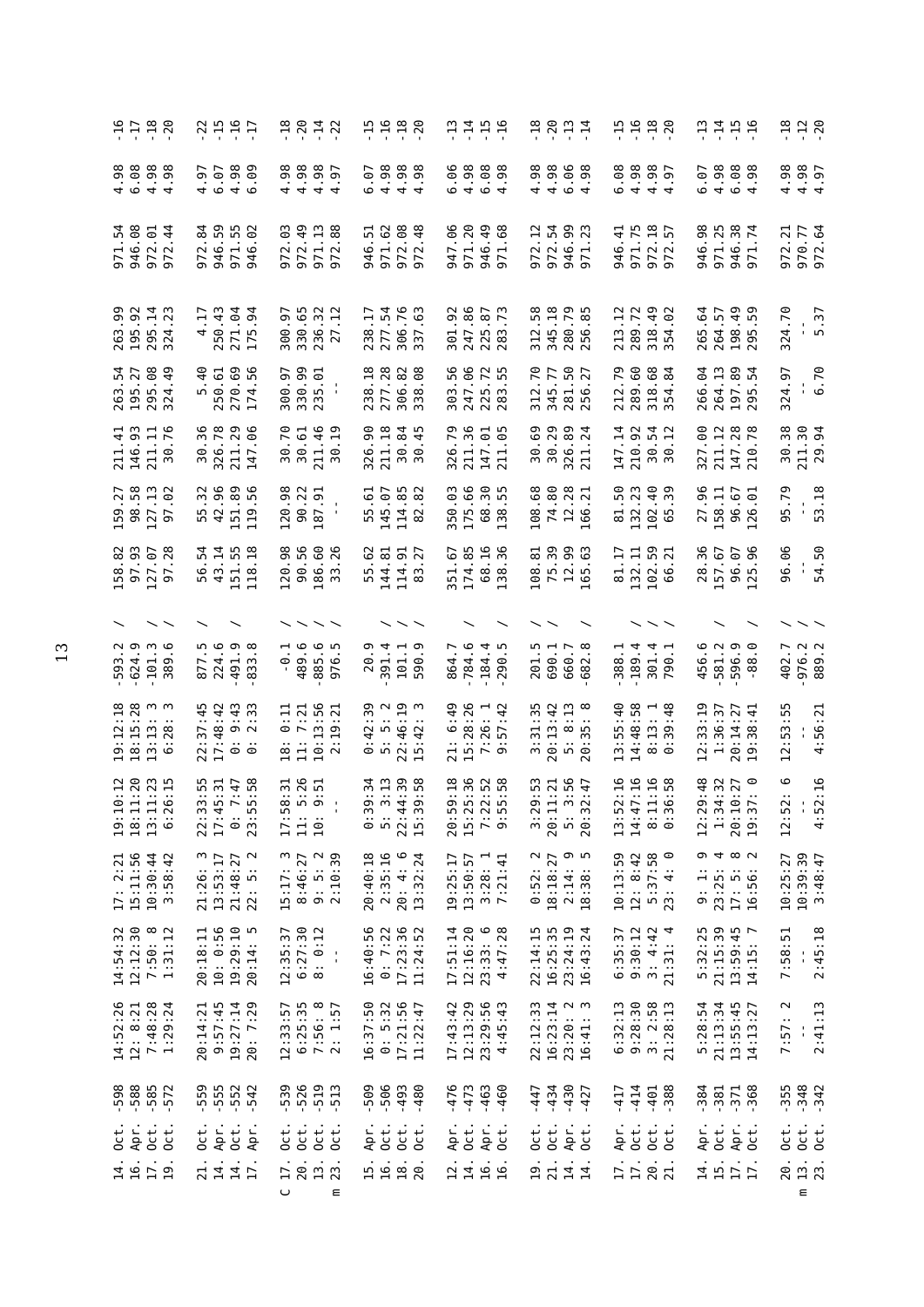| | | | | | | | | | | | | | | | | | | |
|---|---|---|---|---|---|---|---|---|---|---|---|---|---|---|---|---|---|---|
| | 14. Oct. | -598 | 14:52:26 | 14:54:32 | 17: 2:21 | 19:10:12 | 19:12:18 | -593.2 | / | 158.82 | 159.27 | 211.41 | 263.54 | 263.99 | 971.54 | 4.98 | -16 |
| | 16. Apr. | -588 | 12: 8:21 | 12:12:30 | 15:11:56 | 18:11:20 | 18:15:28 | -624.9 | / | 97.93 | 98.58 | 146.93 | 195.27 | 195.92 | 946.08 | 6.08 | -17 |
| | 17. Oct. | -585 | 7:48:28 | 7:50: 8 | 10:30:44 | 13:11:23 | 13:13: 3 | -101.3 | / | 127.07 | 127.13 | 211.11 | 295.08 | 295.14 | 972.01 | 4.98 | -18 |
| | 19. Oct. | -572 | 1:29:24 | 1:31:12 | 3:58:42 | 6:26:15 | 6:28: 3 | 389.6 | / | 97.28 | 97.02 | 30.76 | 324.49 | 324.23 | 972.44 | 4.98 | -20 |
| | 21. Oct. | -559 | 20:14:21 | 20:18:11 | 21:26: 3 | 22:33:55 | 22:37:45 | 877.5 | / | 56.54 | 55.32 | 30.36 | 5.40 | 4.17 | 972.84 | 4.97 | -22 |
| | 14. Apr. | -555 | 9:57:45 | 10: 0:56 | 13:53:17 | 17:45:31 | 17:48:42 | 224.6 | | 43.14 | 42.96 | 326.78 | 250.61 | 250.43 | 946.59 | 6.07 | -15 |
| | 14. Oct. | -552 | 19:27:14 | 19:29:10 | 21:48:27 | 0: 7:47 | 0: 9:43 | -491.9 | / | 151.55 | 151.89 | 211.29 | 270.69 | 271.04 | 971.55 | 4.98 | -16 |
| | 17. Apr. | -542 | 20: 7:29 | 20:14: 5 | 22: 5: 2 | 23:55:58 | 0: 2:33 | -833.8 | | 118.18 | 119.56 | 147.06 | 174.56 | 175.94 | 946.02 | 6.09 | -17 |
| C | 17. Oct. | -539 | 12:33:57 | 12:35:37 | 15:17: 3 | 17:58:31 | 18: 0:11 | -0.1 | / | 120.98 | 120.98 | 30.70 | 300.97 | 300.97 | 972.03 | 4.98 | -18 |
| | 20. Oct. | -526 | 6:25:35 | 6:27:30 | 8:46:27 | 11: 5:26 | 11: 7:21 | 489.6 | / | 90.56 | 90.22 | 30.61 | 330.99 | 330.65 | 972.49 | 4.98 | -20 |
| | 13. Oct. | -519 | 7:56: 8 | 8: 0:12 | 9: 5: 2 | 10: 9:51 | 10:13:56 | -885.6 | / | 186.60 | 187.91 | 211.46 | 235.01 | 236.32 | 971.13 | 4.98 | -14 |
| m | 23. Oct. | -513 | 2: 1:57 | -- | 2:10:39 | -- | 2:19:21 | 976.5 | / | 33.26 | -- | 30.19 | -- | 27.12 | 972.88 | 4.97 | -22 |
| | 15. Apr. | -509 | 16:37:50 | 16:40:56 | 20:40:18 | 0:39:34 | 0:42:39 | 20.9 | | 55.62 | 55.61 | 326.90 | 238.18 | 238.17 | 946.51 | 6.07 | -15 |
| | 16. Oct. | -506 | 0: 5:32 | 0: 7:22 | 2:35:16 | 5: 3:13 | 5: 5: 2 | -391.4 | / | 144.81 | 145.07 | 211.18 | 277.28 | 277.54 | 971.62 | 4.98 | -16 |
| | 18. Oct. | -493 | 17:21:56 | 17:23:36 | 20: 4: 6 | 22:44:39 | 22:46:19 | 101.1 | / | 114.91 | 114.85 | 30.84 | 306.82 | 306.76 | 972.08 | 4.98 | -18 |
| | 20. Oct. | -480 | 11:22:47 | 11:24:52 | 13:32:24 | 15:39:58 | 15:42: 3 | 590.9 | / | 83.27 | 82.82 | 30.45 | 338.08 | 337.63 | 972.48 | 4.98 | -20 |
| | 12. Apr. | -476 | 17:43:42 | 17:51:14 | 19:25:17 | 20:59:18 | 21: 6:49 | 864.7 | | 351.67 | 350.03 | 326.79 | 303.56 | 301.92 | 947.06 | 6.06 | -13 |
| | 14. Oct. | -473 | 12:13:29 | 12:16:20 | 13:50:57 | 15:25:36 | 15:28:26 | -784.6 | / | 174.85 | 175.66 | 211.36 | 247.06 | 247.86 | 971.20 | 4.98 | -14 |
| | 16. Apr. | -463 | 23:29:56 | 23:33: 6 | 3:28: 1 | 7:22:52 | 7:26: 1 | -184.4 | | 68.16 | 68.30 | 147.01 | 225.72 | 225.87 | 946.49 | 6.08 | -15 |
| | 16. Oct. | -460 | 4:45:43 | 4:47:28 | 7:21:41 | 9:55:58 | 9:57:42 | -290.5 | / | 138.36 | 138.55 | 211.05 | 283.55 | 283.73 | 971.68 | 4.98 | -16 |
| | 19. Oct. | -447 | 22:12:33 | 22:14:15 | 0:52: 2 | 3:29:53 | 3:31:35 | 201.5 | / | 108.81 | 108.68 | 30.69 | 312.70 | 312.58 | 972.12 | 4.98 | -18 |
| | 21. Oct. | -434 | 16:23:14 | 16:25:35 | 18:18:27 | 20:11:21 | 20:13:42 | 690.1 | / | 75.39 | 74.80 | 30.29 | 345.77 | 345.18 | 972.54 | 4.98 | -20 |
| | 14. Apr. | -430 | 23:20: 2 | 23:24:19 | 2:14: 9 | 5: 3:56 | 5: 8:13 | 660.7 | | 12.99 | 12.28 | 326.89 | 281.50 | 280.79 | 946.99 | 6.06 | -13 |
| | 14. Oct. | -427 | 16:41: 3 | 16:43:24 | 18:38: 5 | 20:32:47 | 20:35: 8 | -682.8 | / | 165.63 | 166.21 | 211.24 | 256.27 | 256.85 | 971.23 | 4.98 | -14 |
| | 17. Apr. | -417 | 6:32:13 | 6:35:37 | 10:13:59 | 13:52:16 | 13:55:40 | -388.1 | | 81.17 | 81.50 | 147.14 | 212.79 | 213.12 | 946.41 | 6.08 | -15 |
| | 17. Oct. | -414 | 9:28:30 | 9:30:12 | 12: 8:42 | 14:47:16 | 14:48:58 | -189.4 | / | 132.11 | 132.23 | 210.92 | 289.60 | 289.72 | 971.75 | 4.98 | -16 |
| | 20. Oct. | -401 | 3: 2:58 | 3: 4:42 | 5:37:58 | 8:11:16 | 8:13: 1 | 301.4 | / | 102.59 | 102.40 | 30.54 | 318.68 | 318.49 | 972.18 | 4.98 | -18 |
| | 21. Oct. | -388 | 21:28:13 | 21:31: 4 | 23: 4: 0 | 0:36:58 | 0:39:48 | 790.1 | / | 66.21 | 65.39 | 30.12 | 354.84 | 354.02 | 972.57 | 4.97 | -20 |
| | 14. Apr. | -384 | 5:28:54 | 5:32:25 | 9: 1: 9 | 12:29:48 | 12:33:19 | 456.6 | / | 28.36 | 27.96 | 327.00 | 266.04 | 265.64 | 946.98 | 6.07 | -13 |
| | 15. Oct. | -381 | 21:13:34 | 21:15:39 | 23:25: 4 | 1:34:32 | 1:36:37 | -581.2 | | 157.67 | 158.11 | 211.12 | 264.13 | 264.57 | 971.25 | 4.98 | -14 |
| | 17. Apr. | -371 | 13:55:45 | 13:59:45 | 17: 5: 8 | 20:10:27 | 20:14:27 | -596.9 | | 96.07 | 96.67 | 147.28 | 197.89 | 198.49 | 946.38 | 6.08 | -15 |
| | 17. Oct. | -368 | 14:13:27 | 14:15: 7 | 16:56: 2 | 19:37: 0 | 19:38:41 | -88.0 | / | 125.96 | 126.01 | 210.78 | 295.54 | 295.59 | 971.74 | 4.98 | -16 |
| | 20. Oct. | -355 | 7:57: 2 | 7:58:51 | 10:25:27 | 12:52: 6 | 12:53:55 | 402.7 | / | 96.06 | 95.79 | 30.38 | 324.97 | 324.70 | 972.21 | 4.98 | -18 |
| m | 13. Oct. | -348 | -- | -- | 10:39:39 | -- | -- | -976.2 | / | -- | -- | 211.30 | -- | -- | 970.77 | 4.98 | -12 |
| m | 23. Oct. | -342 | 2:41:13 | 2:45:18 | 3:48:47 | 4:52:16 | 4:56:21 | 889.2 | / | 54.50 | 53.18 | 29.94 | 6.70 | 5.37 | 972.64 | 4.97 | -20 |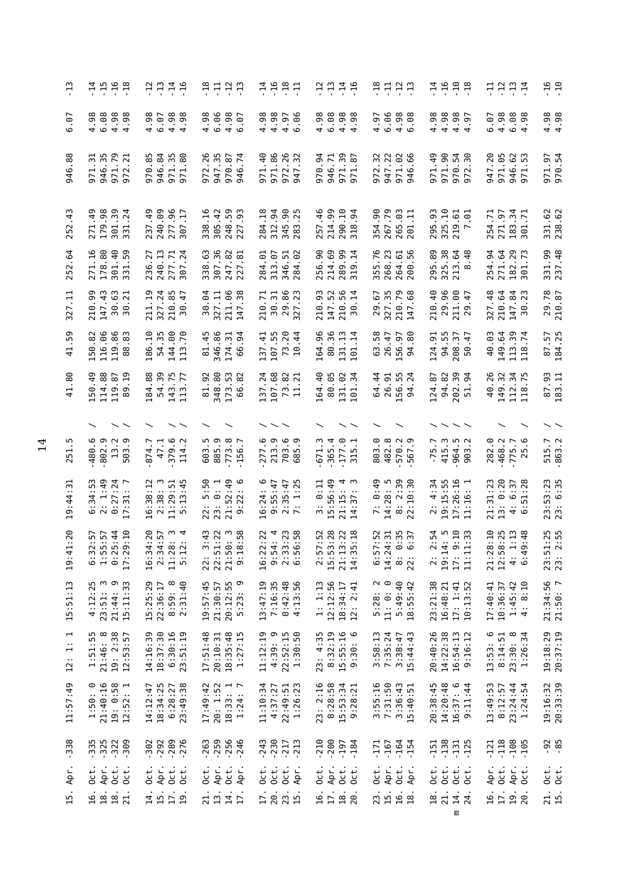| | | | | | | | | | | | | | | | | |
|---|---|---|---|---|---|---|---|---|---|---|---|---|---|---|---|---|
| 15. Apr. | -338 | 11:57:49 | 12: 1: 1 | 15:51:13 | 19:41:20 | 19:44:31 | 251.5 | | 41.80 | 41.59 | 327.11 | 252.64 | 252.43 | 946.88 | 6.07 | -13 |
| 16. Oct. | -335 | 1:50: 0 | 1:51:55 | 4:12:25 | 6:32:57 | 6:34:53 | -480.6 | / | 150.49 | 150.82 | 210.99 | 271.16 | 271.49 | 971.31 | 4.98 | -14 |
| 18. Apr. | -325 | 21:40:16 | 21:46: 8 | 23:51: 3 | 1:55:57 | 2: 1:49 | -802.9 | / | 114.88 | 116.06 | 147.43 | 178.80 | 179.98 | 946.35 | 6.08 | -15 |
| 18. Oct. | -322 | 19: 0:58 | 19: 2:38 | 21:44: 9 | 0:25:44 | 0:27:24 | 13.2 | / | 119.87 | 119.86 | 30.63 | 301.40 | 301.39 | 971.79 | 4.98 | -16 |
| 21. Oct. | -309 | 12:52: 1 | 12:53:57 | 15:11:33 | 17:29:10 | 17:31: 7 | 503.9 | / | 89.19 | 88.83 | 30.21 | 331.59 | 331.24 | 972.21 | 4.98 | -18 |
| 14. Oct. | -302 | 14:12:47 | 14:16:39 | 15:25:29 | 16:34:20 | 16:38:12 | -874.7 | / | 184.88 | 186.10 | 211.19 | 236.27 | 237.49 | 970.85 | 4.98 | -12 |
| 15. Apr. | -292 | 18:34:25 | 18:37:30 | 22:36:17 | 2:34:57 | 2:38: 3 | 47.1 | | 54.39 | 54.35 | 327.24 | 240.13 | 240.09 | 946.84 | 6.07 | -13 |
| 17. Oct. | -289 | 6:28:27 | 6:30:16 | 8:59: 8 | 11:28: 3 | 11:29:51 | -379.6 | / | 143.75 | 144.00 | 210.85 | 277.71 | 277.96 | 971.35 | 4.98 | -14 |
| 19. Oct. | -276 | 23:49:38 | 23:51:19 | 2:31:40 | 5:12: 4 | 5:13:45 | 114.2 | / | 113.77 | 113.70 | 30.47 | 307.24 | 307.17 | 971.80 | 4.98 | -16 |
| 21. Oct. | -263 | 17:49:42 | 17:51:48 | 19:57:45 | 22: 3:43 | 22: 5:50 | 603.5 | / | 81.92 | 81.45 | 30.04 | 338.63 | 338.16 | 972.26 | 4.98 | -18 |
| 13. Apr. | -259 | 20: 1:52 | 20:10:31 | 21:30:57 | 22:51:22 | 23: 0: 1 | 885.9 | / | 348.80 | 346.86 | 327.11 | 307.36 | 305.42 | 947.35 | 6.06 | -11 |
| 14. Oct. | -256 | 18:33: 1 | 18:35:48 | 20:12:55 | 21:50: 3 | 21:52:49 | -773.8 | / | 173.53 | 174.31 | 211.06 | 247.82 | 248.59 | 970.87 | 4.98 | -12 |
| 17. Apr. | -246 | 1:24: 7 | 1:27:15 | 5:23: 9 | 9:18:58 | 9:22: 6 | -156.7 | | 66.82 | 66.94 | 147.38 | 227.81 | 227.93 | 946.74 | 6.07 | -13 |
| 17. Oct. | -243 | 11:10:34 | 11:12:19 | 13:47:19 | 16:22:22 | 16:24: 6 | -277.6 | / | 137.24 | 137.41 | 210.71 | 284.01 | 284.18 | 971.40 | 4.98 | -14 |
| 20. Oct. | -230 | 4:37:27 | 4:39: 9 | 7:16:35 | 9:54: 4 | 9:55:47 | 213.9 | / | 107.68 | 107.55 | 30.31 | 313.07 | 312.94 | 971.86 | 4.98 | -16 |
| 23. Oct. | -217 | 22:49:51 | 22:52:15 | 0:42:48 | 2:33:23 | 2:35:47 | 703.6 | / | 73.82 | 73.20 | 29.86 | 346.51 | 345.90 | 972.26 | 4.97 | -18 |
| 15. Apr. | -213 | 1:26:23 | 1:30:50 | 4:13:56 | 6:56:58 | 7: 1:25 | 685.9 | | 11.21 | 10.44 | 327.23 | 284.02 | 283.25 | 947.32 | 6.06 | -11 |
| 16. Oct. | -210 | 23: 2:16 | 23: 4:35 | 1: 1:13 | 2:57:52 | 3: 0:11 | -671.3 | / | 164.40 | 164.96 | 210.93 | 256.90 | 257.46 | 970.94 | 4.98 | -12 |
| 17. Apr. | -200 | 8:28:58 | 8:32:19 | 12:12:56 | 15:53:28 | 15:56:49 | -365.4 | | 80.05 | 80.36 | 147.52 | 214.69 | 214.99 | 946.71 | 6.08 | -13 |
| 18. Oct. | -197 | 15:53:34 | 15:55:16 | 18:34:17 | 21:13:22 | 21:15: 4 | -177.0 | / | 131.02 | 131.13 | 210.56 | 289.99 | 290.10 | 971.39 | 4.98 | -14 |
| 20. Oct. | -184 | 9:28:21 | 9:30: 6 | 12: 2:41 | 14:35:18 | 14:37: 3 | 315.1 | / | 101.34 | 101.14 | 30.14 | 319.14 | 318.94 | 971.87 | 4.98 | -16 |
| 23. Oct. | -171 | 3:55:16 | 3:58:13 | 5:28: 2 | 6:57:52 | 7: 0:49 | 803.0 | / | 64.44 | 63.58 | 29.67 | 355.76 | 354.90 | 972.32 | 4.97 | -18 |
| 15. Apr. | -167 | 7:31:50 | 7:35:24 | 11: 0: 0 | 14:24:31 | 14:28: 5 | 482.8 | | 26.91 | 26.47 | 327.35 | 268.23 | 267.79 | 947.22 | 6.06 | -11 |
| 16. Oct. | -164 | 3:36:43 | 3:38:47 | 5:49:40 | 8: 0:35 | 8: 2:39 | -570.2 | / | 156.55 | 156.97 | 210.79 | 264.61 | 265.03 | 971.02 | 4.98 | -12 |
| 18. Apr. | -154 | 15:40:51 | 15:44:43 | 18:55:42 | 22: 6:37 | 22:10:30 | -567.9 | | 94.24 | 94.80 | 147.68 | 200.56 | 201.11 | 946.66 | 6.08 | -13 |
| 18. Oct. | -151 | 20:38:45 | 20:40:26 | 23:21:38 | 2: 2:54 | 2: 4:34 | -75.7 | / | 124.87 | 124.91 | 210.40 | 295.89 | 295.93 | 971.49 | 4.98 | -14 |
| 21. Oct. | -138 | 14:20:48 | 14:22:38 | 16:48:21 | 19:14: 5 | 19:15:55 | 415.3 | / | 94.82 | 94.55 | 29.96 | 325.38 | 325.10 | 971.90 | 4.98 | -16 |
| m 14. Oct. | -131 | 16:37: 6 | 16:54:13 | 17: 1:41 | 17: 9:10 | 17:26:16 | -964.5 | / | 202.39 | 208.37 | 211.00 | 213.64 | 219.61 | 970.54 | 4.98 | -10 |
| 24. Oct. | -125 | 9:11:44 | 9:16:12 | 10:13:52 | 11:11:33 | 11:16: 1 | 903.2 | / | 51.94 | 50.47 | 29.47 | 8.48 | 7.01 | 972.30 | 4.97 | -18 |
| 16. Apr. | -121 | 13:49:53 | 13:53: 6 | 17:40:41 | 21:28:10 | 21:31:23 | 282.0 | | 40.26 | 40.03 | 327.48 | 254.94 | 254.71 | 947.20 | 6.07 | -11 |
| 17. Oct. | -118 | 8:12:57 | 8:14:51 | 10:36:37 | 12:58:25 | 13: 0:20 | -468.2 | / | 149.32 | 149.64 | 210.64 | 271.64 | 271.97 | 971.05 | 4.98 | -12 |
| 19. Apr. | -108 | 23:24:44 | 23:30: 8 | 1:45:42 | 4: 1:13 | 4: 6:37 | -775.7 | | 112.34 | 113.39 | 147.84 | 182.29 | 183.34 | 946.62 | 6.08 | -13 |
| 20. Oct. | -105 | 1:24:54 | 1:26:34 | 4: 8:10 | 6:49:48 | 6:51:28 | 25.6 | / | 118.75 | 118.74 | 30.23 | 301.73 | 301.71 | 971.53 | 4.98 | -14 |
| 21. Oct. | -92 | 19:16:32 | 19:18:29 | 21:34:56 | 23:51:25 | 23:53:23 | 515.7 | / | 87.93 | 87.57 | 29.78 | 331.99 | 331.62 | 971.97 | 4.98 | -16 |
| 15. Oct. | -85 | 20:33:39 | 20:37:19 | 21:50: 7 | 23: 2:55 | 23: 6:35 | -863.2 | / | 183.11 | 184.25 | 210.87 | 237.48 | 238.62 | 970.54 | 4.98 | -10 |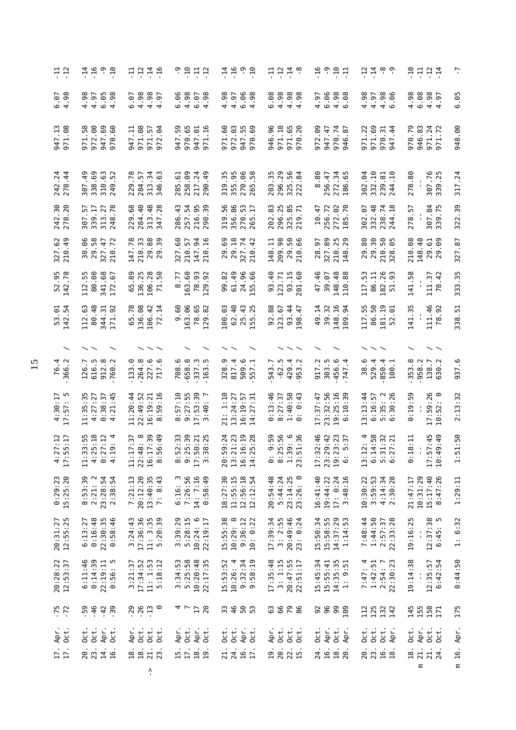| | | | | | | | | | | | | | | | |
|---|---|---|---|---|---|---|---|---|---|---|---|---|---|---|---|
| 17. Apr. | -75 | 20:28:22 | 20:31:27 | 0:29:23 | 4:27:12 | 4:30:17 | 76.4 / | 53.01 | 52.95 | 327.62 | 242.30 | 242.24 | 947.13 | 6.07 | -11 |
| 17. Oct. | -72 | 12:53:37 | 12:55:25 | 15:25:20 | 17:55:17 | 17:57: 5 | -366.2 | 142.54 | 142.78 | 210.49 | 278.20 | 278.44 | 971.08 | 4.98 | -12 |
| | | | | | | | | | | | | | | | |
| 20. Oct. | -59 | 6:11:46 | 6:13:27 | 8:53:39 | 11:33:55 | 11:35:35 | 126.7 / | 112.63 | 112.55 | 30.06 | 307.57 | 307.49 | 971.58 | 4.98 | -14 |
| 23. Oct. | -46 | 0:14:39 | 0:16:48 | 2:21: 2 | 4:25:18 | 4:27:27 | 616.5 / | 80.48 | 80.00 | 29.58 | 339.17 | 338.69 | 972.00 | 4.97 | -16 |
| 14. Apr. | -42 | 22:19:11 | 22:30:35 | 23:28:54 | 0:27:12 | 0:38:37 | 912.8 | 344.31 | 341.68 | 327.47 | 313.27 | 310.63 | 947.69 | 6.05 | -9 |
| 16. Oct. | -39 | 0:56: 5 | 0:58:46 | 2:38:54 | 4:19: 4 | 4:21:45 | -760.2 / | 171.92 | 172.67 | 210.72 | 248.78 | 249.52 | 970.60 | 4.98 | -10 |
| | | | | | | | | | | | | | | | |
| 18. Apr. | -29 | 3:21:37 | 3:24:43 | 7:21:13 | 11:17:37 | 11:20:44 | -133.0 | 65.78 | 65.89 | 147.78 | 229.68 | 229.78 | 947.11 | 6.07 | -11 |
| 18. Oct. | -26 | 17:34:52 | 17:36:36 | 20:12:20 | 22:48: 8 | 22:49:52 | -264.8 / | 136.08 | 136.25 | 210.33 | 284.40 | 284.57 | 971.08 | 4.98 | -12 |
| -> 21. Oct. | -13 | 11: 1:53 | 11: 3:35 | 13:40:35 | 16:17:39 | 16:19:21 | 227.6 / | 106.42 | 106.28 | 29.88 | 313.48 | 313.34 | 971.57 | 4.98 | -14 |
| 23. Oct. | 0 | 5:18:12 | 5:20:39 | 7: 8:43 | 8:56:49 | 8:59:16 | 717.6 / | 72.14 | 71.50 | 29.39 | 347.28 | 346.63 | 972.04 | 4.97 | -16 |
| | | | | | | | | | | | | | | | |
| 15. Apr. | 4 | 3:34:53 | 3:39:29 | 6:16: 3 | 8:52:33 | 8:57:10 | 708.6 / | 9.60 | 8.77 | 327.60 | 286.43 | 285.61 | 947.59 | 6.06 | -9 |
| 17. Oct. | 7 | 5:25:58 | 5:28:15 | 7:26:56 | 9:25:39 | 9:27:55 | -658.8 | 163.06 | 163.60 | 210.57 | 257.54 | 258.09 | 970.65 | 4.98 | -10 |
| 18. Apr. | 17 | 10:20:48 | 10:24: 6 | 14: 7:16 | 17:50:21 | 17:53:39 | -337.3 / | 78.65 | 78.93 | 147.94 | 216.95 | 217.24 | 947.01 | 6.07 | -11 |
| 19. Oct. | 20 | 22:17:35 | 22:19:17 | 0:58:49 | 3:38:25 | 3:40: 7 | -163.5 / | 129.82 | 129.92 | 210.16 | 290.39 | 290.49 | 971.16 | 4.98 | -12 |
| | | | | | | | | | | | | | | | |
| 21. Oct. | 33 | 15:53:52 | 15:55:38 | 18:27:30 | 20:59:24 | 21: 1:10 | 328.9 / | 100.03 | 99.82 | 29.69 | 319.56 | 319.35 | 971.60 | 4.98 | -14 |
| 24. Oct. | 46 | 10:26: 4 | 10:29: 8 | 11:55:15 | 13:21:23 | 13:24:27 | 817.4 / | 62.40 | 61.49 | 29.18 | 356.86 | 355.95 | 972.03 | 4.97 | -16 |
| 16. Apr. | 50 | 9:32:34 | 9:36:12 | 12:56:18 | 16:16:19 | 16:19:57 | 509.6 | 25.43 | 24.96 | 327.74 | 270.53 | 270.06 | 947.55 | 6.06 | -9 |
| 17. Oct. | 53 | 9:58:19 | 10: 0:22 | 12:12:54 | 14:25:28 | 14:27:31 | -557.1 / | 155.25 | 155.66 | 210.42 | 265.17 | 265.58 | 970.69 | 4.98 | -10 |
| | | | | | | | | | | | | | | | |
| 19. Apr. | 63 | 17:35:48 | 17:39:34 | 20:54:48 | 0: 9:59 | 0:13:46 | -543.7 / | 92.88 | 93.40 | 148.11 | 202.83 | 203.35 | 946.96 | 6.08 | -11 |
| 20. Oct. | 66 | 3: 1:15 | 3: 2:55 | 5:44:24 | 8:25:56 | 8:27:37 | -62.5 / | 123.67 | 123.71 | 209.98 | 296.25 | 296.29 | 971.18 | 4.98 | -12 |
| 22. Oct. | 79 | 20:47:55 | 20:49:46 | 23:14:25 | 1:39: 6 | 1:40:58 | 429.4 / | 93.44 | 93.15 | 29.50 | 325.85 | 325.56 | 971.65 | 4.98 | -14 |
| 15. Oct. | 86 | 22:51:17 | 23: 0:24 | 23:26: 0 | 23:51:36 | 0: 0:43 | -953.2 | 198.47 | 201.60 | 210.66 | 219.71 | 222.84 | 970.20 | 4.98 | -8 |
| | | | | | | | | | | | | | | | |
| 24. Oct. | 92 | 15:45:34 | 15:50:34 | 16:41:40 | 17:32:46 | 17:37:47 | 917.2 / | 49.14 | 47.46 | 28.97 | 10.47 | 8.80 | 972.09 | 4.97 | -16 |
| 16. Apr. | 96 | 15:55:41 | 15:58:55 | 19:44:22 | 23:29:42 | 23:32:56 | 303.5 | 39.32 | 39.07 | 327.89 | 256.72 | 256.47 | 947.47 | 6.06 | -9 |
| 18. Oct. | 99 | 14:35:35 | 14:37:29 | 17: 0:24 | 19:23:23 | 19:25:16 | -456.6 / | 148.16 | 148.48 | 210.25 | 272.02 | 272.34 | 970.74 | 4.98 | -10 |
| 20. Apr. | 109 | 1: 9:51 | 1:14:53 | 3:40:16 | 6: 5:37 | 6:10:39 | -747.4 | 109.94 | 110.88 | 148.29 | 185.70 | 186.65 | 946.87 | 6.08 | -11 |
| | | | | | | | | | | | | | | | |
| 20. Oct. | 112 | 7:47: 4 | 7:48:44 | 10:30:22 | 13:12: 4 | 13:13:44 | 38.6 / | 117.55 | 117.53 | 29.80 | 302.07 | 302.04 | 971.22 | 4.98 | -12 |
| 23. Oct. | 125 | 1:42:51 | 1:44:50 | 3:59:53 | 6:14:58 | 6:16:57 | 529.4 / | 86.50 | 86.11 | 29.30 | 332.48 | 332.10 | 971.69 | 4.97 | -14 |
| 16. Oct. | 132 | 2:54: 7 | 2:57:37 | 4:14:34 | 5:31:32 | 5:35: 2 | -850.4 / | 181.19 | 182.26 | 210.50 | 238.74 | 239.81 | 970.31 | 4.98 | -8 |
| 18. Apr. | 142 | 22:30:23 | 22:33:28 | 2:30:28 | 6:27:21 | 6:30:26 | 100.1 | 52.01 | 51.93 | 328.05 | 244.18 | 244.10 | 947.44 | 6.06 | -9 |
| | | | | | | | | | | | | | | | |
| 18. Oct. | 145 | 19:14:38 | 19:16:25 | 21:47:17 | 0:18:11 | 0:19:59 | -353.8 / | 141.35 | 141.58 | 210.08 | 278.57 | 278.80 | 970.79 | 4.98 | -10 |
| m 21. Apr. | 155 | -- | -- | 10:31:29 | -- | -- | -958.2 | -- | -- | 148.48 | -- | -- | 946.83 | 6.08 | -11 |
| 21. Oct. | 158 | 12:35:57 | 12:37:38 | 15:17:40 | 17:57:45 | 17:59:26 | 138.7 / | 111.46 | 111.37 | 29.61 | 307.84 | 307.76 | 971.24 | 4.98 | -12 |
| 24. Oct. | 171 | 6:42:54 | 6:45: 5 | 8:47:26 | 10:49:49 | 10:52: 0 | 630.2 / | 78.92 | 78.42 | 29.09 | 339.75 | 339.25 | 971.72 | 4.97 | -14 |
| | | | | | | | | | | | | | | | |
| m 16. Apr. | 175 | 0:44:50 | 1: 6:32 | 1:29:11 | 1:51:50 | 2:13:32 | 937.6 | 338.51 | 333.35 | 327.87 | 322.39 | 317.24 | 948.00 | 6.05 | -7 |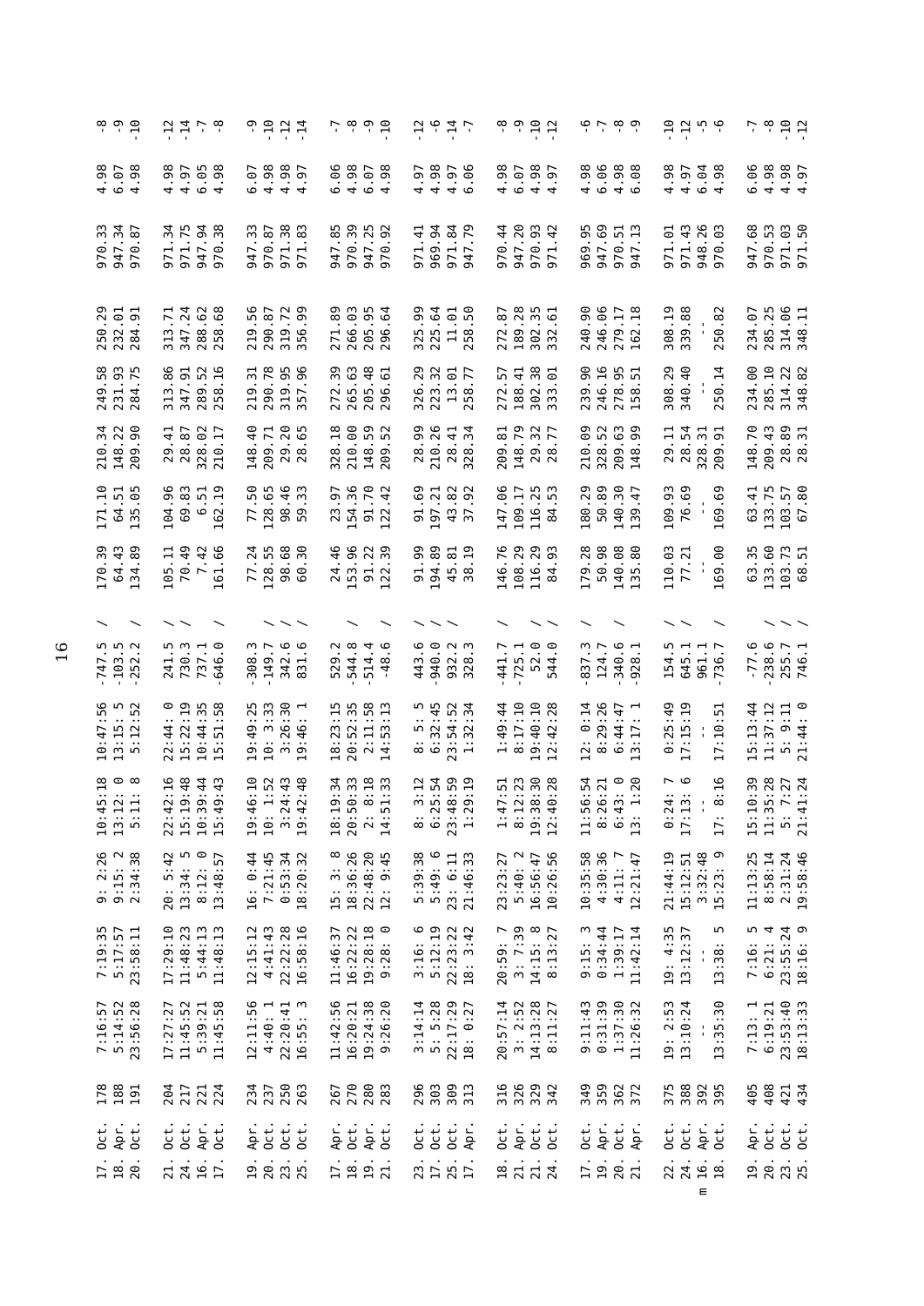| | | | | | | | | | | | | | | | | |
|---|---|---|---|---|---|---|---|---|---|---|---|---|---|---|---|---|
| 17. Oct. | 178 | 7:16:57 | 7:19:35 | 9: 2:26 | 10:45:18 | 10:47:56 | -747.5 | / | 170.39 | 171.10 | 210.34 | 249.58 | 250.29 | 970.33 | 4.98 | -8 |
| 18. Apr. | 188 | 5:14:52 | 5:17:57 | 9:15: 2 | 13:12: 0 | 13:15: 5 | -103.5 | | 64.43 | 64.51 | 148.22 | 231.93 | 232.01 | 947.34 | 6.07 | -9 |
| 20. Oct. | 191 | 23:56:28 | 23:58:11 | 2:34:38 | 5:11: 8 | 5:12:52 | -252.2 | / | 134.89 | 135.05 | 209.90 | 284.75 | 284.91 | 970.87 | 4.98 | -10 |
| 21. Oct. | 204 | 17:27:27 | 17:29:10 | 20: 5:42 | 22:42:16 | 22:44: 0 | 241.5 | / | 105.11 | 104.96 | 29.41 | 313.86 | 313.71 | 971.34 | 4.98 | -12 |
| 24. Oct. | 217 | 11:45:52 | 11:48:23 | 13:34: 5 | 15:19:48 | 15:22:19 | 730.3 | / | 70.49 | 69.83 | 28.87 | 347.91 | 347.24 | 971.75 | 4.97 | -14 |
| 16. Apr. | 221 | 5:39:21 | 5:44:13 | 8:12: 0 | 10:39:44 | 10:44:35 | 737.1 | / | 7.42 | 6.51 | 328.02 | 289.52 | 288.62 | 947.94 | 6.05 | -7 |
| 17. Oct. | 224 | 11:45:58 | 11:48:13 | 13:48:57 | 15:49:43 | 15:51:58 | -646.0 | / | 161.66 | 162.19 | 210.17 | 258.16 | 258.68 | 970.38 | 4.98 | -8 |
| 19. Apr. | 234 | 12:11:56 | 12:15:12 | 16: 0:44 | 19:46:10 | 19:49:25 | -308.3 | | 77.24 | 77.50 | 148.40 | 219.31 | 219.56 | 947.33 | 6.07 | -9 |
| 20. Oct. | 237 | 4:40: 1 | 4:41:43 | 7:21:45 | 10: 1:52 | 10: 3:33 | -149.7 | / | 128.55 | 128.65 | 209.71 | 290.78 | 290.87 | 970.87 | 4.98 | -10 |
| 23. Oct. | 250 | 22:20:41 | 22:22:28 | 0:53:34 | 3:24:43 | 3:26:30 | 342.6 | / | 98.68 | 98.46 | 29.20 | 319.95 | 319.72 | 971.38 | 4.98 | -12 |
| 25. Oct. | 263 | 16:55: 3 | 16:58:16 | 18:20:32 | 19:42:48 | 19:46: 1 | 831.6 | / | 60.30 | 59.33 | 28.65 | 357.96 | 356.99 | 971.83 | 4.97 | -14 |
| 17. Apr. | 267 | 11:42:56 | 11:46:37 | 15: 3: 8 | 18:19:34 | 18:23:15 | 529.2 | / | 24.46 | 23.97 | 328.18 | 272.39 | 271.89 | 947.85 | 6.06 | -7 |
| 18. Oct. | 270 | 16:20:21 | 16:22:22 | 18:36:26 | 20:50:33 | 20:52:35 | -544.8 | | 153.96 | 154.36 | 210.00 | 265.63 | 266.03 | 970.39 | 4.98 | -8 |
| 19. Apr. | 280 | 19:24:38 | 19:28:18 | 22:48:20 | 2: 8:18 | 2:11:58 | -514.4 | | 91.22 | 91.70 | 148.59 | 205.48 | 205.95 | 947.25 | 6.07 | -9 |
| 21. Oct. | 283 | 9:26:20 | 9:28: 0 | 12: 9:45 | 14:51:33 | 14:53:13 | -48.6 | / | 122.39 | 122.42 | 209.52 | 296.61 | 296.64 | 970.92 | 4.98 | -10 |
| 23. Oct. | 296 | 3:14:14 | 3:16: 6 | 5:39:38 | 8: 3:12 | 8: 5: 5 | 443.6 | / | 91.99 | 91.69 | 28.99 | 326.29 | 325.99 | 971.41 | 4.97 | -12 |
| 17. Oct. | 303 | 5: 5:28 | 5:12:19 | 5:49: 6 | 6:25:54 | 6:32:45 | -940.0 | / | 194.89 | 197.21 | 210.26 | 223.32 | 225.64 | 969.94 | 4.98 | -6 |
| 25. Oct. | 309 | 22:17:29 | 22:23:22 | 23: 6:11 | 23:48:59 | 23:54:52 | 932.2 | / | 45.81 | 43.82 | 28.41 | 13.01 | 11.01 | 971.84 | 4.97 | -14 |
| 17. Apr. | 313 | 18: 0:27 | 18: 3:42 | 21:46:33 | 1:29:19 | 1:32:34 | 328.3 | | 38.19 | 37.92 | 328.34 | 258.77 | 258.50 | 947.79 | 6.06 | -7 |
| 18. Oct. | 316 | 20:57:14 | 20:59: 7 | 23:23:27 | 1:47:51 | 1:49:44 | -441.7 | / | 146.76 | 147.06 | 209.81 | 272.57 | 272.87 | 970.44 | 4.98 | -8 |
| 21. Apr. | 326 | 3: 2:52 | 3: 7:39 | 5:40: 2 | 8:12:23 | 8:17:10 | -725.1 | | 108.29 | 109.17 | 148.79 | 188.41 | 189.28 | 947.20 | 6.07 | -9 |
| 21. Oct. | 329 | 14:13:28 | 14:15: 8 | 16:56:47 | 19:38:30 | 19:40:10 | 52.0 | / | 116.29 | 116.25 | 29.32 | 302.38 | 302.35 | 970.93 | 4.98 | -10 |
| 24. Oct. | 342 | 8:11:27 | 8:13:27 | 10:26:56 | 12:40:28 | 12:42:28 | 544.0 | / | 84.93 | 84.53 | 28.77 | 333.01 | 332.61 | 971.42 | 4.97 | -12 |
| 17. Oct. | 349 | 9:11:43 | 9:15: 3 | 10:35:58 | 11:56:54 | 12: 0:14 | -837.3 | / | 179.28 | 180.29 | 210.09 | 239.90 | 240.90 | 969.95 | 4.98 | -6 |
| 19. Apr. | 359 | 0:31:39 | 0:34:44 | 4:30:36 | 8:26:21 | 8:29:26 | 124.7 | | 50.98 | 50.89 | 328.52 | 246.16 | 246.06 | 947.69 | 6.06 | -7 |
| 20. Oct. | 362 | 1:37:30 | 1:39:17 | 4:11: 7 | 6:43: 0 | 6:44:47 | -340.6 | / | 140.08 | 140.30 | 209.63 | 278.95 | 279.17 | 970.51 | 4.98 | -8 |
| 21. Apr. | 372 | 11:26:32 | 11:42:14 | 12:21:47 | 13: 1:20 | 13:17: 1 | -928.1 | | 135.80 | 139.47 | 148.99 | 158.51 | 162.18 | 947.13 | 6.08 | -9 |
| 22. Oct. | 375 | 19: 2:53 | 19: 4:35 | 21:44:19 | 0:24: 7 | 0:25:49 | 154.5 | / | 110.03 | 109.93 | 29.11 | 308.29 | 308.19 | 971.01 | 4.98 | -10 |
| 24. Oct. | 388 | 13:10:24 | 13:12:37 | 15:12:51 | 17:13: 6 | 17:15:19 | 645.1 | / | 77.21 | 76.69 | 28.54 | 340.40 | 339.88 | 971.43 | 4.97 | -12 |
| m 16. Apr. | 392 | -- | -- | 3:32:48 | -- | -- | 961.1 | / | -- | -- | 328.31 | -- | -- | 948.26 | 6.04 | -5 |
| 18. Oct. | 395 | 13:35:30 | 13:38: 5 | 15:23: 9 | 17: 8:16 | 17:10:51 | -736.7 | / | 169.00 | 169.69 | 209.91 | 250.14 | 250.82 | 970.03 | 4.98 | -6 |
| 19. Apr. | 405 | 7:13: 1 | 7:16: 5 | 11:13:25 | 15:10:39 | 15:13:44 | -77.6 | | 63.35 | 63.41 | 148.70 | 234.00 | 234.07 | 947.68 | 6.06 | -7 |
| 20. Oct. | 408 | 6:19:21 | 6:21: 4 | 8:58:14 | 11:35:28 | 11:37:12 | -238.6 | / | 133.60 | 133.75 | 209.43 | 285.10 | 285.25 | 970.53 | 4.98 | -8 |
| 23. Oct. | 421 | 23:53:40 | 23:55:24 | 2:31:24 | 5: 7:27 | 5: 9:11 | 255.7 | / | 103.73 | 103.57 | 28.89 | 314.22 | 314.06 | 971.03 | 4.98 | -10 |
| 25. Oct. | 434 | 18:13:33 | 18:16: 9 | 19:58:46 | 21:41:24 | 21:44: 0 | 746.1 | / | 68.51 | 67.80 | 28.31 | 348.82 | 348.11 | 971.50 | 4.97 | -12 |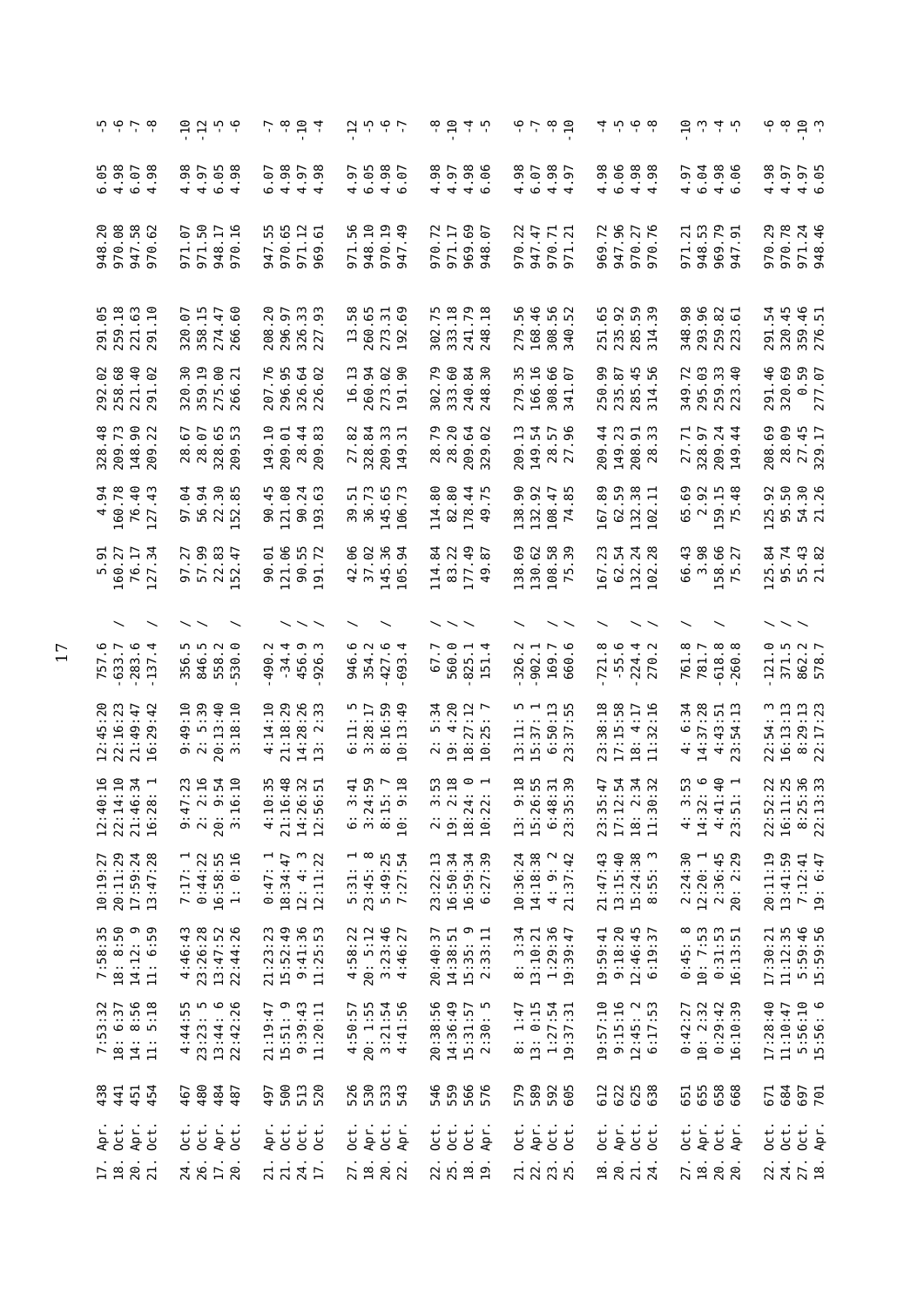| | | | | | | | | | | | | | | | | |
|---|---|---|---|---|---|---|---|---|---|---|---|---|---|---|---|---|
| 17. Apr. | 438 | 7:53:32 | 7:58:35 | 10:19:27 | 12:40:16 | 12:45:20 | 757.6 | / | 5.91 | 4.94 | 328.48 | 292.02 | 291.05 | 948.20 | 6.05 | -5 |
| 18. Oct. | 441 | 18: 6:37 | 18: 8:50 | 20:11:29 | 22:14:10 | 22:16:23 | -633.7 | | 160.27 | 160.78 | 209.73 | 258.68 | 259.18 | 970.08 | 4.98 | -6 |
| 20. Apr. | 451 | 14: 8:56 | 14:12: 9 | 17:59:24 | 21:46:34 | 21:49:47 | -283.6 | | 76.17 | 76.40 | 148.90 | 221.40 | 221.63 | 947.58 | 6.07 | -7 |
| 21. Oct. | 454 | 11: 5:18 | 11: 6:59 | 13:47:28 | 16:28: 1 | 16:29:42 | -137.4 | / | 127.34 | 127.43 | 209.22 | 291.02 | 291.10 | 970.62 | 4.98 | -8 |
| 24. Oct. | 467 | 4:44:55 | 4:46:43 | 7:17: 1 | 9:47:23 | 9:49:10 | 356.5 | / | 97.27 | 97.04 | 28.67 | 320.30 | 320.07 | 971.07 | 4.98 | -10 |
| 26. Oct. | 480 | 23:23: 5 | 23:26:28 | 0:44:22 | 2: 2:16 | 2: 5:39 | 846.5 | / | 57.99 | 56.94 | 28.07 | 359.19 | 358.15 | 971.50 | 4.97 | -12 |
| 17. Apr. | 484 | 13:44: 6 | 13:47:52 | 16:58:55 | 20: 9:54 | 20:13:40 | 558.2 | | 22.83 | 22.30 | 328.65 | 275.00 | 274.47 | 948.17 | 6.05 | -5 |
| 20. Oct. | 487 | 22:42:26 | 22:44:26 | 1: 0:16 | 3:16:10 | 3:18:10 | -530.0 | / | 152.47 | 152.85 | 209.53 | 266.21 | 266.60 | 970.16 | 4.98 | -6 |
| 21. Apr. | 497 | 21:19:47 | 21:23:23 | 0:47: 1 | 4:10:35 | 4:14:10 | -490.2 | / | 90.01 | 90.45 | 149.10 | 207.76 | 208.20 | 947.55 | 6.07 | -7 |
| 21. Oct. | 500 | 15:51: 9 | 15:52:49 | 18:34:47 | 21:16:48 | 21:18:29 | -34.4 | / | 121.06 | 121.08 | 209.01 | 296.95 | 296.97 | 970.65 | 4.98 | -8 |
| 24. Oct. | 513 | 9:39:43 | 9:41:36 | 12: 4: 3 | 14:26:32 | 14:28:26 | 456.9 | / | 90.55 | 90.24 | 28.44 | 326.64 | 326.33 | 971.12 | 4.97 | -10 |
| 17. Oct. | 520 | 11:20:11 | 11:25:53 | 12:11:22 | 12:56:51 | 13: 2:33 | -926.3 | / | 191.72 | 193.63 | 209.83 | 226.02 | 227.93 | 969.61 | 4.98 | -4 |
| 27. Oct. | 526 | 4:50:57 | 4:58:22 | 5:31: 1 | 6: 3:41 | 6:11: 5 | 946.6 | / | 42.06 | 39.51 | 27.82 | 16.13 | 13.58 | 971.56 | 4.97 | -12 |
| 18. Apr. | 530 | 20: 1:55 | 20: 5:12 | 23:45: 8 | 3:24:59 | 3:28:17 | 354.2 | | 37.02 | 36.73 | 328.84 | 260.94 | 260.65 | 948.10 | 6.05 | -5 |
| 20. Oct. | 533 | 3:21:54 | 3:23:46 | 5:49:25 | 8:15: 7 | 8:16:59 | -427.6 | / | 145.36 | 145.65 | 209.33 | 273.02 | 273.31 | 970.19 | 4.98 | -6 |
| 22. Apr. | 543 | 4:41:56 | 4:46:27 | 7:27:54 | 10: 9:18 | 10:13:49 | -693.4 | | 105.94 | 106.73 | 149.31 | 191.90 | 192.69 | 947.49 | 6.07 | -7 |
| 22. Oct. | 546 | 20:38:56 | 20:40:37 | 23:22:13 | 2: 3:53 | 2: 5:34 | 67.7 | / | 114.84 | 114.80 | 28.79 | 302.79 | 302.75 | 970.72 | 4.98 | -8 |
| 25. Oct. | 559 | 14:36:49 | 14:38:51 | 16:50:34 | 19: 2:18 | 19: 4:20 | 560.0 | / | 83.22 | 82.80 | 28.20 | 333.60 | 333.18 | 971.17 | 4.97 | -10 |
| 18. Oct. | 566 | 15:31:57 | 15:35: 9 | 16:59:34 | 18:24: 0 | 18:27:12 | -825.1 | / | 177.49 | 178.44 | 209.64 | 240.84 | 241.79 | 969.69 | 4.98 | -4 |
| 19. Apr. | 576 | 2:30: 5 | 2:33:11 | 6:27:39 | 10:22: 1 | 10:25: 7 | 151.4 | | 49.87 | 49.75 | 329.02 | 248.30 | 248.18 | 948.07 | 6.06 | -5 |
| 21. Oct. | 579 | 8: 1:47 | 8: 3:34 | 10:36:24 | 13: 9:18 | 13:11: 5 | -326.2 | / | 138.69 | 138.90 | 209.13 | 279.35 | 279.56 | 970.22 | 4.98 | -6 |
| 22. Apr. | 589 | 13: 0:15 | 13:10:21 | 14:18:38 | 15:26:55 | 15:37: 1 | -902.1 | | 130.62 | 132.92 | 149.54 | 166.16 | 168.46 | 947.47 | 6.07 | -7 |
| 23. Oct. | 592 | 1:27:54 | 1:29:36 | 4: 9: 2 | 6:48:31 | 6:50:13 | 169.7 | / | 108.58 | 108.47 | 28.57 | 308.66 | 308.56 | 970.71 | 4.98 | -8 |
| 25. Oct. | 605 | 19:37:31 | 19:39:47 | 21:37:42 | 23:35:39 | 23:37:55 | 660.6 | / | 75.39 | 74.85 | 27.96 | 341.07 | 340.52 | 971.21 | 4.97 | -10 |
| 18. Oct. | 612 | 19:57:10 | 19:59:41 | 21:47:43 | 23:35:47 | 23:38:18 | -721.8 | / | 167.23 | 167.89 | 209.44 | 250.99 | 251.65 | 969.72 | 4.98 | -4 |
| 20. Apr. | 622 | 9:15:16 | 9:18:20 | 13:15:40 | 17:12:54 | 17:15:58 | -55.6 | | 62.54 | 62.59 | 149.23 | 235.87 | 235.92 | 947.96 | 6.06 | -5 |
| 21. Oct. | 625 | 12:45: 2 | 12:46:45 | 15:24:38 | 18: 2:34 | 18: 4:17 | -224.4 | / | 132.24 | 132.38 | 208.91 | 285.45 | 285.59 | 970.27 | 4.98 | -6 |
| 24. Oct. | 638 | 6:17:53 | 6:19:37 | 8:55: 3 | 11:30:32 | 11:32:16 | 270.2 | / | 102.28 | 102.11 | 28.33 | 314.56 | 314.39 | 970.76 | 4.98 | -8 |
| 27. Oct. | 651 | 0:42:27 | 0:45: 8 | 2:24:30 | 4: 3:53 | 4: 6:34 | 761.8 | / | 66.43 | 65.69 | 27.71 | 349.72 | 348.98 | 971.21 | 4.97 | -10 |
| 18. Apr. | 655 | 10: 2:32 | 10: 7:53 | 12:20: 1 | 14:32: 6 | 14:37:28 | 781.7 | | 3.98 | 2.92 | 328.97 | 295.03 | 293.96 | 948.53 | 6.04 | -3 |
| 20. Oct. | 658 | 0:29:42 | 0:31:53 | 2:36:45 | 4:41:40 | 4:43:51 | -618.8 | / | 158.66 | 159.15 | 209.24 | 259.33 | 259.82 | 969.79 | 4.98 | -4 |
| 20. Apr. | 668 | 16:10:39 | 16:13:51 | 20: 2:29 | 23:51: 1 | 23:54:13 | -260.8 | | 75.27 | 75.48 | 149.44 | 223.40 | 223.61 | 947.91 | 6.06 | -5 |
| 22. Oct. | 671 | 17:28:40 | 17:30:21 | 20:11:19 | 22:52:22 | 22:54: 3 | -121.0 | / | 125.84 | 125.92 | 208.69 | 291.46 | 291.54 | 970.29 | 4.98 | -6 |
| 24. Oct. | 684 | 11:10:47 | 11:12:35 | 13:41:59 | 16:11:25 | 16:13:13 | 371.5 | / | 95.74 | 95.50 | 28.09 | 320.69 | 320.45 | 970.78 | 4.97 | -8 |
| 27. Oct. | 697 | 5:56:10 | 5:59:46 | 7:12:41 | 8:25:36 | 8:29:13 | 862.2 | / | 55.43 | 54.30 | 27.45 | 0.59 | 359.46 | 971.24 | 4.97 | -10 |
| 18. Apr. | 701 | 15:56: 6 | 15:59:56 | 19: 6:47 | 22:13:33 | 22:17:23 | 578.7 | | 21.82 | 21.26 | 329.17 | 277.07 | 276.51 | 948.46 | 6.05 | -3 |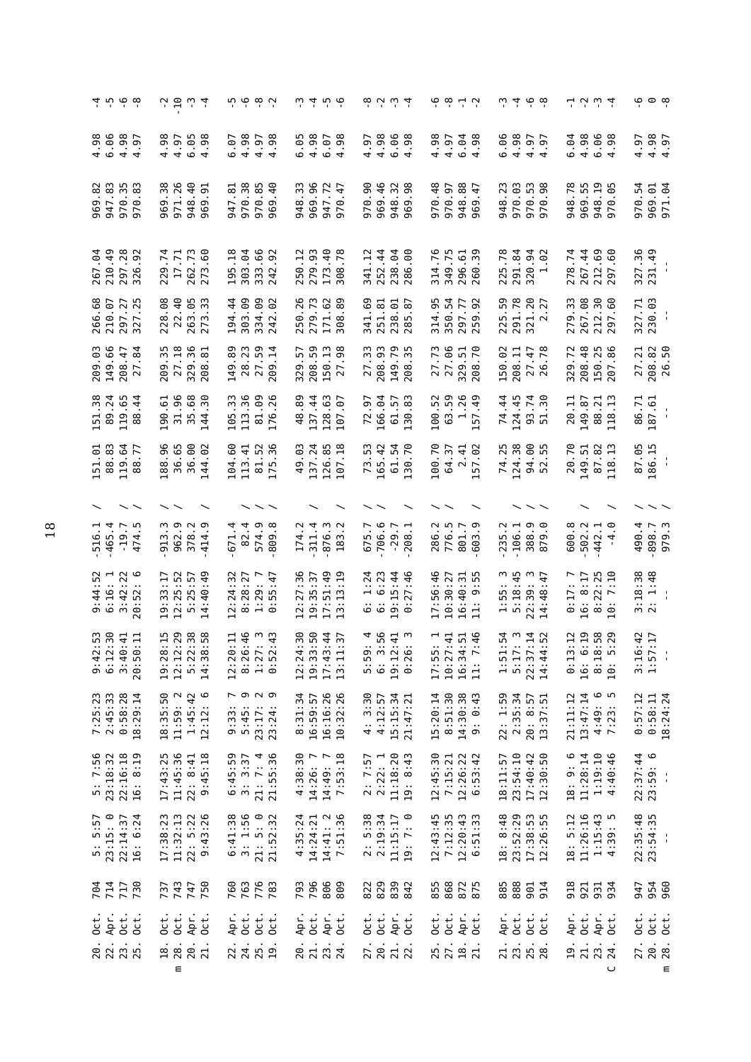| | | | | | | | | | | | | | | | | | |
|---|---|---|---|---|---|---|---|---|---|---|---|---|---|---|---|---|---|
| | 20. Oct. | 704 | 5: 5:57 | 5: 7:56 | 7:25:23 | 9:42:53 | 9:44:52 | -516.1 / | 151.01 | 151.38 | 209.03 | 266.68 | 267.04 | 969.82 | 4.98 | -4 |
| | 22. Apr. | 714 | 23:15: 0 | 23:18:32 | 2:45:33 | 6:12:30 | 6:16: 1 | -465.4 / | 88.83 | 89.24 | 149.66 | 210.07 | 210.49 | 947.83 | 6.06 | -5 |
| | 23. Oct. | 717 | 22:14:37 | 22:16:18 | 0:58:28 | 3:40:41 | 3:42:22 | -19.7 / | 119.64 | 119.65 | 208.47 | 297.27 | 297.28 | 970.35 | 4.98 | -6 |
| | 25. Oct. | 730 | 16: 6:24 | 16: 8:19 | 18:29:14 | 20:50:11 | 20:52: 6 | 474.5 / | 88.77 | 88.44 | 27.84 | 327.25 | 326.92 | 970.83 | 4.97 | -8 |
| | 18. Oct. | 737 | 17:38:23 | 17:43:25 | 18:35:50 | 19:28:15 | 19:33:17 | -913.3 / | 188.96 | 190.61 | 209.35 | 228.08 | 229.74 | 969.38 | 4.98 | -2 |
| m | 28. Oct. | 743 | 11:32:13 | 11:45:36 | 11:59: 2 | 12:12:29 | 12:25:52 | 962.9 / | 36.65 | 31.96 | 27.18 | 22.40 | 17.71 | 971.26 | 4.97 | -10 |
| | 20. Apr. | 747 | 22: 5:22 | 22: 8:41 | 1:45:42 | 5:22:38 | 5:25:57 | 378.2 | 36.00 | 35.68 | 329.36 | 263.05 | 262.73 | 948.40 | 6.05 | -3 |
| | 21. Oct. | 750 | 9:43:26 | 9:45:18 | 12:12: 6 | 14:38:58 | 14:40:49 | -414.9 / | 144.02 | 144.30 | 208.81 | 273.33 | 273.60 | 969.91 | 4.98 | -4 |
| | 22. Apr. | 760 | 6:41:38 | 6:45:59 | 9:33: 7 | 12:20:11 | 12:24:32 | -671.4 | 104.60 | 105.33 | 149.89 | 194.44 | 195.18 | 947.81 | 6.07 | -5 |
| | 24. Oct. | 763 | 3: 1:56 | 3: 3:37 | 5:45: 9 | 8:26:46 | 8:28:27 | 82.4 / | 113.41 | 113.36 | 28.23 | 303.09 | 303.04 | 970.38 | 4.98 | -6 |
| | 25. Oct. | 776 | 21: 5: 0 | 21: 7: 4 | 23:17: 2 | 1:27: 3 | 1:29: 7 | 574.9 / | 81.52 | 81.09 | 27.59 | 334.09 | 333.66 | 970.85 | 4.97 | -8 |
| | 19. Oct. | 783 | 21:52:32 | 21:55:36 | 23:24: 9 | 0:52:43 | 0:55:47 | -809.8 / | 175.36 | 176.26 | 209.14 | 242.02 | 242.92 | 969.40 | 4.98 | -2 |
| | 20. Apr. | 793 | 4:35:24 | 4:38:30 | 8:31:34 | 12:24:30 | 12:27:36 | 174.2 / | 49.03 | 48.89 | 329.57 | 250.26 | 250.12 | 948.33 | 6.05 | -3 |
| | 21. Oct. | 796 | 14:24:21 | 14:26: 7 | 16:59:57 | 19:33:50 | 19:35:37 | -311.4 | 137.24 | 137.44 | 208.59 | 279.73 | 279.93 | 969.96 | 4.98 | -4 |
| | 23. Apr. | 806 | 14:41: 2 | 14:49: 7 | 16:16:26 | 17:43:44 | 17:51:49 | -876.3 | 126.85 | 128.63 | 150.13 | 171.62 | 173.40 | 947.72 | 6.07 | -5 |
| | 24. Oct. | 809 | 7:51:36 | 7:53:18 | 10:32:26 | 13:11:37 | 13:13:19 | 183.2 / | 107.18 | 107.07 | 27.98 | 308.89 | 308.78 | 970.47 | 4.98 | -6 |
| | 27. Oct. | 822 | 2: 5:38 | 2: 7:57 | 4: 3:30 | 5:59: 4 | 6: 1:24 | 675.7 / | 73.53 | 72.97 | 27.33 | 341.69 | 341.12 | 970.90 | 4.97 | -8 |
| | 20. Oct. | 829 | 2:19:34 | 2:22: 1 | 4:12:57 | 6: 3:56 | 6: 6:23 | -706.6 / | 165.42 | 166.04 | 208.93 | 251.81 | 252.44 | 969.46 | 4.98 | -2 |
| | 21. Apr. | 839 | 11:15:17 | 11:18:20 | 15:15:34 | 19:12:41 | 19:15:44 | -29.7 / | 61.54 | 61.57 | 149.79 | 238.01 | 238.04 | 948.32 | 6.06 | -3 |
| | 22. Oct. | 842 | 19: 7: 0 | 19: 8:43 | 21:47:21 | 0:26: 3 | 0:27:46 | -208.1 / | 130.70 | 130.83 | 208.35 | 285.87 | 286.00 | 969.98 | 4.98 | -4 |
| | 25. Oct. | 855 | 12:43:45 | 12:45:30 | 15:20:14 | 17:55: 1 | 17:56:46 | 286.2 / | 100.70 | 100.52 | 27.73 | 314.95 | 314.76 | 970.48 | 4.98 | -6 |
| | 27. Oct. | 868 | 7:12:35 | 7:15:21 | 8:51:30 | 10:27:41 | 10:30:27 | 776.5 / | 64.37 | 63.59 | 27.06 | 350.54 | 349.75 | 970.97 | 4.97 | -8 |
| | 18. Apr. | 872 | 12:20:43 | 12:26:22 | 14:30:38 | 16:34:51 | 16:40:31 | 801.7 | 2.41 | 1.26 | 329.51 | 297.77 | 296.61 | 948.88 | 6.04 | -1 |
| | 21. Oct. | 875 | 6:51:33 | 6:53:42 | 9: 0:43 | 11: 7:46 | 11: 9:55 | -603.9 / | 157.02 | 157.49 | 208.70 | 259.92 | 260.39 | 969.47 | 4.98 | -2 |
| | 21. Apr. | 885 | 18: 8:48 | 18:11:57 | 22: 1:59 | 1:51:54 | 1:55: 3 | -235.2 / | 74.25 | 74.44 | 150.02 | 225.59 | 225.78 | 948.23 | 6.06 | -3 |
| | 23. Oct. | 888 | 23:52:29 | 23:54:10 | 2:35:34 | 5:17: 3 | 5:18:45 | -106.1 / | 124.38 | 124.45 | 208.11 | 291.78 | 291.84 | 970.03 | 4.98 | -4 |
| | 25. Oct. | 901 | 17:38:53 | 17:40:42 | 20: 8:57 | 22:37:14 | 22:39: 3 | 388.9 / | 94.00 | 93.74 | 27.47 | 321.20 | 320.94 | 970.53 | 4.97 | -6 |
| | 28. Oct. | 914 | 12:26:55 | 12:30:50 | 13:37:51 | 14:44:52 | 14:48:47 | 879.0 / | 52.55 | 51.30 | 26.78 | 2.27 | 1.02 | 970.98 | 4.97 | -8 |
| | 19. Apr. | 918 | 18: 5:12 | 18: 9: 6 | 21:11:12 | 0:13:12 | 0:17: 7 | 600.8 / | 20.70 | 20.11 | 329.72 | 279.33 | 278.74 | 948.78 | 6.04 | -1 |
| | 21. Oct. | 921 | 11:26:16 | 11:28:14 | 13:47:14 | 16: 6:19 | 16: 8:17 | -502.2 | 149.51 | 149.87 | 208.48 | 267.08 | 267.44 | 969.55 | 4.98 | -2 |
| | 23. Apr. | 931 | 1:15:43 | 1:19:10 | 4:49: 6 | 8:18:58 | 8:22:25 | -442.1 | 87.82 | 88.21 | 150.25 | 212.30 | 212.69 | 948.19 | 6.06 | -3 |
| c | 24. Oct. | 934 | 4:39: 5 | 4:40:46 | 7:23: 5 | 10: 5:29 | 10: 7:10 | -4.0 / | 118.13 | 118.13 | 207.86 | 297.60 | 297.60 | 970.05 | 4.98 | -4 |
| | 27. Oct. | 947 | 22:35:48 | 22:37:44 | 0:57:12 | 3:16:42 | 3:18:38 | 490.4 / | 87.05 | 86.71 | 27.21 | 327.71 | 327.36 | 970.54 | 4.97 | -6 |
| | 20. Oct. | 954 | 23:54:35 | 23:59: 6 | 0:58:11 | 1:57:17 | 2: 1:48 | -898.7 / | 186.15 | 187.61 | 208.82 | 230.03 | 231.49 | 969.01 | 4.98 | 0 |
| m | 28. Oct. | 960 | - | - | 18:24:24 | - | - | 979.3 / | - | - | 26.50 | - | - | 971.04 | 4.97 | -8 |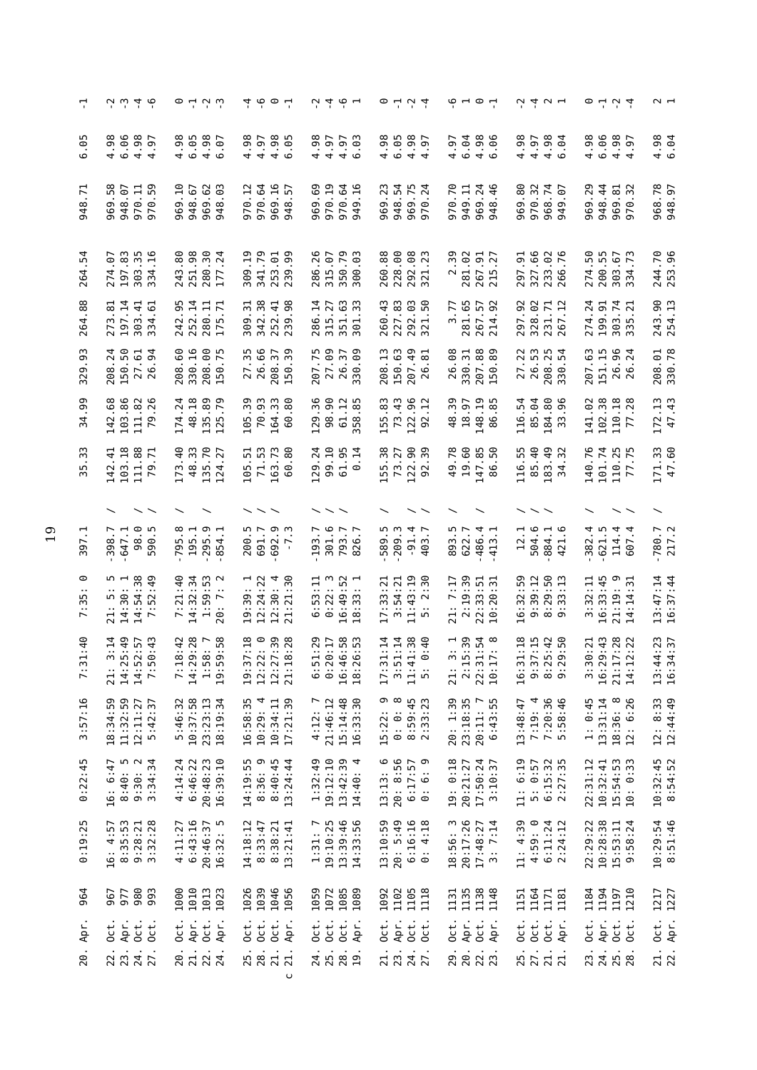| | | | | | | | | | | | | | | | | |
|---|---|---|---|---|---|---|---|---|---|---|---|---|---|---|---|---|
| 20. | Apr. | 964 | 0:19:25 | 0:22:45 | 3:57:16 | 7:31:40 | 7:35: 0 | 397.1 | / | 35.33 | 34.99 | 329.93 | 264.88 | 264.54 | 948.71 | 6.05 | -1 |
| 22. | Oct. | 967 | 16: 4:57 | 16: 6:47 | 18:34:59 | 21: 3:14 | 21: 5: 5 | -398.7 | / | 142.41 | 142.68 | 208.24 | 273.81 | 274.07 | 969.58 | 4.98 | -2 |
| 23. | Apr. | 977 | 8:35:53 | 8:40: 5 | 11:32:59 | 14:25:49 | 14:30: 1 | -647.1 | | 103.18 | 103.86 | 150.50 | 197.14 | 197.83 | 948.07 | 6.06 | -3 |
| 24. | Oct. | 980 | 9:28:21 | 9:30: 2 | 12:11:27 | 14:52:57 | 14:54:38 | 98.0 | / | 111.88 | 111.82 | 27.61 | 303.41 | 303.35 | 970.11 | 4.98 | -4 |
| 27. | Oct. | 993 | 3:32:28 | 3:34:34 | 5:42:37 | 7:50:43 | 7:52:49 | 590.5 | / | 79.71 | 79.26 | 26.94 | 334.61 | 334.16 | 970.59 | 4.97 | -6 |
| 20. | Oct. | 1000 | 4:11:27 | 4:14:24 | 5:46:32 | 7:18:42 | 7:21:40 | -795.8 | / | 173.40 | 174.24 | 208.60 | 242.95 | 243.80 | 969.10 | 4.98 | 0 |
| 21. | Apr. | 1010 | 6:43:16 | 6:46:22 | 10:37:58 | 14:29:28 | 14:32:34 | 195.1 | | 48.33 | 48.18 | 330.16 | 252.14 | 251.98 | 948.67 | 6.05 | -1 |
| 22. | Oct. | 1013 | 20:46:37 | 20:48:23 | 23:23:13 | 1:58: 7 | 1:59:53 | -295.9 | / | 135.70 | 135.89 | 208.00 | 280.11 | 280.30 | 969.62 | 4.98 | -2 |
| 24. | Apr. | 1023 | 16:32: 5 | 16:39:10 | 18:19:34 | 19:59:58 | 20: 7: 2 | -854.1 | | 124.27 | 125.79 | 150.75 | 175.71 | 177.24 | 948.03 | 6.07 | -3 |
| 25. | Oct. | 1026 | 14:18:12 | 14:19:55 | 16:58:35 | 19:37:18 | 19:39: 1 | 200.5 | / | 105.51 | 105.39 | 27.35 | 309.31 | 309.19 | 970.12 | 4.98 | -4 |
| 28. | Oct. | 1039 | 8:33:47 | 8:36: 9 | 10:29: 4 | 12:22: 0 | 12:24:22 | 691.7 | / | 71.53 | 70.93 | 26.66 | 342.38 | 341.79 | 970.64 | 4.97 | -6 |
| 21. | Oct. | 1046 | 8:38:21 | 8:40:45 | 10:34:11 | 12:27:39 | 12:30: 4 | -692.9 | / | 163.73 | 164.33 | 208.37 | 252.41 | 253.01 | 969.16 | 4.98 | 0 |
| c 21. | Apr. | 1056 | 13:21:41 | 13:24:44 | 17:21:39 | 21:18:28 | 21:21:30 | -7.3 | | 60.80 | 60.80 | 150.39 | 239.98 | 239.99 | 948.57 | 6.05 | -1 |
| 24. | Oct. | 1059 | 1:31: 7 | 1:32:49 | 4:12: 7 | 6:51:29 | 6:53:11 | -193.7 | / | 129.24 | 129.36 | 207.75 | 286.14 | 286.26 | 969.69 | 4.98 | -2 |
| 25. | Oct. | 1072 | 19:10:25 | 19:12:10 | 21:46:12 | 0:20:17 | 0:22: 3 | 301.6 | / | 99.10 | 98.90 | 27.09 | 315.27 | 315.07 | 970.19 | 4.97 | -4 |
| 28. | Oct. | 1085 | 13:39:46 | 13:42:39 | 15:14:48 | 16:46:58 | 16:49:52 | 793.7 | / | 61.95 | 61.12 | 26.37 | 351.63 | 350.79 | 970.64 | 4.97 | -6 |
| 19. | Apr. | 1089 | 14:33:56 | 14:40: 4 | 16:33:30 | 18:26:53 | 18:33: 1 | 826.7 | | 0.14 | 358.85 | 330.09 | 301.33 | 300.03 | 949.16 | 6.03 | 1 |
| 21. | Oct. | 1092 | 13:10:59 | 13:13: 6 | 15:22: 9 | 17:31:14 | 17:33:21 | -589.5 | / | 155.38 | 155.83 | 208.13 | 260.43 | 260.88 | 969.23 | 4.98 | 0 |
| 23. | Apr. | 1102 | 20: 5:49 | 20: 8:56 | 0: 0: 8 | 3:51:14 | 3:54:21 | -209.3 | | 73.27 | 73.43 | 150.63 | 227.83 | 228.00 | 948.54 | 6.05 | -1 |
| 24. | Oct. | 1105 | 6:16:16 | 6:17:57 | 8:59:45 | 11:41:38 | 11:43:19 | -91.4 | / | 122.90 | 122.96 | 207.49 | 292.03 | 292.08 | 969.75 | 4.98 | -2 |
| 27. | Oct. | 1118 | 0: 4:18 | 0: 6: 9 | 2:33:23 | 5: 0:40 | 5: 2:30 | 403.7 | / | 92.39 | 92.12 | 26.81 | 321.50 | 321.23 | 970.24 | 4.97 | -4 |
| 29. | Oct. | 1131 | 18:56: 3 | 19: 0:18 | 20: 1:39 | 21: 3: 1 | 21: 7:17 | 893.5 | / | 49.78 | 48.39 | 26.08 | 3.77 | 2.39 | 970.70 | 4.97 | -6 |
| 20. | Apr. | 1135 | 20:17:26 | 20:21:27 | 23:18:35 | 2:15:39 | 2:19:39 | 622.7 | | 19.60 | 18.97 | 330.31 | 281.65 | 281.02 | 949.11 | 6.04 | 1 |
| 22. | Oct. | 1138 | 17:48:27 | 17:50:24 | 20:11: 7 | 22:31:54 | 22:33:51 | -486.4 | / | 147.85 | 148.19 | 207.88 | 267.57 | 267.91 | 969.24 | 4.98 | 0 |
| 23. | Apr. | 1148 | 3: 7:14 | 3:10:37 | 6:43:55 | 10:17: 8 | 10:20:31 | -413.1 | | 86.50 | 86.85 | 150.89 | 214.92 | 215.27 | 948.46 | 6.06 | -1 |
| 25. | Oct. | 1151 | 11: 4:39 | 11: 6:19 | 13:48:47 | 16:31:18 | 16:32:59 | 12.1 | / | 116.55 | 116.54 | 27.22 | 297.92 | 297.91 | 969.80 | 4.98 | -2 |
| 27. | Oct. | 1164 | 4:59: 0 | 5: 0:57 | 7:19: 4 | 9:37:15 | 9:39:12 | 504.6 | / | 85.40 | 85.04 | 26.53 | 328.02 | 327.66 | 970.32 | 4.97 | -4 |
| 21. | Oct. | 1171 | 6:11:24 | 6:15:32 | 7:20:36 | 8:25:42 | 8:29:50 | -884.1 | / | 183.49 | 184.80 | 208.25 | 231.71 | 233.02 | 968.74 | 4.98 | 2 |
| 21. | Apr. | 1181 | 2:24:12 | 2:27:35 | 5:58:46 | 9:29:50 | 9:33:13 | 421.6 | | 34.32 | 33.96 | 330.54 | 267.12 | 266.76 | 949.07 | 6.04 | 1 |
| 23. | Oct. | 1184 | 22:29:22 | 22:31:12 | 1: 0:45 | 3:30:21 | 3:32:11 | -382.4 | / | 140.76 | 141.02 | 207.63 | 274.24 | 274.50 | 969.29 | 4.98 | 0 |
| 24. | Apr. | 1194 | 10:28:38 | 10:32:41 | 13:31:14 | 16:29:43 | 16:33:45 | -621.5 | | 101.74 | 102.38 | 151.15 | 199.91 | 200.55 | 948.44 | 6.06 | -1 |
| 25. | Oct. | 1197 | 15:53:11 | 15:54:53 | 18:36: 8 | 21:17:28 | 21:19: 9 | 114.4 | / | 110.25 | 110.18 | 26.96 | 303.74 | 303.67 | 969.81 | 4.98 | -2 |
| 28. | Oct. | 1210 | 9:58:24 | 10: 0:33 | 12: 6:26 | 14:12:22 | 14:14:31 | 607.4 | / | 77.75 | 77.28 | 26.24 | 335.21 | 334.73 | 970.32 | 4.97 | -4 |
| 21. | Oct. | 1217 | 10:29:54 | 10:32:45 | 12: 8:33 | 13:44:23 | 13:47:14 | -780.7 | / | 171.33 | 172.13 | 208.01 | 243.90 | 244.70 | 968.78 | 4.98 | 2 |
| 22. | Apr. | 1227 | 8:51:46 | 8:54:52 | 12:44:49 | 16:34:37 | 16:37:44 | 217.2 | | 47.60 | 47.43 | 330.78 | 254.13 | 253.96 | 948.97 | 6.04 | 1 |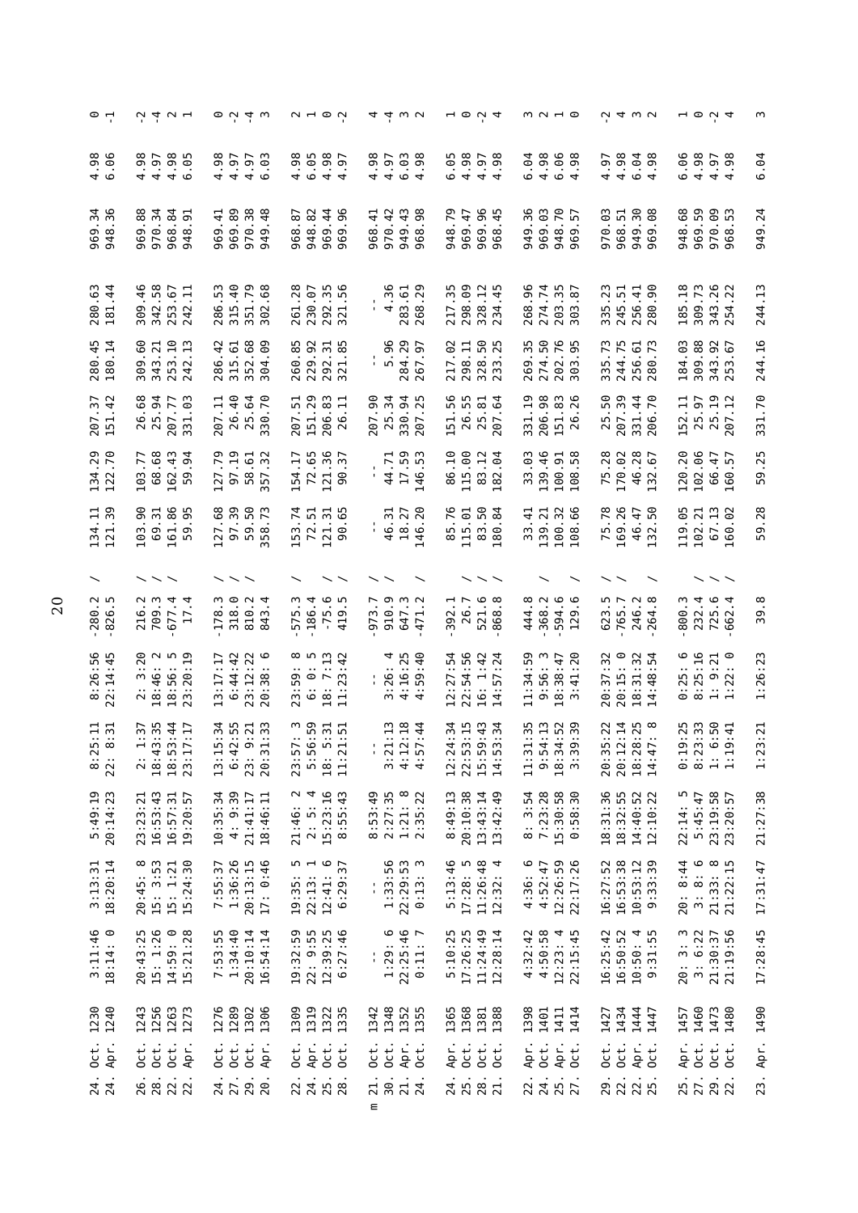| | | | | | | | | | | | | | | | |
|---|---|---|---|---|---|---|---|---|---|---|---|---|---|---|---|
| 24. Oct. 1230 | 3:11:46 | 3:13:31 | 5:49:19 | 8:25:11 | 8:26:56 | -280.2 | / | 134.11 | 134.29 | 207.37 | 280.45 | 280.63 | 969.34 | 4.98 | 0 |
| 24. Apr. 1240 | 18:14: 0 | 18:20:14 | 20:14:23 | 22: 8:31 | 22:14:45 | -826.5 | | 121.39 | 122.70 | 151.42 | 180.14 | 181.44 | 948.36 | 6.06 | -1 |
| | | | | | | | | | | | | | | | |
| 26. Oct. 1243 | 20:43:25 | 20:45: 8 | 23:23:21 | 2: 1:37 | 2: 3:20 | 216.2 | / | 103.90 | 103.77 | 26.68 | 309.60 | 309.46 | 969.88 | 4.98 | -2 |
| 28. Oct. 1256 | 15: 1:26 | 15: 3:53 | 16:53:43 | 18:43:35 | 18:46: 2 | 709.3 | / | 69.31 | 68.68 | 25.94 | 343.21 | 342.58 | 970.34 | 4.97 | -4 |
| 22. Oct. 1263 | 14:59: 0 | 15: 1:21 | 16:57:31 | 18:53:44 | 18:56: 5 | -677.4 | / | 161.86 | 162.43 | 207.77 | 253.10 | 253.67 | 968.84 | 4.98 | 2 |
| 22. Apr. 1273 | 15:21:28 | 15:24:30 | 19:20:57 | 23:17:17 | 23:20:19 | 17.4 | | 59.95 | 59.94 | 331.03 | 242.13 | 242.11 | 948.91 | 6.05 | 1 |
| | | | | | | | | | | | | | | | |
| 24. Oct. 1276 | 7:53:55 | 7:55:37 | 10:35:34 | 13:15:34 | 13:17:17 | -178.3 | / | 127.68 | 127.79 | 207.11 | 286.42 | 286.53 | 969.41 | 4.98 | 0 |
| 27. Oct. 1289 | 1:34:40 | 1:36:26 | 4: 9:39 | 6:42:55 | 6:44:42 | 318.0 | / | 97.39 | 97.19 | 26.40 | 315.61 | 315.40 | 969.89 | 4.97 | -2 |
| 29. Oct. 1302 | 20:10:14 | 20:13:15 | 21:41:17 | 23: 9:21 | 23:12:22 | 810.2 | / | 59.50 | 58.61 | 25.64 | 352.68 | 351.79 | 970.38 | 4.97 | -4 |
| 20. Apr. 1306 | 16:54:14 | 17: 0:46 | 18:46:11 | 20:31:33 | 20:38: 6 | 843.4 | | 358.73 | 357.32 | 330.70 | 304.09 | 302.68 | 949.48 | 6.03 | 3 |
| | | | | | | | | | | | | | | | |
| 22. Oct. 1309 | 19:32:59 | 19:35: 5 | 21:46: 2 | 23:57: 3 | 23:59: 8 | -575.3 | / | 153.74 | 154.17 | 207.51 | 260.85 | 261.28 | 968.87 | 4.98 | 2 |
| 24. Apr. 1319 | 22: 9:55 | 22:13: 1 | 2: 5: 4 | 5:56:59 | 6: 0: 5 | -186.4 | | 72.51 | 72.65 | 151.29 | 229.92 | 230.07 | 948.82 | 6.05 | 1 |
| 25. Oct. 1322 | 12:39:25 | 12:41: 6 | 15:23:16 | 18: 5:31 | 18: 7:13 | -75.6 | / | 121.31 | 121.36 | 206.83 | 292.31 | 292.35 | 969.44 | 4.98 | 0 |
| 28. Oct. 1335 | 6:27:46 | 6:29:37 | 8:55:43 | 11:21:51 | 11:23:42 | 419.5 | / | 90.65 | 90.37 | 26.11 | 321.85 | 321.56 | 969.96 | 4.97 | -2 |
| | | | | | | | | | | | | | | | |
| m 21. Oct. 1342 | - | - | 8:53:49 | - | - | -973.7 | / | - | - | 207.90 | - | - | 968.41 | 4.98 | 4 |
| 30. Oct. 1348 | 1:29: 6 | 1:33:56 | 2:27:35 | 3:21:13 | 3:26: 4 | 910.9 | / | 46.31 | 44.71 | 25.34 | 5.96 | 4.36 | 970.42 | 4.97 | -4 |
| 21. Apr. 1352 | 22:25:46 | 22:29:53 | 1:21: 8 | 4:12:18 | 4:16:25 | 647.3 | | 18.27 | 17.59 | 330.94 | 284.29 | 283.61 | 949.43 | 6.03 | 3 |
| 24. Oct. 1355 | 0:11: 7 | 0:13: 3 | 2:35:22 | 4:57:44 | 4:59:40 | -471.2 | / | 146.20 | 146.53 | 207.25 | 267.97 | 268.29 | 968.98 | 4.98 | 2 |
| | | | | | | | | | | | | | | | |
| 24. Apr. 1365 | 5:10:25 | 5:13:46 | 8:49:13 | 12:24:34 | 12:27:54 | -392.1 | | 85.76 | 86.10 | 151.56 | 217.02 | 217.35 | 948.79 | 6.05 | 1 |
| 25. Oct. 1368 | 17:26:25 | 17:28: 5 | 20:10:38 | 22:53:15 | 22:54:56 | 26.7 | / | 115.01 | 115.00 | 26.55 | 298.11 | 298.09 | 969.47 | 4.98 | 0 |
| 28. Oct. 1381 | 11:24:49 | 11:26:48 | 13:43:14 | 15:59:43 | 16: 1:42 | 521.6 | / | 83.50 | 83.12 | 25.81 | 328.50 | 328.12 | 969.96 | 4.97 | -2 |
| 21. Oct. 1388 | 12:28:14 | 12:32: 4 | 13:42:49 | 14:53:34 | 14:57:24 | -868.8 | / | 180.84 | 182.04 | 207.64 | 233.25 | 234.45 | 968.45 | 4.98 | 4 |
| | | | | | | | | | | | | | | | |
| 22. Apr. 1398 | 4:32:42 | 4:36: 6 | 8: 3:54 | 11:31:35 | 11:34:59 | 444.8 | | 33.41 | 33.03 | 331.19 | 269.35 | 268.96 | 949.36 | 6.04 | 3 |
| 24. Oct. 1401 | 4:50:58 | 4:52:47 | 7:23:28 | 9:54:13 | 9:56: 3 | -368.2 | / | 139.21 | 139.46 | 206.98 | 274.50 | 274.74 | 969.03 | 4.98 | 2 |
| 25. Apr. 1411 | 12:23: 4 | 12:26:59 | 15:30:58 | 18:34:52 | 18:38:47 | -594.6 | | 100.32 | 100.91 | 151.83 | 202.76 | 203.35 | 948.70 | 6.06 | 1 |
| 27. Oct. 1414 | 22:15:45 | 22:17:26 | 0:58:30 | 3:39:39 | 3:41:20 | 129.6 | / | 108.66 | 108.58 | 26.26 | 303.95 | 303.87 | 969.57 | 4.98 | 0 |
| | | | | | | | | | | | | | | | |
| 29. Oct. 1427 | 16:25:42 | 16:27:52 | 18:31:36 | 20:35:22 | 20:37:32 | 623.5 | / | 75.78 | 75.28 | 25.50 | 335.73 | 335.23 | 970.03 | 4.97 | -2 |
| 22. Oct. 1434 | 16:50:52 | 16:53:38 | 18:32:55 | 20:12:14 | 20:15: 0 | -765.7 | / | 169.26 | 170.02 | 207.39 | 244.75 | 245.51 | 968.51 | 4.98 | 4 |
| 22. Apr. 1444 | 10:50: 4 | 10:53:12 | 14:40:52 | 18:28:25 | 18:31:32 | 246.2 | | 46.47 | 46.28 | 331.44 | 256.61 | 256.41 | 949.30 | 6.04 | 3 |
| 25. Oct. 1447 | 9:31:55 | 9:33:39 | 12:10:22 | 14:47: 8 | 14:48:54 | -264.8 | / | 132.50 | 132.67 | 206.70 | 280.73 | 280.90 | 969.08 | 4.98 | 2 |
| | | | | | | | | | | | | | | | |
| 25. Apr. 1457 | 20: 3: 3 | 20: 8:44 | 22:14: 5 | 0:19:25 | 0:25: 6 | -800.3 | | 119.05 | 120.20 | 152.11 | 184.03 | 185.18 | 948.68 | 6.06 | 1 |
| 27. Oct. 1460 | 3: 6:22 | 3: 8: 6 | 5:45:47 | 8:23:33 | 8:25:16 | 232.4 | / | 102.21 | 102.06 | 25.97 | 309.88 | 309.73 | 969.59 | 4.98 | 0 |
| 29. Oct. 1473 | 21:30:37 | 21:33: 8 | 23:19:58 | 1: 6:50 | 1: 9:21 | 725.6 | / | 67.13 | 66.47 | 25.19 | 343.92 | 343.26 | 970.09 | 4.97 | -2 |
| 22. Oct. 1480 | 21:19:56 | 21:22:15 | 23:20:57 | 1:19:41 | 1:22: 0 | -662.4 | / | 160.02 | 160.57 | 207.12 | 253.67 | 254.22 | 968.53 | 4.98 | 4 |
| | | | | | | | | | | | | | | | |
| 23. Apr. 1490 | 17:28:45 | 17:31:47 | 21:27:38 | 1:23:21 | 1:26:23 | 39.8 | | 59.28 | 59.25 | 331.70 | 244.16 | 244.13 | 949.24 | 6.04 | 3 |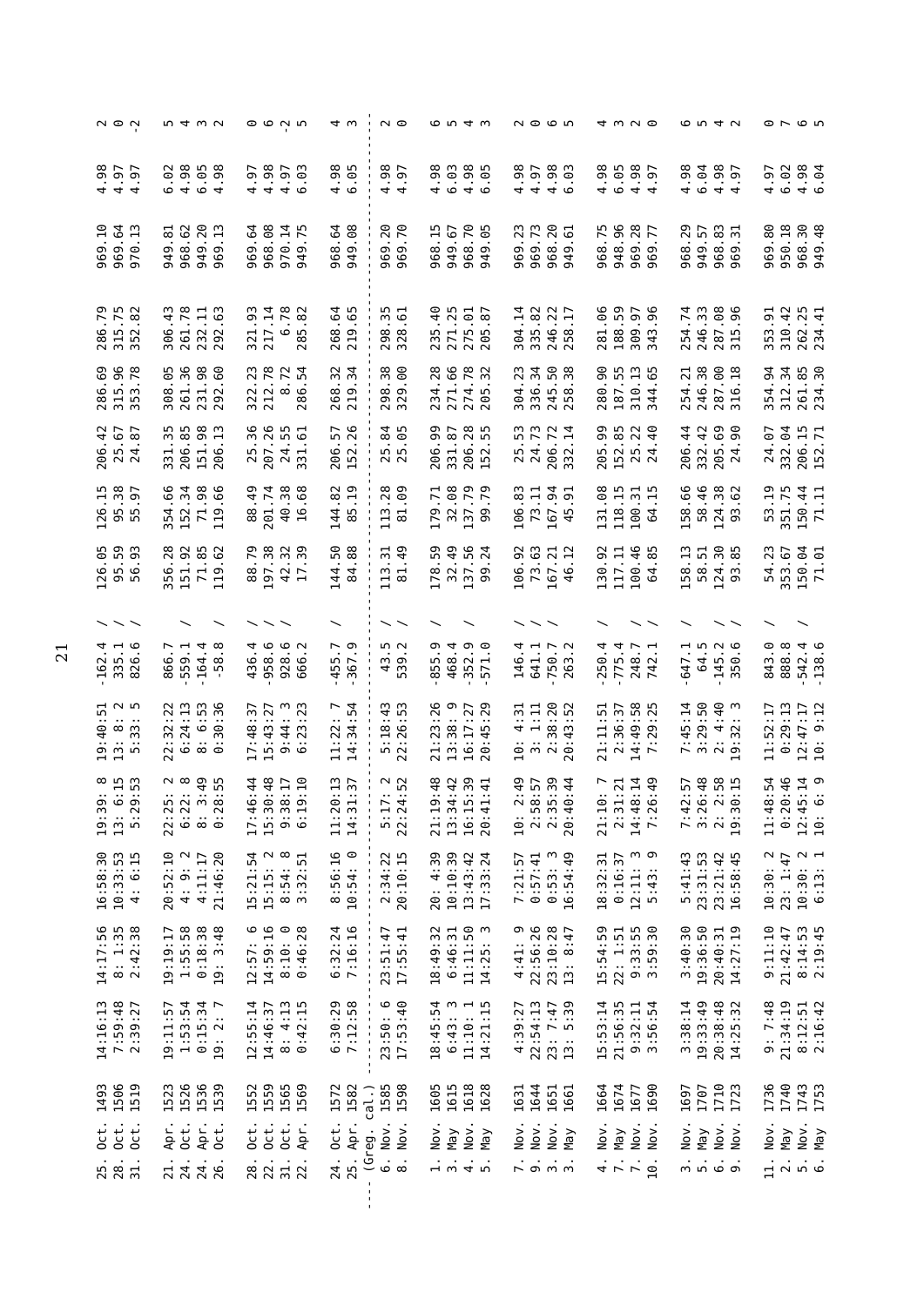| Date | Year | | | | | | | | | | | | | | | |
|---|---|---|---|---|---|---|---|---|---|---|---|---|---|---|---|---|
| 25. Oct. | 1493 | 14:16:13 | 14:17:56 | 16:58:30 | 19:39: 8 | 19:40:51 | -162.4 | / | 126.05 | 126.15 | 206.42 | 286.69 | 286.79 | 969.10 | 4.98 | 2 |
| 28. Oct. | 1506 | 7:59:48 | 8: 1:35 | 10:33:53 | 13: 6:15 | 13: 8: 2 | 335.1 | / | 95.59 | 95.38 | 25.67 | 315.96 | 315.75 | 969.64 | 4.97 | 0 |
| 31. Oct. | 1519 | 2:39:27 | 2:42:38 | 4: 6:15 | 5:29:53 | 5:33: 5 | 826.6 | / | 56.93 | 55.97 | 24.87 | 353.78 | 352.82 | 970.13 | 4.97 | -2 |
| 21. Apr. | 1523 | 19:11:57 | 19:19:17 | 20:52:10 | 22:25: 2 | 22:32:22 | 866.7 | / | 356.28 | 354.66 | 331.35 | 308.05 | 306.43 | 949.81 | 6.02 | 5 |
| 24. Oct. | 1526 | 1:53:54 | 1:55:58 | 4: 9: 2 | 6:22: 8 | 6:24:13 | -559.1 | | 151.92 | 152.34 | 206.85 | 261.36 | 261.78 | 968.62 | 4.98 | 4 |
| 24. Apr. | 1536 | 0:15:34 | 0:18:38 | 4:11:17 | 8: 3:49 | 8: 6:53 | -164.4 | | 71.85 | 71.98 | 151.98 | 231.98 | 232.11 | 949.20 | 6.05 | 3 |
| 26. Oct. | 1539 | 19: 2: 7 | 19: 3:48 | 21:46:20 | 0:28:55 | 0:30:36 | -58.8 | / | 119.62 | 119.66 | 206.13 | 292.60 | 292.63 | 969.13 | 4.98 | 2 |
| 28. Oct. | 1552 | 12:55:14 | 12:57: 6 | 15:21:54 | 17:46:44 | 17:48:37 | 436.4 | / | 88.79 | 88.49 | 25.36 | 322.23 | 321.93 | 969.64 | 4.97 | 0 |
| 22. Oct. | 1559 | 14:46:37 | 14:59:16 | 15:15: 2 | 15:30:48 | 15:43:27 | -958.6 | / | 197.38 | 201.74 | 207.26 | 212.78 | 217.14 | 968.08 | 4.98 | 6 |
| 31. Oct. | 1565 | 8: 4:13 | 8:10: 0 | 8:54: 8 | 9:38:17 | 9:44: 3 | 928.6 | / | 42.32 | 40.38 | 24.55 | 8.72 | 6.78 | 970.14 | 4.97 | -2 |
| 22. Apr. | 1569 | 0:42:15 | 0:46:28 | 3:32:51 | 6:19:10 | 6:23:23 | 666.2 | | 17.39 | 16.68 | 331.61 | 286.54 | 285.82 | 949.75 | 6.03 | 5 |
| 24. Oct. | 1572 | 6:30:29 | 6:32:24 | 8:56:16 | 11:20:13 | 11:22: 7 | -455.7 | / | 144.50 | 144.82 | 206.57 | 268.32 | 268.64 | 968.64 | 4.98 | 4 |
| 25. Apr. | 1582 | 7:12:58 | 7:16:16 | 10:54: 0 | 14:31:37 | 14:34:54 | -367.9 | | 84.88 | 85.19 | 152.26 | 219.34 | 219.65 | 949.08 | 6.05 | 3 |
| (Greg. cal.) | | | | | | | | | | | | | | | | |
| 6. Nov. | 1585 | 23:50: 6 | 23:51:47 | 2:34:22 | 5:17: 2 | 5:18:43 | 43.5 | / | 113.31 | 113.28 | 25.84 | 298.38 | 298.35 | 969.20 | 4.98 | 2 |
| 8. Nov. | 1598 | 17:53:40 | 17:55:41 | 20:10:15 | 22:24:52 | 22:26:53 | 539.2 | / | 81.49 | 81.09 | 25.05 | 329.00 | 328.61 | 969.70 | 4.97 | 0 |
| 1. Nov. | 1605 | 18:45:54 | 18:49:32 | 20: 4:39 | 21:19:48 | 21:23:26 | -855.9 | / | 178.59 | 179.71 | 206.99 | 234.28 | 235.40 | 968.15 | 4.98 | 6 |
| 3. May | 1615 | 6:43: 3 | 6:46:31 | 10:10:39 | 13:34:42 | 13:38: 9 | 468.4 | | 32.49 | 32.08 | 331.87 | 271.66 | 271.25 | 949.67 | 6.03 | 5 |
| 4. Nov. | 1618 | 11:10: 1 | 11:11:50 | 13:43:42 | 16:15:39 | 16:17:27 | -352.9 | / | 137.56 | 137.79 | 206.28 | 274.78 | 275.01 | 968.70 | 4.98 | 4 |
| 5. May | 1628 | 14:21:15 | 14:25: 3 | 17:33:24 | 20:41:41 | 20:45:29 | -571.0 | | 99.24 | 99.79 | 152.55 | 205.32 | 205.87 | 949.05 | 6.05 | 3 |
| 7. Nov. | 1631 | 4:39:27 | 4:41: 9 | 7:21:57 | 10: 2:49 | 10: 4:31 | 146.4 | / | 106.92 | 106.83 | 25.53 | 304.23 | 304.14 | 969.23 | 4.98 | 2 |
| 9. Nov. | 1644 | 22:54:13 | 22:56:26 | 0:57:41 | 2:58:57 | 3: 1:11 | 641.1 | / | 73.63 | 73.11 | 24.73 | 336.34 | 335.82 | 969.73 | 4.97 | 0 |
| 3. Nov. | 1651 | 23: 7:47 | 23:10:28 | 0:53: 3 | 2:35:39 | 2:38:20 | -750.7 | / | 167.21 | 167.94 | 206.72 | 245.50 | 246.22 | 968.20 | 4.98 | 6 |
| 3. May | 1661 | 13: 5:39 | 13: 8:47 | 16:54:49 | 20:40:44 | 20:43:52 | 263.2 | | 46.12 | 45.91 | 332.14 | 258.38 | 258.17 | 949.61 | 6.03 | 5 |
| 4. Nov. | 1664 | 15:53:14 | 15:54:59 | 18:32:31 | 21:10: 7 | 21:11:51 | -250.4 | / | 130.92 | 131.08 | 205.99 | 280.90 | 281.06 | 968.75 | 4.98 | 4 |
| 7. May | 1674 | 21:56:35 | 22: 1:51 | 0:16:37 | 2:31:21 | 2:36:37 | -775.4 | | 117.11 | 118.15 | 152.85 | 187.55 | 188.59 | 948.96 | 6.05 | 3 |
| 7. Nov. | 1677 | 9:32:11 | 9:33:55 | 12:11: 3 | 14:48:14 | 14:49:58 | 248.7 | / | 100.46 | 100.31 | 25.22 | 310.13 | 309.97 | 969.28 | 4.98 | 2 |
| 10. Nov. | 1690 | 3:56:54 | 3:59:30 | 5:43: 9 | 7:26:49 | 7:29:25 | 742.1 | / | 64.85 | 64.15 | 24.40 | 344.65 | 343.96 | 969.77 | 4.97 | 0 |
| 3. Nov. | 1697 | 3:38:14 | 3:40:30 | 5:41:43 | 7:42:57 | 7:45:14 | -647.1 | / | 158.13 | 158.66 | 206.44 | 254.21 | 254.74 | 968.29 | 4.98 | 6 |
| 5. May | 1707 | 19:33:49 | 19:36:50 | 23:31:53 | 3:26:48 | 3:29:50 | 64.5 | | 58.51 | 58.46 | 332.42 | 246.38 | 246.33 | 949.57 | 6.04 | 5 |
| 6. Nov. | 1710 | 20:38:48 | 20:40:31 | 23:21:42 | 2: 2:58 | 2: 4:40 | -145.2 | / | 124.30 | 124.38 | 205.69 | 287.00 | 287.08 | 968.83 | 4.98 | 4 |
| 9. Nov. | 1723 | 14:25:32 | 14:27:19 | 16:58:45 | 19:30:15 | 19:32: 3 | 350.6 | / | 93.85 | 93.62 | 24.90 | 316.18 | 315.96 | 969.31 | 4.97 | 2 |
| 11. Nov. | 1736 | 9: 7:48 | 9:11:10 | 10:30: 2 | 11:48:54 | 11:52:17 | 843.0 | / | 54.23 | 53.19 | 24.07 | 354.94 | 353.91 | 969.80 | 4.97 | 0 |
| 2. May | 1740 | 21:34:19 | 21:42:47 | 23: 1:47 | 0:20:46 | 0:29:13 | 888.8 | | 353.67 | 351.75 | 332.04 | 312.34 | 310.42 | 950.18 | 6.02 | 7 |
| 5. Nov. | 1743 | 8:12:51 | 8:14:53 | 10:30: 2 | 12:45:14 | 12:47:17 | -542.4 | / | 150.04 | 150.44 | 206.15 | 261.85 | 262.25 | 968.30 | 4.98 | 6 |
| 6. May | 1753 | 2:16:42 | 2:19:45 | 6:13: 1 | 10: 6: 9 | 10: 9:12 | -138.6 | | 71.01 | 71.11 | 152.71 | 234.30 | 234.41 | 949.48 | 6.04 | 5 |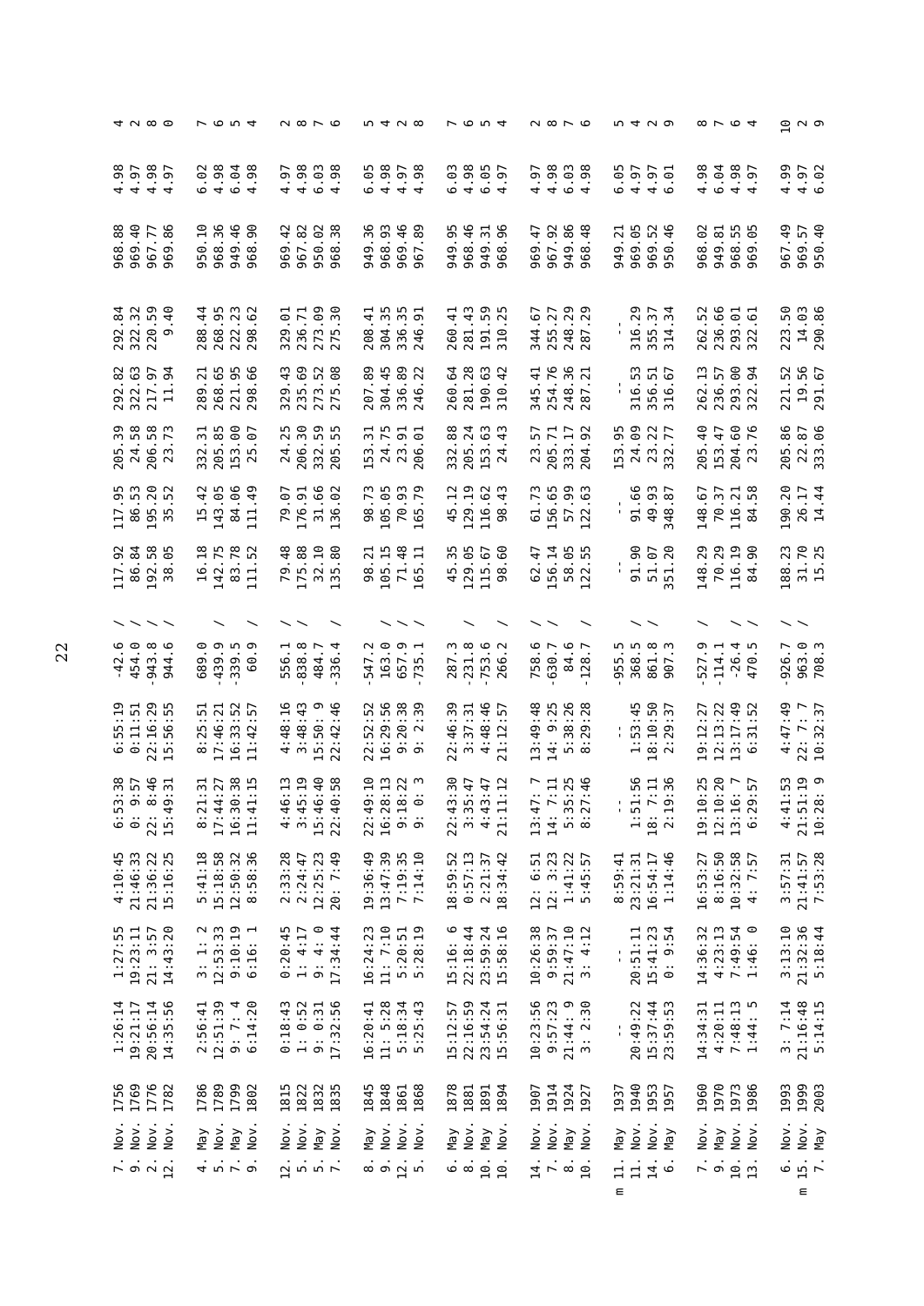| | | | | | | | | | | | | | | | |
|---|---|---|---|---|---|---|---|---|---|---|---|---|---|---|---|
| 7. Nov. 1756 | 1:26:14 | 1:27:55 | 4:10:45 | 6:53:38 | 6:55:19 | -42.6 | / | 117.92 | 117.95 | 205.39 | 292.82 | 292.84 | 968.88 | 4.98 | 4 |
| 9. Nov. 1769 | 19:21:17 | 19:23:11 | 21:46:33 | 0: 9:57 | 0:11:51 | 454.0 | / | 86.84 | 86.53 | 24.58 | 322.63 | 322.32 | 969.40 | 4.97 | 2 |
| 2. Nov. 1776 | 20:56:14 | 21: 3:57 | 21:36:22 | 22: 8:46 | 22:16:29 | -943.8 | / | 192.58 | 195.20 | 206.58 | 217.97 | 220.59 | 967.77 | 4.98 | 8 |
| 12. Nov. 1782 | 14:35:56 | 14:43:20 | 15:16:25 | 15:49:31 | 15:56:55 | 944.6 | / | 38.05 | 35.52 | 23.73 | 11.94 | 9.40 | 969.86 | 4.97 | 0 |
| 4. May 1786 | 2:56:41 | 3: 1: 2 | 5:41:18 | 8:21:31 | 8:25:51 | 689.0 | | 16.18 | 15.42 | 332.31 | 289.21 | 288.44 | 950.10 | 6.02 | 7 |
| 5. Nov. 1789 | 12:51:39 | 12:53:33 | 15:18:58 | 17:44:27 | 17:46:21 | -439.9 | / | 142.75 | 143.05 | 205.85 | 268.65 | 268.95 | 968.36 | 4.98 | 6 |
| 7. May 1799 | 9: 7: 4 | 9:10:19 | 12:50:32 | 16:30:38 | 16:33:52 | -339.5 | | 83.78 | 84.06 | 153.00 | 221.95 | 222.23 | 949.46 | 6.04 | 5 |
| 9. Nov. 1802 | 6:14:20 | 6:16: 1 | 8:58:36 | 11:41:15 | 11:42:57 | 60.9 | / | 111.52 | 111.49 | 25.07 | 298.66 | 298.62 | 968.90 | 4.98 | 4 |
| 12. Nov. 1815 | 0:18:43 | 0:20:45 | 2:33:28 | 4:46:13 | 4:48:16 | 556.1 | / | 79.48 | 79.07 | 24.25 | 329.43 | 329.01 | 969.42 | 4.97 | 2 |
| 5. Nov. 1822 | 1: 0:52 | 1: 4:17 | 2:24:47 | 3:45:19 | 3:48:43 | -838.8 | / | 175.88 | 176.91 | 206.30 | 235.69 | 236.71 | 967.82 | 4.98 | 8 |
| 5. May 1832 | 9: 0:31 | 9: 4: 0 | 12:25:23 | 15:46:40 | 15:50: 9 | 484.7 | | 32.10 | 31.66 | 332.59 | 273.52 | 273.09 | 950.02 | 6.03 | 7 |
| 7. Nov. 1835 | 17:32:56 | 17:34:44 | 20: 7:49 | 22:40:58 | 22:42:46 | -336.4 | / | 135.80 | 136.02 | 205.55 | 275.08 | 275.30 | 968.38 | 4.98 | 6 |
| 8. May 1845 | 16:20:41 | 16:24:23 | 19:36:49 | 22:49:10 | 22:52:52 | -547.2 | | 98.21 | 98.73 | 153.31 | 207.89 | 208.41 | 949.36 | 6.05 | 5 |
| 9. Nov. 1848 | 11: 5:28 | 11: 7:10 | 13:47:39 | 16:28:13 | 16:29:56 | 163.0 | / | 105.15 | 105.05 | 24.75 | 304.45 | 304.35 | 968.93 | 4.98 | 4 |
| 12. Nov. 1861 | 5:18:34 | 5:20:51 | 7:19:35 | 9:18:22 | 9:20:38 | 657.9 | / | 71.48 | 70.93 | 23.91 | 336.89 | 336.35 | 969.46 | 4.97 | 2 |
| 5. Nov. 1868 | 5:25:43 | 5:28:19 | 7:14:10 | 9: 0: 3 | 9: 2:39 | -735.1 | / | 165.11 | 165.79 | 206.01 | 246.22 | 246.91 | 967.89 | 4.98 | 8 |
| 6. May 1878 | 15:12:57 | 15:16: 6 | 18:59:52 | 22:43:30 | 22:46:39 | 287.3 | | 45.35 | 45.12 | 332.88 | 260.64 | 260.41 | 949.95 | 6.03 | 7 |
| 8. Nov. 1881 | 22:16:59 | 22:18:44 | 0:57:13 | 3:35:47 | 3:37:31 | -231.8 | / | 129.05 | 129.19 | 205.24 | 281.28 | 281.43 | 968.46 | 4.98 | 6 |
| 10. May 1891 | 23:54:24 | 23:59:24 | 2:21:37 | 4:43:47 | 4:48:46 | -753.6 | | 115.67 | 116.62 | 153.63 | 190.63 | 191.59 | 949.31 | 6.05 | 5 |
| 10. Nov. 1894 | 15:56:31 | 15:58:16 | 18:34:42 | 21:11:12 | 21:12:57 | 266.2 | / | 98.60 | 98.43 | 24.43 | 310.42 | 310.25 | 968.96 | 4.97 | 4 |
| 14. Nov. 1907 | 10:23:56 | 10:26:38 | 12: 6:51 | 13:47: 7 | 13:49:48 | 758.6 | / | 62.47 | 61.73 | 23.57 | 345.41 | 344.67 | 969.47 | 4.97 | 2 |
| 7. Nov. 1914 | 9:57:23 | 9:59:37 | 12: 3:23 | 14: 7:11 | 14: 9:25 | -630.7 | / | 156.14 | 156.65 | 205.71 | 254.76 | 255.27 | 967.92 | 4.98 | 8 |
| 8. May 1924 | 21:44: 9 | 21:47:10 | 1:41:22 | 5:35:25 | 5:38:26 | 84.6 | | 58.05 | 57.99 | 333.17 | 248.36 | 248.29 | 949.86 | 6.03 | 7 |
| 10. Nov. 1927 | 3: 2:30 | 3: 4:12 | 5:45:57 | 8:27:46 | 8:29:28 | -128.7 | / | 122.55 | 122.63 | 204.92 | 287.21 | 287.29 | 968.48 | 4.98 | 6 |
| m 11. May 1937 | -- | -- | 8:59:41 | -- | -- | -955.5 | | -- | -- | 153.95 | -- | -- | 949.21 | 6.05 | 5 |
| 11. Nov. 1940 | 20:49:22 | 20:51:11 | 23:21:31 | 1:51:56 | 1:53:45 | 368.5 | / | 91.90 | 91.66 | 24.09 | 316.53 | 316.29 | 969.05 | 4.97 | 4 |
| 14. Nov. 1953 | 15:37:44 | 15:41:23 | 16:54:17 | 18: 7:11 | 18:10:50 | 861.8 | / | 51.07 | 49.93 | 23.22 | 356.51 | 355.37 | 969.52 | 4.97 | 2 |
| 6. May 1957 | 23:59:53 | 0: 9:54 | 1:14:46 | 2:19:36 | 2:29:37 | 907.3 | | 351.20 | 348.87 | 332.77 | 316.67 | 314.34 | 950.46 | 6.01 | 9 |
| 7. Nov. 1960 | 14:34:31 | 14:36:32 | 16:53:27 | 19:10:25 | 19:12:27 | -527.9 | / | 148.29 | 148.67 | 205.40 | 262.13 | 262.52 | 968.02 | 4.98 | 8 |
| 9. May 1970 | 4:20:11 | 4:23:13 | 8:16:50 | 12:10:20 | 12:13:22 | -114.1 | | 70.29 | 70.37 | 153.47 | 236.57 | 236.66 | 949.81 | 6.04 | 7 |
| 10. Nov. 1973 | 7:48:13 | 7:49:54 | 10:32:58 | 13:16: 7 | 13:17:49 | -26.4 | / | 116.19 | 116.21 | 204.60 | 293.00 | 293.01 | 968.55 | 4.98 | 6 |
| 13. Nov. 1986 | 1:44: 5 | 1:46: 0 | 4: 7:57 | 6:29:57 | 6:31:52 | 470.5 | / | 84.90 | 84.58 | 23.76 | 322.94 | 322.61 | 969.05 | 4.97 | 4 |
| 6. Nov. 1993 | 3: 7:14 | 3:13:10 | 3:57:31 | 4:41:53 | 4:47:49 | -926.7 | / | 188.23 | 190.20 | 205.86 | 221.52 | 223.50 | 967.49 | 4.99 | 10 |
| m 15. Nov. 1999 | 21:16:48 | 21:32:36 | 21:41:57 | 21:51:19 | 22: 7: 7 | 963.0 | / | 31.70 | 26.17 | 22.87 | 19.56 | 14.03 | 969.57 | 4.97 | 2 |
| 7. May 2003 | 5:14:15 | 5:18:44 | 7:53:28 | 10:28: 9 | 10:32:37 | 708.3 | | 15.25 | 14.44 | 333.06 | 291.67 | 290.86 | 950.40 | 6.02 | 9 |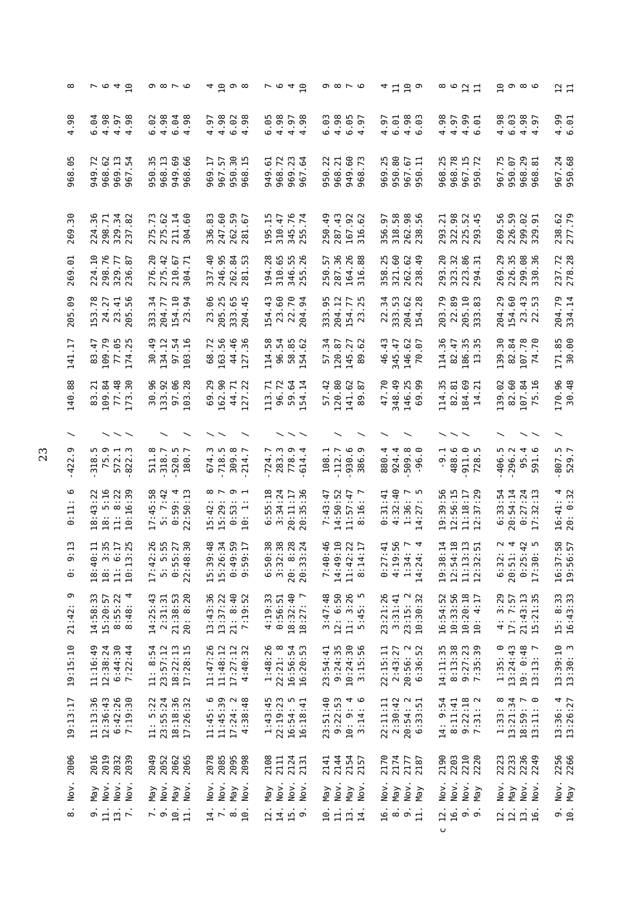| | | | | | | | | | | | | | | |
|---|---|---|---|---|---|---|---|---|---|---|---|---|---|---|
| 8. Nov. 2006 | 19:13:17 | 19:15:10 | 21:42: 9 | 0: 9:13 | 0:11: 6 | -422.9 | / | 140.88 | 141.17 | 205.09 | 269.01 | 269.30 | 968.05 | 4.98 | 8 |
| 9. May 2016 | 11:13:36 | 11:16:49 | 14:58:33 | 18:40:11 | 18:43:22 | -318.5 | / | 83.21 | 83.47 | 153.78 | 224.10 | 224.36 | 949.72 | 6.04 | 7 |
| 11. Nov. 2019 | 12:36:43 | 12:38:24 | 15:20:57 | 18: 3:35 | 18: 5:16 | 75.9 | / | 109.84 | 109.79 | 24.27 | 298.76 | 298.71 | 968.62 | 4.98 | 6 |
| 13. Nov. 2032 | 6:42:26 | 6:44:30 | 8:55:22 | 11: 6:17 | 11: 8:22 | 572.1 | / | 77.48 | 77.05 | 23.41 | 329.77 | 329.34 | 969.13 | 4.97 | 4 |
| 7. Nov. 2039 | 7:19:30 | 7:22:44 | 8:48: 4 | 10:13:25 | 10:16:39 | -822.3 | / | 173.30 | 174.25 | 205.56 | 236.87 | 237.82 | 967.54 | 4.98 | 10 |
| 7. May 2049 | 11: 5:22 | 11: 8:54 | 14:25:43 | 17:42:26 | 17:45:58 | 511.8 | / | 30.96 | 30.49 | 333.34 | 276.20 | 275.73 | 950.35 | 6.02 | 9 |
| 9. Nov. 2052 | 23:55:24 | 23:57:12 | 2:31:31 | 5: 5:55 | 5: 7:42 | -318.7 | | 133.92 | 134.12 | 204.77 | 275.42 | 275.62 | 968.13 | 4.98 | 8 |
| 10. May 2062 | 18:18:36 | 18:22:13 | 21:38:53 | 0:55:27 | 0:59: 4 | -520.5 | | 97.06 | 97.54 | 154.10 | 210.67 | 211.14 | 949.69 | 6.04 | 7 |
| 11. Nov. 2065 | 17:26:32 | 17:28:15 | 20: 8:20 | 22:48:30 | 22:50:13 | 180.7 | / | 103.28 | 103.16 | 23.94 | 304.71 | 304.60 | 968.66 | 4.98 | 6 |
| 14. Nov. 2078 | 11:45: 6 | 11:47:26 | 13:43:36 | 15:39:48 | 15:42: 8 | 674.3 | / | 69.29 | 68.72 | 23.06 | 337.40 | 336.83 | 969.17 | 4.97 | 4 |
| 7. Nov. 2085 | 11:45:39 | 11:48:12 | 13:37:22 | 15:26:34 | 15:29: 7 | -718.5 | / | 162.90 | 163.56 | 205.25 | 246.95 | 247.60 | 967.57 | 4.98 | 10 |
| 8. May 2095 | 17:24: 2 | 17:27:12 | 21: 8:40 | 0:49:59 | 0:53: 9 | 309.8 | | 44.71 | 44.46 | 333.65 | 262.84 | 262.59 | 950.30 | 6.02 | 9 |
| 10. Nov. 2098 | 4:38:48 | 4:40:32 | 7:19:52 | 9:59:17 | 10: 1: 1 | -214.7 | / | 127.22 | 127.36 | 204.45 | 281.53 | 281.67 | 968.15 | 4.98 | 8 |
| 12. May 2108 | 1:43:45 | 1:48:26 | 4:19:33 | 6:50:38 | 6:55:18 | -724.7 | | 113.71 | 114.58 | 154.43 | 194.28 | 195.15 | 949.61 | 6.05 | 7 |
| 14. Nov. 2111 | 22:19:23 | 22:21: 8 | 0:56:51 | 3:32:38 | 3:34:24 | 283.3 | / | 96.72 | 96.54 | 23.60 | 310.65 | 310.47 | 968.72 | 4.98 | 6 |
| 15. Nov. 2124 | 16:54: 5 | 16:56:54 | 18:32:40 | 20: 8:28 | 20:11:17 | 778.9 | / | 59.64 | 58.85 | 22.70 | 346.55 | 345.76 | 969.23 | 4.97 | 4 |
| 9. Nov. 2131 | 16:18:41 | 16:20:53 | 18:27: 7 | 20:33:24 | 20:35:36 | -614.4 | / | 154.14 | 154.62 | 204.94 | 255.26 | 255.74 | 967.64 | 4.98 | 10 |
| 10. May 2141 | 23:51:40 | 23:54:41 | 3:47:48 | 7:40:46 | 7:43:47 | 108.1 | | 57.42 | 57.34 | 333.95 | 250.57 | 250.49 | 950.22 | 6.03 | 9 |
| 11. Nov. 2144 | 9:22:53 | 9:24:35 | 12: 6:50 | 14:49:10 | 14:50:52 | -112.7 | / | 120.80 | 120.87 | 204.12 | 287.36 | 287.43 | 968.21 | 4.98 | 8 |
| 13. May 2154 | 10: 9: 4 | 10:24:30 | 11: 3:26 | 11:42:22 | 11:57:47 | -930.6 | | 141.62 | 145.27 | 154.77 | 164.26 | 167.92 | 949.60 | 6.05 | 7 |
| 14. Nov. 2157 | 3:14: 6 | 3:15:56 | 5:45: 5 | 8:14:17 | 8:16: 7 | 386.9 | / | 89.87 | 89.62 | 23.25 | 316.88 | 316.62 | 968.73 | 4.97 | 6 |
| 16. Nov. 2170 | 22:11:11 | 22:15:11 | 23:21:26 | 0:27:41 | 0:31:41 | 880.4 | / | 47.70 | 46.43 | 22.34 | 358.25 | 356.97 | 969.25 | 4.97 | 4 |
| 8. May 2174 | 2:30:42 | 2:43:27 | 3:31:41 | 4:19:56 | 4:32:40 | 924.4 | | 348.49 | 345.47 | 333.53 | 321.60 | 318.58 | 950.80 | 6.01 | 11 |
| 9. Nov. 2177 | 20:54: 2 | 20:56: 2 | 23:15: 2 | 1:34: 7 | 1:36: 7 | -509.8 | / | 146.25 | 146.62 | 204.62 | 262.62 | 262.98 | 967.67 | 4.98 | 10 |
| 11. May 2187 | 6:33:51 | 6:36:52 | 10:30:32 | 14:24: 4 | 14:27: 5 | -96.0 | | 69.99 | 70.07 | 154.28 | 238.49 | 238.56 | 950.11 | 6.03 | 9 |
| c 12. Nov. 2190 | 14: 9:54 | 14:11:35 | 16:54:52 | 19:38:14 | 19:39:56 | -9.1 | / | 114.35 | 114.36 | 203.79 | 293.20 | 293.21 | 968.25 | 4.98 | 8 |
| 16. Nov. 2203 | 8:11:41 | 8:13:38 | 10:33:56 | 12:54:18 | 12:56:15 | 488.6 | / | 82.81 | 82.47 | 22.89 | 323.32 | 322.98 | 968.78 | 4.97 | 6 |
| 9. Nov. 2210 | 9:22:18 | 9:27:23 | 10:20:18 | 11:13:13 | 11:18:17 | -911.0 | / | 184.69 | 186.35 | 205.10 | 223.86 | 225.52 | 967.15 | 4.99 | 12 |
| 9. May 2220 | 7:31: 2 | 7:35:39 | 10: 4:17 | 12:32:51 | 12:37:29 | 728.5 | | 14.21 | 13.35 | 333.83 | 294.31 | 293.45 | 950.72 | 6.01 | 11 |
| 12. Nov. 2223 | 1:33: 8 | 1:35: 0 | 4: 3:29 | 6:32: 2 | 6:33:54 | -406.5 | / | 139.02 | 139.30 | 204.29 | 269.29 | 269.56 | 967.75 | 4.98 | 10 |
| 12. May 2233 | 13:21:34 | 13:24:43 | 17: 7:57 | 20:51: 4 | 20:54:14 | -296.2 | | 82.60 | 82.84 | 154.60 | 226.35 | 226.59 | 950.07 | 6.03 | 9 |
| 13. Nov. 2236 | 18:59: 7 | 19: 0:48 | 21:43:13 | 0:25:42 | 0:27:24 | 95.4 | / | 107.84 | 107.78 | 23.43 | 299.08 | 299.02 | 968.29 | 4.98 | 8 |
| 16. Nov. 2249 | 13:11: 0 | 13:13: 7 | 15:21:35 | 17:30: 5 | 17:32:13 | 591.6 | / | 75.16 | 74.70 | 22.53 | 330.36 | 329.91 | 968.81 | 4.97 | 6 |
| 9. Nov. 2256 | 13:36: 4 | 13:39:10 | 15: 8:33 | 16:37:58 | 16:41: 4 | -807.5 | / | 170.96 | 171.85 | 204.79 | 237.72 | 238.62 | 967.24 | 4.99 | 12 |
| 10. May 2266 | 13:26:27 | 13:30: 3 | 16:43:33 | 19:56:57 | 20: 0:32 | 529.7 | | 30.48 | 30.00 | 334.14 | 278.28 | 277.79 | 950.68 | 6.01 | 11 |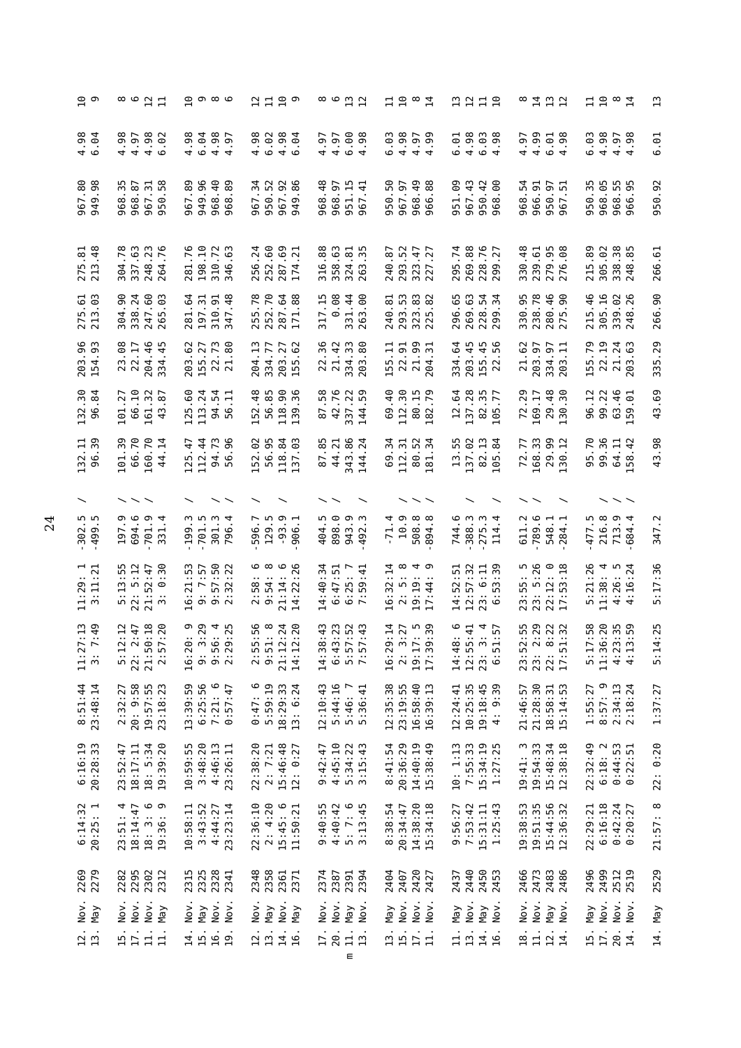| | | | | | | | | | | | | | | | | |
|---|---|---|---|---|---|---|---|---|---|---|---|---|---|---|---|---|
| 12. Nov. | 2269 | 6:14:32 | 6:16:19 | 8:51:44 | 11:27:13 | 11:29: 1 | -302.5 | / | 132.11 | 132.30 | 203.96 | 275.61 | 275.81 | 967.80 | 4.98 | 10 |
| 13. May | 2279 | 20:25: 1 | 20:28:33 | 23:48:14 | 3: 7:49 | 3:11:21 | -499.5 | | 96.39 | 96.84 | 154.93 | 213.03 | 213.48 | 949.98 | 6.04 | 9 |
| | | | | | | | | | | | | | | | | |
| 15. Nov. | 2282 | 23:51: 4 | 23:52:47 | 2:32:27 | 5:12:12 | 5:13:55 | 197.9 | / | 101.39 | 101.27 | 23.08 | 304.90 | 304.78 | 968.35 | 4.98 | 8 |
| 17. Nov. | 2295 | 18:14:47 | 18:17:11 | 20: 9:58 | 22: 2:47 | 22: 5:12 | 694.6 | / | 66.70 | 66.10 | 22.17 | 338.24 | 337.63 | 968.87 | 4.97 | 6 |
| 11. Nov. | 2302 | 18: 3: 6 | 18: 5:34 | 19:57:55 | 21:50:18 | 21:52:47 | -701.9 | / | 160.70 | 161.32 | 204.46 | 247.60 | 248.23 | 967.31 | 4.98 | 12 |
| 11. May | 2312 | 19:36: 9 | 19:39:20 | 23:18:23 | 2:57:20 | 3: 0:30 | 331.4 | / | 44.14 | 43.87 | 334.45 | 265.03 | 264.76 | 950.58 | 6.02 | 11 |
| | | | | | | | | | | | | | | | | |
| 14. Nov. | 2315 | 10:58:11 | 10:59:55 | 13:39:59 | 16:20: 9 | 16:21:53 | -199.3 | / | 125.47 | 125.60 | 203.62 | 281.64 | 281.76 | 967.89 | 4.98 | 10 |
| 15. May | 2325 | 3:43:52 | 3:48:20 | 6:25:56 | 9: 3:29 | 9: 7:57 | -701.5 | | 112.44 | 113.24 | 155.27 | 197.31 | 198.10 | 949.96 | 6.04 | 9 |
| 16. Nov. | 2328 | 4:44:27 | 4:46:13 | 7:21: 6 | 9:56: 4 | 9:57:50 | 301.3 | / | 94.73 | 94.54 | 22.73 | 310.91 | 310.72 | 968.40 | 4.98 | 8 |
| 19. Nov. | 2341 | 23:23:14 | 23:26:11 | 0:57:47 | 2:29:25 | 2:32:22 | 796.4 | / | 56.96 | 56.11 | 21.80 | 347.48 | 346.63 | 968.89 | 4.97 | 6 |
| | | | | | | | | | | | | | | | | |
| 12. Nov. | 2348 | 22:36:10 | 22:38:20 | 0:47: 6 | 2:55:56 | 2:58: 6 | -596.7 | / | 152.02 | 152.48 | 204.13 | 255.78 | 256.24 | 967.34 | 4.98 | 12 |
| 13. May | 2358 | 2: 4:20 | 2: 7:21 | 5:59:19 | 9:51: 8 | 9:54: 8 | 129.5 | | 56.95 | 56.85 | 334.77 | 252.70 | 252.60 | 950.52 | 6.02 | 11 |
| 14. Nov. | 2361 | 15:45: 6 | 15:46:48 | 18:29:33 | 21:12:24 | 21:14: 6 | -93.9 | / | 118.84 | 118.90 | 203.27 | 287.64 | 287.69 | 967.92 | 4.98 | 10 |
| 16. May | 2371 | 11:50:21 | 12: 0:27 | 13: 6:24 | 14:12:20 | 14:22:26 | -906.1 | | 137.03 | 139.36 | 155.62 | 171.88 | 174.21 | 949.86 | 6.04 | 9 |
| | | | | | | | | | | | | | | | | |
| 17. Nov. | 2374 | 9:40:55 | 9:42:47 | 12:10:43 | 14:38:43 | 14:40:34 | 404.5 | / | 87.85 | 87.58 | 22.36 | 317.15 | 316.88 | 968.48 | 4.97 | 8 |
| 20. Nov. | 2387 | 4:40:42 | 4:45:10 | 5:44:16 | 6:43:23 | 6:47:51 | 898.0 | / | 44.21 | 42.76 | 21.42 | 0.08 | 358.63 | 968.97 | 4.97 | 6 |
| m 11. May | 2391 | 5: 7: 6 | 5:34:22 | 5:46: 7 | 5:57:52 | 6:25: 7 | 943.9 | | 343.86 | 337.22 | 334.33 | 331.44 | 324.81 | 951.15 | 6.00 | 13 |
| 13. Nov. | 2394 | 3:13:45 | 3:15:43 | 5:36:41 | 7:57:43 | 7:59:41 | -492.3 | / | 144.24 | 144.59 | 203.80 | 263.00 | 263.35 | 967.41 | 4.98 | 12 |
| | | | | | | | | | | | | | | | | |
| 13. May | 2404 | 8:38:54 | 8:41:54 | 12:35:38 | 16:29:14 | 16:32:14 | -71.4 | | 69.34 | 69.40 | 155.11 | 240.81 | 240.87 | 950.50 | 6.03 | 11 |
| 15. Nov. | 2407 | 20:34:47 | 20:36:29 | 23:19:55 | 2: 3:27 | 2: 5: 8 | 10.9 | / | 112.31 | 112.30 | 22.91 | 293.53 | 293.52 | 967.97 | 4.98 | 10 |
| 17. Nov. | 2420 | 14:38:20 | 14:40:19 | 16:58:40 | 19:17: 5 | 19:19: 4 | 508.8 | / | 80.52 | 80.15 | 21.99 | 323.83 | 323.47 | 968.49 | 4.97 | 8 |
| 11. Nov. | 2427 | 15:34:18 | 15:38:49 | 16:39:13 | 17:39:39 | 17:44: 9 | -894.8 | / | 181.34 | 182.79 | 204.31 | 225.82 | 227.27 | 966.88 | 4.99 | 14 |
| | | | | | | | | | | | | | | | | |
| 11. May | 2437 | 9:56:27 | 10: 1:13 | 12:24:41 | 14:48: 6 | 14:52:51 | 744.6 | | 13.55 | 12.64 | 334.64 | 296.65 | 295.74 | 951.09 | 6.01 | 13 |
| 13. Nov. | 2440 | 7:53:42 | 7:55:33 | 10:25:35 | 12:55:41 | 12:57:32 | -388.3 | / | 137.02 | 137.28 | 203.45 | 269.63 | 269.88 | 967.43 | 4.98 | 12 |
| 14. May | 2450 | 15:31:11 | 15:34:19 | 19:18:45 | 23: 3: 4 | 23: 6:11 | -275.3 | | 82.13 | 82.35 | 155.45 | 228.54 | 228.76 | 950.42 | 6.03 | 11 |
| 16. Nov. | 2453 | 1:25:43 | 1:27:25 | 4: 9:39 | 6:51:57 | 6:53:39 | 114.4 | / | 105.84 | 105.77 | 22.56 | 299.34 | 299.27 | 968.00 | 4.98 | 10 |
| | | | | | | | | | | | | | | | | |
| 18. Nov. | 2466 | 19:38:53 | 19:41: 3 | 21:46:57 | 23:52:55 | 23:55: 5 | 611.2 | / | 72.77 | 72.29 | 21.62 | 330.95 | 330.48 | 968.54 | 4.97 | 8 |
| 11. Nov. | 2473 | 19:51:35 | 19:54:33 | 21:28:30 | 23: 2:29 | 23: 5:26 | -789.6 | / | 168.33 | 169.17 | 203.97 | 238.78 | 239.61 | 966.91 | 4.99 | 14 |
| 12. May | 2483 | 15:44:56 | 15:48:34 | 18:58:31 | 22: 8:22 | 22:12: 0 | 548.1 | | 29.99 | 29.48 | 334.97 | 280.46 | 279.95 | 950.97 | 6.01 | 13 |
| 14. Nov. | 2486 | 12:36:32 | 12:38:18 | 15:14:53 | 17:51:32 | 17:53:18 | -284.1 | / | 130.12 | 130.30 | 203.11 | 275.90 | 276.08 | 967.51 | 4.98 | 12 |
| | | | | | | | | | | | | | | | | |
| 15. May | 2496 | 22:29:21 | 22:32:49 | 1:55:27 | 5:17:58 | 5:21:26 | -477.5 | | 95.70 | 96.12 | 155.79 | 215.46 | 215.89 | 950.35 | 6.03 | 11 |
| 17. Nov. | 2499 | 6:16:18 | 6:18: 2 | 8:57: 9 | 11:36:20 | 11:38: 4 | 216.8 | / | 99.36 | 99.22 | 22.19 | 305.16 | 305.02 | 968.05 | 4.98 | 10 |
| 20. Nov. | 2512 | 0:42:24 | 0:44:53 | 2:34:13 | 4:23:35 | 4:26: 5 | 713.9 | / | 64.11 | 63.46 | 21.24 | 339.02 | 338.38 | 968.55 | 4.97 | 8 |
| 14. Nov. | 2519 | 0:20:27 | 0:22:51 | 2:18:24 | 4:13:59 | 4:16:24 | -684.4 | / | 158.42 | 159.01 | 203.63 | 248.26 | 248.85 | 966.95 | 4.98 | 14 |
| | | | | | | | | | | | | | | | | |
| 14. May | 2529 | 21:57: 8 | 22: 0:20 | 1:37:27 | 5:14:25 | 5:17:36 | 347.2 | | 43.98 | 43.69 | 335.29 | 266.90 | 266.61 | 950.92 | 6.01 | 13 |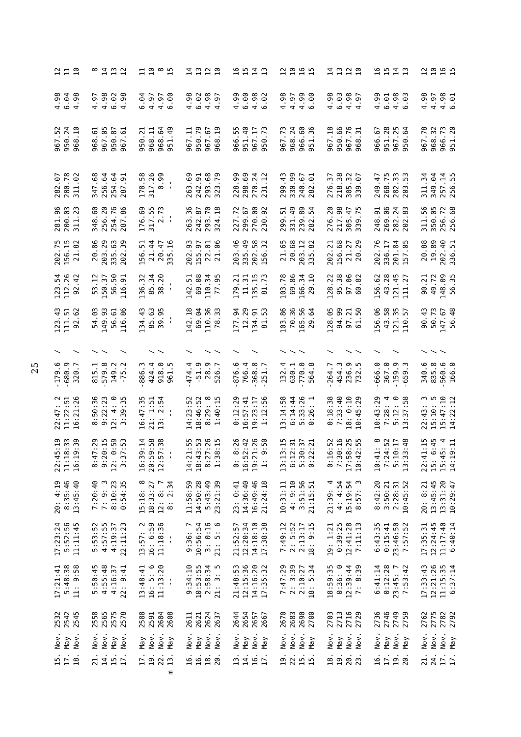| | | | | | | | | | | | | | | | | | |
|---|---|---|---|---|---|---|---|---|---|---|---|---|---|---|---|---|---|
| | 15. Nov. | 2532 | 17:21:41 | 17:23:24 | 20: 4:19 | 22:45:19 | 22:47: 2 | -179.6 | / | 123.43 | 123.54 | 202.75 | 281.96 | 282.07 | 967.52 | 4.98 | 12 |
| | 17. May | 2542 | 5:48:38 | 5:52:56 | 8:35:46 | 11:18:33 | 11:22:51 | -680.9 | / | 111.51 | 112.26 | 156.15 | 200.03 | 200.78 | 950.24 | 6.04 | 11 |
| | 18. Nov. | 2545 | 11: 9:58 | 11:11:45 | 13:45:40 | 16:19:39 | 16:21:26 | 320.7 | / | 92.62 | 92.42 | 21.82 | 311.23 | 311.02 | 968.10 | 4.98 | 10 |
| | | | | | | | | | | | | | | | | | |
| | 21. Nov. | 2558 | 5:50:45 | 5:53:52 | 7:20:40 | 8:47:29 | 8:50:36 | 815.1 | / | 54.03 | 53.12 | 20.86 | 348.60 | 347.68 | 968.61 | 4.97 | 8 |
| | 14. Nov. | 2565 | 4:55:48 | 4:57:55 | 7: 9: 3 | 9:20:15 | 9:22:23 | -579.8 | / | 149.93 | 150.37 | 203.29 | 256.20 | 256.64 | 967.05 | 4.98 | 14 |
| | 15. May | 2575 | 4:16:37 | 4:19:37 | 8:10:23 | 12: 0:59 | 12: 4: 0 | 149.2 | / | 56.61 | 56.50 | 335.63 | 254.76 | 254.64 | 950.87 | 6.02 | 13 |
| | 17. Nov. | 2578 | 22: 9:41 | 22:11:23 | 0:54:35 | 3:37:53 | 3:39:35 | -75.2 | / | 116.86 | 116.91 | 202.39 | 287.86 | 287.91 | 967.61 | 4.98 | 12 |
| | | | | | | | | | | | | | | | | | |
| | 17. May | 2588 | 13:48:41 | 13:57: 2 | 15:18: 8 | 16:39:14 | 16:47:35 | -886.3 | / | 134.43 | 136.32 | 156.51 | 176.69 | 178.58 | 950.21 | 6.04 | 11 |
| | 19. Nov. | 2591 | 16: 5: 6 | 16: 6:59 | 18:33:27 | 20:59:58 | 21: 1:51 | 424.4 | / | 85.63 | 85.34 | 21.44 | 317.55 | 317.26 | 968.11 | 4.97 | 10 |
| | 22. Nov. | 2604 | 11:13:20 | 11:18:36 | 12: 8: 7 | 12:57:38 | 13: 2:54 | 918.0 | / | 39.95 | 38.20 | 20.47 | 2.73 | 0.99 | 968.64 | 4.97 | 8 |
| m | 13. May | 2608 | - | - | 8: 2:34 | - | - | 961.5 | | - | - | 335.16 | - | - | 951.49 | 6.00 | 15 |
| | | | | | | | | | | | | | | | | | |
| | 16. Nov. | 2611 | 9:34:10 | 9:36: 7 | 11:58:59 | 14:21:55 | 14:23:52 | -474.4 | / | 142.18 | 142.51 | 202.93 | 263.36 | 263.69 | 967.11 | 4.98 | 14 |
| | 16. May | 2621 | 10:53:55 | 10:56:54 | 14:50:28 | 18:43:53 | 18:46:52 | -51.9 | / | 69.04 | 69.08 | 155.97 | 242.87 | 242.91 | 950.79 | 6.02 | 13 |
| | 18. Nov. | 2624 | 2:58:34 | 3: 0:16 | 5:43:49 | 8:27:26 | 8:29: 8 | 28.9 | / | 110.36 | 110.34 | 22.01 | 293.70 | 293.68 | 967.67 | 4.98 | 12 |
| | 20. Nov. | 2637 | 21: 3: 5 | 21: 5: 6 | 23:21:39 | 1:38:15 | 1:40:15 | 526.7 | / | 78.33 | 77.95 | 21.06 | 324.18 | 323.79 | 968.19 | 4.97 | 10 |
| | | | | | | | | | | | | | | | | | |
| | 13. Nov. | 2644 | 21:48:53 | 21:52:57 | 23: 0:41 | 0: 8:26 | 0:12:29 | -876.6 | / | 177.94 | 179.21 | 203.46 | 227.72 | 228.99 | 966.55 | 4.99 | 16 |
| | 14. May | 2654 | 12:15:36 | 12:20:34 | 14:36:40 | 16:52:42 | 16:57:41 | 766.4 | / | 12.29 | 11.31 | 335.49 | 299.67 | 298.69 | 951.40 | 6.00 | 15 |
| | 16. Nov. | 2657 | 14:16:20 | 14:18:10 | 16:49:46 | 19:21:26 | 19:23:17 | -368.8 | / | 134.91 | 135.15 | 202.58 | 270.00 | 270.24 | 967.17 | 4.98 | 14 |
| | 17. May | 2667 | 17:35:32 | 17:38:38 | 21:24:18 | 1: 9:50 | 1:12:56 | -251.7 | / | 81.53 | 81.73 | 156.32 | 230.92 | 231.12 | 950.73 | 6.02 | 13 |
| | | | | | | | | | | | | | | | | | |
| | 19. Nov. | 2670 | 7:47:29 | 7:49:12 | 10:31:11 | 13:13:15 | 13:14:58 | 132.4 | / | 103.86 | 103.78 | 21.65 | 299.51 | 299.43 | 967.73 | 4.98 | 12 |
| | 22. Nov. | 2683 | 2: 3:39 | 2: 5:52 | 4: 9:10 | 6:12:31 | 6:14:44 | 630.1 | / | 70.36 | 69.86 | 20.68 | 331.49 | 330.99 | 968.24 | 4.97 | 10 |
| | 15. Nov. | 2690 | 2:10:27 | 2:13:17 | 3:51:56 | 5:30:37 | 5:33:26 | -770.0 | / | 165.56 | 166.34 | 203.12 | 239.89 | 240.67 | 966.60 | 4.99 | 16 |
| | 15. May | 2700 | 18: 5:34 | 18: 9:15 | 21:15:51 | 0:22:21 | 0:26: 1 | 564.8 | / | 29.64 | 29.10 | 335.82 | 282.54 | 282.01 | 951.36 | 6.00 | 15 |
| | | | | | | | | | | | | | | | | | |
| | 18. Nov. | 2703 | 18:59:35 | 19: 1:21 | 21:39: 4 | 0:16:52 | 0:18:38 | -264.7 | / | 128.05 | 128.22 | 202.21 | 276.20 | 276.37 | 967.18 | 4.98 | 14 |
| | 19. May | 2713 | 0:36: 0 | 0:39:25 | 4: 4:54 | 7:30:16 | 7:33:40 | -454.3 | / | 94.99 | 95.38 | 156.68 | 217.98 | 218.38 | 950.66 | 6.03 | 13 |
| | 20. Nov. | 2716 | 12:39:44 | 12:41:28 | 15:19:54 | 17:58:25 | 18: 0:10 | 236.9 | / | 97.21 | 97.06 | 21.27 | 305.47 | 305.32 | 967.76 | 4.98 | 12 |
| | 23. Nov. | 2729 | 7: 8:39 | 7:11:13 | 8:57: 3 | 10:42:55 | 10:45:29 | 732.5 | / | 61.50 | 60.82 | 20.29 | 339.75 | 339.07 | 968.31 | 4.97 | 10 |
| | | | | | | | | | | | | | | | | | |
| | 16. Nov. | 2736 | 6:41:14 | 6:43:35 | 8:42:20 | 10:41: 8 | 10:43:29 | -666.0 | / | 156.06 | 156.62 | 202.76 | 248.91 | 249.47 | 966.67 | 4.99 | 16 |
| | 17. May | 2746 | 0:12:28 | 0:15:41 | 3:50:21 | 7:24:52 | 7:28: 4 | 367.0 | / | 43.58 | 43.28 | 336.17 | 269.06 | 268.75 | 951.28 | 6.01 | 15 |
| | 19. Nov. | 2749 | 23:45: 7 | 23:46:50 | 2:28:31 | 5:10:17 | 5:12: 0 | -159.9 | / | 121.35 | 121.45 | 201.84 | 282.24 | 282.33 | 967.25 | 4.98 | 14 |
| | 20. May | 2759 | 7:53:42 | 7:57:52 | 10:45:52 | 13:33:48 | 13:37:58 | -659.3 | / | 110.57 | 111.27 | 157.05 | 202.83 | 203.53 | 950.64 | 6.03 | 13 |
| | | | | | | | | | | | | | | | | | |
| | 21. Nov. | 2762 | 17:33:43 | 17:35:31 | 20: 8:21 | 22:41:15 | 22:43: 3 | 340.6 | / | 90.43 | 90.21 | 20.88 | 311.56 | 311.34 | 967.78 | 4.98 | 12 |
| | 24. Nov. | 2775 | 12:21:26 | 12:24:45 | 13:45:45 | 15: 6:45 | 15:10: 5 | 835.8 | / | 50.73 | 49.72 | 19.89 | 350.05 | 349.04 | 968.32 | 4.97 | 10 |
| | 17. Nov. | 2782 | 11:15:35 | 11:17:40 | 13:31:20 | 15:45: 4 | 15:47:10 | -560.6 | / | 147.67 | 148.09 | 202.40 | 256.72 | 257.14 | 966.73 | 4.98 | 16 |
| | 17. May | 2792 | 6:37:14 | 6:40:14 | 10:29:47 | 14:19:11 | 14:22:12 | 166.0 | / | 56.48 | 56.35 | 336.51 | 256.68 | 256.55 | 951.20 | 6.01 | 15 |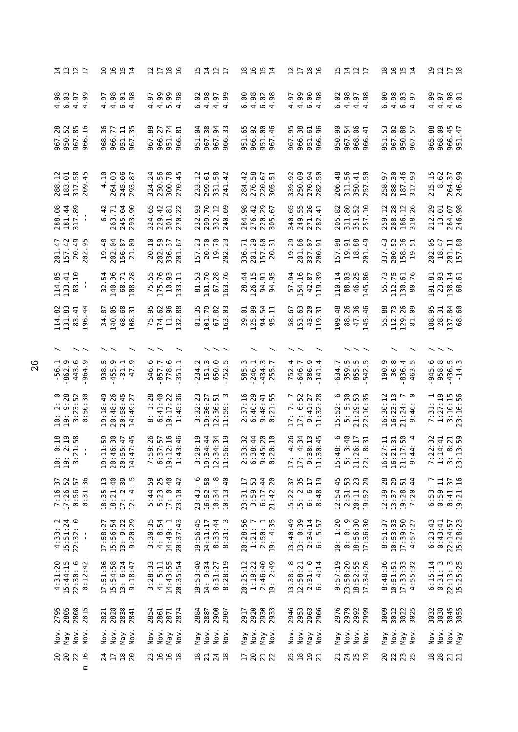| | | | | | | | | | | | | | | | | |
|---|---|---|---|---|---|---|---|---|---|---|---|---|---|---|---|---|
| 20. | Nov. | 2795 | 4:31:20 | 4:33: 2 | 7:16:37 | 10: 0:18 | 10: 2: 0 | -56.1 | / | 114.82 | 114.85 | 201.47 | 288.08 | 288.12 | 967.28 | 4.98 | 14 |
| 20. | May | 2805 | 15:44:15 | 15:51:24 | 17:26:52 | 19: 2:19 | 19: 9:28 | -862.9 | / | 131.83 | 133.41 | 157.42 | 181.44 | 183.01 | 950.52 | 6.03 | 13 |
| 22. | Nov. | 2808 | 22:30: 6 | 22:32: 0 | 0:56:57 | 3:21:58 | 3:23:52 | 443.6 | / | 83.41 | 83.10 | 20.49 | 317.89 | 317.58 | 967.85 | 4.97 | 12 |
| 16. m | Nov. | 2815 | 0:12:42 | -- | 0:31:36 | -- | 0:50:30 | -964.9 | / | 196.44 | -- | 202.95 | -- | 209.45 | 966.16 | 4.99 | 17 |
| 24. | Nov. | 2821 | 17:51:36 | 17:58:27 | 18:35:13 | 19:11:59 | 19:18:49 | 938.5 | / | 34.87 | 32.54 | 19.48 | 6.42 | 4.10 | 968.36 | 4.97 | 10 |
| 17. | Nov. | 2828 | 15:54:58 | 15:56:54 | 18:21:40 | 20:46:30 | 20:48:26 | -455.9 | / | 140.05 | 140.36 | 202.04 | 263.71 | 264.03 | 966.77 | 4.98 | 16 |
| 18. | May | 2838 | 13: 6:24 | 13: 9:22 | 17: 2:39 | 20:55:47 | 20:58:45 | -31.1 | | 68.68 | 68.71 | 156.87 | 245.04 | 245.06 | 951.11 | 6.01 | 15 |
| 20. | Nov. | 2841 | 9:18:47 | 9:20:29 | 12: 4: 5 | 14:47:45 | 14:49:27 | 47.9 | / | 108.31 | 108.28 | 21.09 | 293.90 | 293.87 | 967.35 | 4.98 | 14 |
| 23. | Nov. | 2854 | 3:28:33 | 3:30:35 | 5:44:59 | 7:59:26 | 8: 1:28 | 546.6 | / | 75.95 | 75.55 | 20.10 | 324.65 | 324.24 | 967.89 | 4.97 | 12 |
| 16. | Nov. | 2861 | 4: 5:11 | 4: 8:54 | 5:23:25 | 6:37:57 | 6:41:40 | -857.7 | / | 174.62 | 175.76 | 202.59 | 229.42 | 230.56 | 966.27 | 4.99 | 17 |
| 16. | May | 2871 | 14:43:55 | 14:49: 1 | 17: 0:40 | 19:12:16 | 19:17:22 | 778.6 | / | 11.96 | 10.93 | 336.37 | 301.81 | 300.78 | 951.74 | 5.99 | 18 |
| 18. | Nov. | 2874 | 20:35:54 | 20:37:43 | 23:10:42 | 1:43:46 | 1:45:36 | -351.1 | / | 132.88 | 133.11 | 201.67 | 270.22 | 270.45 | 966.81 | 4.98 | 16 |
| 18. | May | 2884 | 19:53:40 | 19:56:45 | 23:43: 6 | 3:29:19 | 3:32:23 | -234.2 | | 81.35 | 81.53 | 157.23 | 232.93 | 233.12 | 951.04 | 6.02 | 15 |
| 21. | Nov. | 2887 | 14: 9:34 | 14:11:17 | 16:52:58 | 19:34:44 | 19:36:27 | 151.3 | / | 101.79 | 101.70 | 20.70 | 299.70 | 299.61 | 967.38 | 4.98 | 14 |
| 24. | Nov. | 2900 | 8:31:27 | 8:33:44 | 10:34: 8 | 12:34:34 | 12:36:51 | 650.0 | / | 67.82 | 67.28 | 19.70 | 332.12 | 331.58 | 967.94 | 4.97 | 12 |
| 18. | Nov. | 2907 | 8:28:19 | 8:31: 3 | 10:13:40 | 11:56:19 | 11:59: 3 | -752.5 | / | 163.03 | 163.76 | 202.23 | 240.69 | 241.42 | 966.33 | 4.99 | 17 |
| 17. | May | 2917 | 20:25:12 | 20:28:56 | 23:31:17 | 2:33:32 | 2:37:16 | 585.3 | | 29.01 | 28.44 | 336.71 | 284.98 | 284.42 | 951.65 | 6.00 | 18 |
| 20. | Nov. | 2920 | 1:19:22 | 1:21: 7 | 3:59:53 | 6:38:44 | 6:40:29 | -246.1 | / | 125.99 | 126.15 | 201.29 | 276.42 | 276.58 | 966.92 | 4.98 | 16 |
| 21. | May | 2930 | 2:46:40 | 2:50: 1 | 6:17:44 | 9:45:20 | 9:48:41 | -434.3 | | 94.54 | 94.91 | 157.60 | 220.29 | 220.67 | 951.00 | 6.02 | 15 |
| 22. | Nov. | 2933 | 19: 2:49 | 19: 4:35 | 21:42:20 | 0:20:10 | 0:21:55 | 255.7 | / | 95.11 | 94.95 | 20.31 | 305.67 | 305.51 | 967.46 | 4.98 | 14 |
| 25. | Nov. | 2946 | 13:38: 8 | 13:40:49 | 15:22:37 | 17: 4:26 | 17: 7: 7 | 752.4 | / | 58.67 | 57.94 | 19.29 | 340.65 | 339.92 | 967.95 | 4.97 | 12 |
| 18. | Nov. | 2953 | 12:58:21 | 13: 0:39 | 15: 2:35 | 17: 4:34 | 17: 6:52 | -646.7 | / | 153.63 | 154.16 | 201.86 | 249.55 | 250.09 | 966.38 | 4.99 | 17 |
| 19. | May | 2963 | 2:31: 0 | 2:34:14 | 6: 6:17 | 9:38:13 | 9:41:27 | 386.9 | | 43.20 | 42.87 | 337.07 | 271.26 | 270.94 | 951.61 | 6.00 | 18 |
| 21. | Nov. | 2966 | 6: 4:14 | 6: 5:57 | 8:48:19 | 11:30:45 | 11:32:28 | -141.4 | / | 119.31 | 119.39 | 200.91 | 282.41 | 282.50 | 966.96 | 4.98 | 16 |
| 21. | May | 2976 | 9:57:19 | 10: 1:20 | 12:54:45 | 15:48: 6 | 15:52: 6 | -634.7 | | 109.48 | 110.14 | 157.98 | 205.82 | 206.48 | 950.90 | 6.02 | 15 |
| 24. | Nov. | 2979 | 23:58:20 | 0: 0: 9 | 2:31:53 | 5: 3:40 | 5: 5:30 | 359.5 | / | 88.26 | 88.03 | 19.91 | 311.80 | 311.56 | 967.54 | 4.98 | 14 |
| 25. | Nov. | 2992 | 18:52:55 | 18:56:30 | 20:11:23 | 21:26:17 | 21:29:53 | 855.5 | / | 47.36 | 46.25 | 18.88 | 351.52 | 350.41 | 968.06 | 4.97 | 12 |
| 19. | Nov. | 2999 | 17:34:26 | 17:36:30 | 19:52:29 | 22: 8:31 | 22:10:35 | -542.5 | / | 145.46 | 145.86 | 201.49 | 257.10 | 257.50 | 966.41 | 4.98 | 17 |
| 20. | May | 3009 | 8:48:36 | 8:51:37 | 12:39:28 | 16:27:11 | 16:30:12 | 190.9 | | 55.88 | 55.73 | 337.43 | 259.12 | 258.97 | 951.53 | 6.00 | 18 |
| 22. | Nov. | 3012 | 10:51:51 | 10:53:33 | 13:37:29 | 16:21:31 | 16:23:13 | -36.8 | / | 112.73 | 112.75 | 200.52 | 288.28 | 288.30 | 967.02 | 4.98 | 16 |
| 23. | May | 3022 | 17:33:33 | 17:39:50 | 19:28:51 | 21:17:50 | 21:24: 7 | -836.4 | | 129.26 | 130.61 | 158.36 | 186.12 | 187.46 | 950.88 | 6.03 | 15 |
| 25. | Nov. | 3025 | 4:55:32 | 4:57:27 | 7:20:44 | 9:44: 4 | 9:46: 0 | 463.5 | / | 81.09 | 80.76 | 19.51 | 318.26 | 317.93 | 967.57 | 4.97 | 14 |
| 18. | Nov. | 3032 | 6:15:14 | 6:23:43 | 6:53: 7 | 7:22:32 | 7:31: 1 | -945.6 | / | 188.95 | 191.81 | 202.05 | 212.29 | 215.15 | 965.88 | 4.99 | 19 |
| 28. | Nov. | 3038 | 0:31: 3 | 0:43:41 | 0:59:11 | 1:14:41 | 1:27:19 | 958.8 | / | 28.31 | 23.93 | 18.47 | 13.01 | 8.62 | 968.09 | 4.97 | 12 |
| 21. | Nov. | 3045 | 22:13: 3 | 22:14:57 | 0:41:37 | 3: 8:21 | 3:10:15 | -436.5 | / | 137.84 | 138.14 | 201.11 | 264.07 | 264.37 | 966.45 | 4.98 | 17 |
| 21. | May | 3055 | 15:25:25 | 15:28:23 | 19:21:16 | 23:13:59 | 23:16:56 | -14.3 | | 68.60 | 68.61 | 157.80 | 246.98 | 246.99 | 951.47 | 6.01 | 18 |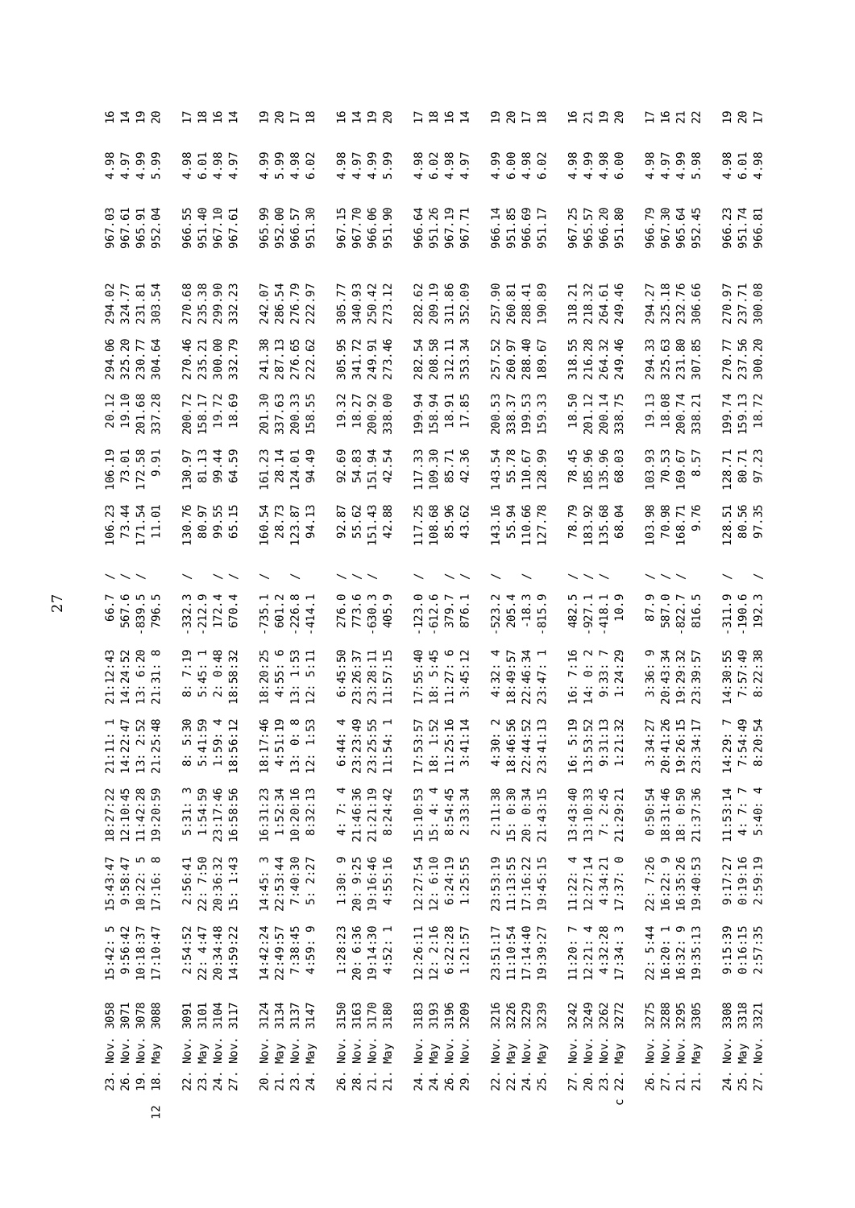| | | | | | | | | | | | | | | | | | | |
|---|---|---|---|---|---|---|---|---|---|---|---|---|---|---|---|---|---|---|
| | 23. | Nov. | 3058 | 15:42: 5 | 15:43:47 | 18:27:22 | 21:11: 1 | 21:12:43 | 66.7 | / | 106.23 | 106.19 | 20.12 | 294.06 | 294.02 | 967.03 | 4.98 | 16 |
| | 26. | Nov. | 3071 | 9:56:42 | 9:58:47 | 12:10:45 | 14:22:47 | 14:24:52 | 567.6 | / | 73.44 | 73.01 | 19.10 | 325.20 | 324.77 | 967.61 | 4.97 | 14 |
| | 19. | Nov. | 3078 | 10:18:37 | 10:22: 5 | 11:42:28 | 13: 2:52 | 13: 6:20 | -839.5 | / | 171.54 | 172.58 | 201.68 | 230.77 | 231.81 | 965.91 | 4.99 | 19 |
| 12 | 18. | May | 3088 | 17:10:47 | 17:16: 8 | 19:20:59 | 21:25:48 | 21:31: 8 | 796.5 | | 11.01 | 9.91 | 337.28 | 304.64 | 303.54 | 952.04 | 5.99 | 20 |
| | | | | | | | | | | | | | | | | | | |
| | 22. | Nov. | 3091 | 2:54:52 | 2:56:41 | 5:31: 3 | 8: 5:30 | 8: 7:19 | -332.3 | / | 130.76 | 130.97 | 200.72 | 270.46 | 270.68 | 966.55 | 4.98 | 17 |
| | 23. | May | 3101 | 22: 4:47 | 22: 7:50 | 1:54:59 | 5:41:59 | 5:45: 1 | -212.9 | | 80.97 | 81.13 | 158.17 | 235.21 | 235.38 | 951.40 | 6.01 | 18 |
| | 24. | Nov. | 3104 | 20:34:48 | 20:36:32 | 23:17:46 | 1:59: 4 | 2: 0:48 | 172.4 | / | 99.55 | 99.44 | 19.72 | 300.00 | 299.90 | 967.10 | 4.98 | 16 |
| | 27. | Nov. | 3117 | 14:59:22 | 15: 1:43 | 16:58:56 | 18:56:12 | 18:58:32 | 670.4 | / | 65.15 | 64.59 | 18.69 | 332.79 | 332.23 | 967.61 | 4.97 | 14 |
| | | | | | | | | | | | | | | | | | | |
| | 20. | Nov. | 3124 | 14:42:24 | 14:45: 3 | 16:31:23 | 18:17:46 | 18:20:25 | -735.1 | / | 160.54 | 161.23 | 201.30 | 241.38 | 242.07 | 965.99 | 4.99 | 19 |
| | 21. | May | 3134 | 22:49:57 | 22:53:44 | 1:52:34 | 4:51:19 | 4:55: 6 | 601.2 | | 28.73 | 28.14 | 337.63 | 287.13 | 286.54 | 952.00 | 5.99 | 20 |
| | 23. | Nov. | 3137 | 7:38:45 | 7:40:30 | 10:20:16 | 13: 0: 8 | 13: 1:53 | -226.8 | / | 123.87 | 124.01 | 200.33 | 276.65 | 276.79 | 966.57 | 4.98 | 17 |
| | 24. | May | 3147 | 4:59: 9 | 5: 2:27 | 8:32:13 | 12: 1:53 | 12: 5:11 | -414.1 | | 94.13 | 94.49 | 158.55 | 222.62 | 222.97 | 951.30 | 6.02 | 18 |
| | | | | | | | | | | | | | | | | | | |
| | 26. | Nov. | 3150 | 1:28:23 | 1:30: 9 | 4: 7: 4 | 6:44: 4 | 6:45:50 | 276.0 | / | 92.87 | 92.69 | 19.32 | 305.95 | 305.77 | 967.15 | 4.98 | 16 |
| | 28. | Nov. | 3163 | 20: 6:36 | 20: 9:25 | 21:46:36 | 23:23:49 | 23:26:37 | 773.6 | / | 55.62 | 54.83 | 18.27 | 341.72 | 340.93 | 967.70 | 4.97 | 14 |
| | 21. | Nov. | 3170 | 19:14:30 | 19:16:46 | 21:21:19 | 23:25:55 | 23:28:11 | -630.3 | / | 151.43 | 151.94 | 200.92 | 249.91 | 250.42 | 966.06 | 4.99 | 19 |
| | 21. | May | 3180 | 4:52: 1 | 4:55:16 | 8:24:42 | 11:54: 1 | 11:57:15 | 405.9 | | 42.88 | 42.54 | 338.00 | 273.46 | 273.12 | 951.90 | 5.99 | 20 |
| | | | | | | | | | | | | | | | | | | |
| | 24. | Nov. | 3183 | 12:26:11 | 12:27:54 | 15:10:53 | 17:53:57 | 17:55:40 | -123.0 | / | 117.25 | 117.33 | 199.94 | 282.54 | 282.62 | 966.64 | 4.98 | 17 |
| | 24. | May | 3193 | 12: 2:16 | 12: 6:10 | 15: 4: 4 | 18: 1:52 | 18: 5:45 | -612.6 | | 108.68 | 109.30 | 158.94 | 208.58 | 209.19 | 951.26 | 6.02 | 18 |
| | 26. | Nov. | 3196 | 6:22:28 | 6:24:19 | 8:54:45 | 11:25:16 | 11:27: 6 | 379.7 | / | 85.96 | 85.71 | 18.91 | 312.11 | 311.86 | 967.19 | 4.98 | 16 |
| | 29. | Nov. | 3209 | 1:21:57 | 1:25:55 | 2:33:34 | 3:41:14 | 3:45:12 | 876.1 | / | 43.62 | 42.36 | 17.85 | 353.34 | 352.09 | 967.71 | 4.97 | 14 |
| | | | | | | | | | | | | | | | | | | |
| | 22. | Nov. | 3216 | 23:51:17 | 23:53:19 | 2:11:38 | 4:30: 2 | 4:32: 4 | -523.2 | / | 143.16 | 143.54 | 200.53 | 257.52 | 257.90 | 966.14 | 4.99 | 19 |
| | 22. | May | 3226 | 11:10:54 | 11:13:55 | 15: 0:30 | 18:46:56 | 18:49:57 | 205.4 | | 55.94 | 55.78 | 338.37 | 260.97 | 260.81 | 951.85 | 6.00 | 20 |
| | 24. | Nov. | 3229 | 17:14:40 | 17:16:22 | 20: 0:34 | 22:44:52 | 22:46:34 | -18.3 | / | 110.66 | 110.67 | 199.53 | 288.40 | 288.41 | 966.69 | 4.98 | 17 |
| | 25. | May | 3239 | 19:39:27 | 19:45:15 | 21:43:15 | 23:41:13 | 23:47: 1 | -815.9 | | 127.78 | 128.99 | 159.33 | 189.67 | 190.89 | 951.17 | 6.02 | 18 |
| | | | | | | | | | | | | | | | | | | |
| | 27. | Nov. | 3242 | 11:20: 7 | 11:22: 4 | 13:43:40 | 16: 5:19 | 16: 7:16 | 482.5 | / | 78.79 | 78.45 | 18.50 | 318.55 | 318.21 | 967.25 | 4.98 | 16 |
| | 20. | Nov. | 3249 | 12:21: 4 | 12:27:14 | 13:10:33 | 13:53:52 | 14: 0: 2 | -927.1 | / | 183.92 | 185.96 | 201.12 | 216.28 | 218.32 | 965.57 | 4.99 | 21 |
| | 23. | Nov. | 3262 | 4:32:28 | 4:34:21 | 7: 2:45 | 9:31:13 | 9:33: 7 | -418.1 | / | 135.68 | 135.96 | 200.14 | 264.32 | 264.61 | 966.20 | 4.98 | 19 |
| c | 22. | May | 3272 | 17:34: 3 | 17:37: 0 | 21:29:21 | 1:21:32 | 1:24:29 | 10.9 | | 68.04 | 68.03 | 338.75 | 249.46 | 249.46 | 951.80 | 6.00 | 20 |
| | | | | | | | | | | | | | | | | | | |
| | 26. | Nov. | 3275 | 22: 5:44 | 22: 7:26 | 0:50:54 | 3:34:27 | 3:36: 9 | 87.9 | / | 103.98 | 103.93 | 19.13 | 294.33 | 294.27 | 966.79 | 4.98 | 17 |
| | 27. | Nov. | 3288 | 16:20: 1 | 16:22: 9 | 18:31:46 | 20:41:26 | 20:43:34 | 587.0 | / | 70.98 | 70.53 | 18.08 | 325.63 | 325.18 | 967.30 | 4.97 | 16 |
| | 21. | Nov. | 3295 | 16:32: 9 | 16:35:26 | 18: 0:50 | 19:26:15 | 19:29:32 | -822.7 | / | 168.71 | 169.67 | 200.74 | 231.80 | 232.76 | 965.64 | 4.99 | 21 |
| | 21. | May | 3305 | 19:35:13 | 19:40:53 | 21:37:36 | 23:34:17 | 23:39:57 | 816.5 | | 9.76 | 8.57 | 338.21 | 307.85 | 306.66 | 952.45 | 5.98 | 22 |
| | | | | | | | | | | | | | | | | | | |
| | 24. | Nov. | 3308 | 9:15:39 | 9:17:27 | 11:53:14 | 14:29: 7 | 14:30:55 | -311.9 | / | 128.51 | 128.71 | 199.74 | 270.77 | 270.97 | 966.23 | 4.98 | 19 |
| | 25. | May | 3318 | 0:16:15 | 0:19:16 | 4: 7: 7 | 7:54:49 | 7:57:49 | -190.6 | | 80.56 | 80.71 | 159.13 | 237.56 | 237.71 | 951.74 | 6.01 | 20 |
| | 27. | Nov. | 3321 | 2:57:35 | 2:59:19 | 5:40: 4 | 8:20:54 | 8:22:38 | 192.3 | / | 97.35 | 97.23 | 18.72 | 300.20 | 300.08 | 966.81 | 4.98 | 17 |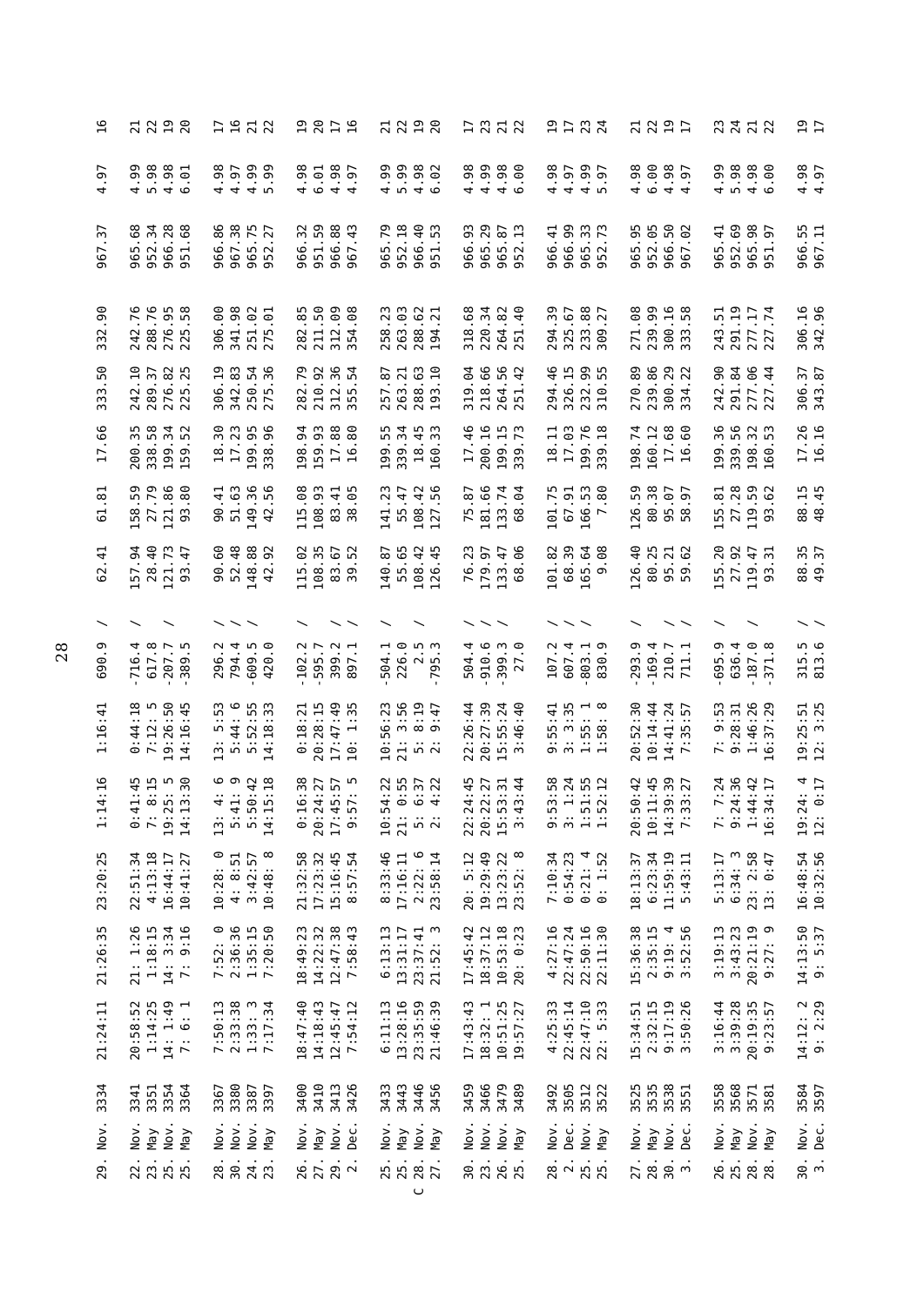| | | | | | | | | | | | | | | | | | | |
|---|---|---|---|---|---|---|---|---|---|---|---|---|---|---|---|---|---|---|
| | 29. | Nov. | 3334 | 21:24:11 | 21:26:35 | 23:20:25 | 1:14:16 | 1:16:41 | 690.9 | / | 62.41 | 61.81 | 17.66 | 333.50 | 332.90 | 967.37 | 4.97 | 16 |
| | | | | | | | | | | | | | | | | | | |
| | 22. | Nov. | 3341 | 20:58:52 | 21: 1:26 | 22:51:34 | 0:41:45 | 0:44:18 | -716.4 | / | 157.94 | 158.59 | 200.35 | 242.10 | 242.76 | 965.68 | 4.99 | 21 |
| | 23. | May | 3351 | 1:14:25 | 1:18:15 | 4:13:18 | 7: 8:15 | 7:12: 5 | 617.8 | / | 28.40 | 27.79 | 338.58 | 289.37 | 288.76 | 952.34 | 5.98 | 22 |
| | 25. | Nov. | 3354 | 14: 1:49 | 14: 3:34 | 16:44:17 | 19:25: 5 | 19:26:50 | -207.7 | / | 121.73 | 121.86 | 199.34 | 276.82 | 276.95 | 966.28 | 4.98 | 19 |
| | 25. | May | 3364 | 7: 6: 1 | 7: 9:16 | 10:41:27 | 14:13:30 | 14:16:45 | -389.5 | | 93.47 | 93.80 | 159.52 | 225.25 | 225.58 | 951.68 | 6.01 | 20 |
| | | | | | | | | | | | | | | | | | | |
| | 28. | Nov. | 3367 | 7:50:13 | 7:52: 0 | 10:28: 0 | 13: 4: 6 | 13: 5:53 | 296.2 | / | 90.60 | 90.41 | 18.30 | 306.19 | 306.00 | 966.86 | 4.98 | 17 |
| | 30. | Nov. | 3380 | 2:33:38 | 2:36:36 | 4: 8:51 | 5:41: 9 | 5:44: 6 | 794.4 | / | 52.48 | 51.63 | 17.23 | 342.83 | 341.98 | 967.38 | 4.97 | 16 |
| | 24. | Nov. | 3387 | 1:33: 3 | 1:35:15 | 3:42:57 | 5:50:42 | 5:52:55 | -609.5 | / | 148.88 | 149.36 | 199.95 | 250.54 | 251.02 | 965.75 | 4.99 | 21 |
| | 23. | May | 3397 | 7:17:34 | 7:20:50 | 10:48: 8 | 14:15:18 | 14:18:33 | 420.0 | | 42.92 | 42.56 | 338.96 | 275.36 | 275.01 | 952.27 | 5.99 | 22 |
| | | | | | | | | | | | | | | | | | | |
| | 26. | Nov. | 3400 | 18:47:40 | 18:49:23 | 21:32:58 | 0:16:38 | 0:18:21 | -102.2 | / | 115.02 | 115.08 | 198.94 | 282.79 | 282.85 | 966.32 | 4.98 | 19 |
| | 27. | May | 3410 | 14:18:43 | 14:22:32 | 17:23:32 | 20:24:27 | 20:28:15 | -595.7 | / | 108.35 | 108.93 | 159.93 | 210.92 | 211.50 | 951.59 | 6.01 | 20 |
| | 29. | Nov. | 3413 | 12:45:47 | 12:47:38 | 15:16:45 | 17:45:57 | 17:47:49 | 399.2 | / | 83.67 | 83.41 | 17.88 | 312.36 | 312.09 | 966.88 | 4.98 | 17 |
| | 2. | Dec. | 3426 | 7:54:12 | 7:58:43 | 8:57:54 | 9:57: 5 | 10: 1:35 | 897.1 | / | 39.52 | 38.05 | 16.80 | 355.54 | 354.08 | 967.43 | 4.97 | 16 |
| | | | | | | | | | | | | | | | | | | |
| | 25. | Nov. | 3433 | 6:11:13 | 6:13:13 | 8:33:46 | 10:54:22 | 10:56:23 | -504.1 | / | 140.87 | 141.23 | 199.55 | 257.87 | 258.23 | 965.79 | 4.99 | 21 |
| | 25. | May | 3443 | 13:28:16 | 13:31:17 | 17:16:11 | 21: 0:55 | 21: 3:56 | 226.0 | | 55.65 | 55.47 | 339.34 | 263.21 | 263.03 | 952.18 | 5.99 | 22 |
| C | 28. | Nov. | 3446 | 23:35:59 | 23:37:41 | 2:22: 6 | 5: 6:37 | 5: 8:19 | 2.5 | / | 108.42 | 108.42 | 18.45 | 288.63 | 288.62 | 966.40 | 4.98 | 19 |
| | 27. | May | 3456 | 21:46:39 | 21:52: 3 | 23:58:14 | 2: 4:22 | 2: 9:47 | -795.3 | | 126.45 | 127.56 | 160.33 | 193.10 | 194.21 | 951.53 | 6.02 | 20 |
| | | | | | | | | | | | | | | | | | | |
| | 30. | Nov. | 3459 | 17:43:43 | 17:45:42 | 20: 5:12 | 22:24:45 | 22:26:44 | 504.4 | / | 76.23 | 75.87 | 17.46 | 319.04 | 318.68 | 966.93 | 4.98 | 17 |
| | 23. | Nov. | 3466 | 18:32: 1 | 18:37:12 | 19:29:49 | 20:22:27 | 20:27:39 | -910.6 | / | 179.97 | 181.66 | 200.16 | 218.66 | 220.34 | 965.29 | 4.99 | 23 |
| | 26. | Nov. | 3479 | 10:51:25 | 10:53:18 | 13:23:22 | 15:53:31 | 15:55:24 | -399.3 | / | 133.47 | 133.74 | 199.15 | 264.56 | 264.82 | 965.87 | 4.98 | 21 |
| | 25. | May | 3489 | 19:57:27 | 20: 0:23 | 23:52: 8 | 3:43:44 | 3:46:40 | 27.0 | | 68.06 | 68.04 | 339.73 | 251.42 | 251.40 | 952.13 | 6.00 | 22 |
| | | | | | | | | | | | | | | | | | | |
| | 28. | Nov. | 3492 | 4:25:33 | 4:27:16 | 7:10:34 | 9:53:58 | 9:55:41 | 107.2 | / | 101.82 | 101.75 | 18.11 | 294.46 | 294.39 | 966.41 | 4.98 | 19 |
| | 2. | Dec. | 3505 | 22:45:14 | 22:47:24 | 0:54:23 | 3: 1:24 | 3: 3:35 | 607.4 | / | 68.39 | 67.91 | 17.03 | 326.15 | 325.67 | 966.99 | 4.97 | 17 |
| | 25. | Nov. | 3512 | 22:47:10 | 22:50:16 | 0:21: 4 | 1:51:55 | 1:55: 1 | -803.1 | / | 165.64 | 166.53 | 199.76 | 232.99 | 233.88 | 965.33 | 4.99 | 23 |
| | 25. | May | 3522 | 22: 5:33 | 22:11:30 | 0: 1:52 | 1:52:12 | 1:58: 8 | 830.9 | | 9.08 | 7.80 | 339.18 | 310.55 | 309.27 | 952.73 | 5.97 | 24 |
| | | | | | | | | | | | | | | | | | | |
| | 27. | Nov. | 3525 | 15:34:51 | 15:36:38 | 18:13:37 | 20:50:42 | 20:52:30 | -293.9 | / | 126.40 | 126.59 | 198.74 | 270.89 | 271.08 | 965.95 | 4.98 | 21 |
| | 28. | May | 3535 | 2:32:15 | 2:35:15 | 6:23:34 | 10:11:45 | 10:14:44 | -169.4 | | 80.25 | 80.38 | 160.12 | 239.86 | 239.99 | 952.05 | 6.00 | 22 |
| | 30. | Nov. | 3538 | 9:17:19 | 9:19: 4 | 11:59:19 | 14:39:39 | 14:41:24 | 210.7 | / | 95.21 | 95.07 | 17.68 | 300.29 | 300.16 | 966.50 | 4.98 | 19 |
| | 3. | Dec. | 3551 | 3:50:26 | 3:52:56 | 5:43:11 | 7:33:27 | 7:35:57 | 711.1 | / | 59.62 | 58.97 | 16.60 | 334.22 | 333.58 | 967.02 | 4.97 | 17 |
| | | | | | | | | | | | | | | | | | | |
| | 26. | Nov. | 3558 | 3:16:44 | 3:19:13 | 5:13:17 | 7: 7:24 | 7: 9:53 | -695.9 | / | 155.20 | 155.81 | 199.36 | 242.90 | 243.51 | 965.41 | 4.99 | 23 |
| | 25. | May | 3568 | 3:39:28 | 3:43:23 | 6:34: 3 | 9:24:36 | 9:28:31 | 636.4 | | 27.92 | 27.28 | 339.56 | 291.84 | 291.19 | 952.69 | 5.98 | 24 |
| | 26. | Nov. | 3571 | 20:19:35 | 20:21:19 | 23: 2:58 | 1:44:42 | 1:46:26 | -187.0 | / | 119.47 | 119.59 | 198.32 | 277.06 | 277.17 | 965.98 | 4.98 | 21 |
| | 28. | May | 3581 | 9:23:57 | 9:27: 9 | 13: 0:47 | 16:34:17 | 16:37:29 | -371.8 | | 93.31 | 93.62 | 160.53 | 227.44 | 227.74 | 951.97 | 6.00 | 22 |
| | | | | | | | | | | | | | | | | | | |
| | 30. | Nov. | 3584 | 14:12: 2 | 14:13:50 | 16:48:54 | 19:24: 4 | 19:25:51 | 315.5 | / | 88.35 | 88.15 | 17.26 | 306.37 | 306.16 | 966.55 | 4.98 | 19 |
| | 3. | Dec. | 3597 | 9: 2:29 | 9: 5:37 | 10:32:56 | 12: 0:17 | 12: 3:25 | 813.6 | / | 49.37 | 48.45 | 16.16 | 343.87 | 342.96 | 967.11 | 4.97 | 17 |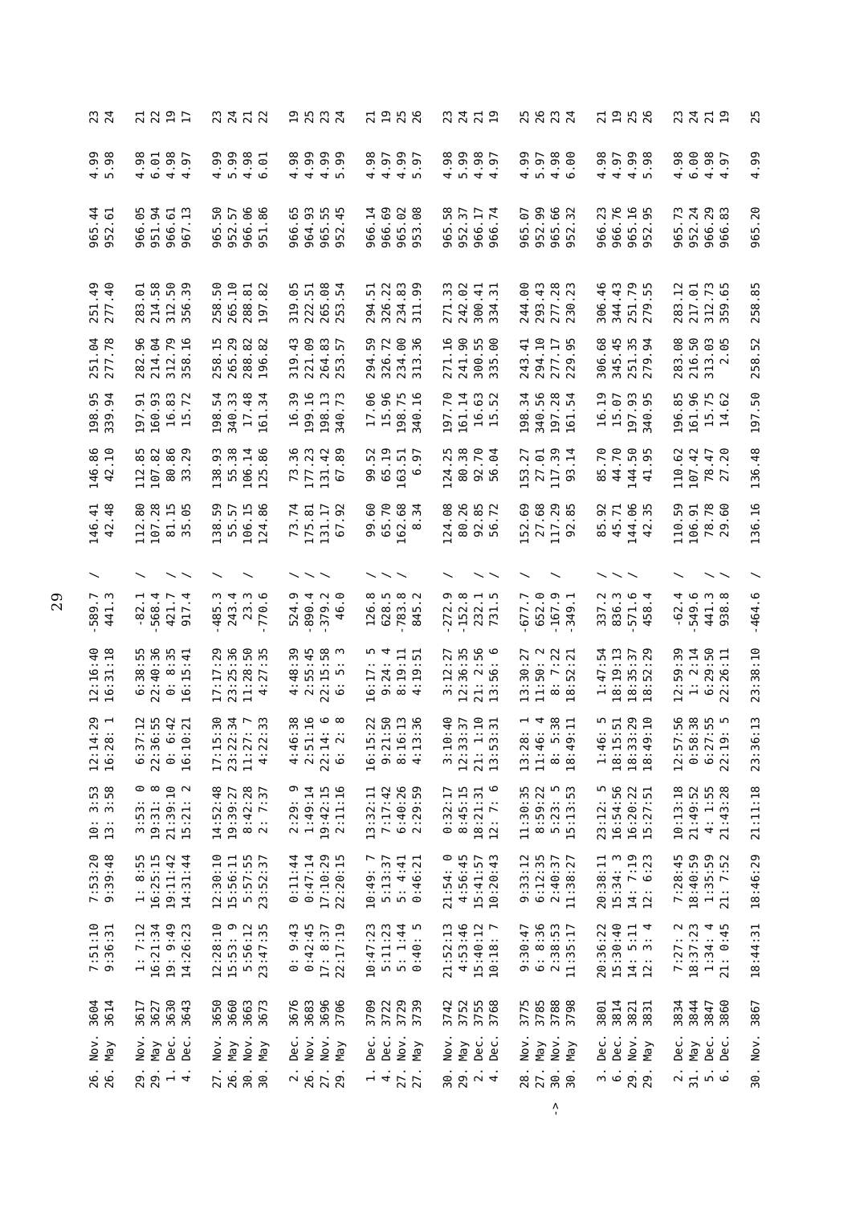| | | | | | | | | | | | | | | | | |
|---|---|---|---|---|---|---|---|---|---|---|---|---|---|---|---|---|
| 26. Nov. | 3604 | 7:51:10 | 7:53:20 | 10: 3:53 | 12:14:29 | 12:16:40 | -589.7 | / | 146.41 | 146.86 | 198.95 | 251.04 | 251.49 | 965.44 | 4.99 | 23 |
| 26. May | 3614 | 9:36:31 | 9:39:48 | 13: 3:58 | 16:28: 1 | 16:31:18 | 441.3 | | 42.48 | 42.10 | 339.94 | 277.78 | 277.40 | 952.61 | 5.98 | 24 |
| | | | | | | | | | | | | | | | | |
| 29. Nov. | 3617 | 1: 7:12 | 1: 8:55 | 3:53: 0 | 6:37:12 | 6:38:55 | -82.1 | / | 112.80 | 112.85 | 197.91 | 282.96 | 283.01 | 966.05 | 4.98 | 21 |
| 29. May | 3627 | 16:21:34 | 16:25:15 | 19:31: 8 | 22:36:55 | 22:40:36 | -568.4 | / | 107.28 | 107.82 | 160.93 | 214.04 | 214.58 | 951.94 | 6.01 | 22 |
| 1. Dec. | 3630 | 19: 9:49 | 19:11:42 | 21:39:10 | 0: 6:42 | 0: 8:35 | 421.7 | / | 81.15 | 80.86 | 16.83 | 312.79 | 312.50 | 966.61 | 4.98 | 19 |
| 4. Dec. | 3643 | 14:26:23 | 14:31:44 | 15:21: 2 | 16:10:21 | 16:15:41 | 917.4 | / | 35.05 | 33.29 | 15.72 | 358.16 | 356.39 | 967.13 | 4.97 | 17 |
| | | | | | | | | | | | | | | | | |
| 27. Nov. | 3650 | 12:28:10 | 12:30:10 | 14:52:48 | 17:15:30 | 17:17:29 | -485.3 | / | 138.59 | 138.93 | 198.54 | 258.15 | 258.50 | 965.50 | 4.99 | 23 |
| 26. May | 3660 | 15:53: 9 | 15:56:11 | 19:39:27 | 23:22:34 | 23:25:36 | 243.4 | | 55.57 | 55.38 | 340.33 | 265.29 | 265.10 | 952.57 | 5.99 | 24 |
| 30. Nov. | 3663 | 5:56:12 | 5:57:55 | 8:42:28 | 11:27: 7 | 11:28:50 | 23.3 | / | 106.15 | 106.14 | 17.48 | 288.82 | 288.81 | 966.06 | 4.98 | 21 |
| 30. May | 3673 | 23:47:35 | 23:52:37 | 2: 7:37 | 4:22:33 | 4:27:35 | -770.6 | | 124.86 | 125.86 | 161.34 | 196.82 | 197.82 | 951.86 | 6.01 | 22 |
| | | | | | | | | | | | | | | | | |
| 2. Dec. | 3676 | 0: 9:43 | 0:11:44 | 2:29: 9 | 4:46:38 | 4:48:39 | 524.9 | / | 73.74 | 73.36 | 16.39 | 319.43 | 319.05 | 966.65 | 4.98 | 19 |
| 26. Nov. | 3683 | 0:42:45 | 0:47:14 | 1:49:14 | 2:51:16 | 2:55:45 | -890.4 | / | 175.81 | 177.23 | 199.16 | 221.09 | 222.51 | 964.93 | 4.99 | 25 |
| 27. Nov. | 3696 | 17: 8:37 | 17:10:29 | 19:42:15 | 22:14: 6 | 22:15:58 | -379.2 | / | 131.17 | 131.42 | 198.13 | 264.83 | 265.08 | 965.55 | 4.99 | 23 |
| 29. May | 3706 | 22:17:19 | 22:20:15 | 2:11:16 | 6: 2: 8 | 6: 5: 3 | 46.0 | | 67.92 | 67.89 | 340.73 | 253.57 | 253.54 | 952.45 | 5.99 | 24 |
| | | | | | | | | | | | | | | | | |
| 1. Dec. | 3709 | 10:47:23 | 10:49: 7 | 13:32:11 | 16:15:22 | 16:17: 5 | 126.8 | / | 99.60 | 99.52 | 17.06 | 294.59 | 294.51 | 966.14 | 4.98 | 21 |
| 4. Dec. | 3722 | 5:11:23 | 5:13:37 | 7:17:42 | 9:21:50 | 9:24: 4 | 628.5 | / | 65.70 | 65.19 | 15.96 | 326.72 | 326.22 | 966.69 | 4.97 | 19 |
| 27. Nov. | 3729 | 5: 1:44 | 5: 4:41 | 6:40:26 | 8:16:13 | 8:19:11 | -783.8 | / | 162.68 | 163.51 | 198.75 | 234.00 | 234.83 | 965.02 | 4.99 | 25 |
| 27. May | 3739 | 0:40: 5 | 0:46:21 | 2:29:59 | 4:13:36 | 4:19:51 | 845.2 | | 8.34 | 6.97 | 340.16 | 313.36 | 311.99 | 953.08 | 5.97 | 26 |
| | | | | | | | | | | | | | | | | |
| 30. Nov. | 3742 | 21:52:13 | 21:54: 0 | 0:32:17 | 3:10:40 | 3:12:27 | -272.9 | / | 124.08 | 124.25 | 197.70 | 271.16 | 271.33 | 965.58 | 4.98 | 23 |
| 29. May | 3752 | 4:53:46 | 4:56:45 | 8:45:15 | 12:33:37 | 12:36:35 | -152.8 | | 80.26 | 80.38 | 161.14 | 241.90 | 242.02 | 952.37 | 5.99 | 24 |
| 2. Dec. | 3755 | 15:40:12 | 15:41:57 | 18:21:31 | 21: 1:10 | 21: 2:56 | 232.1 | / | 92.85 | 92.70 | 16.63 | 300.55 | 300.41 | 966.17 | 4.98 | 21 |
| 4. Dec. | 3768 | 10:18: 7 | 10:20:43 | 12: 7: 6 | 13:53:31 | 13:56: 6 | 731.5 | / | 56.72 | 56.04 | 15.52 | 335.00 | 334.31 | 966.74 | 4.97 | 19 |
| | | | | | | | | | | | | | | | | |
| 28. Nov. | 3775 | 9:30:47 | 9:33:12 | 11:30:35 | 13:28: 1 | 13:30:27 | -677.7 | / | 152.69 | 153.27 | 198.34 | 243.41 | 244.00 | 965.07 | 4.99 | 25 |
| 27. May | 3785 | 6: 8:36 | 6:12:35 | 8:59:22 | 11:46: 4 | 11:50: 2 | 652.0 | | 27.68 | 27.01 | 340.56 | 294.10 | 293.43 | 952.99 | 5.97 | 26 |
| -> 30. Nov. | 3788 | 2:38:53 | 2:40:37 | 5:23: 5 | 8: 5:38 | 8: 7:22 | -167.9 | / | 117.29 | 117.39 | 197.28 | 277.17 | 277.28 | 965.66 | 4.98 | 23 |
| 30. May | 3798 | 11:35:17 | 11:38:27 | 15:13:53 | 18:49:11 | 18:52:21 | -349.1 | | 92.85 | 93.14 | 161.54 | 229.95 | 230.23 | 952.32 | 6.00 | 24 |
| | | | | | | | | | | | | | | | | |
| 3. Dec. | 3801 | 20:36:22 | 20:38:11 | 23:12: 5 | 1:46: 5 | 1:47:54 | 337.2 | / | 85.92 | 85.70 | 16.19 | 306.68 | 306.46 | 966.23 | 4.98 | 21 |
| 6. Dec. | 3814 | 15:30:40 | 15:34: 3 | 16:54:56 | 18:15:51 | 18:19:13 | 836.3 | / | 45.71 | 44.70 | 15.07 | 345.45 | 344.43 | 966.76 | 4.97 | 19 |
| 29. Nov. | 3821 | 14: 5:11 | 14: 7:19 | 16:20:22 | 18:33:29 | 18:35:37 | -571.6 | / | 144.06 | 144.50 | 197.93 | 251.35 | 251.79 | 965.16 | 4.99 | 25 |
| 29. May | 3831 | 12: 3: 4 | 12: 6:23 | 15:27:51 | 18:49:10 | 18:52:29 | 458.4 | | 42.35 | 41.95 | 340.95 | 279.94 | 279.55 | 952.95 | 5.98 | 26 |
| | | | | | | | | | | | | | | | | |
| 2. Dec. | 3834 | 7:27: 2 | 7:28:45 | 10:13:18 | 12:57:56 | 12:59:39 | -62.4 | / | 110.59 | 110.62 | 196.85 | 283.08 | 283.12 | 965.73 | 4.98 | 23 |
| 31. May | 3844 | 18:37:23 | 18:40:59 | 21:49:52 | 0:58:38 | 1: 2:14 | -549.6 | | 106.91 | 107.42 | 161.96 | 216.50 | 217.01 | 952.24 | 6.00 | 24 |
| 5. Dec. | 3847 | 1:34: 4 | 1:35:59 | 4: 1:55 | 6:27:55 | 6:29:50 | 441.3 | / | 78.78 | 78.47 | 15.75 | 313.03 | 312.73 | 966.29 | 4.98 | 21 |
| 6. Dec. | 3860 | 21: 0:45 | 21: 7:52 | 21:43:28 | 22:19: 5 | 22:26:11 | 938.8 | / | 29.60 | 27.20 | 14.62 | 2.05 | 359.65 | 966.83 | 4.97 | 19 |
| | | | | | | | | | | | | | | | | |
| 30. Nov. | 3867 | 18:44:31 | 18:46:29 | 21:11:18 | 23:36:13 | 23:38:10 | -464.6 | / | 136.16 | 136.48 | 197.50 | 258.52 | 258.85 | 965.20 | 4.99 | 25 |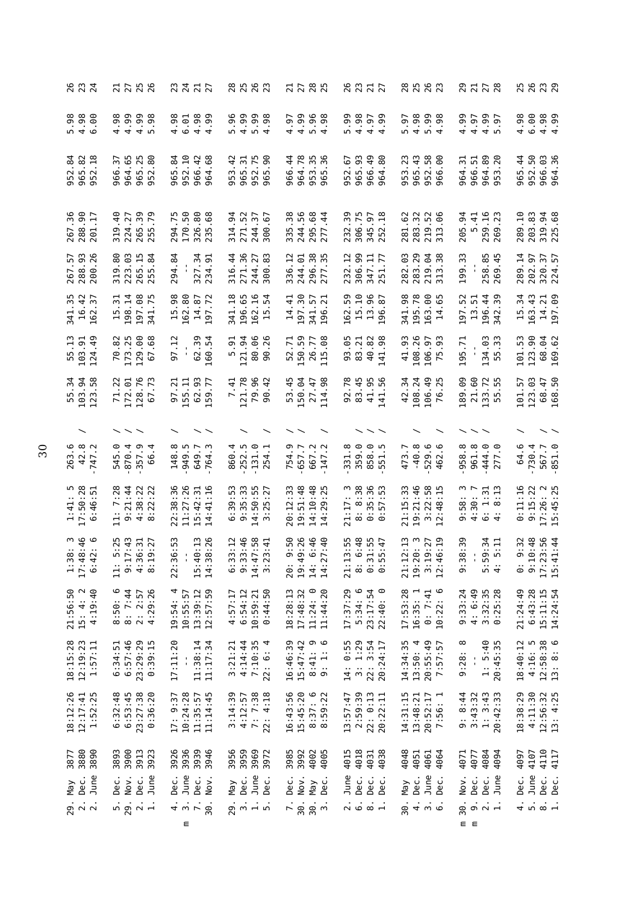| | | | | | | | | | | | | | | | | | | |
|---|---|---|---|---|---|---|---|---|---|---|---|---|---|---|---|---|---|---|
| | 29. | May | 3877 | 18:12:26 | 18:15:28 | 21:56:50 | 1:38: 3 | 1:41: 5 | 263.6 | | 55.34 | 55.13 | 341.35 | 267.57 | 267.36 | 952.84 | 5.98 | 26 |
| | 2. | Dec. | 3880 | 12:17:41 | 12:19:23 | 15: 4: 2 | 17:48:46 | 17:50:28 | 42.8 | / | 103.94 | 103.91 | 16.42 | 288.93 | 288.90 | 965.82 | 4.98 | 23 |
| | 2. | June | 3890 | 1:52:25 | 1:57:11 | 4:19:40 | 6:42: 6 | 6:46:51 | -747.2 | | 123.58 | 124.49 | 162.37 | 200.26 | 201.17 | 952.18 | 6.00 | 24 |
| | 5. | Dec. | 3893 | 6:32:48 | 6:34:51 | 8:50: 6 | 11: 5:25 | 11: 7:28 | 545.0 | / | 71.22 | 70.82 | 15.31 | 319.80 | 319.40 | 966.37 | 4.98 | 21 |
| | 29. | Nov. | 3900 | 6:53:45 | 6:57:46 | 8: 7:44 | 9:17:43 | 9:21:44 | -870.4 | / | 172.01 | 173.25 | 198.14 | 223.03 | 224.27 | 964.65 | 4.99 | 27 |
| | 2. | Dec. | 3913 | 23:27:38 | 23:29:29 | 2: 2:57 | 4:36:31 | 4:38:22 | -357.9 | / | 128.76 | 129.00 | 197.08 | 265.15 | 265.39 | 965.25 | 4.99 | 25 |
| | 1. | June | 3923 | 0:36:20 | 0:39:15 | 4:29:26 | 8:19:27 | 8:22:22 | 66.4 | | 67.73 | 67.68 | 341.75 | 255.84 | 255.79 | 952.80 | 5.98 | 26 |
| | 4. | Dec. | 3926 | 17: 9:37 | 17:11:20 | 19:54: 4 | 22:36:53 | 22:38:36 | 148.8 | / | 97.21 | 97.12 | 15.98 | 294.84 | 294.75 | 965.84 | 4.98 | 23 |
| m | 3. | June | 3936 | 10:24:28 | -- | 10:55:57 | -- | 11:27:26 | -949.5 | | 155.11 | -- | 162.80 | -- | 170.50 | 952.10 | 6.01 | 24 |
| | 7. | Dec. | 3939 | 11:35:57 | 11:38:14 | 13:39:12 | 15:40:13 | 15:42:31 | 649.7 | / | 62.93 | 62.39 | 14.87 | 327.34 | 326.80 | 966.42 | 4.98 | 21 |
| | 30. | Nov. | 3946 | 11:14:45 | 11:17:34 | 12:57:59 | 14:38:26 | 14:41:16 | -764.3 | / | 159.77 | 160.54 | 197.72 | 234.91 | 235.68 | 964.68 | 4.99 | 27 |
| | 29. | May | 3956 | 3:14:39 | 3:21:21 | 4:57:17 | 6:33:12 | 6:39:53 | 860.4 | | 7.41 | 5.91 | 341.18 | 316.44 | 314.94 | 953.42 | 5.96 | 28 |
| | 3. | Dec. | 3959 | 4:12:57 | 4:14:44 | 6:54:12 | 9:33:46 | 9:35:33 | -252.5 | / | 121.78 | 121.94 | 196.65 | 271.36 | 271.52 | 965.31 | 4.99 | 25 |
| | 1. | June | 3969 | 7: 7:38 | 7:10:35 | 10:59:21 | 14:47:58 | 14:50:55 | -131.0 | | 79.96 | 80.06 | 162.16 | 244.27 | 244.37 | 952.75 | 5.99 | 26 |
| | 5. | Dec. | 3972 | 22: 4:18 | 22: 6: 4 | 0:44:50 | 3:23:41 | 3:25:27 | 254.1 | / | 90.42 | 90.26 | 15.54 | 300.83 | 300.67 | 965.90 | 4.98 | 23 |
| | 7. | Dec. | 3985 | 16:43:56 | 16:46:39 | 18:28:13 | 20: 9:50 | 20:12:33 | 754.9 | / | 53.45 | 52.71 | 14.41 | 336.12 | 335.38 | 966.44 | 4.97 | 21 |
| | 30. | Nov. | 3992 | 15:45:20 | 15:47:42 | 17:48:32 | 19:49:26 | 19:51:48 | -657.7 | / | 150.04 | 150.59 | 197.30 | 244.01 | 244.56 | 964.78 | 4.99 | 27 |
| | 30. | May | 4002 | 8:37: 6 | 8:41: 9 | 11:24: 0 | 14: 6:46 | 14:10:48 | 667.2 | | 27.47 | 26.77 | 341.57 | 296.38 | 295.68 | 953.35 | 5.96 | 28 |
| | 3. | Dec. | 4005 | 8:59:22 | 9: 1: 6 | 11:44:20 | 14:27:40 | 14:29:25 | -147.2 | / | 114.98 | 115.08 | 196.21 | 277.35 | 277.44 | 965.36 | 4.98 | 25 |
| | 2. | June | 4015 | 13:57:47 | 14: 0:55 | 17:37:29 | 21:13:55 | 21:17: 3 | -331.8 | | 92.78 | 93.05 | 162.59 | 232.12 | 232.39 | 952.67 | 5.99 | 26 |
| | 6. | Dec. | 4018 | 2:59:39 | 3: 1:29 | 5:34: 6 | 8: 6:48 | 8: 8:38 | 359.0 | / | 83.45 | 83.21 | 15.10 | 306.99 | 306.75 | 965.93 | 4.98 | 23 |
| | 8. | Dec. | 4031 | 22: 0:13 | 22: 3:54 | 23:17:54 | 0:31:55 | 0:35:36 | 858.0 | / | 41.95 | 40.82 | 13.96 | 347.11 | 345.97 | 966.49 | 4.97 | 21 |
| | 1. | Dec. | 4038 | 20:22:11 | 20:24:17 | 22:40: 0 | 0:55:47 | 0:57:53 | -551.5 | / | 141.56 | 141.98 | 196.87 | 251.77 | 252.18 | 964.80 | 4.99 | 27 |
| | 30. | May | 4048 | 14:31:15 | 14:34:35 | 17:53:28 | 21:12:13 | 21:15:33 | 473.7 | | 42.34 | 41.93 | 341.98 | 282.03 | 281.62 | 953.23 | 5.97 | 28 |
| | 4. | Dec. | 4051 | 13:48:21 | 13:50: 4 | 16:35: 1 | 19:20: 3 | 19:21:46 | -40.8 | / | 108.24 | 108.26 | 195.78 | 283.29 | 283.32 | 965.43 | 4.98 | 25 |
| | 3. | June | 4061 | 20:52:17 | 20:55:49 | 0: 7:41 | 3:19:27 | 3:22:58 | -529.6 | | 106.49 | 106.97 | 163.00 | 219.04 | 219.52 | 952.58 | 5.99 | 26 |
| | 6. | Dec. | 4064 | 7:56: 1 | 7:57:57 | 10:22: 6 | 12:46:19 | 12:48:15 | 462.6 | / | 76.25 | 75.93 | 14.65 | 313.38 | 313.06 | 966.00 | 4.98 | 23 |
| m | 30. | Nov. | 4071 | 9: 8:44 | 9:28: 8 | 9:33:24 | 9:38:39 | 9:58: 3 | -958.8 | / | 189.09 | 195.71 | 197.52 | 199.33 | 205.94 | 964.31 | 4.99 | 29 |
| m | 9. | Dec. | 4077 | 3:43:32 | -- | 4: 6:49 | -- | 4:30: 7 | 961.8 | / | 21.60 | -- | 13.51 | -- | 5.41 | 966.51 | 4.97 | 21 |
| | 2. | Dec. | 4084 | 1: 3:43 | 1: 5:40 | 3:32:35 | 5:59:34 | 6: 1:31 | -444.0 | / | 133.72 | 134.03 | 196.44 | 258.85 | 259.16 | 964.89 | 4.99 | 27 |
| | 1. | June | 4094 | 20:42:33 | 20:45:35 | 0:25:28 | 4: 5:11 | 4: 8:13 | 277.0 | | 55.55 | 55.33 | 342.39 | 269.45 | 269.23 | 953.20 | 5.97 | 28 |
| | 4. | Dec. | 4097 | 18:38:29 | 18:40:12 | 21:24:49 | 0: 9:32 | 0:11:16 | 64.6 | / | 101.57 | 101.53 | 15.34 | 289.14 | 289.10 | 965.44 | 4.98 | 25 |
| | 5. | June | 4107 | 4:11:30 | 4:16: 5 | 6:43:28 | 9:10:48 | 9:15:22 | -730.4 | | 123.03 | 123.90 | 163.43 | 202.97 | 203.83 | 952.50 | 6.00 | 26 |
| | 8. | Dec. | 4110 | 12:56:32 | 12:58:38 | 15:11:15 | 17:23:56 | 17:26: 2 | 567.7 | / | 68.47 | 68.04 | 14.21 | 320.37 | 319.94 | 966.03 | 4.98 | 23 |
| | 1. | Dec. | 4117 | 13: 4:25 | 13: 8: 6 | 14:24:54 | 15:41:44 | 15:45:25 | -851.0 | / | 168.50 | 169.62 | 197.09 | 224.57 | 225.68 | 964.36 | 4.99 | 29 |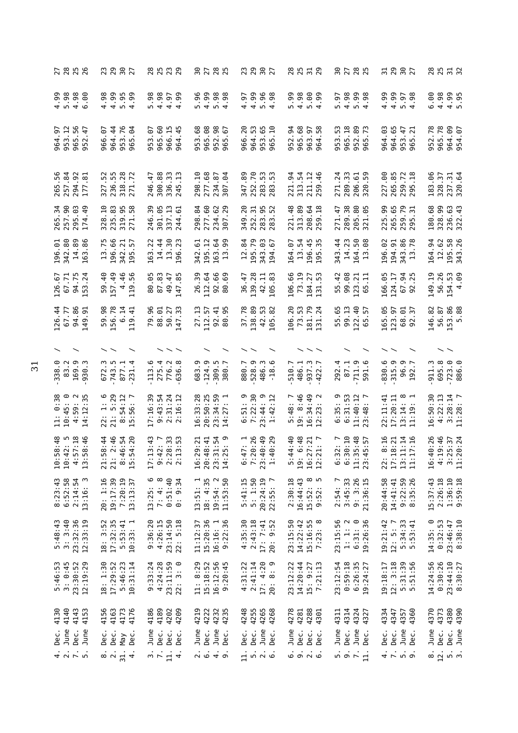| | | | | | | | | | | | | | | | |
|---|---|---|---|---|---|---|---|---|---|---|---|---|---|---|---|
| 4. | Dec. | 4130 | 5:46:53 | 5:48:43 | 8:23:43 | 10:58:48 | 11: 0:38 | -338.0 / | 126.44 | 126.67 | 196.01 | 265.34 | 265.56 | 964.97 | 4.99 | 27 |
| 2. | June | 4140 | 3: 0:45 | 3: 3:40 | 6:52:58 | 10:42: 5 | 10:45: 0 | 83.2 | 67.77 | 67.71 | 342.80 | 257.90 | 257.84 | 953.12 | 5.98 | 28 |
| 7. | Dec. | 4143 | 23:30:52 | 23:32:36 | 2:14:54 | 4:57:18 | 4:59: 2 | 169.9 / | 94.86 | 94.75 | 14.89 | 295.03 | 294.92 | 965.56 | 4.98 | 25 |
| 5. | June | 4153 | 12:19:29 | 12:33:19 | 13:16: 3 | 13:58:46 | 14:12:35 | -930.3 | 149.91 | 153.24 | 163.86 | 174.49 | 177.81 | 952.47 | 6.00 | 26 |
| 8. | Dec. | 4156 | 18: 1:30 | 18: 3:52 | 20: 1:16 | 21:58:44 | 22: 1: 6 | 672.3 / | 59.98 | 59.40 | 13.75 | 328.10 | 327.52 | 966.07 | 4.98 | 23 |
| 2. | Dec. | 4163 | 17:29:52 | 17:32:35 | 19:17:39 | 21: 2:46 | 21: 5:29 | -743.5 / | 156.78 | 157.49 | 196.66 | 235.83 | 236.55 | 964.44 | 4.99 | 29 |
| 31. | May | 4173 | 5:46:23 | 5:53:41 | 7:20:19 | 8:46:54 | 8:54:12 | 877.1 | 6.14 | 4.46 | 342.21 | 319.95 | 318.28 | 953.76 | 5.95 | 30 |
| 4. | Dec. | 4176 | 10:31:14 | 10:33: 1 | 13:13:37 | 15:54:20 | 15:56: 7 | -231.4 / | 119.41 | 119.56 | 195.57 | 271.58 | 271.72 | 965.04 | 4.99 | 27 |
| 3. | June | 4186 | 9:33:24 | 9:36:20 | 13:25: 6 | 17:13:43 | 17:16:39 | -113.6 | 79.96 | 80.05 | 163.22 | 246.39 | 246.47 | 953.07 | 5.98 | 28 |
| 7. | Dec. | 4189 | 4:24:28 | 4:26:15 | 7: 4: 8 | 9:42: 7 | 9:43:54 | 275.4 / | 88.01 | 87.83 | 14.44 | 301.05 | 300.88 | 965.60 | 4.98 | 25 |
| 11. | Dec. | 4202 | 23:11:59 | 23:14:50 | 0:51:40 | 2:28:33 | 2:31:24 | 776.2 / | 50.27 | 49.47 | 13.30 | 337.13 | 336.33 | 966.15 | 4.97 | 23 |
| 4. | Dec. | 4209 | 22: 3: 0 | 22: 5:18 | 0: 9:34 | 2:13:53 | 2:16:12 | -636.8 / | 147.33 | 147.85 | 196.23 | 244.61 | 245.13 | 964.45 | 4.99 | 29 |
| 2. | June | 4219 | 11: 8:29 | 11:12:37 | 13:51: 1 | 16:29:21 | 16:33:28 | 683.9 / | 27.13 | 26.39 | 342.61 | 298.84 | 298.10 | 953.68 | 5.96 | 30 |
| 6. | Dec. | 4222 | 15:18:52 | 15:20:36 | 18: 4:35 | 20:48:41 | 20:50:25 | -124.9 | 112.57 | 112.64 | 195.12 | 277.60 | 277.68 | 965.08 | 4.99 | 27 |
| 4. | June | 4232 | 16:12:56 | 16:16: 1 | 19:54: 2 | 23:31:54 | 23:34:59 | -309.5 | 92.41 | 92.66 | 163.64 | 234.62 | 234.87 | 952.98 | 5.98 | 28 |
| 9. | Dec. | 4235 | 9:20:45 | 9:22:36 | 11:53:50 | 14:25: 9 | 14:27: 1 | 380.7 / | 80.95 | 80.69 | 13.99 | 307.29 | 307.04 | 965.67 | 4.98 | 25 |
| 11. | Dec. | 4248 | 4:31:22 | 4:35:30 | 5:41:15 | 6:47: 1 | 6:51: 9 | 880.7 / | 37.78 | 36.47 | 12.84 | 349.20 | 347.89 | 966.20 | 4.97 | 23 |
| 5. | Dec. | 4255 | 2:41:14 | 2:43:18 | 5: 1:50 | 7:20:26 | 7:22:30 | -528.9 / | 138.89 | 139.28 | 195.79 | 252.31 | 252.70 | 964.53 | 4.99 | 29 |
| 2. | June | 4265 | 17: 4:20 | 17: 7:41 | 20:24:19 | 23:40:49 | 23:44: 9 | 486.3 | 42.53 | 42.11 | 343.03 | 283.95 | 283.53 | 953.65 | 5.96 | 30 |
| 6. | Dec. | 4268 | 20: 8: 9 | 20: 9:52 | 22:55: 7 | 1:40:29 | 1:42:12 | -18.6 / | 105.82 | 105.83 | 194.67 | 283.52 | 283.53 | 965.10 | 4.98 | 27 |
| 6. | June | 4278 | 23:12:22 | 23:15:50 | 2:30:18 | 5:44:40 | 5:48: 7 | -510.7 / | 106.20 | 106.66 | 164.07 | 221.48 | 221.94 | 952.94 | 5.99 | 28 |
| 9. | Dec. | 4281 | 14:20:44 | 14:22:42 | 16:44:43 | 19: 6:48 | 19: 8:46 | 486.1 / | 73.53 | 73.19 | 13.54 | 313.89 | 313.54 | 965.68 | 4.98 | 25 |
| 2. | Dec. | 4288 | 15: 9:27 | 15:16:55 | 15:52: 8 | 16:27:21 | 16:34:49 | -937.3 / | 181.79 | 184.27 | 196.45 | 208.64 | 211.12 | 963.97 | 5.00 | 31 |
| 6. | Dec. | 4301 | 7:21:13 | 7:23: 8 | 9:52: 5 | 12:21: 7 | 12:23: 2 | -422.7 / | 131.24 | 131.53 | 195.35 | 259.18 | 259.46 | 964.58 | 4.99 | 29 |
| 5. | June | 4311 | 23:12:54 | 23:15:56 | 2:54: 7 | 6:32: 7 | 6:35: 9 | 292.4 | 55.65 | 55.42 | 343.44 | 271.47 | 271.24 | 953.53 | 5.97 | 30 |
| 9. | Dec. | 4314 | 0:59:18 | 1: 1: 2 | 3:45:33 | 6:30:10 | 6:31:53 | 87.1 / | 99.13 | 99.08 | 14.23 | 289.38 | 289.33 | 965.18 | 4.98 | 27 |
| 7. | June | 4324 | 6:26:35 | 6:31: 0 | 9: 3:26 | 11:35:48 | 11:40:12 | -711.9 | 122.40 | 123.21 | 164.50 | 205.80 | 206.61 | 952.89 | 5.99 | 28 |
| 11. | Dec. | 4327 | 19:24:27 | 19:26:36 | 21:36:15 | 23:45:57 | 23:48: 7 | 591.6 / | 65.57 | 65.11 | 13.08 | 321.05 | 320.59 | 965.73 | 4.98 | 25 |
| 4. | Dec. | 4334 | 19:18:17 | 19:21:42 | 20:44:58 | 22: 8:16 | 22:11:41 | -830.6 / | 165.05 | 166.05 | 196.02 | 225.99 | 227.00 | 964.03 | 4.99 | 31 |
| 7. | Dec. | 4347 | 12: 3:18 | 12: 5: 7 | 14:41:41 | 17:18:21 | 17:20:11 | -315.9 / | 123.97 | 124.17 | 194.91 | 265.65 | 265.85 | 964.65 | 4.99 | 29 |
| 5. | June | 4357 | 5:31:39 | 5:34:33 | 9:22:59 | 13:11:14 | 13:14: 8 | 96.9 | 68.01 | 67.94 | 343.86 | 259.79 | 259.72 | 953.47 | 5.97 | 30 |
| 9. | Dec. | 4360 | 5:51:56 | 5:53:41 | 8:35:26 | 11:17:16 | 11:19: 1 | 192.7 / | 92.37 | 92.25 | 13.78 | 295.31 | 295.18 | 965.21 | 4.98 | 27 |
| 8. | June | 4370 | 14:24:56 | 14:35: 0 | 15:37:43 | 16:40:26 | 16:50:30 | -911.3 | 146.82 | 149.19 | 164.94 | 180.68 | 183.06 | 952.78 | 6.00 | 28 |
| 12. | Dec. | 4373 | 0:30:26 | 0:32:53 | 2:26:18 | 4:19:46 | 4:22:13 | 695.8 / | 56.87 | 56.26 | 12.62 | 328.99 | 328.37 | 965.78 | 4.98 | 25 |
| 5. | Dec. | 4380 | 23:44:10 | 23:46:47 | 1:36:10 | 3:25:37 | 3:28:14 | -723.0 / | 153.86 | 154.53 | 195.58 | 236.63 | 237.31 | 964.09 | 4.99 | 31 |
| 3. | June | 4390 | 8:30:27 | 8:38:10 | 9:59:18 | 11:20:24 | 11:28: 7 | 886.0 | 5.88 | 4.09 | 343.26 | 322.43 | 320.64 | 954.07 | 5.95 | 32 |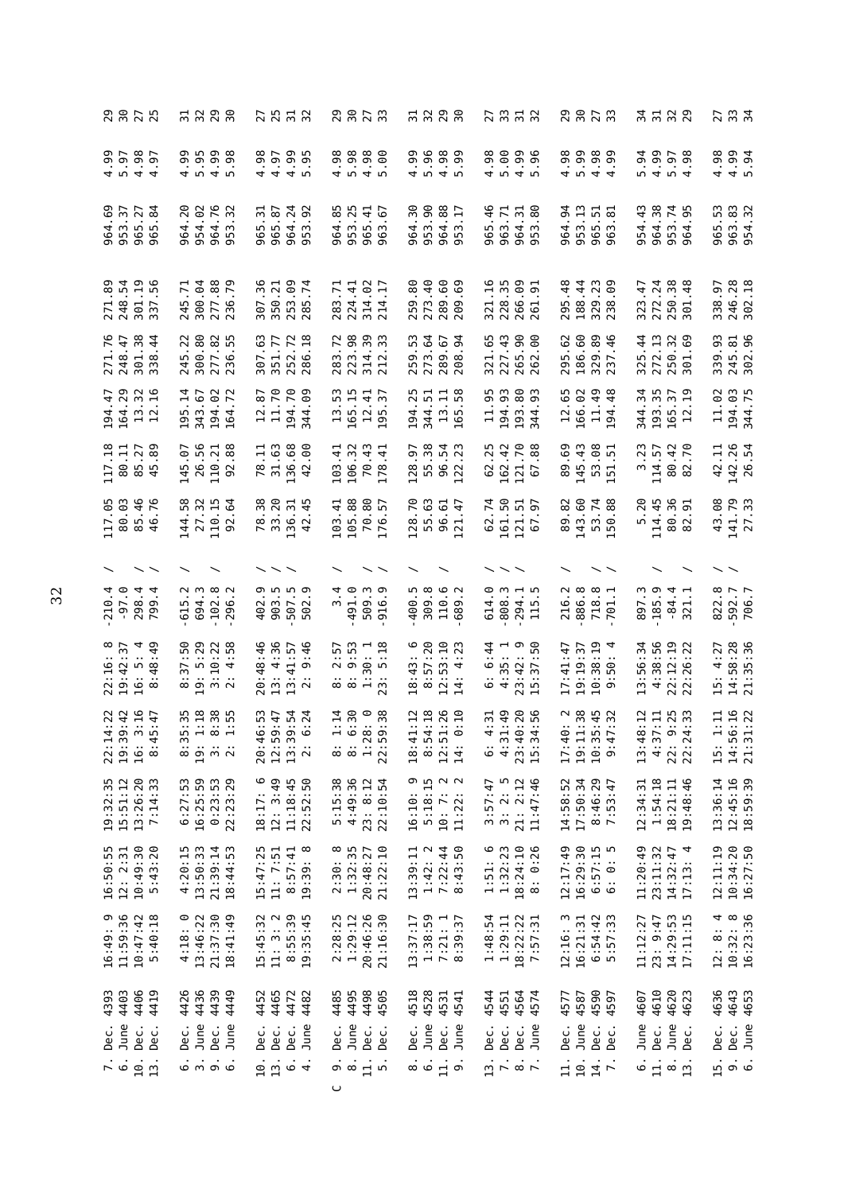| | | | | | | | | | | | | | | | | |
|---|---|---|---|---|---|---|---|---|---|---|---|---|---|---|---|---|
| | 7. Dec. 4393 | 16:49: 9 | 16:50:55 | 19:32:35 | 22:14:22 | 22:16: 8 | -210.4 | / | 117.05 | 117.18 | 194.47 | 271.76 | 271.89 | 964.69 | 4.99 | 29 |
| | 6. June 4403 | 11:59:36 | 12: 2:31 | 15:51:12 | 19:39:42 | 19:42:37 | -97.0 | / | 80.03 | 80.11 | 164.29 | 248.47 | 248.54 | 953.37 | 5.97 | 30 |
| | 10. Dec. 4406 | 10:47:42 | 10:49:30 | 13:26:20 | 16: 3:16 | 16: 5: 4 | 298.4 | / | 85.46 | 85.27 | 13.32 | 301.38 | 301.19 | 965.27 | 4.98 | 27 |
| | 13. Dec. 4419 | 5:40:18 | 5:43:20 | 7:14:33 | 8:45:47 | 8:48:49 | 799.4 | / | 46.76 | 45.89 | 12.16 | 338.44 | 337.56 | 965.84 | 4.97 | 25 |
| | 6. Dec. 4426 | 4:18: 0 | 4:20:15 | 6:27:53 | 8:35:35 | 8:37:50 | -615.2 | / | 144.58 | 145.07 | 195.14 | 245.22 | 245.71 | 964.20 | 4.99 | 31 |
| | 3. June 4436 | 13:46:22 | 13:50:33 | 16:25:59 | 19: 1:18 | 19: 5:29 | 694.3 | | 27.32 | 26.56 | 343.67 | 300.80 | 300.04 | 954.02 | 5.95 | 32 |
| | 9. Dec. 4439 | 21:37:30 | 21:39:14 | 0:23:53 | 3: 8:38 | 3:10:22 | -102.8 | / | 110.15 | 110.21 | 194.02 | 277.82 | 277.88 | 964.76 | 4.99 | 29 |
| | 6. June 4449 | 18:41:49 | 18:44:53 | 22:23:29 | 2: 1:55 | 2: 4:58 | -296.2 | | 92.64 | 92.88 | 164.72 | 236.55 | 236.79 | 953.32 | 5.98 | 30 |
| | 10. Dec. 4452 | 15:45:32 | 15:47:25 | 18:17: 6 | 20:46:53 | 20:48:46 | 402.9 | / | 78.38 | 78.11 | 12.87 | 307.63 | 307.36 | 965.31 | 4.98 | 27 |
| | 13. Dec. 4465 | 11: 3: 2 | 11: 7:51 | 12: 3:49 | 12:59:47 | 13: 4:36 | 903.5 | / | 33.20 | 31.63 | 11.70 | 351.77 | 350.21 | 965.87 | 4.97 | 25 |
| | 6. Dec. 4472 | 8:55:39 | 8:57:41 | 11:18:45 | 13:39:54 | 13:41:57 | -507.5 | / | 136.31 | 136.68 | 194.70 | 252.72 | 253.09 | 964.24 | 4.99 | 31 |
| | 4. June 4482 | 19:35:45 | 19:39: 8 | 22:52:50 | 2: 6:24 | 2: 9:46 | 502.9 | | 42.45 | 42.00 | 344.09 | 286.18 | 285.74 | 953.92 | 5.95 | 32 |
| C | 9. Dec. 4485 | 2:28:25 | 2:30: 8 | 5:15:38 | 8: 1:14 | 8: 2:57 | 3.4 | / | 103.41 | 103.41 | 13.53 | 283.72 | 283.71 | 964.85 | 4.98 | 29 |
| | 8. June 4495 | 1:29:12 | 1:32:35 | 4:49:36 | 8: 6:30 | 8: 9:53 | -491.0 | | 105.88 | 106.32 | 165.15 | 223.98 | 224.41 | 953.25 | 5.98 | 30 |
| | 11. Dec. 4498 | 20:46:26 | 20:48:27 | 23: 8:12 | 1:28: 0 | 1:30: 1 | 509.3 | / | 70.80 | 70.43 | 12.41 | 314.39 | 314.02 | 965.41 | 4.98 | 27 |
| | 5. Dec. 4505 | 21:16:30 | 21:22:10 | 22:10:54 | 22:59:38 | 23: 5:18 | -916.9 | / | 176.57 | 178.41 | 195.37 | 212.33 | 214.17 | 963.67 | 5.00 | 33 |
| | 8. Dec. 4518 | 13:37:17 | 13:39:11 | 16:10: 9 | 18:41:12 | 18:43: 6 | -400.5 | / | 128.70 | 128.97 | 194.25 | 259.53 | 259.80 | 964.30 | 4.99 | 31 |
| | 6. June 4528 | 1:38:59 | 1:42: 2 | 5:18:15 | 8:54:18 | 8:57:20 | 309.8 | | 55.63 | 55.38 | 344.51 | 273.64 | 273.40 | 953.90 | 5.96 | 32 |
| | 11. Dec. 4531 | 7:21: 1 | 7:22:44 | 10: 7: 2 | 12:51:26 | 12:53:10 | 110.6 | / | 96.61 | 96.54 | 13.11 | 289.67 | 289.60 | 964.88 | 4.98 | 29 |
| | 9. June 4541 | 8:39:37 | 8:43:50 | 11:22: 2 | 14: 0:10 | 14: 4:23 | -689.2 | | 121.47 | 122.23 | 165.58 | 208.94 | 209.69 | 953.17 | 5.99 | 30 |
| | 13. Dec. 4544 | 1:48:54 | 1:51: 6 | 3:57:47 | 6: 4:31 | 6: 6:44 | 614.0 | / | 62.74 | 62.25 | 11.95 | 321.65 | 321.16 | 965.46 | 4.98 | 27 |
| | 7. Dec. 4551 | 1:29:11 | 1:32:23 | 3: 2: 5 | 4:31:49 | 4:35: 1 | -808.3 | / | 161.50 | 162.42 | 194.93 | 227.43 | 228.35 | 963.71 | 5.00 | 33 |
| | 8. Dec. 4564 | 18:22:22 | 18:24:10 | 21: 2:12 | 23:40:20 | 23:42: 9 | -294.1 | / | 121.51 | 121.70 | 193.80 | 265.90 | 266.09 | 964.31 | 4.99 | 31 |
| | 7. June 4574 | 7:57:31 | 8: 0:26 | 11:47:46 | 15:34:56 | 15:37:50 | 115.5 | | 67.97 | 67.88 | 344.93 | 262.00 | 261.91 | 953.80 | 5.96 | 32 |
| | 11. Dec. 4577 | 12:16: 3 | 12:17:49 | 14:58:52 | 17:40: 2 | 17:41:47 | 216.2 | / | 89.82 | 89.69 | 12.65 | 295.62 | 295.48 | 964.94 | 4.98 | 29 |
| | 10. June 4587 | 16:21:31 | 16:29:30 | 17:50:34 | 19:11:38 | 19:19:37 | -886.8 | | 143.60 | 145.43 | 166.02 | 186.60 | 188.44 | 953.13 | 5.99 | 30 |
| | 14. Dec. 4590 | 6:54:42 | 6:57:15 | 8:46:29 | 10:35:45 | 10:38:19 | 718.8 | / | 53.74 | 53.08 | 11.49 | 329.89 | 329.23 | 965.51 | 4.98 | 27 |
| | 7. Dec. 4597 | 5:57:33 | 6: 0: 5 | 7:53:47 | 9:47:32 | 9:50: 4 | -701.1 | / | 150.88 | 151.51 | 194.48 | 237.46 | 238.09 | 963.81 | 4.99 | 33 |
| | 6. June 4607 | 11:12:27 | 11:20:49 | 12:34:31 | 13:48:12 | 13:56:34 | 897.3 | | 5.20 | 3.23 | 344.34 | 325.44 | 323.47 | 954.43 | 5.94 | 34 |
| | 11. Dec. 4610 | 23: 9:47 | 23:11:32 | 1:54:18 | 4:37:11 | 4:38:56 | -185.9 | / | 114.45 | 114.57 | 193.35 | 272.13 | 272.24 | 964.38 | 4.99 | 31 |
| | 8. June 4620 | 14:29:53 | 14:32:47 | 18:21:11 | 22: 9:25 | 22:12:19 | -84.4 | | 80.36 | 80.42 | 165.37 | 250.32 | 250.38 | 953.74 | 5.97 | 32 |
| | 13. Dec. 4623 | 17:11:15 | 17:13: 4 | 19:48:46 | 22:24:33 | 22:26:22 | 321.1 | / | 82.91 | 82.70 | 12.19 | 301.69 | 301.48 | 964.95 | 4.98 | 29 |
| | 15. Dec. 4636 | 12: 8: 4 | 12:11:19 | 13:36:14 | 15: 1:11 | 15: 4:27 | 822.8 | / | 43.08 | 42.11 | 11.02 | 339.93 | 338.97 | 965.53 | 4.98 | 27 |
| | 9. Dec. 4643 | 10:32: 8 | 10:34:20 | 12:45:16 | 14:56:16 | 14:58:28 | -592.7 | / | 141.79 | 142.26 | 194.03 | 245.81 | 246.28 | 963.83 | 4.99 | 33 |
| | 6. June 4653 | 16:23:36 | 16:27:50 | 18:59:39 | 21:31:22 | 21:35:36 | 706.7 | | 27.33 | 26.54 | 344.75 | 302.96 | 302.18 | 954.32 | 5.94 | 34 |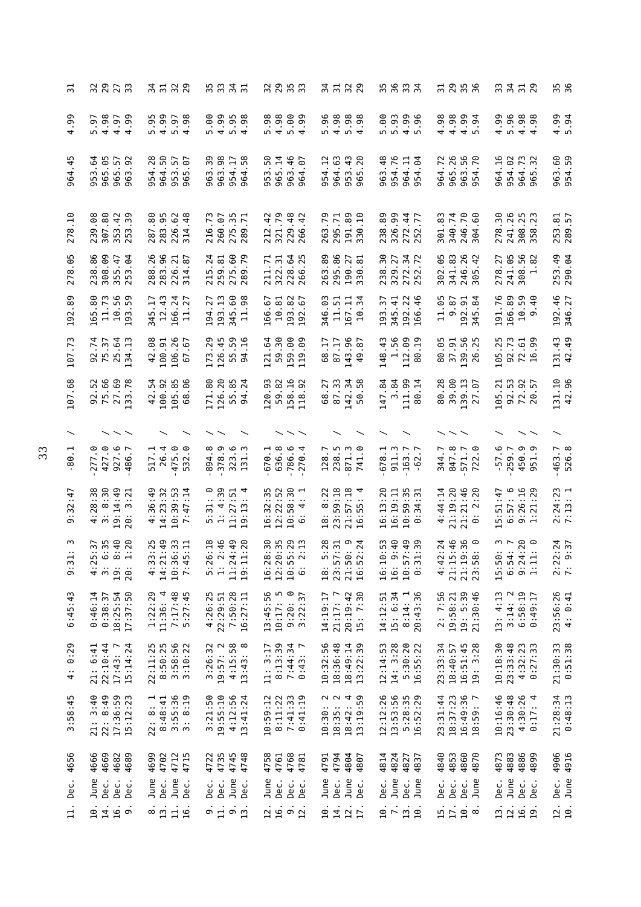| | | | | | | | | | | | | | | | | | |
|---|---|---|---|---|---|---|---|---|---|---|---|---|---|---|---|---|---|
| 11. | Dec. | 4656 | 3:58:45 | 4: 0:29 | 6:45:43 | 9:31: 3 | 9:32:47 | -80.1 | / | 107.68 | 107.73 | 192.89 | 278.05 | 278.10 | 964.45 | 4.99 | 31 |
| 10. | June | 4666 | 21: 3:40 | 21: 6:41 | 0:46:14 | 4:25:37 | 4:28:38 | -277.0 | / | 92.52 | 92.74 | 165.80 | 238.86 | 239.08 | 953.64 | 5.97 | 32 |
| 14. | Dec. | 4669 | 22: 8:49 | 22:10:44 | 0:38:37 | 3: 6:35 | 3: 8:30 | 427.0 | / | 75.66 | 75.37 | 11.73 | 308.09 | 307.80 | 965.05 | 4.98 | 29 |
| 16. | Dec. | 4682 | 17:36:59 | 17:43: 7 | 18:25:54 | 19: 8:40 | 19:14:49 | 927.6 | / | 27.69 | 25.64 | 10.56 | 355.47 | 353.42 | 965.57 | 4.97 | 27 |
| 9. | Dec. | 4689 | 15:12:23 | 15:14:24 | 17:37:50 | 20: 1:20 | 20: 3:21 | -486.7 | / | 133.78 | 134.13 | 193.59 | 253.04 | 253.39 | 963.92 | 4.99 | 33 |
| 8. | June | 4699 | 22: 8: 1 | 22:11:25 | 1:22:29 | 4:33:25 | 4:36:49 | 517.1 | / | 42.54 | 42.08 | 345.17 | 288.26 | 287.80 | 954.28 | 5.95 | 34 |
| 13. | Dec. | 4702 | 8:48:41 | 8:50:25 | 11:36: 4 | 14:21:49 | 14:23:32 | 26.4 | | 100.92 | 100.91 | 12.43 | 283.96 | 283.95 | 964.50 | 4.99 | 31 |
| 11. | June | 4712 | 3:55:36 | 3:58:56 | 7:17:48 | 10:36:33 | 10:39:53 | -475.0 | | 105.85 | 106.26 | 166.24 | 226.21 | 226.62 | 953.57 | 5.97 | 32 |
| 16. | Dec. | 4715 | 3: 8:19 | 3:10:22 | 5:27:45 | 7:45:11 | 7:47:14 | 532.0 | / | 68.06 | 67.67 | 11.27 | 314.87 | 314.48 | 965.07 | 4.98 | 29 |
| 9. | Dec. | 4722 | 3:21:50 | 3:26:32 | 4:26:25 | 5:26:18 | 5:31: 0 | -894.8 | / | 171.80 | 173.29 | 194.27 | 215.24 | 216.73 | 963.39 | 5.00 | 35 |
| 11. | Dec. | 4735 | 19:55:10 | 19:57: 2 | 22:29:51 | 1: 2:46 | 1: 4:39 | -378.9 | / | 126.20 | 126.45 | 193.13 | 259.81 | 260.07 | 963.98 | 4.99 | 33 |
| 9. | June | 4745 | 4:12:56 | 4:15:58 | 7:50:28 | 11:24:49 | 11:27:51 | 323.6 | | 55.85 | 55.59 | 345.60 | 275.60 | 275.35 | 954.17 | 5.95 | 34 |
| 13. | Dec. | 4748 | 13:41:24 | 13:43: 8 | 16:27:11 | 19:11:20 | 19:13: 4 | 131.3 | / | 94.24 | 94.16 | 11.98 | 289.79 | 289.71 | 964.58 | 4.98 | 31 |
| 12. | June | 4758 | 10:59:12 | 11: 3:17 | 13:45:56 | 16:28:30 | 16:32:35 | -670.1 | | 120.93 | 121.64 | 166.67 | 211.71 | 212.42 | 953.50 | 5.98 | 32 |
| 16. | Dec. | 4761 | 8:11:22 | 8:13:39 | 10:17: 5 | 12:20:35 | 12:22:52 | 636.8 | / | 59.82 | 59.30 | 10.81 | 322.31 | 321.79 | 965.14 | 4.98 | 29 |
| 9. | Dec. | 4768 | 7:41:33 | 7:44:34 | 9:20: 0 | 10:55:29 | 10:58:30 | -786.6 | / | 158.16 | 159.00 | 193.82 | 228.64 | 229.48 | 963.46 | 5.00 | 35 |
| 12. | Dec. | 4781 | 0:41:19 | 0:43: 7 | 3:22:37 | 6: 2:13 | 6: 4: 1 | -270.4 | / | 118.92 | 119.09 | 192.67 | 266.25 | 266.42 | 964.07 | 4.99 | 33 |
| 14. | June | 4791 | 10:30: 2 | 10:32:56 | 14:19:17 | 18: 5:28 | 18: 8:22 | 128.7 | / | 68.27 | 68.17 | 346.03 | 263.89 | 263.79 | 954.12 | 5.96 | 34 |
| 14. | Dec. | 4794 | 18:35: 2 | 18:36:48 | 21:17: 7 | 23:57:31 | 23:59:18 | 238.5 | | 87.33 | 87.17 | 11.51 | 295.86 | 295.71 | 964.63 | 4.98 | 31 |
| 12. | June | 4804 | 18:42: 4 | 18:49:14 | 20:19:42 | 21:50: 9 | 21:57:18 | -871.3 | / | 142.34 | 143.96 | 167.11 | 190.27 | 191.89 | 953.43 | 5.98 | 32 |
| 17. | Dec. | 4807 | 13:19:59 | 13:22:39 | 15: 7:30 | 16:52:24 | 16:55: 4 | 741.0 | | 50.58 | 49.87 | 10.34 | 330.81 | 330.10 | 965.20 | 4.98 | 29 |
| 10. | Dec. | 4814 | 12:12:26 | 12:14:53 | 14:12:51 | 16:10:53 | 16:13:20 | -678.1 | / | 147.84 | 148.43 | 193.37 | 238.30 | 238.89 | 963.48 | 5.00 | 35 |
| 7. | June | 4824 | 13:53:56 | 14: 3:28 | 15: 6:34 | 16: 9:40 | 16:19:11 | 911.3 | / | 3.84 | 1.56 | 345.41 | 329.27 | 326.99 | 954.76 | 5.93 | 36 |
| 13. | Dec. | 4827 | 5:28:35 | 5:30:20 | 8:14: 1 | 10:57:49 | 10:59:35 | -163.7 | | 111.99 | 112.09 | 192.22 | 272.34 | 272.44 | 964.11 | 4.99 | 33 |
| 10. | June | 4837 | 16:52:29 | 16:55:22 | 20:43:36 | 0:31:39 | 0:34:31 | -62.7 | / | 80.14 | 80.19 | 166.46 | 252.72 | 252.77 | 954.04 | 5.96 | 34 |
| 15. | Dec. | 4840 | 23:31:44 | 23:33:34 | 2: 7:56 | 4:42:24 | 4:44:14 | 344.7 | / | 80.28 | 80.05 | 11.05 | 302.05 | 301.83 | 964.72 | 4.98 | 31 |
| 17. | Dec. | 4853 | 18:37:23 | 18:40:57 | 19:58:21 | 21:15:46 | 21:19:20 | 847.8 | / | 39.00 | 37.91 | 9.87 | 341.83 | 340.74 | 965.26 | 4.98 | 29 |
| 10. | Dec. | 4860 | 16:49:36 | 16:51:45 | 19: 5:39 | 21:19:36 | 21:21:46 | -571.7 | / | 139.13 | 139.56 | 192.91 | 246.26 | 246.70 | 963.56 | 4.99 | 35 |
| 8. | June | 4870 | 18:59: 7 | 19: 3:28 | 21:30:46 | 23:58: 0 | 0: 2:20 | 722.0 | / | 27.07 | 26.25 | 345.84 | 305.42 | 304.60 | 954.70 | 5.94 | 36 |
| 13. | Dec. | 4873 | 10:16:46 | 10:18:30 | 13: 4:13 | 15:50: 3 | 15:51:47 | -57.6 | / | 105.21 | 105.25 | 191.76 | 278.27 | 278.30 | 964.16 | 4.99 | 33 |
| 12. | June | 4883 | 23:30:48 | 23:33:48 | 3:14: 2 | 6:54: 7 | 6:57: 6 | -259.7 | | 92.53 | 92.73 | 166.89 | 241.05 | 241.26 | 954.02 | 5.96 | 34 |
| 16. | Dec. | 4886 | 4:30:26 | 4:32:23 | 6:58:19 | 9:24:20 | 9:26:16 | 450.9 | / | 72.92 | 72.61 | 10.59 | 308.56 | 308.25 | 964.73 | 4.98 | 31 |
| 19. | Dec. | 4899 | 0:17: 4 | 0:27:33 | 0:49:17 | 1:11: 0 | 1:21:29 | 951.9 | / | 20.57 | 16.99 | 9.40 | 1.82 | 358.23 | 965.32 | 4.98 | 29 |
| 12. | Dec. | 4906 | 21:28:34 | 21:30:33 | 23:56:26 | 2:22:24 | 2:24:23 | -463.7 | / | 131.10 | 131.43 | 192.46 | 253.49 | 253.81 | 963.60 | 4.99 | 35 |
| 10. | June | 4916 | 0:48:13 | 0:51:38 | 4: 0:41 | 7: 9:37 | 7:13: 1 | 526.8 | | 42.96 | 42.49 | 346.27 | 290.04 | 289.57 | 954.59 | 5.94 | 36 |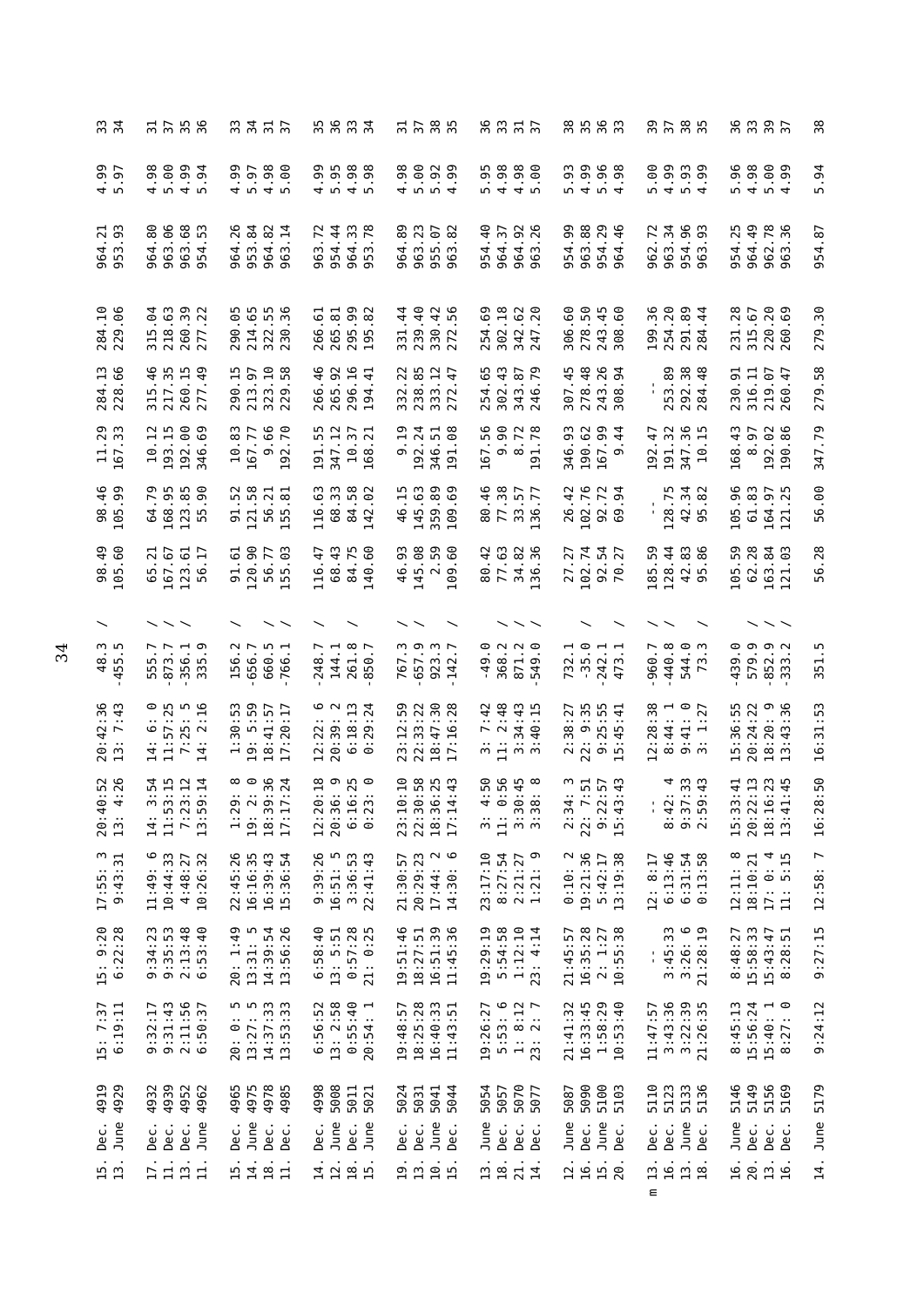| | | | | | | | | | | | | | | | |
|---|---|---|---|---|---|---|---|---|---|---|---|---|---|---|---|
| 15. Dec. 4919 | 15: 7:37 | 15: 9:20 | 17:55: 3 | 20:40:52 | 20:42:36 | 48.3 | / | 98.49 | 98.46 | 11.29 | 284.13 | 284.10 | 964.21 | 4.99 | 33 |
| 13. June 4929 | 6:19:11 | 6:22:28 | 9:43:31 | 13: 4:26 | 13: 7:43 | -455.5 | / | 105.60 | 105.99 | 167.33 | 228.66 | 229.06 | 953.93 | 5.97 | 34 |
| 17. Dec. 4932 | 9:32:17 | 9:34:23 | 11:49: 6 | 14: 3:54 | 14: 6: 0 | 555.7 | / | 65.21 | 64.79 | 10.12 | 315.46 | 315.04 | 964.80 | 4.98 | 31 |
| 11. Dec. 4939 | 9:31:43 | 9:35:53 | 10:44:33 | 11:53:15 | 11:57:25 | -873.7 | / | 167.67 | 168.95 | 193.15 | 217.35 | 218.63 | 963.06 | 5.00 | 37 |
| 13. Dec. 4952 | 2:11:56 | 2:13:48 | 4:48:27 | 7:23:12 | 7:25: 5 | -356.1 | / | 123.61 | 123.85 | 192.00 | 260.15 | 260.39 | 963.68 | 4.99 | 35 |
| 11. June 4962 | 6:50:37 | 6:53:40 | 10:26:32 | 13:59:14 | 14: 2:16 | 335.9 | / | 56.17 | 55.90 | 346.69 | 277.49 | 277.22 | 954.53 | 5.94 | 36 |
| 15. Dec. 4965 | 20: 0: 5 | 20: 1:49 | 22:45:26 | 1:29: 8 | 1:30:53 | 156.2 | / | 91.61 | 91.52 | 10.83 | 290.15 | 290.05 | 964.26 | 4.99 | 33 |
| 14. June 4975 | 13:27: 5 | 13:31: 5 | 16:16:35 | 19: 2: 0 | 19: 5:59 | -656.7 | | 120.90 | 121.58 | 167.77 | 213.97 | 214.65 | 953.84 | 5.97 | 34 |
| 18. Dec. 4978 | 14:37:33 | 14:39:54 | 16:39:43 | 18:39:36 | 18:41:57 | 660.5 | / | 56.77 | 56.21 | 9.66 | 323.10 | 322.55 | 964.82 | 4.98 | 31 |
| 11. Dec. 4985 | 13:53:33 | 13:56:26 | 15:36:54 | 17:17:24 | 17:20:17 | -766.1 | / | 155.03 | 155.81 | 192.70 | 229.58 | 230.36 | 963.14 | 5.00 | 37 |
| 14. Dec. 4998 | 6:56:52 | 6:58:40 | 9:39:26 | 12:20:18 | 12:22: 6 | -248.7 | / | 116.47 | 116.63 | 191.55 | 266.46 | 266.61 | 963.72 | 4.99 | 35 |
| 12. June 5008 | 13: 2:58 | 13: 5:51 | 16:51: 5 | 20:36: 9 | 20:39: 2 | 144.1 | | 68.43 | 68.33 | 347.12 | 265.92 | 265.81 | 954.44 | 5.95 | 36 |
| 18. Dec. 5011 | 0:55:40 | 0:57:28 | 3:36:53 | 6:16:25 | 6:18:13 | 261.8 | / | 84.75 | 84.58 | 10.37 | 296.16 | 295.99 | 964.33 | 4.98 | 33 |
| 15. June 5021 | 20:54: 1 | 21: 0:25 | 22:41:43 | 0:23: 0 | 0:29:24 | -850.7 | | 140.60 | 142.02 | 168.21 | 194.41 | 195.82 | 953.78 | 5.98 | 34 |
| 19. Dec. 5024 | 19:48:57 | 19:51:46 | 21:30:57 | 23:10:10 | 23:12:59 | 767.3 | / | 46.93 | 46.15 | 9.19 | 332.22 | 331.44 | 964.89 | 4.98 | 31 |
| 13. Dec. 5031 | 18:25:28 | 18:27:51 | 20:29:23 | 22:30:58 | 22:33:22 | -657.9 | / | 145.08 | 145.63 | 192.24 | 238.85 | 239.40 | 963.23 | 5.00 | 37 |
| 10. June 5041 | 16:40:33 | 16:51:39 | 17:44: 2 | 18:36:25 | 18:47:30 | 923.3 | | 2.59 | 359.89 | 346.51 | 333.12 | 330.42 | 955.07 | 5.92 | 38 |
| 15. Dec. 5044 | 11:43:51 | 11:45:36 | 14:30: 6 | 17:14:43 | 17:16:28 | -142.7 | / | 109.60 | 109.69 | 191.08 | 272.47 | 272.56 | 963.82 | 4.99 | 35 |
| 13. June 5054 | 19:26:27 | 19:29:19 | 23:17:10 | 3: 4:50 | 3: 7:42 | -49.0 | | 80.42 | 80.46 | 167.56 | 254.65 | 254.69 | 954.40 | 5.95 | 36 |
| 18. Dec. 5057 | 5:53: 6 | 5:54:58 | 8:27:54 | 11: 0:56 | 11: 2:48 | 368.2 | / | 77.63 | 77.38 | 9.90 | 302.43 | 302.18 | 964.37 | 4.98 | 33 |
| 21. Dec. 5070 | 1: 8:12 | 1:12:10 | 2:21:27 | 3:30:45 | 3:34:43 | 871.2 | / | 34.82 | 33.57 | 8.72 | 343.87 | 342.62 | 964.92 | 4.98 | 31 |
| 14. Dec. 5077 | 23: 2: 7 | 23: 4:14 | 1:21: 9 | 3:38: 8 | 3:40:15 | -549.0 | / | 136.36 | 136.77 | 191.78 | 246.79 | 247.20 | 963.26 | 5.00 | 37 |
| 12. June 5087 | 21:41:32 | 21:45:57 | 0:10: 2 | 2:34: 3 | 2:38:27 | 732.1 | | 27.27 | 26.42 | 346.93 | 307.45 | 306.60 | 954.99 | 5.93 | 38 |
| 16. Dec. 5090 | 16:33:45 | 16:35:28 | 19:21:36 | 22: 7:51 | 22: 9:35 | -35.0 | / | 102.74 | 102.76 | 190.62 | 278.48 | 278.50 | 963.88 | 4.99 | 35 |
| 15. June 5100 | 1:58:29 | 2: 1:27 | 5:42:17 | 9:22:57 | 9:25:55 | -242.1 | | 92.54 | 92.72 | 167.99 | 243.26 | 243.45 | 954.29 | 5.96 | 36 |
| 20. Dec. 5103 | 10:53:40 | 10:55:38 | 13:19:38 | 15:43:43 | 15:45:41 | 473.1 | / | 70.27 | 69.94 | 9.44 | 308.94 | 308.60 | 964.46 | 4.98 | 33 |
| 13. Dec. 5110 | 11:47:57 | -- | 12: 8:17 | -- | 12:28:38 | -960.7 | / | 185.59 | -- | 192.47 | -- | 199.36 | 962.72 | 5.00 | 39 |
| 16. Dec. 5123 | 3:43:36 | 3:45:33 | 6:13:46 | 8:42: 4 | 8:44: 1 | -440.8 | / | 128.44 | 128.75 | 191.32 | 253.89 | 254.20 | 963.34 | 4.99 | 37 |
| 13. June 5133 | 3:22:39 | 3:26: 6 | 6:31:54 | 9:37:33 | 9:41: 0 | 544.0 | | 42.83 | 42.34 | 347.36 | 292.38 | 291.89 | 954.96 | 5.93 | 38 |
| 18. Dec. 5136 | 21:26:35 | 21:28:19 | 0:13:58 | 2:59:43 | 3: 1:27 | 73.3 | / | 95.86 | 95.82 | 10.15 | 284.48 | 284.44 | 963.93 | 4.99 | 35 |
| 16. June 5146 | 8:45:13 | 8:48:27 | 12:11: 8 | 15:33:41 | 15:36:55 | -439.0 | | 105.59 | 105.96 | 168.43 | 230.91 | 231.28 | 954.25 | 5.96 | 36 |
| 20. Dec. 5149 | 15:56:24 | 15:58:33 | 18:10:21 | 20:22:13 | 20:24:22 | 579.9 | / | 62.28 | 61.83 | 8.97 | 316.11 | 315.67 | 964.49 | 4.98 | 33 |
| 13. Dec. 5156 | 15:40: 1 | 15:43:47 | 17: 0: 4 | 18:16:23 | 18:20: 9 | -852.9 | / | 163.84 | 164.97 | 192.02 | 219.07 | 220.20 | 962.78 | 5.00 | 39 |
| 16. Dec. 5169 | 8:27: 0 | 8:28:51 | 11: 5:15 | 13:41:45 | 13:43:36 | -333.2 | / | 121.03 | 121.25 | 190.86 | 260.47 | 260.69 | 963.36 | 4.99 | 37 |
| 14. June 5179 | 9:24:12 | 9:27:15 | 12:58: 7 | 16:28:50 | 16:31:53 | 351.5 | | 56.28 | 56.00 | 347.79 | 279.58 | 279.30 | 954.87 | 5.94 | 38 |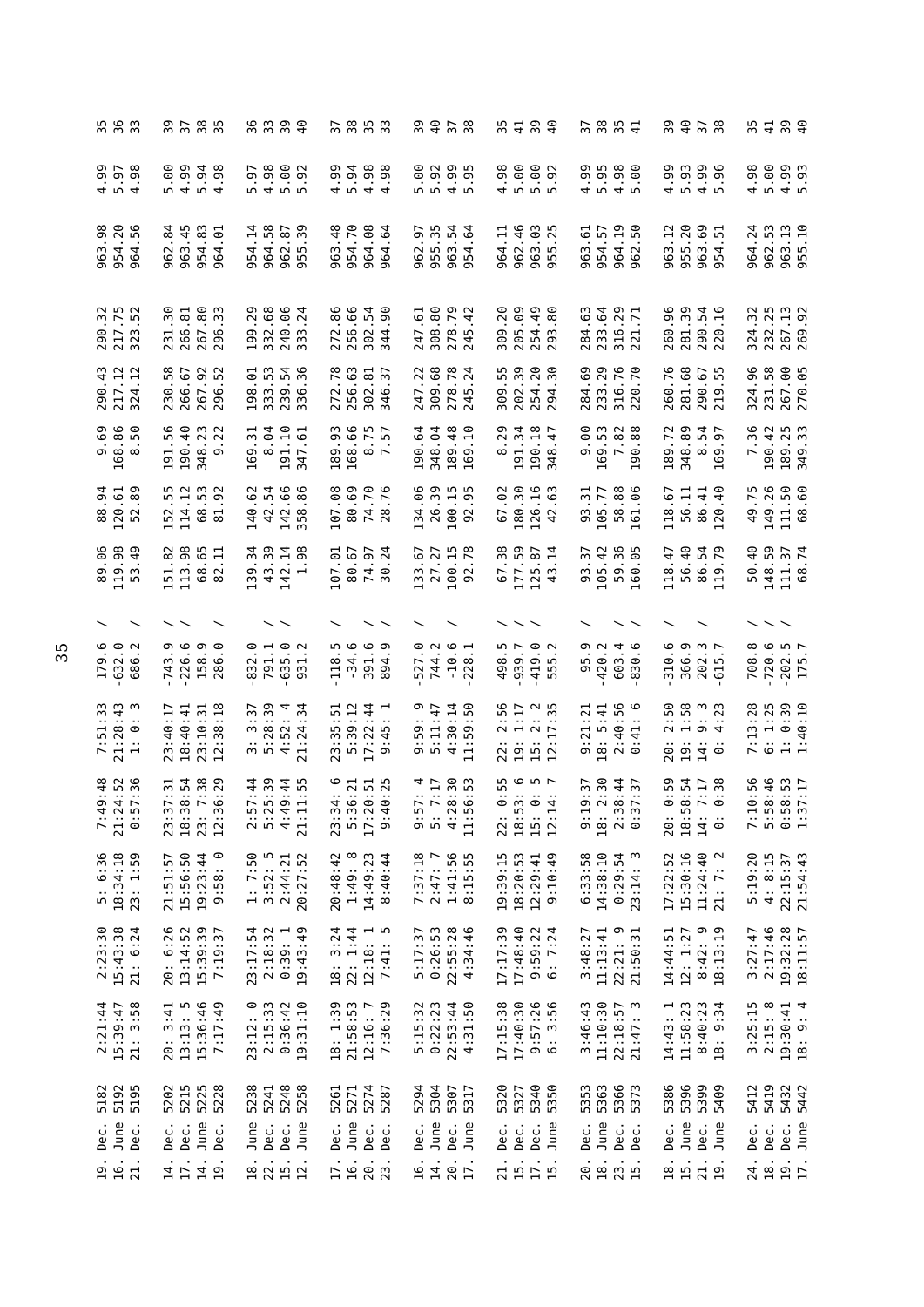| | | | | | | | | | | | | | | |
|---|---|---|---|---|---|---|---|---|---|---|---|---|---|---|
| 19. Dec. 5182 | 2:21:44 | 2:23:30 | 5: 6:36 | 7:49:48 | 7:51:33 | 179.6 / | 89.06 | 88.94 | 9.69 | 290.43 | 290.32 | 963.98 | 4.99 | 35 |
| 16. June 5192 | 15:39:47 | 15:43:38 | 18:34:18 | 21:24:52 | 21:28:43 | -632.0 / | 119.98 | 120.61 | 168.86 | 217.12 | 217.75 | 954.20 | 5.97 | 36 |
| 21. Dec. 5195 | 21: 3:58 | 21: 6:24 | 23: 1:59 | 0:57:36 | 1: 0: 3 | 686.2 / | 53.49 | 52.89 | 8.50 | 324.12 | 323.52 | 964.56 | 4.98 | 33 |
| | | | | | | | | | | | | | | |
| 14. Dec. 5202 | 20: 3:41 | 20: 6:26 | 21:51:57 | 23:37:31 | 23:40:17 | -743.9 / | 151.82 | 152.55 | 191.56 | 230.58 | 231.30 | 962.84 | 5.00 | 39 |
| 17. Dec. 5215 | 13:13: 5 | 13:14:52 | 15:56:50 | 18:38:54 | 18:40:41 | -226.6 / | 113.98 | 114.12 | 190.40 | 266.67 | 266.81 | 963.45 | 4.99 | 37 |
| 14. June 5225 | 15:36:46 | 15:39:39 | 19:23:44 | 23: 7:38 | 23:10:31 | 158.9 / | 68.65 | 68.53 | 348.23 | 267.92 | 267.80 | 954.83 | 5.94 | 38 |
| 19. Dec. 5228 | 7:17:49 | 7:19:37 | 9:58: 0 | 12:36:29 | 12:38:18 | 286.0 / | 82.11 | 81.92 | 9.22 | 296.52 | 296.33 | 964.01 | 4.98 | 35 |
| | | | | | | | | | | | | | | |
| 18. June 5238 | 23:12: 0 | 23:17:54 | 1: 7:50 | 2:57:44 | 3: 3:37 | -832.0 | 139.34 | 140.62 | 169.31 | 198.01 | 199.29 | 954.14 | 5.97 | 36 |
| 22. Dec. 5241 | 2:15:33 | 2:18:32 | 3:52: 5 | 5:25:39 | 5:28:39 | 791.1 / | 43.39 | 42.54 | 8.04 | 333.53 | 332.68 | 964.58 | 4.98 | 33 |
| 15. Dec. 5248 | 0:36:42 | 0:39: 1 | 2:44:21 | 4:49:44 | 4:52: 4 | -635.0 / | 142.14 | 142.66 | 191.10 | 239.54 | 240.06 | 962.87 | 5.00 | 39 |
| 12. June 5258 | 19:31:10 | 19:43:49 | 20:27:52 | 21:11:55 | 21:24:34 | 931.2 | 1.98 | 358.86 | 347.61 | 336.36 | 333.24 | 955.39 | 5.92 | 40 |
| | | | | | | | | | | | | | | |
| 17. Dec. 5261 | 18: 1:39 | 18: 3:24 | 20:48:42 | 23:34: 6 | 23:35:51 | -118.5 / | 107.01 | 107.08 | 189.93 | 272.78 | 272.86 | 963.48 | 4.99 | 37 |
| 16. June 5271 | 21:58:53 | 22: 1:44 | 1:49: 8 | 5:36:21 | 5:39:12 | -34.6 | 80.67 | 80.69 | 168.66 | 256.63 | 256.66 | 954.70 | 5.94 | 38 |
| 20. Dec. 5274 | 12:16: 7 | 12:18: 1 | 14:49:23 | 17:20:51 | 17:22:44 | 391.6 / | 74.97 | 74.70 | 8.75 | 302.81 | 302.54 | 964.08 | 4.98 | 35 |
| 23. Dec. 5287 | 7:36:29 | 7:41: 5 | 8:40:44 | 9:40:25 | 9:45: 1 | 894.9 / | 30.24 | 28.76 | 7.57 | 346.37 | 344.90 | 964.64 | 4.98 | 33 |
| | | | | | | | | | | | | | | |
| 16. Dec. 5294 | 5:15:32 | 5:17:37 | 7:37:18 | 9:57: 4 | 9:59: 9 | -527.0 / | 133.67 | 134.06 | 190.64 | 247.22 | 247.61 | 962.97 | 5.00 | 39 |
| 14. June 5304 | 0:22:23 | 0:26:53 | 2:47: 7 | 5: 7:17 | 5:11:47 | 744.2 | 27.27 | 26.39 | 348.04 | 309.68 | 308.80 | 955.35 | 5.92 | 40 |
| 20. Dec. 5307 | 22:53:44 | 22:55:28 | 1:41:56 | 4:28:30 | 4:30:14 | -10.6 / | 100.15 | 100.15 | 189.48 | 278.78 | 278.79 | 963.54 | 4.99 | 37 |
| 17. June 5317 | 4:31:50 | 4:34:46 | 8:15:55 | 11:56:53 | 11:59:50 | -228.1 | 92.78 | 92.95 | 169.10 | 245.24 | 245.42 | 954.64 | 5.95 | 38 |
| | | | | | | | | | | | | | | |
| 21. Dec. 5320 | 17:15:38 | 17:17:39 | 19:39:15 | 22: 0:55 | 22: 2:56 | 498.5 / | 67.38 | 67.02 | 8.29 | 309.55 | 309.20 | 964.11 | 4.98 | 35 |
| 15. Dec. 5327 | 17:40:30 | 17:48:40 | 18:20:53 | 18:53: 6 | 19: 1:17 | -939.7 / | 177.59 | 180.30 | 191.34 | 202.39 | 205.09 | 962.46 | 5.00 | 41 |
| 17. Dec. 5340 | 9:57:26 | 9:59:22 | 12:29:41 | 15: 0: 5 | 15: 2: 2 | -419.0 / | 125.87 | 126.16 | 190.18 | 254.20 | 254.49 | 963.03 | 5.00 | 39 |
| 15. June 5350 | 6: 3:56 | 6: 7:24 | 9:10:49 | 12:14: 7 | 12:17:35 | 555.2 | 43.14 | 42.63 | 348.47 | 294.30 | 293.80 | 955.25 | 5.92 | 40 |
| | | | | | | | | | | | | | | |
| 20. Dec. 5353 | 3:46:43 | 3:48:27 | 6:33:58 | 9:19:37 | 9:21:21 | 95.9 / | 93.37 | 93.31 | 9.00 | 284.69 | 284.63 | 963.61 | 4.99 | 37 |
| 18. June 5363 | 11:10:30 | 11:13:41 | 14:38:10 | 18: 2:30 | 18: 5:41 | -420.2 | 105.42 | 105.77 | 169.53 | 233.29 | 233.64 | 954.57 | 5.95 | 38 |
| 23. Dec. 5366 | 22:18:57 | 22:21: 9 | 0:29:54 | 2:38:44 | 2:40:56 | 603.4 / | 59.36 | 58.88 | 7.82 | 316.76 | 316.29 | 964.19 | 4.98 | 35 |
| 15. Dec. 5373 | 21:47: 3 | 21:50:31 | 23:14: 3 | 0:37:37 | 0:41: 6 | -830.6 / | 160.05 | 161.06 | 190.88 | 220.70 | 221.71 | 962.50 | 5.00 | 41 |
| | | | | | | | | | | | | | | |
| 18. Dec. 5386 | 14:43: 1 | 14:44:51 | 17:22:52 | 20: 0:59 | 20: 2:50 | -310.6 / | 118.47 | 118.67 | 189.72 | 260.76 | 260.96 | 963.12 | 4.99 | 39 |
| 15. June 5396 | 11:58:23 | 12: 1:27 | 15:30:16 | 18:58:54 | 19: 1:58 | 366.9 | 56.40 | 56.11 | 348.89 | 281.68 | 281.39 | 955.20 | 5.93 | 40 |
| 21. Dec. 5399 | 8:40:23 | 8:42: 9 | 11:24:40 | 14: 7:17 | 14: 9: 3 | 202.3 / | 86.54 | 86.41 | 8.54 | 290.67 | 290.54 | 963.69 | 4.99 | 37 |
| 19. June 5409 | 18: 9:34 | 18:13:19 | 21: 7: 2 | 0: 0:38 | 0: 4:23 | -615.7 | 119.79 | 120.40 | 169.97 | 219.55 | 220.16 | 954.51 | 5.96 | 38 |
| | | | | | | | | | | | | | | |
| 24. Dec. 5412 | 3:25:15 | 3:27:47 | 5:19:20 | 7:10:56 | 7:13:28 | 708.8 / | 50.40 | 49.75 | 7.36 | 324.96 | 324.32 | 964.24 | 4.98 | 35 |
| 18. Dec. 5419 | 2:15: 8 | 2:17:46 | 4: 8:15 | 5:58:46 | 6: 1:25 | -720.6 / | 148.59 | 149.26 | 190.42 | 231.58 | 232.25 | 962.53 | 5.00 | 41 |
| 19. Dec. 5432 | 19:30:41 | 19:32:28 | 22:15:37 | 0:58:53 | 1: 0:39 | -202.5 / | 111.37 | 111.50 | 189.25 | 267.00 | 267.13 | 963.13 | 4.99 | 39 |
| 17. June 5442 | 18: 9: 4 | 18:11:57 | 21:54:43 | 1:37:17 | 1:40:10 | 175.7 | 68.74 | 68.60 | 349.33 | 270.05 | 269.92 | 955.10 | 5.93 | 40 |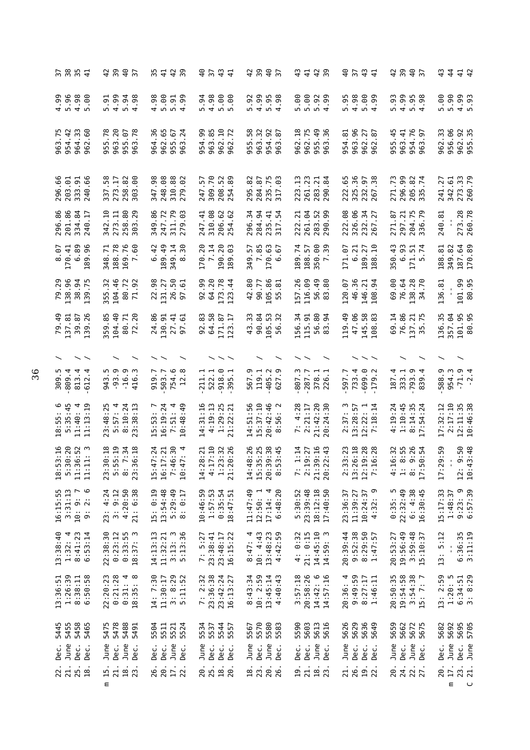| | | | | | | | | | | | | | | |
|---|---|---|---|---|---|---|---|---|---|---|---|---|---|---|
| 22. Dec. 5445 | 13:36:51 | 13:38:40 | 16:15:55 | 18:53:16 | 18:55: 6 | 309.5 / | 79.49 | 79.29 | 8.07 | 296.86 | 296.66 | 963.75 | 4.99 | 37 |
| 21. June 5455 | 1:26:39 | 1:32: 4 | 3:31:13 | 5:30:20 | 5:35:45 | -809.4 / | 137.81 | 138.96 | 170.41 | 201.86 | 203.01 | 954.42 | 5.96 | 38 |
| 25. Dec. 5458 | 8:38:11 | 8:41:23 | 10: 9: 7 | 11:36:52 | 11:40: 4 | 813.4 / | 39.87 | 38.94 | 6.89 | 334.84 | 333.91 | 964.33 | 4.98 | 35 |
| 18. Dec. 5465 | 6:50:58 | 6:53:14 | 9: 2: 6 | 11:11: 3 | 11:13:19 | -612.4 / | 139.26 | 139.75 | 189.96 | 240.17 | 240.66 | 962.60 | 5.00 | 41 |
| m 15. June 5475 | 22:20:23 | 22:38:30 | 23: 4:24 | 23:30:18 | 23:48:25 | 943.5 / | 359.85 | 355.32 | 348.71 | 342.10 | 337.58 | 955.78 | 5.91 | 42 |
| 21. Dec. 5478 | 0:21:28 | 0:23:12 | 3: 9:12 | 5:55:19 | 5:57: 4 | -93.9 | 104.40 | 104.46 | 188.78 | 273.11 | 273.17 | 963.20 | 4.99 | 39 |
| 18. June 5488 | 0:31: 4 | 0:33:55 | 4:20:50 | 8: 7:34 | 8:10:24 | -16.9 | 80.71 | 80.72 | 169.76 | 258.80 | 258.82 | 955.07 | 5.94 | 40 |
| 23. Dec. 5491 | 18:35: 8 | 18:37: 3 | 21: 6:38 | 23:36:18 | 23:38:13 | 416.3 / | 72.20 | 71.92 | 7.60 | 303.29 | 303.00 | 963.78 | 4.98 | 37 |
| 26. Dec. 5504 | 14: 7:30 | 14:13:13 | 15: 0:19 | 15:47:24 | 15:53: 7 | 919.7 / | 24.86 | 22.98 | 6.42 | 349.86 | 347.98 | 964.36 | 4.98 | 35 |
| 20. Dec. 5511 | 11:30:17 | 11:32:21 | 13:54:48 | 16:17:21 | 16:19:24 | -503.7 / | 130.91 | 131.27 | 189.49 | 247.72 | 248.08 | 962.65 | 5.00 | 41 |
| 17. June 5521 | 3: 8:29 | 3:13: 3 | 5:29:49 | 7:46:30 | 7:51: 4 | 754.6 | 27.41 | 26.50 | 349.14 | 311.79 | 310.88 | 955.67 | 5.91 | 42 |
| 22. Dec. 5524 | 5:11:52 | 5:13:36 | 8: 0:17 | 10:47: 4 | 10:48:49 | 12.8 / | 97.61 | 97.61 | 8.30 | 279.03 | 279.02 | 963.24 | 4.99 | 39 |
| 20. June 5534 | 7: 2:32 | 7: 5:27 | 10:46:59 | 14:28:21 | 14:31:16 | -211.1 | 92.83 | 92.99 | 170.20 | 247.41 | 247.57 | 954.99 | 5.94 | 40 |
| 25. Dec. 5537 | 23:36:38 | 23:38:41 | 1:57:53 | 4:17:10 | 4:19:13 | 522.1 / | 64.58 | 64.20 | 7.14 | 310.08 | 309.70 | 963.85 | 4.98 | 37 |
| 18. Dec. 5544 | 23:42:24 | 23:48:17 | 0:35:54 | 1:23:32 | 1:29:25 | -918.0 / | 171.87 | 173.78 | 190.20 | 206.62 | 208.52 | 962.10 | 5.00 | 43 |
| 20. Dec. 5557 | 16:13:27 | 16:15:22 | 18:47:51 | 21:20:26 | 21:22:21 | -395.1 / | 123.17 | 123.44 | 189.03 | 254.62 | 254.89 | 962.72 | 5.00 | 41 |
| 18. June 5567 | 8:43:34 | 8:47: 4 | 11:47:49 | 14:48:26 | 14:51:56 | 567.9 | 43.33 | 42.80 | 349.57 | 296.34 | 295.82 | 955.58 | 5.92 | 42 |
| 23. Dec. 5570 | 10: 2:59 | 10: 4:43 | 12:50: 1 | 15:35:25 | 15:37:10 | 119.1 / | 90.84 | 90.77 | 7.85 | 284.94 | 284.87 | 963.32 | 4.99 | 39 |
| 20. June 5580 | 13:45:14 | 13:48:23 | 17:14: 4 | 20:39:38 | 20:42:46 | -405.2 | 105.53 | 105.86 | 170.63 | 235.41 | 235.75 | 954.92 | 5.95 | 40 |
| 26. Dec. 5583 | 4:40:43 | 4:42:59 | 6:48:20 | 8:53:45 | 8:56: 2 | 627.9 / | 56.32 | 55.81 | 6.67 | 317.54 | 317.03 | 963.87 | 4.98 | 37 |
| 19. Dec. 5590 | 3:57:18 | 4: 0:32 | 5:30:52 | 7: 1:14 | 7: 4:28 | -807.3 / | 156.34 | 157.26 | 189.74 | 222.21 | 223.13 | 962.18 | 5.00 | 43 |
| 21. Dec. 5603 | 20:58:26 | 21: 0:15 | 23:39:48 | 2:19:27 | 2:21:17 | -287.7 / | 115.91 | 116.09 | 188.57 | 261.04 | 261.23 | 962.75 | 5.00 | 41 |
| 18. June 5613 | 14:42: 6 | 14:45:10 | 18:12:18 | 21:39:16 | 21:42:20 | 378.1 | 56.80 | 56.49 | 350.00 | 283.52 | 283.21 | 955.49 | 5.92 | 42 |
| 23. Dec. 5616 | 14:57:16 | 14:59: 3 | 17:40:50 | 20:22:43 | 20:24:30 | 226.1 / | 83.94 | 83.80 | 7.39 | 290.99 | 290.84 | 963.36 | 4.99 | 39 |
| 21. June 5626 | 20:36: 4 | 20:39:44 | 23:36:37 | 2:33:23 | 2:37: 3 | -597.7 | 119.49 | 120.07 | 171.07 | 222.08 | 222.65 | 954.81 | 5.95 | 40 |
| 26. Dec. 5629 | 9:49:59 | 9:52:38 | 11:39:27 | 13:26:18 | 13:28:57 | 733.4 / | 47.06 | 46.36 | 6.21 | 326.06 | 325.36 | 963.96 | 4.98 | 37 |
| 19. Dec. 5636 | 8:27:17 | 8:29:50 | 10:24:37 | 12:19:28 | 12:22: 1 | -699.0 / | 145.58 | 146.21 | 189.27 | 232.34 | 232.97 | 962.27 | 5.00 | 43 |
| 22. Dec. 5649 | 1:46:11 | 1:47:57 | 4:32: 9 | 7:16:28 | 7:18:14 | -179.2 / | 108.83 | 108.94 | 188.10 | 267.27 | 267.38 | 962.87 | 4.99 | 41 |
| 20. June 5659 | 20:50:35 | 20:53:27 | 0:35: 5 | 4:16:32 | 4:19:24 | 187.4 | 69.14 | 69.00 | 350.43 | 271.87 | 271.73 | 955.45 | 5.93 | 42 |
| 24. Dec. 5662 | 19:54:58 | 19:56:49 | 22:32:49 | 1: 8:55 | 1:10:45 | 333.1 / | 76.86 | 76.64 | 6.93 | 297.21 | 296.99 | 963.41 | 4.99 | 39 |
| 22. June 5672 | 3:54:38 | 3:59:48 | 6: 4:38 | 8: 9:26 | 8:14:35 | -793.9 | 137.21 | 138.28 | 171.51 | 204.75 | 205.82 | 954.76 | 5.95 | 40 |
| 27. Dec. 5675 | 15: 7: 7 | 15:10:37 | 16:30:45 | 17:50:54 | 17:54:24 | 839.4 / | 35.75 | 34.70 | 5.74 | 336.79 | 335.74 | 963.97 | 4.98 | 37 |
| 20. Dec. 5682 | 13: 2:59 | 13: 5:12 | 15:17:33 | 17:29:59 | 17:32:12 | -588.9 / | 136.35 | 136.81 | 188.81 | 240.81 | 241.27 | 962.33 | 5.00 | 43 |
| m 17. June 5692 | 1:20: 5 | -- | 1:48:37 | -- | 2:17:10 | 954.3 | 357.04 | -- | 349.82 | -- | 342.61 | 956.06 | 5.90 | 44 |
| 23. Dec. 5695 | 6:34:51 | 6:36:35 | 9:23: 9 | 12: 9:50 | 12:11:35 | -71.9 / | 101.95 | 101.99 | 187.64 | 273.28 | 273.33 | 962.92 | 4.99 | 41 |
| C 21. June 5705 | 3: 8:29 | 3:11:19 | 6:57:39 | 10:43:48 | 10:46:38 | -2.4 | 80.95 | 80.95 | 170.89 | 260.78 | 260.79 | 955.35 | 5.93 | 42 |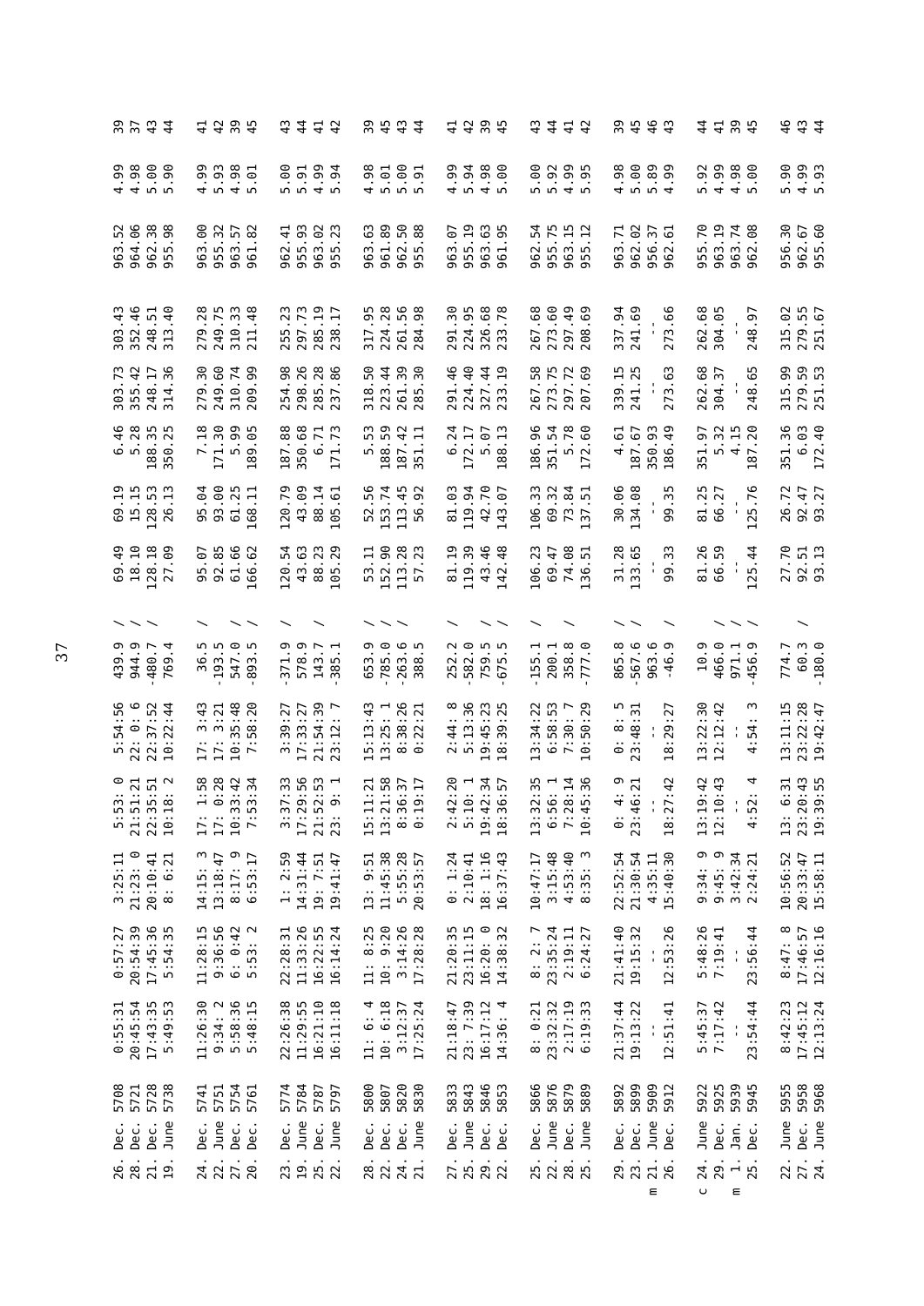| | | | | | | | | | | | | | | |
|---|---|---|---|---|---|---|---|---|---|---|---|---|---|---|
| 26. Dec. 5708 | 0:55:31 | 0:57:27 | 3:25:11 | 5:53: 0 | 5:54:56 | 439.9 / | 69.49 | 69.19 | 6.46 | 303.73 | 303.43 | 963.52 | 4.99 | 39 |
| 28. Dec. 5721 | 20:45:54 | 20:54:39 | 21:23: 0 | 21:51:21 | 22: 0: 6 | 944.9 / | 18.10 | 15.15 | 5.28 | 355.42 | 352.46 | 964.06 | 4.98 | 37 |
| 21. Dec. 5728 | 17:43:35 | 17:45:36 | 20:10:41 | 22:35:51 | 22:37:52 | -480.7 / | 128.18 | 128.53 | 188.35 | 248.17 | 248.51 | 962.38 | 5.00 | 43 |
| 19. June 5738 | 5:49:53 | 5:54:35 | 8: 6:21 | 10:18: 2 | 10:22:44 | 769.4 | 27.09 | 26.13 | 350.25 | 314.36 | 313.40 | 955.98 | 5.90 | 44 |
| 24. Dec. 5741 | 11:26:30 | 11:28:15 | 14:15: 3 | 17: 1:58 | 17: 3:43 | 36.5 / | 95.07 | 95.04 | 7.18 | 279.30 | 279.28 | 963.00 | 4.99 | 41 |
| 22. June 5751 | 9:34: 2 | 9:36:56 | 13:18:47 | 17: 0:28 | 17: 3:21 | -193.5 | 92.85 | 93.00 | 171.30 | 249.60 | 249.75 | 955.32 | 5.93 | 42 |
| 27. Dec. 5754 | 5:58:36 | 6: 0:42 | 8:17: 9 | 10:33:42 | 10:35:48 | 547.0 / | 61.66 | 61.25 | 5.99 | 310.74 | 310.33 | 963.57 | 4.98 | 39 |
| 20. Dec. 5761 | 5:48:15 | 5:53: 2 | 6:53:17 | 7:53:34 | 7:58:20 | -893.5 / | 166.62 | 168.11 | 189.05 | 209.99 | 211.48 | 961.82 | 5.01 | 45 |
| 23. Dec. 5774 | 22:26:38 | 22:28:31 | 1: 2:59 | 3:37:33 | 3:39:27 | -371.9 / | 120.54 | 120.79 | 187.88 | 254.98 | 255.23 | 962.41 | 5.00 | 43 |
| 19. June 5784 | 11:29:55 | 11:33:26 | 14:31:44 | 17:29:56 | 17:33:27 | 578.9 | 43.63 | 43.09 | 350.68 | 298.26 | 297.73 | 955.93 | 5.91 | 44 |
| 25. Dec. 5787 | 16:21:10 | 16:22:55 | 19: 7:51 | 21:52:53 | 21:54:39 | 143.7 / | 88.23 | 88.14 | 6.71 | 285.28 | 285.19 | 963.02 | 4.99 | 41 |
| 22. June 5797 | 16:11:18 | 16:14:24 | 19:41:47 | 23: 9: 1 | 23:12: 7 | -385.1 / | 105.29 | 105.61 | 171.73 | 237.86 | 238.17 | 955.23 | 5.94 | 42 |
| 28. Dec. 5800 | 11: 6: 4 | 11: 8:25 | 13: 9:51 | 15:11:21 | 15:13:43 | 653.9 / | 53.11 | 52.56 | 5.53 | 318.50 | 317.95 | 963.63 | 4.98 | 39 |
| 22. Dec. 5807 | 10: 6:18 | 10: 9:20 | 11:45:38 | 13:21:58 | 13:25: 1 | -785.0 / | 152.90 | 153.74 | 188.59 | 223.44 | 224.28 | 961.89 | 5.01 | 45 |
| 24. Dec. 5820 | 3:12:37 | 3:14:26 | 5:55:28 | 8:36:37 | 8:38:26 | -263.6 / | 113.28 | 113.45 | 187.42 | 261.39 | 261.56 | 962.50 | 5.00 | 43 |
| 21. June 5830 | 17:25:24 | 17:28:28 | 20:53:57 | 0:19:17 | 0:22:21 | 388.5 | 57.23 | 56.92 | 351.11 | 285.30 | 284.98 | 955.88 | 5.91 | 44 |
| 27. Dec. 5833 | 21:18:47 | 21:20:35 | 0: 1:24 | 2:42:20 | 2:44: 8 | 252.2 / | 81.19 | 81.03 | 6.24 | 291.46 | 291.30 | 963.07 | 4.99 | 41 |
| 25. June 5843 | 23: 7:39 | 23:11:15 | 2:10:41 | 5:10: 1 | 5:13:36 | -582.0 | 119.39 | 119.94 | 172.17 | 224.40 | 224.95 | 955.19 | 5.94 | 42 |
| 29. Dec. 5846 | 16:17:12 | 16:20: 0 | 18: 1:16 | 19:42:34 | 19:45:23 | 759.5 / | 43.46 | 42.70 | 5.07 | 327.44 | 326.68 | 963.63 | 4.98 | 39 |
| 22. Dec. 5853 | 14:36: 4 | 14:38:32 | 16:37:43 | 18:36:57 | 18:39:25 | -675.5 / | 142.48 | 143.07 | 188.13 | 233.19 | 233.78 | 961.95 | 5.00 | 45 |
| 25. Dec. 5866 | 8: 0:21 | 8: 2: 7 | 10:47:17 | 13:32:35 | 13:34:22 | -155.1 / | 106.23 | 106.33 | 186.96 | 267.58 | 267.68 | 962.54 | 5.00 | 43 |
| 22. June 5876 | 23:32:32 | 23:35:24 | 3:15:48 | 6:56: 1 | 6:58:53 | 200.1 | 69.47 | 69.32 | 351.54 | 273.75 | 273.60 | 955.75 | 5.92 | 44 |
| 28. Dec. 5879 | 2:17:19 | 2:19:11 | 4:53:40 | 7:28:14 | 7:30: 7 | 358.8 / | 74.08 | 73.84 | 5.78 | 297.72 | 297.49 | 963.15 | 4.99 | 41 |
| 25. June 5889 | 6:19:33 | 6:24:27 | 8:35: 3 | 10:45:36 | 10:50:29 | -777.0 | 136.51 | 137.51 | 172.60 | 207.69 | 208.69 | 955.12 | 5.95 | 42 |
| 29. Dec. 5892 | 21:37:44 | 21:41:40 | 22:52:54 | 0: 4: 9 | 0: 8: 5 | 865.8 / | 31.28 | 30.06 | 4.61 | 339.15 | 337.94 | 963.71 | 4.98 | 39 |
| 23. Dec. 5899 | 19:13:22 | 19:15:32 | 21:30:54 | 23:46:21 | 23:48:31 | -567.6 / | 133.65 | 134.08 | 187.67 | 241.25 | 241.69 | 962.02 | 5.00 | 45 |
| m 21. June 5909 | -- | -- | 4:35:11 | -- | -- | 963.6 | -- | -- | 350.93 | -- | -- | 956.37 | 5.89 | 46 |
| 26. Dec. 5912 | 12:51:41 | 12:53:26 | 15:40:30 | 18:27:42 | 18:29:27 | -46.9 / | 99.33 | 99.35 | 186.49 | 273.63 | 273.66 | 962.61 | 4.99 | 43 |
| c 24. June 5922 | 5:45:37 | 5:48:26 | 9:34: 9 | 13:19:42 | 13:22:30 | 10.9 | 81.26 | 81.25 | 351.97 | 262.68 | 262.68 | 955.70 | 5.92 | 44 |
| 29. Dec. 5925 | 7:17:42 | 7:19:41 | 9:45: 9 | 12:10:43 | 12:12:42 | 466.0 / | 66.59 | 66.27 | 5.32 | 304.37 | 304.05 | 963.19 | 4.99 | 41 |
| m 1. Jan. 5939 | -- | -- | 3:42:34 | -- | -- | 971.1 / | -- | -- | 4.15 | -- | -- | 963.74 | 4.98 | 39 |
| 25. Dec. 5945 | 23:54:44 | 23:56:44 | 2:24:21 | 4:52: 4 | 4:54: 3 | -456.9 / | 125.44 | 125.76 | 187.20 | 248.65 | 248.97 | 962.08 | 5.00 | 45 |
| 22. June 5955 | 8:42:23 | 8:47: 8 | 10:56:52 | 13: 6:31 | 13:11:15 | 774.7 | 27.70 | 26.72 | 351.36 | 315.99 | 315.02 | 956.30 | 5.90 | 46 |
| 27. Dec. 5958 | 17:45:12 | 17:46:57 | 20:33:47 | 23:20:43 | 23:22:28 | 60.3 / | 92.51 | 92.47 | 6.03 | 279.59 | 279.55 | 962.67 | 4.99 | 43 |
| 24. June 5968 | 12:13:24 | 12:16:16 | 15:58:11 | 19:39:55 | 19:42:47 | -180.0 | 93.13 | 93.27 | 172.40 | 251.53 | 251.67 | 955.60 | 5.93 | 44 |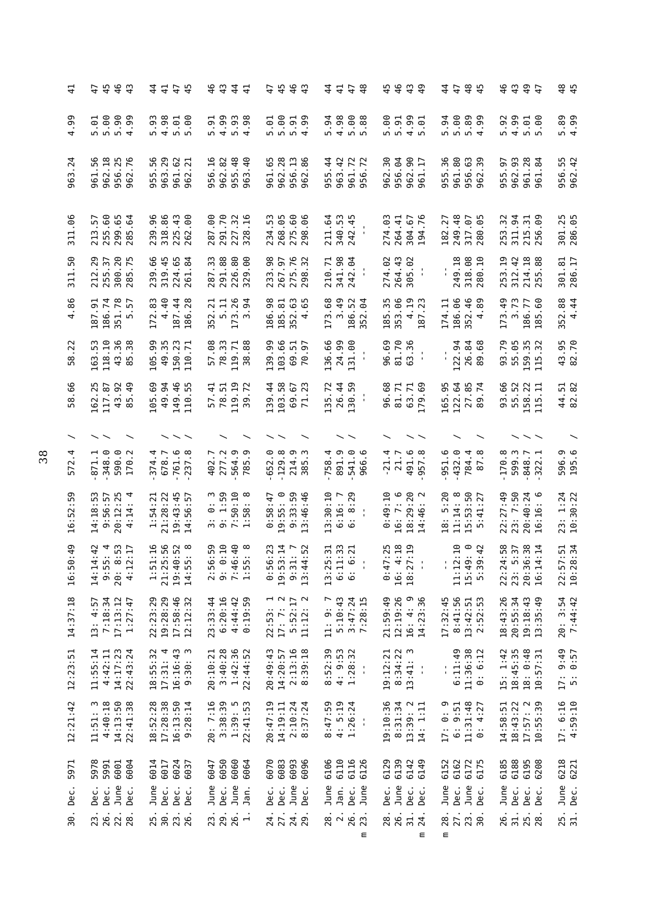| | | | | | | | | | | | | | | | | |
|---|---|---|---|---|---|---|---|---|---|---|---|---|---|---|---|---|
| | 30. Dec. 5971 | 12:21:42 | 12:23:51 | 14:37:18 | 16:50:49 | 16:52:59 | 572.4 | / | 58.66 | 58.22 | 4.86 | 311.50 | 311.06 | 963.24 | 4.99 | 41 |
| | | | | | | | | | | | | | | | | |
| | 23. Dec. 5978 | 11:51: 3 | 11:55:14 | 13: 4:57 | 14:14:42 | 14:18:53 | -871.1 | / | 162.25 | 163.53 | 187.91 | 212.29 | 213.57 | 961.56 | 5.01 | 47 |
| | 26. Dec. 5991 | 4:40:18 | 4:42:11 | 7:18:34 | 9:55: 4 | 9:56:57 | -348.0 | / | 117.87 | 118.10 | 186.74 | 255.37 | 255.60 | 962.18 | 5.00 | 45 |
| | 22. June 6001 | 14:13:50 | 14:17:23 | 17:13:12 | 20: 8:53 | 20:12:25 | 590.0 | | 43.92 | 43.36 | 351.78 | 300.20 | 299.65 | 956.25 | 5.90 | 46 |
| | 28. Dec. 6004 | 22:41:38 | 22:43:24 | 1:27:47 | 4:12:17 | 4:14: 4 | 170.2 | / | 85.49 | 85.38 | 5.57 | 285.75 | 285.64 | 962.76 | 4.99 | 43 |
| | | | | | | | | | | | | | | | | |
| | 25. June 6014 | 18:52:28 | 18:55:32 | 22:23:29 | 1:51:16 | 1:54:21 | -374.4 | | 105.69 | 105.99 | 172.83 | 239.66 | 239.96 | 955.56 | 5.93 | 44 |
| | 30. Dec. 6017 | 17:28:38 | 17:31: 4 | 19:28:29 | 21:25:56 | 21:28:22 | 678.7 | / | 49.94 | 49.35 | 4.40 | 319.45 | 318.86 | 963.29 | 4.98 | 41 |
| | 23. Dec. 6024 | 16:13:50 | 16:16:43 | 17:58:46 | 19:40:52 | 19:43:45 | -761.6 | / | 149.46 | 150.23 | 187.44 | 224.65 | 225.43 | 961.62 | 5.01 | 47 |
| | 26. Dec. 6037 | 9:28:14 | 9:30: 3 | 12:12:32 | 14:55: 8 | 14:56:57 | -237.8 | / | 110.55 | 110.71 | 186.28 | 261.84 | 262.00 | 962.21 | 5.00 | 45 |
| | | | | | | | | | | | | | | | | |
| | 23. June 6047 | 20: 7:16 | 20:10:21 | 23:33:44 | 2:56:59 | 3: 0: 3 | 402.7 | | 57.41 | 57.08 | 352.21 | 287.33 | 287.00 | 956.16 | 5.91 | 46 |
| | 29. Dec. 6050 | 3:38:39 | 3:40:28 | 6:20:16 | 9: 0:10 | 9: 1:59 | 277.2 | / | 78.51 | 78.33 | 5.11 | 291.88 | 291.70 | 962.82 | 4.99 | 43 |
| | 26. June 6060 | 1:39: 5 | 1:42:36 | 4:44:42 | 7:46:40 | 7:50:10 | -564.9 | | 119.19 | 119.71 | 173.26 | 226.80 | 227.32 | 955.48 | 5.93 | 44 |
| | 1. Jan. 6064 | 22:41:53 | 22:44:52 | 0:19:59 | 1:55: 8 | 1:58: 8 | 785.9 | / | 39.72 | 38.88 | 3.94 | 329.00 | 328.16 | 963.40 | 4.98 | 41 |
| | | | | | | | | | | | | | | | | |
| | 24. Dec. 6070 | 20:47:19 | 20:49:43 | 22:53: 1 | 0:56:23 | 0:58:47 | -652.0 | / | 139.44 | 139.99 | 186.98 | 233.98 | 234.53 | 961.65 | 5.01 | 47 |
| | 27. Dec. 6083 | 14:19:11 | 14:20:57 | 17: 7: 2 | 19:53:14 | 19:55: 0 | -129.8 | / | 103.58 | 103.66 | 185.81 | 267.97 | 268.05 | 962.28 | 5.00 | 45 |
| | 24. June 6093 | 2:10:24 | 2:13:16 | 5:52:17 | 9:31: 7 | 9:33:59 | 214.9 | | 69.67 | 69.51 | 352.63 | 275.76 | 275.60 | 956.13 | 5.91 | 46 |
| | 29. Dec. 6096 | 8:37:24 | 8:39:18 | 11:12: 2 | 13:44:52 | 13:46:46 | 385.3 | / | 71.23 | 70.97 | 4.65 | 298.32 | 298.06 | 962.86 | 4.99 | 43 |
| | | | | | | | | | | | | | | | | |
| | 28. June 6106 | 8:47:59 | 8:52:39 | 11: 9: 7 | 13:25:31 | 13:30:10 | -758.4 | | 135.72 | 136.66 | 173.68 | 210.71 | 211.64 | 955.44 | 5.94 | 44 |
| | 2. Jan. 6110 | 4: 5:19 | 4: 9:53 | 5:10:43 | 6:11:33 | 6:16: 7 | 891.9 | / | 26.44 | 24.99 | 3.49 | 341.98 | 340.53 | 963.42 | 4.98 | 41 |
| | 26. Dec. 6116 | 1:26:24 | 1:28:32 | 3:47:24 | 6: 6:21 | 6: 8:29 | -541.0 | / | 130.59 | 131.00 | 186.52 | 242.04 | 242.45 | 961.72 | 5.00 | 47 |
| m | 23. June 6126 | - | - | 7:28:15 | - | - | 966.6 | | - | - | 352.04 | - | - | 956.72 | 5.88 | 48 |
| | | | | | | | | | | | | | | | | |
| | 28. Dec. 6129 | 19:10:36 | 19:12:21 | 21:59:49 | 0:47:25 | 0:49:10 | -21.4 | / | 96.68 | 96.69 | 185.35 | 274.02 | 274.03 | 962.30 | 5.00 | 45 |
| | 26. June 6139 | 8:31:34 | 8:34:22 | 12:19:26 | 16: 4:18 | 16: 7: 6 | 21.7 | | 81.71 | 81.70 | 353.06 | 264.43 | 264.41 | 956.04 | 5.91 | 46 |
| | 31. Dec. 6142 | 13:39: 2 | 13:41: 3 | 16: 4: 9 | 18:27:19 | 18:29:20 | 491.6 | / | 63.71 | 63.36 | 4.19 | 305.02 | 304.67 | 962.90 | 4.99 | 43 |
| m | 24. Dec. 6149 | 14: 1:11 | - | 14:23:36 | - | 14:46: 2 | -957.8 | / | 179.69 | - | 187.23 | - | 194.76 | 961.17 | 5.01 | 49 |
| | | | | | | | | | | | | | | | | |
| m | 28. June 6152 | 17: 0: 9 | - | 17:32:45 | - | 18: 5:20 | -951.6 | | 165.95 | - | 174.11 | - | 182.27 | 955.36 | 5.94 | 44 |
| | 27. Dec. 6162 | 6: 9:51 | 6:11:49 | 8:41:56 | 11:12:10 | 11:14: 8 | -432.0 | / | 122.64 | 122.94 | 186.06 | 249.18 | 249.48 | 961.80 | 5.00 | 47 |
| | 23. June 6172 | 11:31:48 | 11:36:38 | 13:42:51 | 15:49: 0 | 15:53:50 | 784.4 | | 27.85 | 26.84 | 352.46 | 318.08 | 317.07 | 956.63 | 5.89 | 48 |
| | 30. Dec. 6175 | 0: 4:27 | 0: 6:12 | 2:52:53 | 5:39:42 | 5:41:27 | 87.8 | / | 89.74 | 89.68 | 4.89 | 280.10 | 280.05 | 962.39 | 4.99 | 45 |
| | | | | | | | | | | | | | | | | |
| | 26. June 6185 | 14:58:51 | 15: 1:42 | 18:43:26 | 22:24:58 | 22:27:49 | -170.8 | | 93.66 | 93.79 | 173.49 | 253.19 | 253.32 | 955.97 | 5.92 | 46 |
| | 31. Dec. 6188 | 18:43:22 | 18:45:35 | 20:55:34 | 23: 5:37 | 23: 7:50 | 599.3 | / | 55.52 | 55.05 | 3.73 | 312.42 | 311.94 | 962.93 | 4.99 | 43 |
| | 25. Dec. 6195 | 17:57: 2 | 18: 0:48 | 19:18:43 | 20:36:38 | 20:40:24 | -848.7 | / | 158.22 | 159.35 | 186.77 | 214.18 | 215.31 | 961.28 | 5.01 | 49 |
| | 28. Dec. 6208 | 10:55:39 | 10:57:31 | 13:35:49 | 16:14:14 | 16:16: 6 | -322.1 | / | 115.11 | 115.32 | 185.60 | 255.88 | 256.09 | 961.84 | 5.00 | 47 |
| | | | | | | | | | | | | | | | | |
| | 25. June 6218 | 17: 6:16 | 17: 9:49 | 20: 3:54 | 22:57:51 | 23: 1:24 | 596.9 | | 44.51 | 43.95 | 352.88 | 301.81 | 301.25 | 956.55 | 5.89 | 48 |
| | 31. Dec. 6221 | 4:59:10 | 5: 0:57 | 7:44:42 | 10:28:34 | 10:30:22 | 195.6 | / | 82.82 | 82.70 | 4.44 | 286.17 | 286.05 | 962.42 | 4.99 | 45 |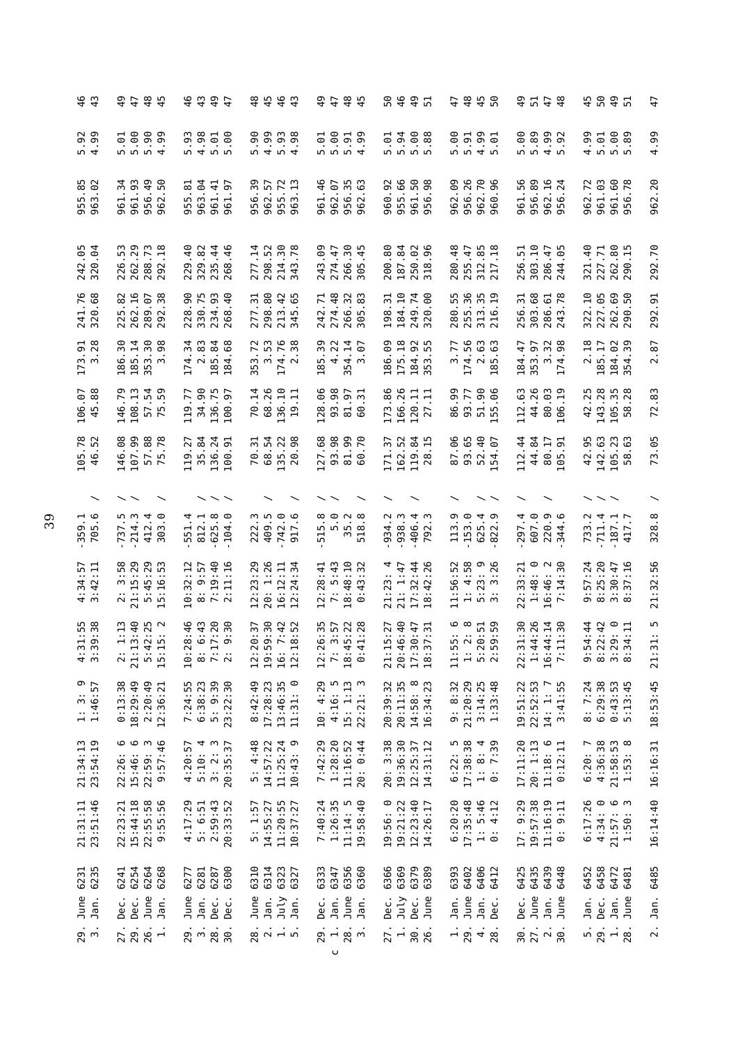| | | | | | | | | | | | | | | | | |
|---|---|---|---|---|---|---|---|---|---|---|---|---|---|---|---|---|
| | 29. June 6231 | 21:31:11 | 21:34:13 | 1: 3: 9 | 4:31:55 | 4:34:57 | -359.1 | / | 105.78 | 106.07 | 173.91 | 241.76 | 242.05 | 955.85 | 5.92 | 46 |
| | 3. Jan. 6235 | 23:51:46 | 23:54:19 | 1:46:57 | 3:39:38 | 3:42:11 | 705.6 | / | 46.52 | 45.88 | 3.28 | 320.68 | 320.04 | 963.02 | 4.99 | 43 |
| | | | | | | | | | | | | | | | | |
| | 27. Dec. 6241 | 22:23:21 | 22:26: 6 | 0:13:38 | 2: 1:13 | 2: 3:58 | -737.5 | / | 146.08 | 146.79 | 186.30 | 225.82 | 226.53 | 961.34 | 5.01 | 49 |
| | 29. Dec. 6254 | 15:44:18 | 15:46: 6 | 18:29:49 | 21:13:40 | 21:15:29 | -214.3 | / | 107.99 | 108.13 | 185.14 | 262.16 | 262.29 | 961.93 | 5.00 | 47 |
| | 26. June 6264 | 22:55:58 | 22:59: 3 | 2:20:49 | 5:42:25 | 5:45:29 | 412.4 | | 57.88 | 57.54 | 353.30 | 289.07 | 288.73 | 956.49 | 5.90 | 48 |
| | 1. Jan. 6268 | 9:55:56 | 9:57:46 | 12:36:21 | 15:15: 2 | 15:16:53 | 303.0 | / | 75.78 | 75.59 | 3.98 | 292.38 | 292.18 | 962.50 | 4.99 | 45 |
| | | | | | | | | | | | | | | | | |
| | 29. June 6277 | 4:17:29 | 4:20:57 | 7:24:55 | 10:28:46 | 10:32:12 | -551.4 | | 119.27 | 119.77 | 174.34 | 228.90 | 229.40 | 955.81 | 5.93 | 46 |
| | 3. Jan. 6281 | 5: 6:51 | 5:10: 4 | 6:38:23 | 8: 6:43 | 8: 9:57 | 812.1 | / | 35.84 | 34.90 | 2.83 | 330.75 | 329.82 | 963.04 | 4.98 | 43 |
| | 28. Dec. 6287 | 2:59:43 | 3: 2: 3 | 5: 9:39 | 7:17:20 | 7:19:40 | -625.8 | / | 136.24 | 136.75 | 185.84 | 234.93 | 235.44 | 961.41 | 5.01 | 49 |
| | 30. Dec. 6300 | 20:33:52 | 20:35:37 | 23:22:30 | 2: 9:30 | 2:11:16 | -104.0 | / | 100.91 | 100.97 | 184.68 | 268.40 | 268.46 | 961.97 | 5.00 | 47 |
| | | | | | | | | | | | | | | | | |
| | 28. June 6310 | 5: 1:57 | 5: 4:48 | 8:42:49 | 12:20:37 | 12:23:29 | 222.3 | | 70.31 | 70.14 | 353.72 | 277.31 | 277.14 | 956.39 | 5.90 | 48 |
| | 2. Jan. 6314 | 14:55:27 | 14:57:22 | 17:28:23 | 19:59:30 | 20: 1:26 | 409.5 | / | 68.54 | 68.26 | 3.53 | 298.80 | 298.52 | 962.57 | 4.99 | 45 |
| | 1. July 6323 | 11:20:55 | 11:25:24 | 13:46:35 | 16: 7:42 | 16:12:11 | -742.0 | | 135.22 | 136.10 | 174.76 | 213.42 | 214.30 | 955.72 | 5.93 | 46 |
| | 5. Jan. 6327 | 10:37:27 | 10:43: 9 | 11:31: 0 | 12:18:52 | 12:24:34 | 917.6 | / | 20.98 | 19.11 | 2.38 | 345.65 | 343.78 | 963.13 | 4.98 | 43 |
| | | | | | | | | | | | | | | | | |
| | 29. Dec. 6333 | 7:40:24 | 7:42:29 | 10: 4:29 | 12:26:35 | 12:28:41 | -515.8 | / | 127.68 | 128.06 | 185.39 | 242.71 | 243.09 | 961.46 | 5.01 | 49 |
| c | 1. Jan. 6347 | 1:26:35 | 1:28:20 | 4:16: 5 | 7: 3:57 | 7: 5:43 | 5.0 | / | 93.98 | 93.98 | 4.22 | 274.48 | 274.47 | 962.07 | 5.00 | 47 |
| | 28. June 6356 | 11:14: 5 | 11:16:52 | 15: 1:13 | 18:45:22 | 18:48:10 | 35.2 | | 81.99 | 81.97 | 354.14 | 266.32 | 266.30 | 956.35 | 5.91 | 48 |
| | 3. Jan. 6360 | 19:58:40 | 20: 0:44 | 22:21: 3 | 0:41:28 | 0:43:32 | 518.8 | / | 60.70 | 60.31 | 3.07 | 305.83 | 305.45 | 962.63 | 4.99 | 45 |
| | | | | | | | | | | | | | | | | |
| | 27. Dec. 6366 | 19:56: 0 | 20: 3:38 | 20:39:32 | 21:15:27 | 21:23: 4 | -934.2 | / | 171.37 | 173.86 | 186.09 | 198.31 | 200.80 | 960.92 | 5.01 | 50 |
| | 1. July 6369 | 19:21:22 | 19:36:30 | 20:11:35 | 20:46:40 | 21: 1:47 | -938.3 | | 162.52 | 166.26 | 175.18 | 184.10 | 187.84 | 955.66 | 5.94 | 46 |
| | 30. Dec. 6379 | 12:23:40 | 12:25:37 | 14:58: 8 | 17:30:47 | 17:32:44 | -406.4 | / | 119.84 | 120.11 | 184.92 | 249.74 | 250.02 | 961.50 | 5.00 | 49 |
| | 26. June 6389 | 14:26:17 | 14:31:12 | 16:34:23 | 18:37:31 | 18:42:26 | 792.3 | | 28.15 | 27.11 | 353.55 | 320.00 | 318.96 | 956.98 | 5.88 | 51 |
| | | | | | | | | | | | | | | | | |
| | 1. Jan. 6393 | 6:20:20 | 6:22: 5 | 9: 8:32 | 11:55: 6 | 11:56:52 | 113.9 | / | 87.06 | 86.99 | 3.77 | 280.55 | 280.48 | 962.09 | 5.00 | 47 |
| | 29. June 6402 | 17:35:48 | 17:38:38 | 21:20:29 | 1: 2: 8 | 1: 4:58 | -153.0 | | 93.65 | 93.77 | 174.56 | 255.36 | 255.47 | 956.26 | 5.91 | 48 |
| | 4. Jan. 6406 | 1: 5:46 | 1: 8: 4 | 3:14:25 | 5:20:51 | 5:23: 9 | 625.4 | / | 52.40 | 51.90 | 2.63 | 313.35 | 312.85 | 962.70 | 4.99 | 45 |
| | 28. Dec. 6412 | 0: 4:12 | 0: 7:39 | 1:33:48 | 2:59:59 | 3: 3:26 | -822.9 | / | 154.07 | 155.06 | 185.63 | 216.19 | 217.18 | 960.96 | 5.01 | 50 |
| | | | | | | | | | | | | | | | | |
| | 30. Dec. 6425 | 17: 9:29 | 17:11:20 | 19:51:22 | 22:31:30 | 22:33:21 | -297.4 | / | 112.44 | 112.63 | 184.47 | 256.31 | 256.51 | 961.56 | 5.00 | 49 |
| | 27. June 6435 | 19:57:38 | 20: 1:13 | 22:52:53 | 1:44:26 | 1:48: 0 | 607.0 | | 44.84 | 44.26 | 353.97 | 303.68 | 303.10 | 956.89 | 5.89 | 51 |
| | 2. Jan. 6439 | 11:16:19 | 11:18: 6 | 14: 1: 7 | 16:44:14 | 16:46: 2 | 220.9 | / | 80.17 | 80.03 | 3.32 | 286.61 | 286.47 | 962.16 | 4.99 | 47 |
| | 30. June 6448 | 0: 9:11 | 0:12:11 | 3:41:55 | 7:11:30 | 7:14:30 | -344.6 | | 105.91 | 106.19 | 174.98 | 243.78 | 244.05 | 956.24 | 5.92 | 48 |
| | | | | | | | | | | | | | | | | |
| | 5. Jan. 6452 | 6:17:26 | 6:20: 7 | 8: 7:24 | 9:54:44 | 9:57:24 | 733.2 | / | 42.95 | 42.25 | 2.18 | 322.10 | 321.40 | 962.72 | 4.99 | 45 |
| | 29. Dec. 6458 | 4:34: 0 | 4:36:38 | 6:29:38 | 8:22:42 | 8:25:20 | -711.4 | / | 142.63 | 143.28 | 185.17 | 227.05 | 227.71 | 961.03 | 5.01 | 50 |
| | 1. Jan. 6472 | 21:57: 6 | 21:58:53 | 0:43:53 | 3:29: 0 | 3:30:47 | -187.1 | / | 105.23 | 105.35 | 184.02 | 262.69 | 262.80 | 961.60 | 5.00 | 49 |
| | 28. June 6481 | 1:50: 3 | 1:53: 8 | 5:13:45 | 8:34:11 | 8:37:16 | 417.7 | | 58.63 | 58.28 | 354.39 | 290.50 | 290.15 | 956.78 | 5.89 | 51 |
| | | | | | | | | | | | | | | | | |
| | 2. Jan. 6485 | 16:14:40 | 16:16:31 | 18:53:45 | 21:31: 5 | 21:32:56 | 328.8 | / | 73.05 | 72.83 | 2.87 | 292.91 | 292.70 | 962.20 | 4.99 | 47 |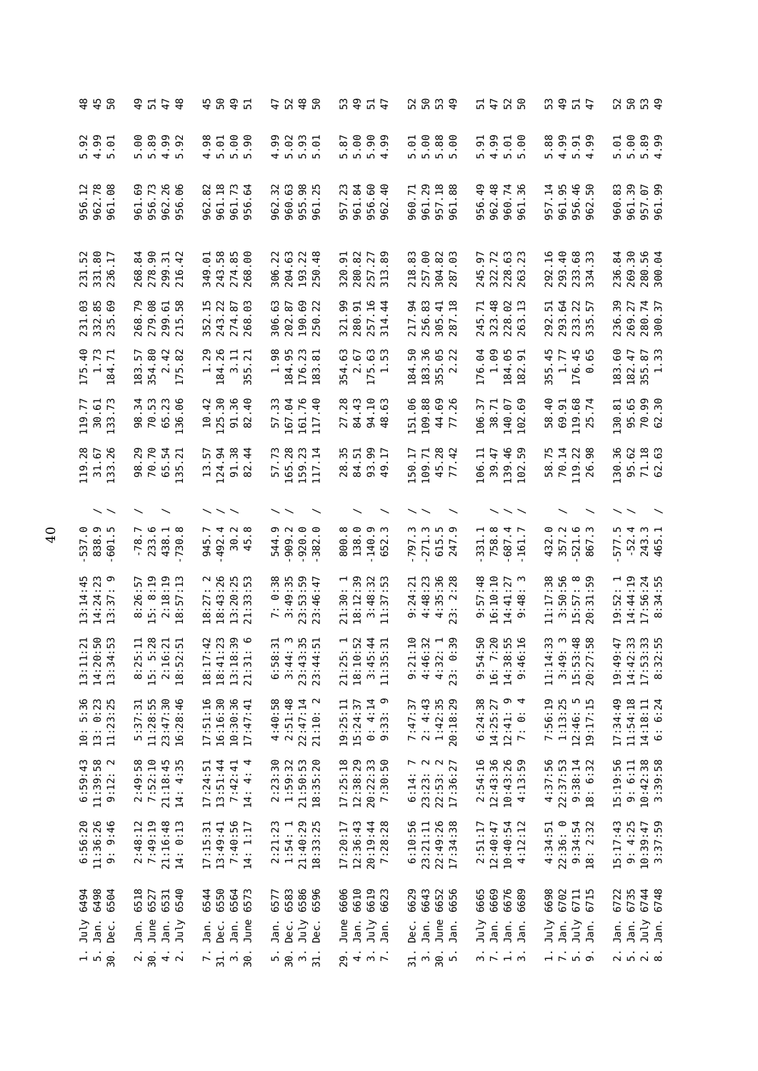| | | | | | | | | | | | | | | | |
|---|---|---|---|---|---|---|---|---|---|---|---|---|---|---|---|
| 1. July 6494 | 6:56:20 | 6:59:43 | 10: 5:36 | 13:11:21 | 13:14:45 | -537.0 | | 119.28 | 119.77 | 175.40 | 231.03 | 231.52 | 956.12 | 5.92 | 48 |
| 5. Jan. 6498 | 11:36:26 | 11:39:58 | 13: 0:23 | 14:20:50 | 14:24:23 | 838.9 | / | 31.67 | 30.61 | 1.73 | 332.85 | 331.80 | 962.78 | 4.99 | 45 |
| 30. Dec. 6504 | 9: 9:46 | 9:12: 2 | 11:23:25 | 13:34:53 | 13:37: 9 | -601.5 | / | 133.26 | 133.73 | 184.71 | 235.69 | 236.17 | 961.08 | 5.01 | 50 |
| | | | | | | | | | | | | | | | |
| 2. Jan. 6518 | 2:48:12 | 2:49:58 | 5:37:31 | 8:25:11 | 8:26:57 | -78.7 | / | 98.29 | 98.34 | 183.57 | 268.79 | 268.84 | 961.69 | 5.00 | 49 |
| 30. June 6527 | 7:49:19 | 7:52:10 | 11:28:55 | 15: 5:28 | 15: 8:19 | 233.6 | | 70.70 | 70.53 | 354.80 | 279.08 | 278.90 | 956.73 | 5.89 | 51 |
| 4. Jan. 6531 | 21:16:48 | 21:18:45 | 23:47:30 | 2:16:21 | 2:18:19 | 438.1 | / | 65.54 | 65.23 | 2.42 | 299.61 | 299.31 | 962.26 | 4.99 | 47 |
| 2. July 6540 | 14: 0:13 | 14: 4:35 | 16:28:46 | 18:52:51 | 18:57:13 | -730.8 | | 135.21 | 136.06 | 175.82 | 215.58 | 216.42 | 956.06 | 5.92 | 48 |
| | | | | | | | | | | | | | | | |
| 7. Jan. 6544 | 17:15:31 | 17:24:51 | 17:51:16 | 18:17:42 | 18:27: 2 | 945.7 | / | 13.57 | 10.42 | 1.29 | 352.15 | 349.01 | 962.82 | 4.98 | 45 |
| 31. Dec. 6550 | 13:49:41 | 13:51:44 | 16:16:30 | 18:41:23 | 18:43:26 | -492.4 | / | 124.94 | 125.30 | 184.26 | 243.22 | 243.58 | 961.18 | 5.01 | 50 |
| 3. Jan. 6564 | 7:40:56 | 7:42:41 | 10:30:36 | 13:18:39 | 13:20:25 | 30.2 | / | 91.38 | 91.36 | 3.11 | 274.87 | 274.85 | 961.73 | 5.00 | 49 |
| 30. June 6573 | 14: 1:17 | 14: 4: 4 | 17:47:41 | 21:31: 6 | 21:33:53 | 45.8 | | 82.44 | 82.40 | 355.21 | 268.03 | 268.00 | 956.64 | 5.90 | 51 |
| | | | | | | | | | | | | | | | |
| 5. Jan. 6577 | 2:21:23 | 2:23:30 | 4:40:58 | 6:58:31 | 7: 0:38 | 544.9 | / | 57.73 | 57.33 | 1.98 | 306.63 | 306.22 | 962.32 | 4.99 | 47 |
| 30. Dec. 6583 | 1:54: 1 | 1:59:32 | 2:51:48 | 3:44: 3 | 3:49:35 | -909.2 | / | 165.28 | 167.04 | 184.95 | 202.87 | 204.63 | 960.63 | 5.02 | 52 |
| 3. July 6586 | 21:40:29 | 21:50:53 | 22:47:14 | 23:43:35 | 23:53:59 | -920.0 | | 159.23 | 161.76 | 176.23 | 190.69 | 193.22 | 955.98 | 5.93 | 48 |
| 31. Dec. 6596 | 18:33:25 | 18:35:20 | 21:10: 2 | 23:44:51 | 23:46:47 | -382.0 | / | 117.14 | 117.40 | 183.81 | 250.22 | 250.48 | 961.25 | 5.01 | 50 |
| | | | | | | | | | | | | | | | |
| 29. June 6606 | 17:20:17 | 17:25:18 | 19:25:11 | 21:25: 1 | 21:30: 1 | 800.8 | | 28.35 | 27.28 | 354.63 | 321.99 | 320.91 | 957.23 | 5.87 | 53 |
| 4. Jan. 6610 | 12:36:43 | 12:38:29 | 15:24:37 | 18:10:52 | 18:12:39 | 138.0 | / | 84.51 | 84.43 | 2.67 | 280.91 | 280.82 | 961.84 | 5.00 | 49 |
| 3. July 6619 | 20:19:44 | 20:22:33 | 0: 4:14 | 3:45:44 | 3:48:32 | -140.9 | | 93.99 | 94.10 | 175.63 | 257.16 | 257.27 | 956.60 | 5.90 | 51 |
| 7. Jan. 6623 | 7:28:28 | 7:30:50 | 9:33: 9 | 11:35:31 | 11:37:53 | 652.3 | / | 49.17 | 48.63 | 1.53 | 314.44 | 313.89 | 962.40 | 4.99 | 47 |
| | | | | | | | | | | | | | | | |
| 31. Dec. 6629 | 6:10:56 | 6:14: 7 | 7:47:37 | 9:21:10 | 9:24:21 | -797.3 | / | 150.17 | 151.06 | 184.50 | 217.94 | 218.83 | 960.71 | 5.01 | 52 |
| 3. Jan. 6643 | 23:21:11 | 23:23: 2 | 2: 4:43 | 4:46:32 | 4:48:23 | -271.3 | / | 109.71 | 109.88 | 183.36 | 256.83 | 257.00 | 961.29 | 5.00 | 50 |
| 30. June 6652 | 22:49:26 | 22:53: 2 | 1:42:35 | 4:32: 1 | 4:35:36 | 615.5 | | 45.28 | 44.69 | 355.05 | 305.41 | 304.82 | 957.18 | 5.88 | 53 |
| 5. Jan. 6656 | 17:34:38 | 17:36:27 | 20:18:29 | 23: 0:39 | 23: 2:28 | 247.9 | / | 77.42 | 77.26 | 2.22 | 287.18 | 287.03 | 961.88 | 5.00 | 49 |
| | | | | | | | | | | | | | | | |
| 3. July 6665 | 2:51:17 | 2:54:16 | 6:24:38 | 9:54:50 | 9:57:48 | -331.1 | | 106.11 | 106.37 | 176.04 | 245.71 | 245.97 | 956.49 | 5.91 | 51 |
| 7. Jan. 6669 | 12:40:47 | 12:43:36 | 14:25:27 | 16: 7:20 | 16:10:10 | 758.8 | / | 39.47 | 38.71 | 1.09 | 323.48 | 322.72 | 962.48 | 4.99 | 47 |
| 1. Jan. 6676 | 10:40:54 | 10:43:26 | 12:41: 9 | 14:38:55 | 14:41:27 | -687.4 | / | 139.46 | 140.07 | 184.05 | 228.02 | 228.63 | 960.74 | 5.01 | 52 |
| 3. Jan. 6689 | 4:12:12 | 4:13:59 | 7: 0: 4 | 9:46:16 | 9:48: 3 | -161.7 | / | 102.59 | 102.69 | 182.91 | 263.13 | 263.23 | 961.36 | 5.00 | 50 |
| | | | | | | | | | | | | | | | |
| 1. July 6698 | 4:34:51 | 4:37:56 | 7:56:19 | 11:14:33 | 11:17:38 | 432.0 | | 58.75 | 58.40 | 355.45 | 292.51 | 292.16 | 957.14 | 5.88 | 53 |
| 7. Jan. 6702 | 22:36: 0 | 22:37:53 | 1:13:25 | 3:49: 3 | 3:50:56 | 357.2 | / | 70.14 | 69.91 | 1.77 | 293.64 | 293.40 | 961.95 | 4.99 | 49 |
| 5. July 6711 | 9:34:54 | 9:38:14 | 12:46: 5 | 15:53:48 | 15:57: 8 | -521.6 | | 119.22 | 119.68 | 176.45 | 233.22 | 233.68 | 956.46 | 5.91 | 51 |
| 9. Jan. 6715 | 18: 2:32 | 18: 6:32 | 19:17:15 | 20:27:58 | 20:31:59 | 867.3 | / | 26.98 | 25.74 | 0.65 | 335.57 | 334.33 | 962.50 | 4.99 | 47 |
| | | | | | | | | | | | | | | | |
| 2. Jan. 6722 | 15:17:43 | 15:19:56 | 17:34:49 | 19:49:47 | 19:52: 1 | -577.5 | / | 130.36 | 130.81 | 183.60 | 236.39 | 236.84 | 960.83 | 5.01 | 52 |
| 5. Jan. 6735 | 9: 4:25 | 9: 6:11 | 11:54:18 | 14:42:33 | 14:44:19 | -52.4 | / | 95.62 | 95.65 | 182.47 | 269.27 | 269.30 | 961.39 | 5.00 | 50 |
| 2. July 6744 | 10:39:47 | 10:42:38 | 14:18:11 | 17:53:33 | 17:56:24 | 243.3 | | 71.18 | 70.99 | 355.87 | 280.74 | 280.56 | 957.07 | 5.89 | 53 |
| 8. Jan. 6748 | 3:37:59 | 3:39:58 | 6: 6:24 | 8:32:55 | 8:34:55 | 465.1 | / | 62.63 | 62.30 | 1.33 | 300.37 | 300.04 | 961.99 | 4.99 | 49 |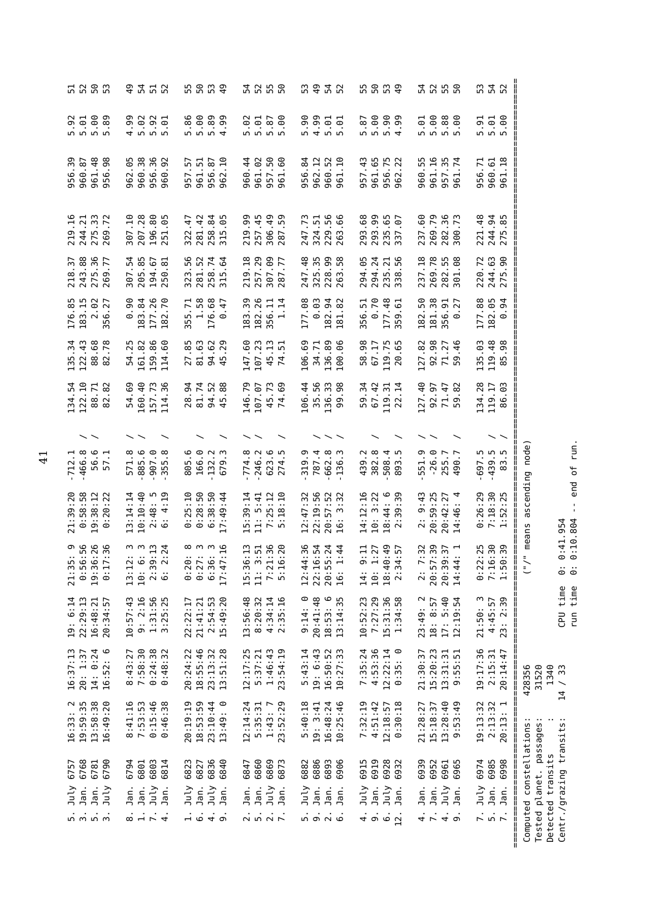| | | | | | | | | | | | | | | | |
|---|---|---|---|---|---|---|---|---|---|---|---|---|---|---|---|
| 5. July 6757 | 16:33: 2 | 16:37:13 | 19: 6:14 | 21:35: 9 | 21:39:20 | -712.1 | | 134.54 | 135.34 | 176.85 | 218.37 | 219.16 | 956.39 | 5.92 | 51 |
| 3. Jan. 6768 | 19:59:35 | 20: 1:37 | 22:29:13 | 0:56:56 | 0:58:58 | -466.8 | / | 122.10 | 122.43 | 183.15 | 243.88 | 244.21 | 960.87 | 5.01 | 52 |
| 5. Jan. 6781 | 13:58:38 | 14: 0:24 | 16:48:21 | 19:36:26 | 19:38:12 | 56.6 | / | 88.71 | 88.68 | 2.02 | 275.36 | 275.33 | 961.48 | 5.00 | 50 |
| 3. July 6790 | 16:49:20 | 16:52: 6 | 20:34:57 | 0:17:36 | 0:20:22 | 57.1 | | 82.82 | 82.78 | 356.27 | 269.77 | 269.72 | 956.98 | 5.89 | 53 |
| 8. Jan. 6794 | 8:41:16 | 8:43:27 | 10:57:43 | 13:12: 3 | 13:14:14 | 571.8 | / | 54.69 | 54.25 | 0.90 | 307.54 | 307.10 | 962.05 | 4.99 | 49 |
| 1. Jan. 6801 | 7:53:53 | 7:58:30 | 9: 2:16 | 10: 6: 3 | 10:10:40 | -885.6 | / | 160.40 | 161.82 | 183.84 | 205.85 | 207.28 | 960.38 | 5.02 | 54 |
| 7. July 6803 | 0:15:46 | 0:24:38 | 1:31:56 | 2:39:13 | 2:48: 5 | -907.0 | | 157.73 | 159.86 | 177.26 | 194.67 | 196.80 | 956.36 | 5.92 | 51 |
| 4. Jan. 6814 | 0:46:38 | 0:48:32 | 3:25:25 | 6: 2:24 | 6: 4:19 | -355.8 | / | 114.36 | 114.60 | 182.70 | 250.81 | 251.05 | 960.92 | 5.01 | 52 |
| 1. July 6823 | 20:19:19 | 20:24:22 | 22:22:17 | 0:20: 8 | 0:25:10 | 805.6 | | 28.94 | 27.85 | 355.71 | 323.56 | 322.47 | 957.57 | 5.86 | 55 |
| 6. Jan. 6827 | 18:53:59 | 18:55:46 | 21:41:21 | 0:27: 3 | 0:28:50 | 166.0 | / | 81.74 | 81.63 | 1.58 | 281.52 | 281.42 | 961.51 | 5.00 | 50 |
| 4. July 6836 | 23:10:44 | 23:13:32 | 2:54:53 | 6:36: 3 | 6:38:50 | -132.2 | | 94.52 | 94.62 | 176.68 | 258.74 | 258.84 | 956.87 | 5.89 | 53 |
| 9. Jan. 6840 | 13:49: 0 | 13:51:28 | 15:49:20 | 17:47:16 | 17:49:44 | 679.3 | / | 45.88 | 45.29 | 0.47 | 315.64 | 315.05 | 962.10 | 4.99 | 49 |
| 2. Jan. 6847 | 12:14:24 | 12:17:25 | 13:56:48 | 15:36:13 | 15:39:14 | -774.8 | / | 146.79 | 147.60 | 183.39 | 219.18 | 219.99 | 960.44 | 5.02 | 54 |
| 5. Jan. 6860 | 5:35:31 | 5:37:21 | 8:20:32 | 11: 3:51 | 11: 5:41 | -246.2 | / | 107.07 | 107.23 | 182.26 | 257.29 | 257.45 | 961.02 | 5.01 | 52 |
| 2. July 6869 | 1:43: 7 | 1:46:43 | 4:34:14 | 7:21:36 | 7:25:12 | 623.6 | | 45.73 | 45.13 | 356.11 | 307.09 | 306.49 | 957.50 | 5.87 | 55 |
| 7. Jan. 6873 | 23:52:29 | 23:54:19 | 2:35:16 | 5:16:20 | 5:18:10 | 274.5 | / | 74.69 | 74.51 | 1.14 | 287.77 | 287.59 | 961.60 | 5.00 | 50 |
| 5. July 6882 | 5:40:18 | 5:43:14 | 9:14: 0 | 12:44:36 | 12:47:32 | -319.9 | | 106.44 | 106.69 | 177.08 | 247.48 | 247.73 | 956.84 | 5.90 | 53 |
| 9. Jan. 6886 | 19: 3:41 | 19: 6:43 | 20:41:48 | 22:16:54 | 22:19:56 | 787.4 | / | 35.56 | 34.71 | 0.03 | 325.35 | 324.51 | 962.12 | 4.99 | 49 |
| 2. Jan. 6893 | 16:48:24 | 16:50:52 | 18:53: 6 | 20:55:24 | 20:57:52 | -662.8 | / | 136.33 | 136.89 | 182.94 | 228.99 | 229.56 | 960.52 | 5.01 | 54 |
| 6. Jan. 6906 | 10:25:46 | 10:27:33 | 13:14:35 | 16: 1:44 | 16: 3:32 | -136.3 | / | 99.98 | 100.06 | 181.82 | 263.58 | 263.66 | 961.10 | 5.01 | 52 |
| 4. July 6915 | 7:32:19 | 7:35:24 | 10:52:23 | 14: 9:11 | 14:12:16 | 439.2 | | 59.34 | 58.98 | 356.51 | 294.05 | 293.68 | 957.43 | 5.87 | 55 |
| 9. Jan. 6919 | 4:51:42 | 4:53:36 | 7:27:29 | 10: 1:27 | 10: 3:22 | 382.8 | / | 67.42 | 67.17 | 0.70 | 294.24 | 293.99 | 961.65 | 5.00 | 50 |
| 6. July 6928 | 12:18:57 | 12:22:14 | 15:31:36 | 18:40:49 | 18:44: 6 | -508.4 | | 119.31 | 119.75 | 177.48 | 235.21 | 235.65 | 956.75 | 5.90 | 53 |
| 12. Jan. 6932 | 0:30:18 | 0:35: 0 | 1:34:58 | 2:34:57 | 2:39:39 | 893.5 | / | 22.14 | 20.65 | 359.61 | 338.56 | 337.07 | 962.22 | 4.99 | 49 |
| 4. Jan. 6939 | 21:28:27 | 21:30:37 | 23:49: 2 | 2: 7:32 | 2: 9:43 | -551.9 | / | 127.40 | 127.82 | 182.50 | 237.18 | 237.60 | 960.55 | 5.01 | 54 |
| 7. Jan. 6952 | 15:18:37 | 15:20:23 | 18: 8:57 | 20:57:39 | 20:59:25 | -26.0 | / | 92.97 | 92.98 | 181.38 | 269.78 | 269.79 | 961.16 | 5.00 | 52 |
| 4. July 6961 | 13:28:40 | 13:31:31 | 17: 5:40 | 20:39:37 | 20:42:27 | 255.7 | | 71.47 | 71.27 | 356.91 | 282.55 | 282.36 | 957.35 | 5.88 | 55 |
| 9. Jan. 6965 | 9:53:49 | 9:55:51 | 12:19:54 | 14:44: 1 | 14:46: 4 | 490.7 | / | 59.82 | 59.46 | 0.27 | 301.08 | 300.73 | 961.74 | 5.00 | 50 |
| 7. July 6974 | 19:13:32 | 19:17:36 | 21:50: 3 | 0:22:25 | 0:26:29 | -697.5 | | 134.28 | 135.03 | 177.88 | 220.72 | 221.48 | 956.71 | 5.91 | 53 |
| 5. Jan. 6985 | 2:13:32 | 2:15:31 | 4:45:57 | 7:16:30 | 7:18:30 | -439.5 | / | 119.17 | 119.48 | 182.05 | 244.63 | 244.94 | 960.61 | 5.01 | 54 |
| 7. Jan. 6998 | 20:13: 1 | 20:14:47 | 23: 2:39 | 1:50:39 | 1:52:25 | 83.5 | / | 86.03 | 85.98 | 0.94 | 275.90 | 275.85 | 961.18 | 5.00 | 52 |

Computed constellations: 428356
Tested planet. passages: 31520
Detected transits : 1340
Centr./grazing transits: 14 / 33

("/" means ascending node)

CPU time 0: 0:41.954
run time 0: 0:10.804 -- end of run.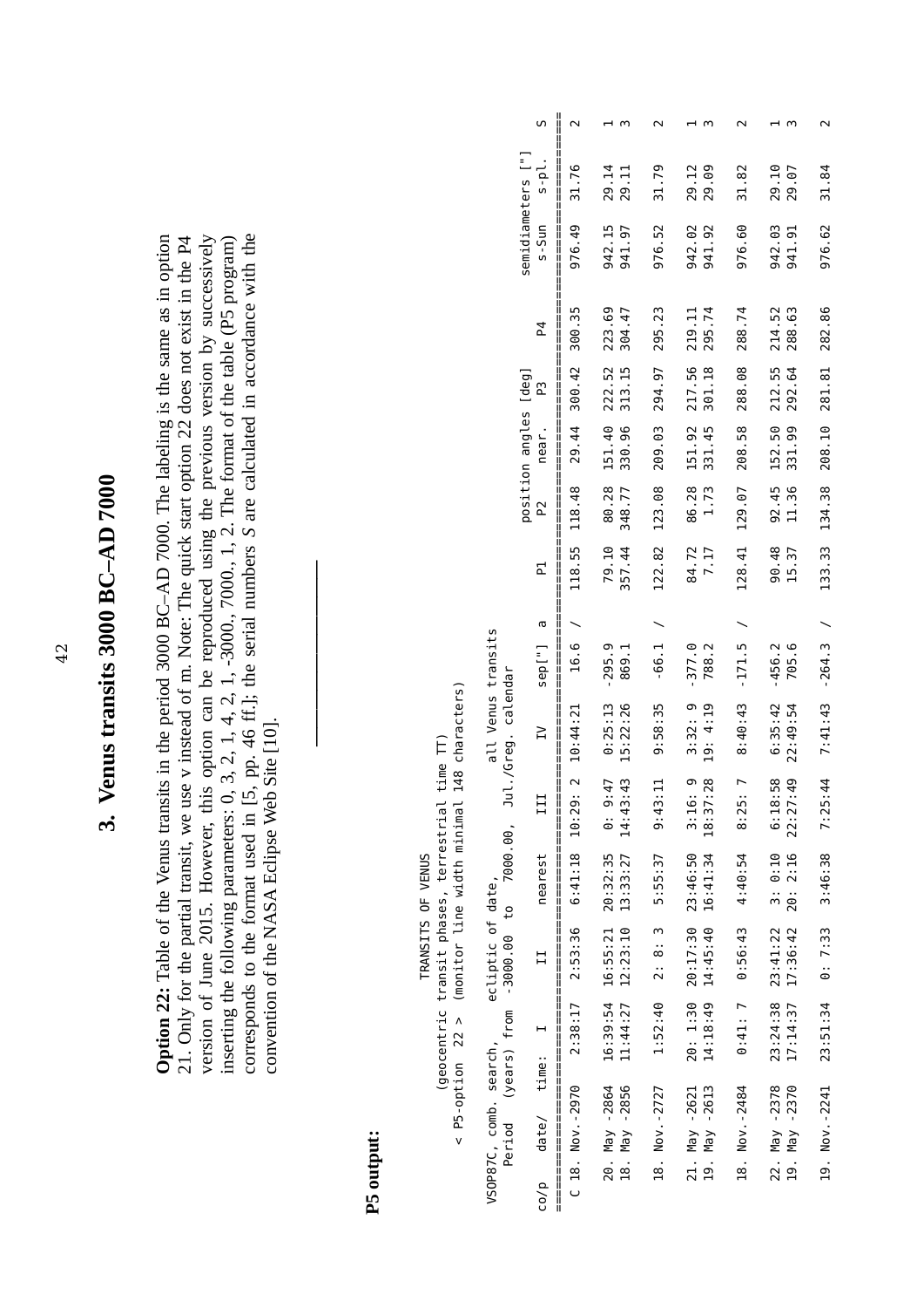## 3. Venus transits 3000 BC–AD 7000

**Option 22:** Table of the Venus transits in the period 3000 BC–AD 7000. The labeling is the same as in option 21. Only for the partial transit, we use v instead of m. Note: The quick start option 22 does not exist in the P4 version of June 2015. However, this option can be reproduced using the previous version by successively inserting the following parameters: 0, 3, 2, 1, 4, 2, 1, -3000, 7000, 1, 2. The format of the table (P5 program) corresponds to the format used in [5, pp. 46 ff.]; the serial numbers *S* are calculated in accordance with the convention of the NASA Eclipse Web Site [10].

---

**P5 output:**

```
                         TRANSITS OF VENUS
       (geocentric transit phases, terrestrial time TT)
< P5-option  22 >  (monitor line width minimal 148 characters)

VSOP87C, comb. search,      ecliptic of date,          all Venus transits
  Period  (years) from  -3000.00  to  7000.00,  Jul./Greg. calendar
```

| co/p | date/ | time: I | II | nearest | III | IV | sep["] | a | P1 | P2 | near. | P3 | P4 | s-Sun | s-pl. | S |
|---|---|---|---|---|---|---|---|---|---|---|---|---|---|---|---|---|
| | | | | | | | | | position angles [deg] | | | | | semidiameters ["] | | |
| C | 18. Nov.-2970 | 2:38:17 | 2:53:36 | 6:41:18 | 10:29: 2 | 10:44:21 | 16.6 | / | 118.55 | 118.48 | 29.44 | 300.42 | 300.35 | 976.49 | 31.76 | 2 |
| | 20. May -2864 | 16:39:54 | 16:55:21 | 20:32:35 | 0: 9:47 | 0:25:13 | -295.9 | | 79.10 | 80.28 | 151.40 | 222.52 | 223.69 | 942.15 | 29.14 | 1 |
| | 18. May -2856 | 11:44:27 | 12:23:10 | 13:33:27 | 14:43:43 | 15:22:26 | 869.1 | | 357.44 | 348.77 | 330.96 | 313.15 | 304.47 | 941.97 | 29.11 | 3 |
| | 18. Nov.-2727 | 1:52:40 | 2: 8: 3 | 5:55:37 | 9:43:11 | 9:58:35 | -66.1 | / | 122.82 | 123.08 | 209.03 | 294.97 | 295.23 | 976.52 | 31.79 | 2 |
| | 21. May -2621 | 20: 1:30 | 20:17:30 | 23:46:50 | 3:16: 9 | 3:32: 9 | -377.0 | | 84.72 | 86.28 | 151.92 | 217.56 | 219.11 | 942.02 | 29.12 | 1 |
| | 19. May -2613 | 14:18:49 | 14:45:40 | 16:41:34 | 18:37:28 | 19: 4:19 | 788.2 | | 7.17 | 1.73 | 331.45 | 301.18 | 295.74 | 941.92 | 29.09 | 3 |
| | 18. Nov.-2484 | 0:41: 7 | 0:56:43 | 4:40:54 | 8:25: 7 | 8:40:43 | -171.5 | / | 128.41 | 129.07 | 208.58 | 288.08 | 288.74 | 976.60 | 31.82 | 2 |
| | 22. May -2378 | 23:24:38 | 23:41:22 | 3: 0:10 | 6:18:58 | 6:35:42 | -456.2 | | 90.48 | 92.45 | 152.50 | 212.55 | 214.52 | 942.03 | 29.10 | 1 |
| | 19. May -2370 | 17:14:37 | 17:36:42 | 20: 2:16 | 22:27:49 | 22:49:54 | 705.6 | | 15.37 | 11.36 | 331.99 | 292.64 | 288.63 | 941.91 | 29.07 | 3 |
| | 19. Nov.-2241 | 23:51:34 | 0: 7:33 | 3:46:38 | 7:25:44 | 7:41:43 | -264.3 | / | 133.33 | 134.38 | 208.10 | 281.81 | 282.86 | 976.62 | 31.84 | 2 |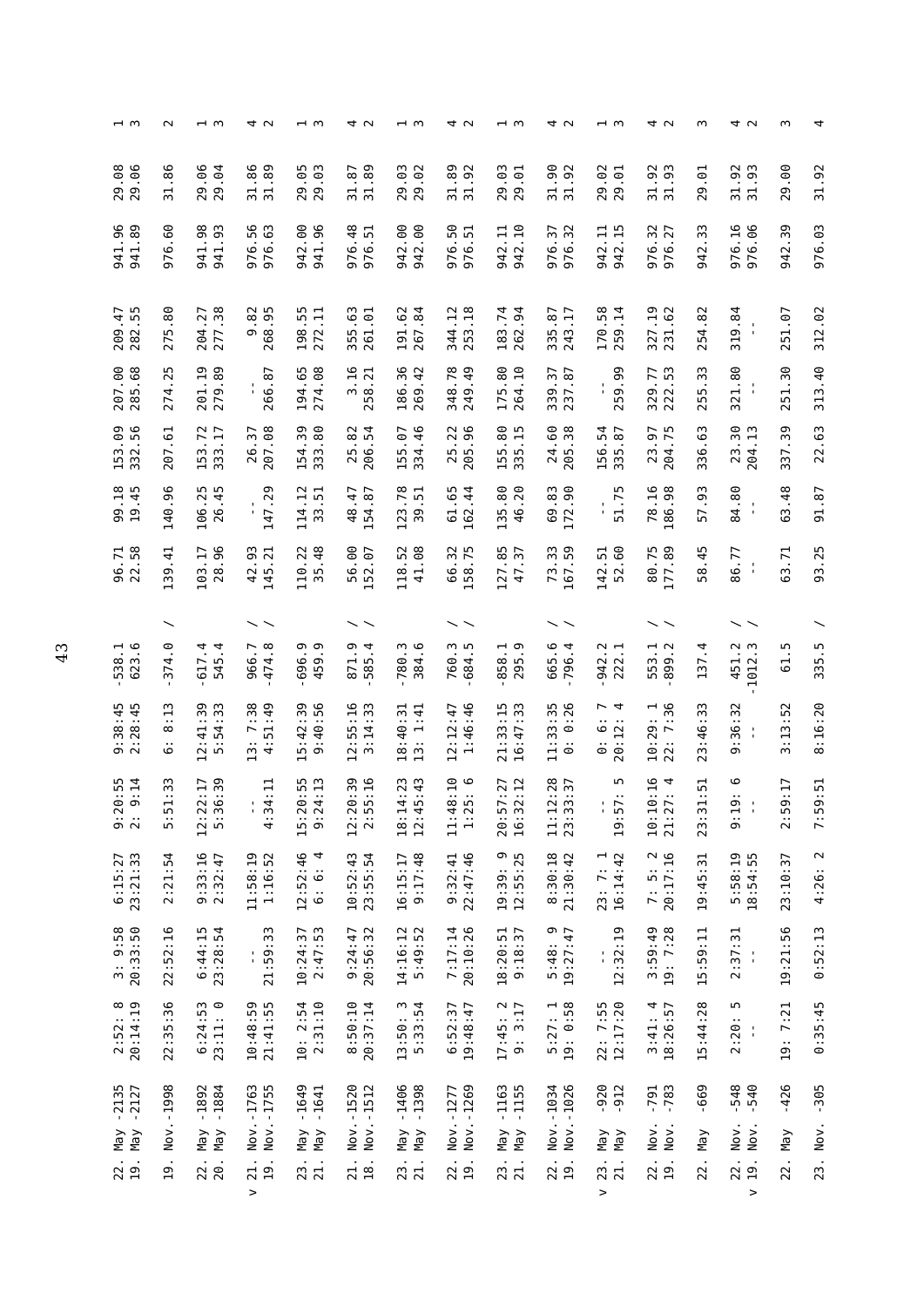| | | | | | | | | | | | | | | | |
|---|---|---|---|---|---|---|---|---|---|---|---|---|---|---|---|
| 22. May -2135 | 2:52: 8 | 3: 9:58 | 6:15:27 | 9:20:55 | 9:38:45 | -538.1 | | 96.71 | 99.18 | 153.09 | 207.00 | 209.47 | 941.96 | 29.08 | 1 |
| 19. May -2127 | 20:14:19 | 20:33:50 | 23:21:33 | 2: 9:14 | 2:28:45 | 623.6 | | 22.58 | 19.45 | 332.56 | 285.68 | 282.55 | 941.89 | 29.06 | 3 |
| 19. Nov. -1998 | 22:35:36 | 22:52:16 | 2:21:54 | 5:51:33 | 6: 8:13 | -374.0 | / | 139.41 | 140.96 | 207.61 | 274.25 | 275.80 | 976.60 | 31.86 | 2 |
| 22. May -1892 | 6:24:53 | 6:44:15 | 9:33:16 | 12:22:17 | 12:41:39 | -617.4 | | 103.17 | 106.25 | 153.72 | 201.19 | 204.27 | 941.98 | 29.06 | 1 |
| 20. May -1884 | 23:11: 0 | 23:28:54 | 2:32:47 | 5:36:39 | 5:54:33 | 545.4 | | 28.96 | 26.45 | 333.17 | 279.89 | 277.38 | 941.93 | 29.04 | 3 |
| v 21. Nov. -1763 | 10:48:59 | -- | 11:58:19 | -- | 13: 7:38 | 966.7 | / | 42.93 | -- | 26.37 | -- | 9.82 | 976.56 | 31.86 | 4 |
| 19. Nov. -1755 | 21:41:55 | 21:59:33 | 1:16:52 | 4:34:11 | 4:51:49 | -474.8 | / | 145.21 | 147.29 | 207.08 | 266.87 | 268.95 | 976.63 | 31.89 | 2 |
| 23. May -1649 | 10: 2:54 | 10:24:37 | 12:52:46 | 15:20:55 | 15:42:39 | -696.9 | | 110.22 | 114.12 | 154.39 | 194.65 | 198.55 | 942.00 | 29.05 | 1 |
| 21. May -1641 | 2:31:10 | 2:47:53 | 6: 6: 4 | 9:24:13 | 9:40:56 | 459.9 | | 35.48 | 33.51 | 333.80 | 274.08 | 272.11 | 941.96 | 29.03 | 3 |
| 21. Nov. -1520 | 8:50:10 | 9:24:47 | 10:52:43 | 12:20:39 | 12:55:16 | 871.9 | / | 56.00 | 48.47 | 25.82 | 3.16 | 355.63 | 976.48 | 31.87 | 4 |
| 18. Nov. -1512 | 20:37:14 | 20:56:32 | 23:55:54 | 2:55:16 | 3:14:33 | -585.4 | / | 152.07 | 154.87 | 206.54 | 258.21 | 261.01 | 976.51 | 31.89 | 2 |
| 23. May -1406 | 13:50: 3 | 14:16:12 | 16:15:17 | 18:14:23 | 18:40:31 | -780.3 | | 118.52 | 123.78 | 155.07 | 186.36 | 191.62 | 942.00 | 29.03 | 1 |
| 21. May -1398 | 5:33:54 | 5:49:52 | 9:17:48 | 12:45:43 | 13: 1:41 | 384.6 | | 41.08 | 39.51 | 334.46 | 269.42 | 267.84 | 942.00 | 29.02 | 3 |
| 22. Nov. -1277 | 6:52:37 | 7:17:14 | 9:32:41 | 11:48:10 | 12:12:47 | 760.3 | / | 66.32 | 61.65 | 25.22 | 348.78 | 344.12 | 976.50 | 31.89 | 4 |
| 19. Nov. -1269 | 19:48:47 | 20:10:26 | 22:47:46 | 1:25: 6 | 1:46:46 | -684.5 | / | 158.75 | 162.44 | 205.96 | 249.49 | 253.18 | 976.51 | 31.92 | 2 |
| 23. May -1163 | 17:45: 2 | 18:20:51 | 19:39: 9 | 20:57:27 | 21:33:15 | -858.1 | | 127.85 | 135.80 | 155.80 | 175.80 | 183.74 | 942.11 | 29.03 | 1 |
| 21. May -1155 | 9: 3:17 | 9:18:37 | 12:55:25 | 16:32:12 | 16:47:33 | 295.9 | | 47.37 | 46.20 | 335.15 | 264.10 | 262.94 | 942.10 | 29.01 | 3 |
| 22. Nov. -1034 | 5:27: 1 | 5:48: 9 | 8:30:18 | 11:12:28 | 11:33:35 | 665.6 | / | 73.33 | 69.83 | 24.60 | 339.37 | 335.87 | 976.37 | 31.90 | 4 |
| 19. Nov. -1026 | 19: 0:58 | 19:27:47 | 21:30:42 | 23:33:37 | 0: 0:26 | -796.4 | / | 167.59 | 172.90 | 205.38 | 237.87 | 243.17 | 976.32 | 31.92 | 2 |
| v 23. May -920 | 22: 7:55 | -- | 23: 7: 1 | -- | 0: 6: 7 | -942.2 | | 142.51 | -- | 156.54 | -- | 170.58 | 942.11 | 29.02 | 1 |
| 21. May -912 | 12:17:20 | 12:32:19 | 16:14:42 | 19:57: 5 | 20:12: 4 | 222.1 | | 52.60 | 51.75 | 335.87 | 259.99 | 259.14 | 942.15 | 29.01 | 3 |
| 22. Nov. -791 | 3:41: 4 | 3:59:49 | 7: 5: 2 | 10:10:16 | 10:29: 1 | 553.1 | / | 80.75 | 78.16 | 23.97 | 329.77 | 327.19 | 976.32 | 31.92 | 4 |
| 19. Nov. -783 | 18:26:57 | 19: 7:28 | 20:17:16 | 21:27: 4 | 22: 7:36 | -899.2 | / | 177.89 | 186.98 | 204.75 | 222.53 | 231.62 | 976.27 | 31.93 | 2 |
| 22. May -669 | 15:44:28 | 15:59:11 | 19:45:31 | 23:31:51 | 23:46:33 | 137.4 | | 58.45 | 57.93 | 336.63 | 255.33 | 254.82 | 942.33 | 29.01 | 3 |
| 22. Nov. -548 | 2:20: 5 | 2:37:31 | 5:58:19 | 9:19: 6 | 9:36:32 | 451.2 | / | 86.77 | 84.80 | 23.30 | 321.80 | 319.84 | 976.16 | 31.92 | 4 |
| v 19. Nov. -540 | -- | -- | 18:54:55 | -- | -- | -1012.3 | / | -- | -- | 204.13 | -- | -- | 976.06 | 31.93 | 2 |
| 22. May -426 | 19: 7:21 | 19:21:56 | 23:10:37 | 2:59:17 | 3:13:52 | 61.5 | | 63.71 | 63.48 | 337.39 | 251.30 | 251.07 | 942.39 | 29.00 | 3 |
| 23. Nov. -305 | 0:35:45 | 0:52:13 | 4:26: 2 | 7:59:51 | 8:16:20 | 335.5 | / | 93.25 | 91.87 | 22.63 | 313.40 | 312.02 | 976.03 | 31.92 | 4 |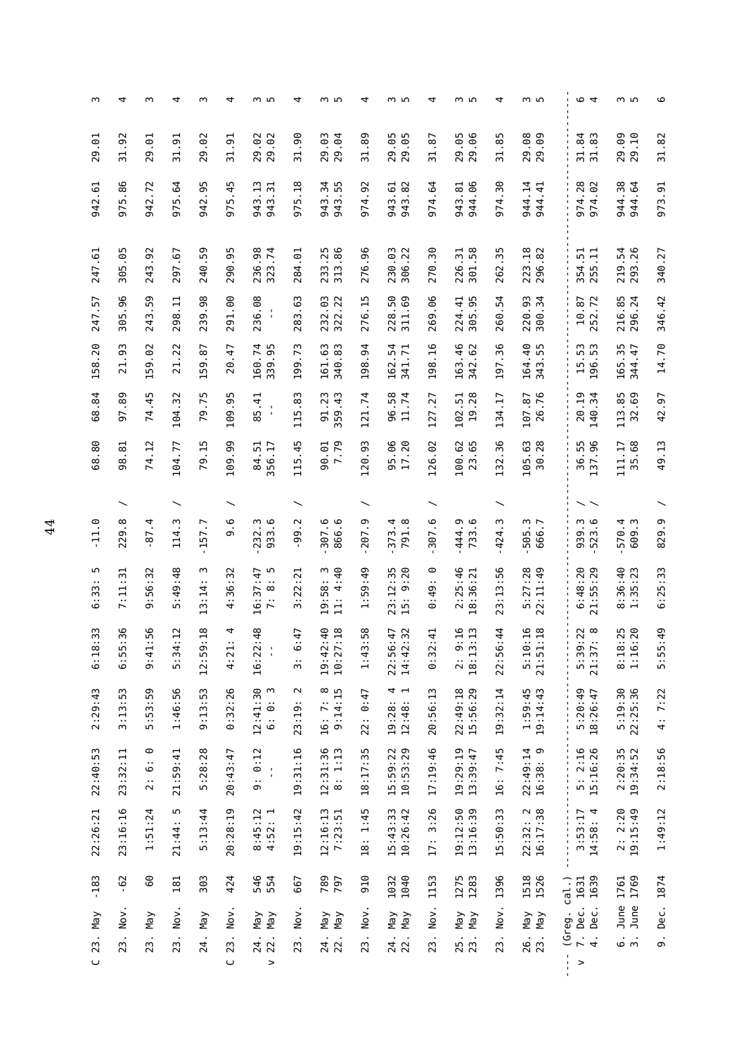| | | | | | | | | | | | | | | | | | |
|---|---|---|---|---|---|---|---|---|---|---|---|---|---|---|---|---|---|
| C | 23. May | -183 | 22:26:21 | 22:40:53 | 2:29:43 | 6:18:33 | 6:33: 5 | -11.0 | | 68.80 | 68.84 | 158.20 | 247.57 | 247.61 | 942.61 | 29.01 | 3 |
| | 23. Nov. | -62 | 23:16:16 | 23:32:11 | 3:13:53 | 6:55:36 | 7:11:31 | 229.8 | / | 98.81 | 97.89 | 21.93 | 305.96 | 305.05 | 975.86 | 31.92 | 4 |
| | 23. May | 60 | 1:51:24 | 2: 6: 0 | 5:53:59 | 9:41:56 | 9:56:32 | -87.4 | | 74.12 | 74.45 | 159.02 | 243.59 | 243.92 | 942.72 | 29.01 | 3 |
| | 23. Nov. | 181 | 21:44: 5 | 21:59:41 | 1:46:56 | 5:34:12 | 5:49:48 | 114.3 | / | 104.77 | 104.32 | 21.22 | 298.11 | 297.67 | 975.64 | 31.91 | 4 |
| | 24. May | 303 | 5:13:44 | 5:28:28 | 9:13:53 | 12:59:18 | 13:14: 3 | -157.7 | | 79.15 | 79.75 | 159.87 | 239.98 | 240.59 | 942.95 | 29.02 | 3 |
| C | 23. Nov. | 424 | 20:28:19 | 20:43:47 | 0:32:26 | 4:21: 4 | 4:36:32 | 9.6 | / | 109.99 | 109.95 | 20.47 | 291.00 | 290.95 | 975.45 | 31.91 | 4 |
| | 24. May | 546 | 8:45:12 | 9: 0:12 | 12:41:30 | 16:22:48 | 16:37:47 | -232.3 | | 84.51 | 85.41 | 160.74 | 236.08 | 236.98 | 943.13 | 29.02 | 3 |
| > | 22. May | 554 | 4:52: 1 | -- | 6: 0: 3 | -- | 7: 8: 5 | 933.6 | | 356.17 | -- | 339.95 | -- | 323.74 | 943.31 | 29.02 | 5 |
| | 23. Nov. | 667 | 19:15:42 | 19:31:16 | 23:19: 2 | 3: 6:47 | 3:22:21 | -99.2 | / | 115.45 | 115.83 | 199.73 | 283.63 | 284.01 | 975.18 | 31.90 | 4 |
| | 24. May | 789 | 12:16:13 | 12:31:36 | 16: 7: 8 | 19:42:40 | 19:58: 3 | -307.6 | | 90.01 | 91.23 | 161.63 | 232.03 | 233.25 | 943.34 | 29.03 | 3 |
| | 22. May | 797 | 7:23:51 | 8: 1:13 | 9:14:15 | 10:27:18 | 11: 4:40 | 866.6 | | 7.79 | 359.43 | 340.83 | 322.22 | 313.86 | 943.55 | 29.04 | 5 |
| | 23. Nov. | 910 | 18: 1:45 | 18:17:35 | 22: 0:47 | 1:43:58 | 1:59:49 | -207.9 | / | 120.93 | 121.74 | 198.94 | 276.15 | 276.96 | 974.92 | 31.89 | 4 |
| | 24. May | 1032 | 15:43:33 | 15:59:22 | 19:28: 4 | 22:56:47 | 23:12:35 | -373.4 | | 95.06 | 96.58 | 162.54 | 228.50 | 230.03 | 943.61 | 29.05 | 3 |
| | 22. May | 1040 | 10:26:42 | 10:53:29 | 12:48: 1 | 14:42:32 | 15: 9:20 | 791.8 | | 17.20 | 11.74 | 341.71 | 311.69 | 306.22 | 943.82 | 29.05 | 5 |
| | 23. Nov. | 1153 | 17: 3:26 | 17:19:46 | 20:56:13 | 0:32:41 | 0:49: 0 | -307.6 | / | 126.02 | 127.27 | 198.16 | 269.06 | 270.30 | 974.64 | 31.87 | 4 |
| | 25. May | 1275 | 19:12:50 | 19:29:19 | 22:49:18 | 2: 9:16 | 2:25:46 | -444.9 | | 100.62 | 102.51 | 163.46 | 224.41 | 226.31 | 943.81 | 29.05 | 3 |
| | 23. May | 1283 | 13:16:39 | 13:39:47 | 15:56:29 | 18:13:13 | 18:36:21 | 733.6 | | 23.65 | 19.28 | 342.62 | 305.95 | 301.58 | 944.06 | 29.06 | 5 |
| | 23. Nov. | 1396 | 15:50:33 | 16: 7:45 | 19:32:14 | 22:56:44 | 23:13:56 | -424.3 | / | 132.36 | 134.17 | 197.36 | 260.54 | 262.35 | 974.30 | 31.85 | 4 |
| | 26. May | 1518 | 22:32: 2 | 22:49:14 | 1:59:45 | 5:10:16 | 5:27:28 | -505.3 | | 105.63 | 107.87 | 164.40 | 220.93 | 223.18 | 944.14 | 29.08 | 3 |
| | 23. May | 1526 | 16:17:38 | 16:38: 9 | 19:14:43 | 21:51:18 | 22:11:49 | 666.7 | | 30.28 | 26.76 | 343.55 | 300.34 | 296.82 | 944.41 | 29.09 | 5 |
| --- | (Greg. cal.) | | | | | | | | | | | | | | | | |
| > | 7. Dec. | 1631 | 3:53:17 | 5: 2:16 | 5:20:49 | 5:39:22 | 6:48:20 | 939.3 | / | 36.55 | 20.19 | 15.53 | 10.87 | 354.51 | 974.28 | 31.84 | 6 |
| | 4. Dec. | 1639 | 14:58: 4 | 15:16:26 | 18:26:47 | 21:37: 8 | 21:55:29 | -523.6 | / | 137.96 | 140.34 | 196.53 | 252.72 | 255.11 | 974.02 | 31.83 | 4 |
| | 6. June | 1761 | 2: 2:20 | 2:20:35 | 5:19:30 | 8:18:25 | 8:36:40 | -570.4 | | 111.17 | 113.85 | 165.35 | 216.85 | 219.54 | 944.38 | 29.09 | 3 |
| | 3. June | 1769 | 19:15:49 | 19:34:52 | 22:25:36 | 1:16:20 | 1:35:23 | 609.3 | | 35.68 | 32.69 | 344.47 | 296.24 | 293.26 | 944.64 | 29.10 | 5 |
| | 9. Dec. | 1874 | 1:49:12 | 2:18:56 | 4: 7:22 | 5:55:49 | 6:25:33 | 829.9 | / | 49.13 | 42.97 | 14.70 | 346.42 | 340.27 | 973.91 | 31.82 | 6 |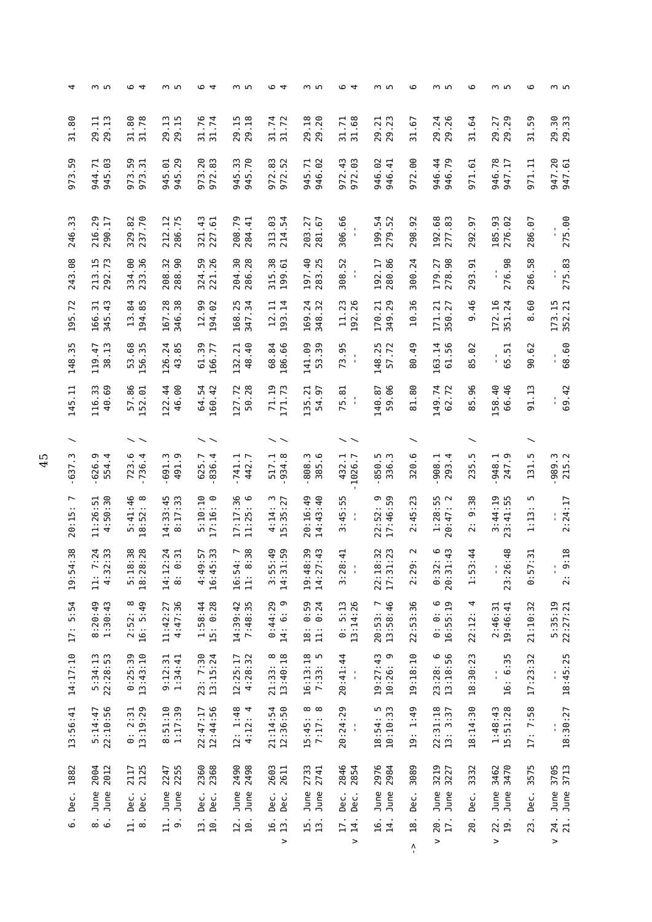| | | | | | | | | | | | | | | | | |
|---|---|---|---|---|---|---|---|---|---|---|---|---|---|---|---|---|
| | 6. Dec. 1882 | 13:56:41 | 14:17:10 | 17: 5:54 | 19:54:38 | 20:15: 7 | -637.3 | / | 145.11 | 148.35 | 195.72 | 243.08 | 246.33 | 973.59 | 31.80 | 4 |
| | 8. June 2004 | 5:14:47 | 5:34:13 | 8:20:49 | 11: 7:24 | 11:26:51 | -626.9 | | 116.33 | 119.47 | 166.31 | 213.15 | 216.29 | 944.71 | 29.11 | 3 |
| | 6. June 2012 | 22:10:56 | 22:28:53 | 1:30:43 | 4:32:33 | 4:50:30 | 554.4 | | 40.69 | 38.13 | 345.43 | 292.73 | 290.17 | 945.03 | 29.13 | 5 |
| | 11. Dec. 2117 | 0: 2:31 | 0:25:39 | 2:52: 8 | 5:18:38 | 5:41:46 | 723.6 | / | 57.86 | 53.68 | 13.84 | 334.00 | 329.82 | 973.59 | 31.80 | 6 |
| | 8. Dec. 2125 | 13:19:29 | 13:43:10 | 16: 5:49 | 18:28:28 | 18:52: 8 | -736.4 | / | 152.01 | 156.35 | 194.85 | 233.36 | 237.70 | 973.31 | 31.78 | 4 |
| | 11. June 2247 | 8:51:10 | 9:12:31 | 11:42:27 | 14:12:24 | 14:33:45 | -691.3 | | 122.44 | 126.24 | 167.28 | 208.32 | 212.12 | 945.01 | 29.13 | 3 |
| | 9. June 2255 | 1:17:39 | 1:34:41 | 4:47:36 | 8: 0:31 | 8:17:33 | 491.9 | | 46.00 | 43.85 | 346.38 | 288.90 | 286.75 | 945.29 | 29.15 | 5 |
| | 13. Dec. 2360 | 22:47:17 | 23: 7:30 | 1:58:44 | 4:49:57 | 5:10:10 | 625.7 | / | 64.54 | 61.39 | 12.99 | 324.59 | 321.43 | 973.20 | 31.76 | 6 |
| | 10. Dec. 2368 | 12:44:56 | 13:15:24 | 15: 0:28 | 16:45:33 | 17:16: 0 | -836.4 | / | 160.42 | 166.77 | 194.02 | 221.26 | 227.61 | 972.83 | 31.74 | 4 |
| | 12. June 2490 | 12: 1:48 | 12:25:17 | 14:39:42 | 16:54: 7 | 17:17:36 | -741.1 | | 127.72 | 132.21 | 168.25 | 204.30 | 208.79 | 945.33 | 29.15 | 3 |
| | 10. June 2498 | 4:12: 4 | 4:28:32 | 7:48:35 | 11: 8:38 | 11:25: 6 | 442.7 | | 50.28 | 48.40 | 347.34 | 286.28 | 284.41 | 945.70 | 29.18 | 5 |
| | 16. Dec. 2603 | 21:14:54 | 21:33: 8 | 0:44:29 | 3:55:49 | 4:14: 3 | 517.1 | / | 71.19 | 68.84 | 12.11 | 315.38 | 313.03 | 972.83 | 31.74 | 6 |
| > | 13. Dec. 2611 | 12:36:50 | 13:40:18 | 14: 6: 9 | 14:31:59 | 15:35:27 | -934.8 | / | 171.73 | 186.66 | 193.14 | 199.61 | 214.54 | 972.52 | 31.72 | 4 |
| | 15. June 2733 | 15:45: 8 | 16:13:18 | 18: 0:59 | 19:48:39 | 20:16:49 | -808.3 | | 135.21 | 141.09 | 169.24 | 197.40 | 203.27 | 945.71 | 29.18 | 3 |
| | 13. June 2741 | 7:17: 8 | 7:33: 5 | 11: 0:24 | 14:27:43 | 14:43:40 | 385.6 | | 54.97 | 53.39 | 348.32 | 283.25 | 281.67 | 946.02 | 29.20 | 5 |
| | 17. Dec. 2846 | 20:24:29 | 20:41:44 | 0: 5:13 | 3:28:41 | 3:45:55 | 432.1 | / | 75.81 | 73.95 | 11.23 | 308.52 | 306.66 | 972.43 | 31.71 | 6 |
| > | 14. Dec. 2854 | -- | -- | 13:14:26 | -- | -- | -1026.7 | / | -- | -- | 192.26 | -- | -- | 972.03 | 31.68 | 4 |
| | 16. June 2976 | 18:54: 5 | 19:27:43 | 20:53: 7 | 22:18:32 | 22:52: 9 | -850.5 | | 140.87 | 148.25 | 170.21 | 192.17 | 199.54 | 946.02 | 29.21 | 3 |
| | 14. June 2984 | 10:10:33 | 10:26: 9 | 13:58:46 | 17:31:23 | 17:46:59 | 336.3 | | 59.06 | 57.72 | 349.29 | 280.86 | 279.52 | 946.41 | 29.23 | 5 |
| -> | 18. Dec. 3089 | 19: 1:49 | 19:18:10 | 22:53:36 | 2:29: 2 | 2:45:23 | 320.6 | / | 81.80 | 80.49 | 10.36 | 300.24 | 298.92 | 972.00 | 31.67 | 6 |
| > | 20. June 3219 | 22:31:18 | 23:28: 6 | 0: 0: 6 | 0:32: 6 | 1:28:55 | -908.1 | | 149.74 | 163.14 | 171.21 | 179.27 | 192.68 | 946.44 | 29.24 | 3 |
| | 17. June 3227 | 13: 3:37 | 13:18:56 | 16:55:19 | 20:31:43 | 20:47: 2 | 293.4 | | 62.72 | 61.56 | 350.27 | 278.98 | 277.83 | 946.79 | 29.26 | 5 |
| | 20. Dec. 3332 | 18:14:30 | 18:30:23 | 22:12: 4 | 1:53:44 | 2: 9:38 | 235.5 | / | 85.96 | 85.02 | 9.46 | 293.91 | 292.97 | 971.61 | 31.64 | 6 |
| > | 22. June 3462 | 1:48:43 | -- | 2:46:31 | -- | 3:44:19 | -948.1 | | 158.40 | -- | 172.16 | -- | 185.93 | 946.78 | 29.27 | 3 |
| | 19. June 3470 | 15:51:28 | 16: 6:35 | 19:46:41 | 23:26:48 | 23:41:55 | 247.9 | | 66.46 | 65.51 | 351.24 | 276.98 | 276.02 | 947.17 | 29.29 | 5 |
| | 23. Dec. 3575 | 17: 7:58 | 17:23:32 | 21:10:32 | 0:57:31 | 1:13: 5 | 131.5 | / | 91.13 | 90.62 | 8.60 | 286.58 | 286.07 | 971.11 | 31.59 | 6 |
| > | 24. June 3705 | -- | -- | 5:35:19 | -- | -- | -989.3 | | -- | -- | 173.15 | -- | -- | 947.20 | 29.30 | 3 |
| | 21. June 3713 | 18:30:27 | 18:45:25 | 22:27:21 | 2: 9:18 | 2:24:17 | 215.2 | | 69.42 | 68.60 | 352.21 | 275.83 | 275.00 | 947.61 | 29.33 | 5 |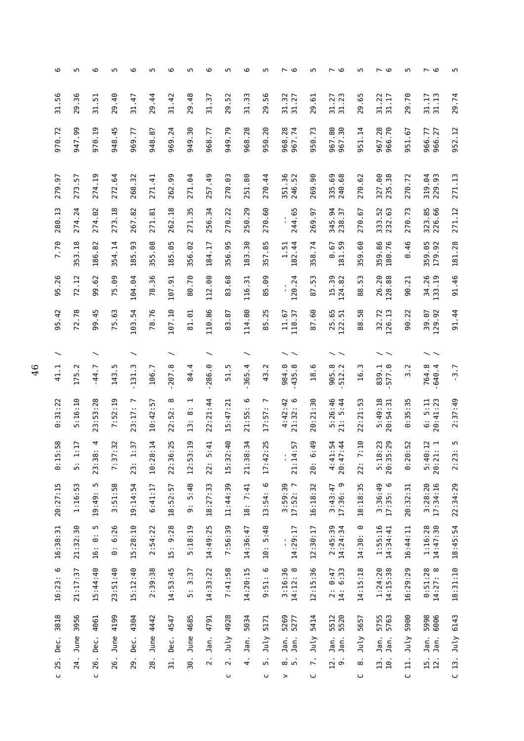| | | | | | | | | | | | | | | | |
|---|---|---|---|---|---|---|---|---|---|---|---|---|---|---|---|
| c 25. Dec. 3818 | 16:23: 6 | 16:38:31 | 20:27:15 | 0:15:58 | 0:31:22 | 41.1 | / | 95.42 | 95.26 | 7.70 | 280.13 | 279.97 | 970.72 | 31.56 | 6 |
| 24. June 3956 | 21:17:37 | 21:32:30 | 1:16:53 | 5: 1:17 | 5:16:10 | 175.2 | | 72.78 | 72.12 | 353.18 | 274.24 | 273.57 | 947.99 | 29.36 | 5 |
| c 26. Dec. 4061 | 15:44:40 | 16: 0: 5 | 19:49: 5 | 23:38: 4 | 23:53:28 | -44.7 | / | 99.45 | 99.62 | 186.82 | 274.02 | 274.19 | 970.19 | 31.51 | 6 |
| 26. June 4199 | 23:51:40 | 0: 6:26 | 3:51:58 | 7:37:32 | 7:52:19 | 143.5 | | 75.63 | 75.09 | 354.14 | 273.18 | 272.64 | 948.45 | 29.40 | 5 |
| 29. Dec. 4304 | 15:12:40 | 15:28:10 | 19:14:54 | 23: 1:37 | 23:17: 7 | -131.3 | / | 103.54 | 104.04 | 185.93 | 267.82 | 268.32 | 969.77 | 31.47 | 6 |
| 28. June 4442 | 2:39:38 | 2:54:22 | 6:41:17 | 10:28:14 | 10:42:57 | 106.7 | | 78.76 | 78.36 | 355.08 | 271.81 | 271.41 | 948.87 | 29.44 | 5 |
| 31. Dec. 4547 | 14:53:45 | 15: 9:28 | 18:52:57 | 22:36:25 | 22:52: 8 | -207.8 | / | 107.10 | 107.91 | 185.05 | 262.18 | 262.99 | 969.24 | 31.42 | 6 |
| 30. June 4685 | 5: 3:37 | 5:18:19 | 9: 5:48 | 12:53:19 | 13: 8: 1 | 84.4 | | 81.01 | 80.70 | 356.02 | 271.35 | 271.04 | 949.30 | 29.48 | 5 |
| 2. Jan. 4791 | 14:33:22 | 14:49:25 | 18:27:33 | 22: 5:41 | 22:21:44 | -286.0 | / | 110.86 | 112.00 | 184.17 | 256.34 | 257.49 | 968.77 | 31.37 | 6 |
| c 2. July 4928 | 7:41:58 | 7:56:39 | 11:44:39 | 15:32:40 | 15:47:21 | 51.5 | | 83.87 | 83.68 | 356.95 | 270.22 | 270.03 | 949.79 | 29.52 | 5 |
| 4. Jan. 5034 | 14:20:15 | 14:36:47 | 18: 7:41 | 21:38:34 | 21:55: 6 | -365.4 | / | 114.80 | 116.31 | 183.30 | 250.29 | 251.80 | 968.28 | 31.33 | 6 |
| c 5. July 5171 | 9:51: 6 | 10: 5:48 | 13:54: 6 | 17:42:25 | 17:57: 7 | 43.2 | | 85.25 | 85.09 | 357.85 | 270.60 | 270.44 | 950.20 | 29.56 | 5 |
| v 8. Jan. 5269 | 3:16:36 | -- | 3:59:39 | -- | 4:42:42 | 984.0 | / | 11.67 | -- | 1.51 | -- | 351.36 | 968.28 | 31.32 | 7 |
| 5. Jan. 5277 | 14:12: 8 | 14:29:17 | 17:52: 7 | 21:14:57 | 21:32: 6 | -435.8 | / | 118.37 | 120.24 | 182.44 | 244.65 | 246.52 | 967.74 | 31.27 | 6 |
| C 7. July 5414 | 12:15:36 | 12:30:17 | 16:18:32 | 20: 6:49 | 20:21:30 | 18.6 | | 87.60 | 87.53 | 358.74 | 269.97 | 269.90 | 950.73 | 29.61 | 5 |
| 12. Jan. 5512 | 2: 0:47 | 2:45:39 | 3:43:47 | 4:41:54 | 5:26:46 | 905.8 | / | 25.65 | 15.39 | 0.67 | 345.94 | 335.69 | 967.80 | 31.27 | 7 |
| 9. Jan. 5520 | 14: 6:33 | 14:24:34 | 17:36: 9 | 20:47:44 | 21: 5:44 | -512.2 | / | 122.51 | 124.82 | 181.59 | 238.37 | 240.68 | 967.30 | 31.23 | 6 |
| C 8. July 5657 | 14:15:18 | 14:30: 0 | 18:18:35 | 22: 7:10 | 22:21:53 | 16.3 | | 88.58 | 88.53 | 359.60 | 270.67 | 270.62 | 951.14 | 29.65 | 5 |
| 13. Jan. 5755 | 1:24:20 | 1:55:16 | 3:36:49 | 5:18:23 | 5:49:18 | 839.1 | / | 32.72 | 26.20 | 359.86 | 333.52 | 327.00 | 967.28 | 31.22 | 7 |
| 10. Jan. 5763 | 14:15:38 | 14:34:41 | 17:35: 6 | 20:35:29 | 20:54:31 | -577.0 | / | 126.13 | 128.88 | 180.76 | 232.63 | 235.38 | 966.70 | 31.17 | 6 |
| C 11. July 5900 | 16:29:29 | 16:44:11 | 20:32:31 | 0:20:52 | 0:35:35 | 3.2 | | 90.22 | 90.21 | 0.46 | 270.73 | 270.72 | 951.67 | 29.70 | 5 |
| 15. Jan. 5998 | 0:51:28 | 1:16:28 | 3:28:20 | 5:40:12 | 6: 5:11 | 764.8 | / | 39.07 | 34.26 | 359.05 | 323.85 | 319.04 | 966.77 | 31.17 | 7 |
| 12. Jan. 6006 | 14:27: 8 | 14:47:30 | 17:34:16 | 20:21: 1 | 20:41:23 | -640.4 | / | 129.92 | 133.19 | 179.92 | 226.66 | 229.93 | 966.27 | 31.13 | 6 |
| C 13. July 6143 | 18:31:10 | 18:45:54 | 22:34:29 | 2:23: 5 | 2:37:49 | -3.7 | | 91.44 | 91.46 | 181.28 | 271.12 | 271.13 | 952.12 | 29.74 | 5 |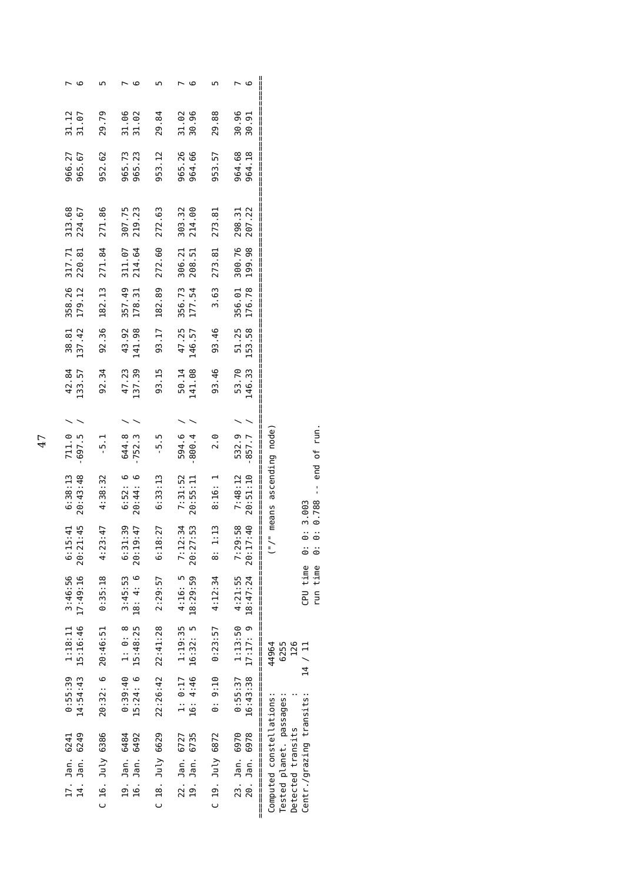```
 17. Jan. 6241    0:55:39   1:18:11   3:46:56   6:15:41   6:38:13   711.0 /    42.84   38.81  358.26  317.71  313.68   966.27  31.12   7
 14. Jan. 6249   14:54:43  15:16:46  17:49:16  20:21:45  20:43:48  -697.5 /   133.57  137.42  179.12  220.81  224.67   965.67  31.07   6

C 16. July 6386  20:32: 6  20:46:51   0:35:18   4:23:47   4:38:32    -5.1       92.34   92.36  182.13  271.84  271.86   952.62  29.79   5

 19. Jan. 6484    0:39:40   1: 0: 8   3:45:53   6:31:39   6:52: 6   644.8 /    47.23   43.92  357.49  311.07  307.75   965.73  31.06   7
 16. Jan. 6492   15:24: 6  15:48:25  18: 4: 6  20:19:47  20:44: 6  -752.3 /   137.39  141.98  178.31  214.64  219.23   965.23  31.02   6

C 18. July 6629  22:26:42  22:41:28   2:29:57   6:18:27   6:33:13    -5.5       93.15   93.17  182.89  272.60  272.63   953.12  29.84   5

 22. Jan. 6727    1: 0:17   1:19:35   4:16: 5   7:12:34   7:31:52   594.6 /    50.14   47.25  356.73  306.21  303.32   965.26  31.02   7
 19. Jan. 6735   16: 4:46  16:32: 5  18:29:59  20:27:53  20:55:11  -800.4 /   141.08  146.57  177.54  208.51  214.00   964.66  30.96   6

C 19. July 6872   0: 9:10   0:23:57   4:12:34   8: 1:13   8:16: 1     2.0       93.46   93.46    3.63  273.81  273.81   953.57  29.88   5

 23. Jan. 6970    0:55:37   1:13:50   4:21:55   7:29:58   7:48:12   532.9 /    53.70   51.25  356.01  300.76  298.31   964.68  30.96   7
 20. Jan. 6978   16:43:38  17:17: 9  18:47:24  20:17:40  20:51:10  -857.7 /   146.33  153.58  176.78  199.98  207.22   964.18  30.91   6
=====================================================================================================================================
Computed constellations:   44964           ("/" means ascending node)
Tested planet. passages:    6255
Detected transits     :      126
Centr./grazing transits:  14 / 11
                                    CPU time  0: 0: 3.003
                                    run time  0: 0: 0.788 -- end of run.
```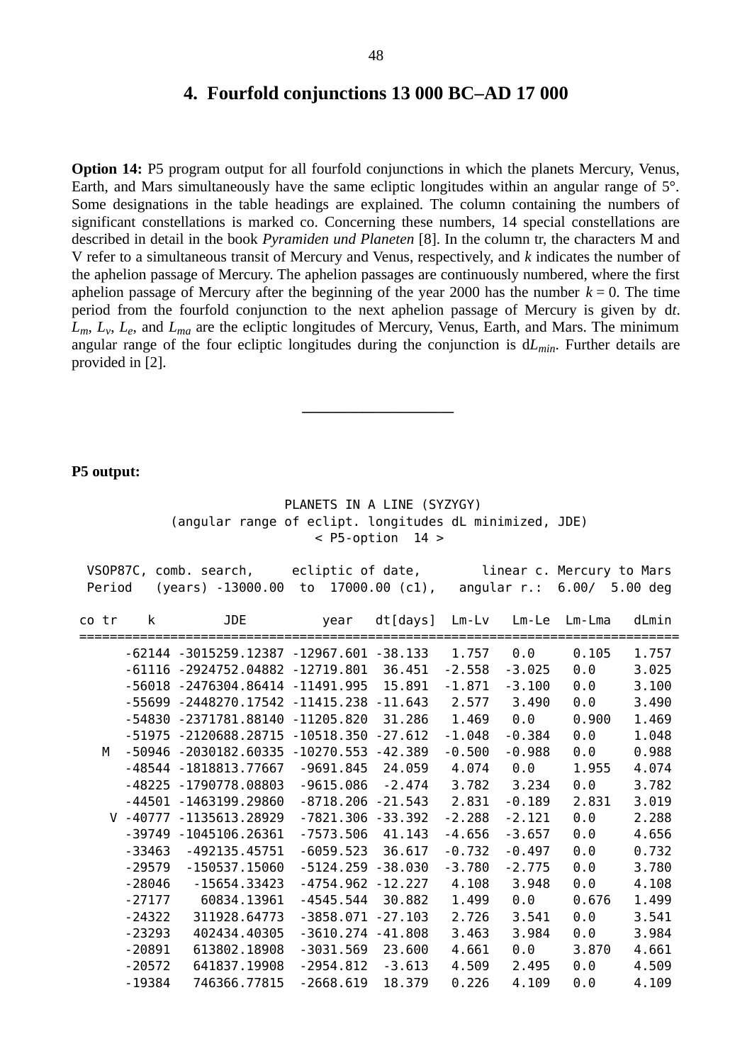## 4. Fourfold conjunctions 13 000 BC–AD 17 000

**Option 14:** P5 program output for all fourfold conjunctions in which the planets Mercury, Venus, Earth, and Mars simultaneously have the same ecliptic longitudes within an angular range of 5°. Some designations in the table headings are explained. The column containing the numbers of significant constellations is marked co. Concerning these numbers, 14 special constellations are described in detail in the book *Pyramiden und Planeten* [8]. In the column tr, the characters M and V refer to a simultaneous transit of Mercury and Venus, respectively, and $k$ indicates the number of the aphelion passage of Mercury. The aphelion passages are continuously numbered, where the first aphelion passage of Mercury after the beginning of the year 2000 has the number $k = 0$. The time period from the fourfold conjunction to the next aphelion passage of Mercury is given by d$t$. $L_m$, $L_v$, $L_e$, and $L_{ma}$ are the ecliptic longitudes of Mercury, Venus, Earth, and Mars. The minimum angular range of the four ecliptic longitudes during the conjunction is d$L_{min}$. Further details are provided in [2].

---

**P5 output:**

```
                     PLANETS IN A LINE (SYZYGY)
          (angular range of eclipt. longitudes dL minimized, JDE)
                           < P5-option  14 >

  VSOP87C, comb. search,     ecliptic of date,       linear c. Mercury to Mars
  Period   (years) -13000.00  to  17000.00 (c1),   angular r.:  6.00/  5.00 deg

 co tr    k        JDE          year   dt[days]  Lm-Lv   Lm-Le  Lm-Lma   dLmin
===============================================================================
      -62144 -3015259.12387 -12967.601 -38.133   1.757   0.0     0.105   1.757
      -61116 -2924752.04882 -12719.801  36.451  -2.558  -3.025   0.0     3.025
      -56018 -2476304.86414 -11491.995  15.891  -1.871  -3.100   0.0     3.100
      -55699 -2448270.17542 -11415.238 -11.643   2.577   3.490   0.0     3.490
      -54830 -2371781.88140 -11205.820  31.286   1.469   0.0     0.900   1.469
      -51975 -2120688.28715 -10518.350 -27.612  -1.048  -0.384   0.0     1.048
    M -50946 -2030182.60335 -10270.553 -42.389  -0.500  -0.988   0.0     0.988
      -48544 -1818813.77667  -9691.845  24.059   4.074   0.0     1.955   4.074
      -48225 -1790778.08803  -9615.086  -2.474   3.782   3.234   0.0     3.782
      -44501 -1463199.29860  -8718.206 -21.543   2.831  -0.189   2.831   3.019
     V -40777 -1135613.28929  -7821.306 -33.392  -2.288  -2.121   0.0     2.288
      -39749 -1045106.26361  -7573.506  41.143  -4.656  -3.657   0.0     4.656
      -33463  -492135.45751  -6059.523  36.617  -0.732  -0.497   0.0     0.732
      -29579  -150537.15060  -5124.259 -38.030  -3.780  -2.775   0.0     3.780
      -28046   -15654.33423  -4754.962 -12.227   4.108   3.948   0.0     4.108
      -27177    60834.13961  -4545.544  30.882   1.499   0.0     0.676   1.499
      -24322   311928.64773  -3858.071 -27.103   2.726   3.541   0.0     3.541
      -23293   402434.40305  -3610.274 -41.808   3.463   3.984   0.0     3.984
      -20891   613802.18908  -3031.569  23.600   4.661   0.0     3.870   4.661
      -20572   641837.19908  -2954.812  -3.613   4.509   2.495   0.0     4.509
      -19384   746366.77815  -2668.619  18.379   0.226   4.109   0.0     4.109
```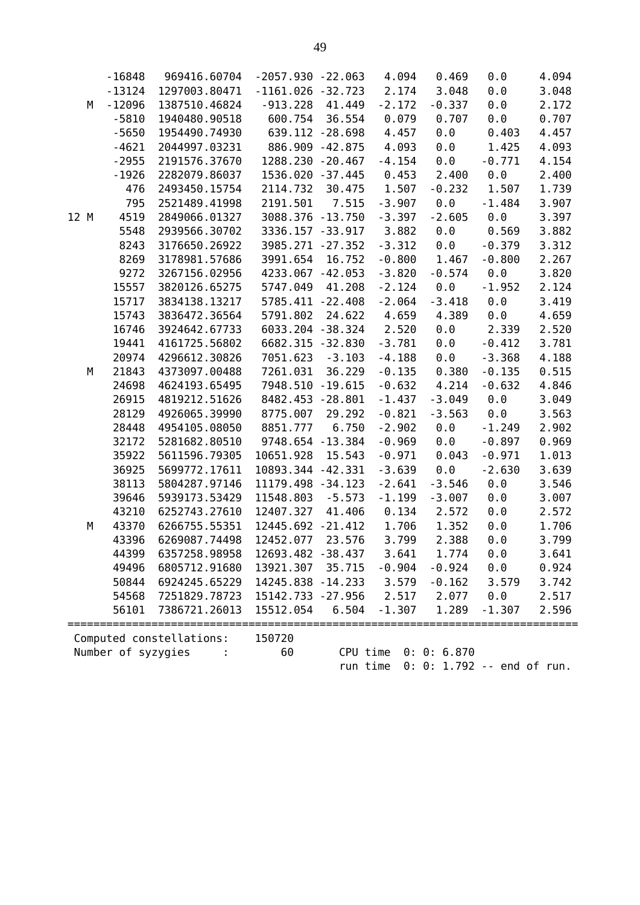```
        -16848   969416.60704  -2057.930 -22.063   4.094   0.469   0.0     4.094
        -13124  1297003.80471  -1161.026 -32.723   2.174   3.048   0.0     3.048
     M  -12096  1387510.46824   -913.228  41.449  -2.172  -0.337   0.0     2.172
         -5810  1940480.90518    600.754  36.554   0.079   0.707   0.0     0.707
         -5650  1954490.74930    639.112 -28.698   4.457   0.0     0.403   4.457
         -4621  2044997.03231    886.909 -42.875   4.093   0.0     1.425   4.093
         -2955  2191576.37670   1288.230 -20.467  -4.154   0.0    -0.771   4.154
         -1926  2282079.86037   1536.020 -37.445   0.453   2.400   0.0     2.400
           476  2493450.15754   2114.732  30.475   1.507  -0.232   1.507   1.739
           795  2521489.41998   2191.501   7.515  -3.907   0.0    -1.484   3.907
  12 M    4519  2849066.01327   3088.376 -13.750  -3.397  -2.605   0.0     3.397
          5548  2939566.30702   3336.157 -33.917   3.882   0.0     0.569   3.882
          8243  3176650.26922   3985.271 -27.352  -3.312   0.0    -0.379   3.312
          8269  3178981.57686   3991.654  16.752  -0.800   1.467  -0.800   2.267
          9272  3267156.02956   4233.067 -42.053  -3.820  -0.574   0.0     3.820
         15557  3820126.65275   5747.049  41.208  -2.124   0.0    -1.952   2.124
         15717  3834138.13217   5785.411 -22.408  -2.064  -3.418   0.0     3.419
         15743  3836472.36564   5791.802  24.622   4.659   4.389   0.0     4.659
         16746  3924642.67733   6033.204 -38.324   2.520   0.0     2.339   2.520
         19441  4161725.56802   6682.315 -32.830  -3.781   0.0    -0.412   3.781
         20974  4296612.30826   7051.623  -3.103  -4.188   0.0    -3.368   4.188
     M   21843  4373097.00488   7261.031  36.229  -0.135   0.380  -0.135   0.515
         24698  4624193.65495   7948.510 -19.615  -0.632   4.214  -0.632   4.846
         26915  4819212.51626   8482.453 -28.801  -1.437  -3.049   0.0     3.049
         28129  4926065.39990   8775.007  29.292  -0.821  -3.563   0.0     3.563
         28448  4954105.08050   8851.777   6.750  -2.902   0.0    -1.249   2.902
         32172  5281682.80510   9748.654 -13.384  -0.969   0.0    -0.897   0.969
         35922  5611596.79305  10651.928  15.543  -0.971   0.043  -0.971   1.013
         36925  5699772.17611  10893.344 -42.331  -3.639   0.0    -2.630   3.639
         38113  5804287.97146  11179.498 -34.123  -2.641  -3.546   0.0     3.546
         39646  5939173.53429  11548.803  -5.573  -1.199  -3.007   0.0     3.007
         43210  6252743.27610  12407.327  41.406   0.134   2.572   0.0     2.572
     M   43370  6266755.55351  12445.692 -21.412   1.706   1.352   0.0     1.706
         43396  6269087.74498  12452.077  23.576   3.799   2.388   0.0     3.799
         44399  6357258.98958  12693.482 -38.437   3.641   1.774   0.0     3.641
         49496  6805712.91680  13921.307  35.715  -0.904  -0.924   0.0     0.924
         50844  6924245.65229  14245.838 -14.233   3.579  -0.162   3.579   3.742
         54568  7251829.78723  15142.733 -27.956   2.517   2.077   0.0     2.517
         56101  7386721.26013  15512.054   6.504  -1.307   1.289  -1.307   2.596
================================================================================
  Computed constellations:    150720
  Number of syzygies     :        60      CPU time  0: 0: 6.870
                                          run time  0: 0: 1.792 -- end of run.
```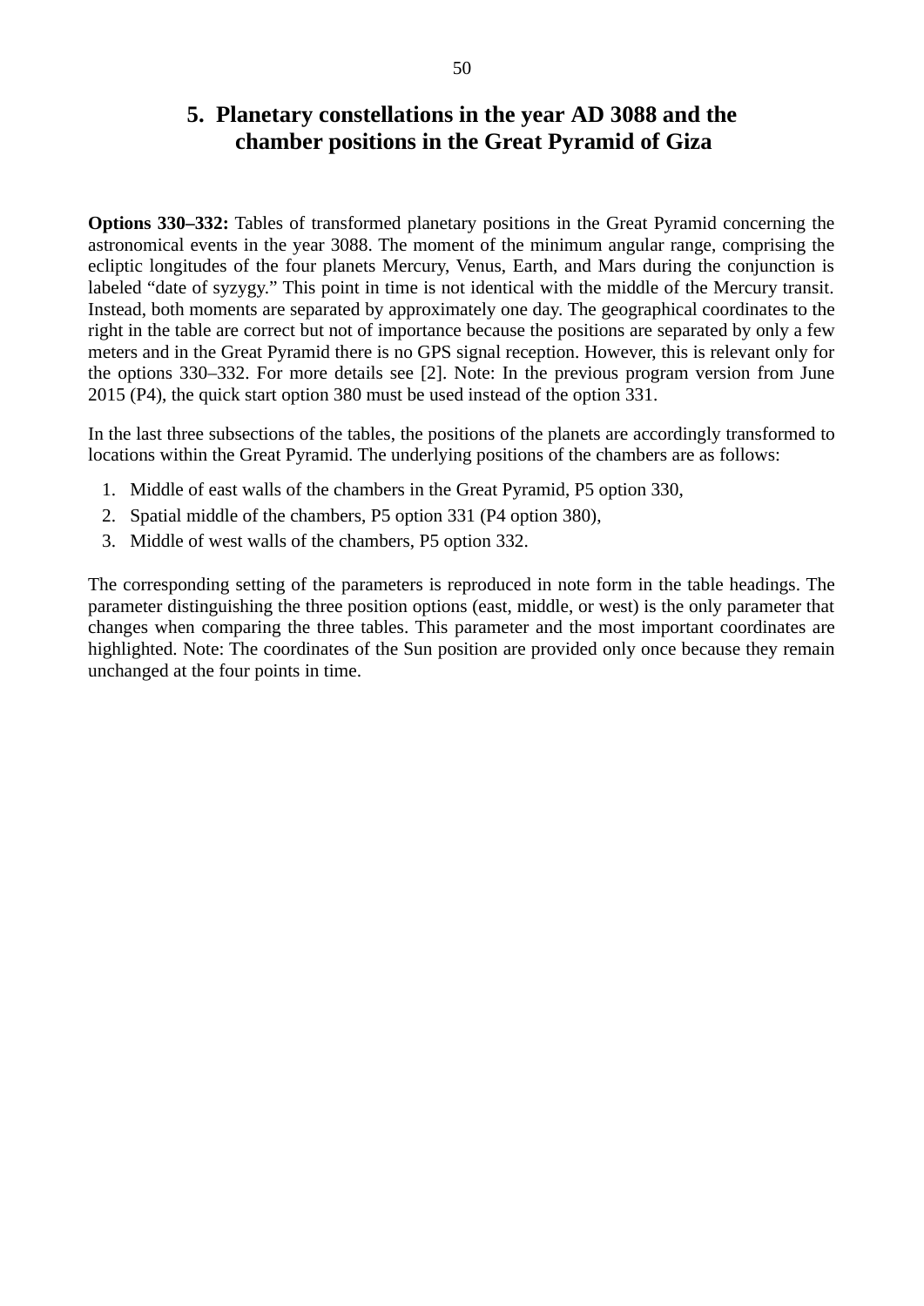# 5. Planetary constellations in the year AD 3088 and the chamber positions in the Great Pyramid of Giza

**Options 330–332:** Tables of transformed planetary positions in the Great Pyramid concerning the astronomical events in the year 3088. The moment of the minimum angular range, comprising the ecliptic longitudes of the four planets Mercury, Venus, Earth, and Mars during the conjunction is labeled “date of syzygy.” This point in time is not identical with the middle of the Mercury transit. Instead, both moments are separated by approximately one day. The geographical coordinates to the right in the table are correct but not of importance because the positions are separated by only a few meters and in the Great Pyramid there is no GPS signal reception. However, this is relevant only for the options 330–332. For more details see [2]. Note: In the previous program version from June 2015 (P4), the quick start option 380 must be used instead of the option 331.

In the last three subsections of the tables, the positions of the planets are accordingly transformed to locations within the Great Pyramid. The underlying positions of the chambers are as follows:

1. Middle of east walls of the chambers in the Great Pyramid, P5 option 330,
2. Spatial middle of the chambers, P5 option 331 (P4 option 380),
3. Middle of west walls of the chambers, P5 option 332.

The corresponding setting of the parameters is reproduced in note form in the table headings. The parameter distinguishing the three position options (east, middle, or west) is the only parameter that changes when comparing the three tables. This parameter and the most important coordinates are highlighted. Note: The coordinates of the Sun position are provided only once because they remain unchanged at the four points in time.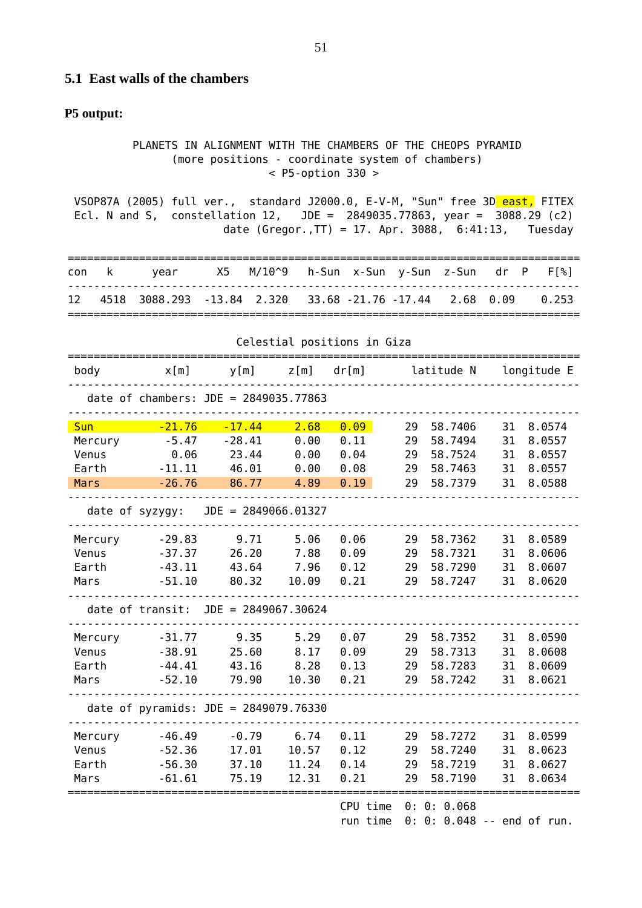## 5.1 East walls of the chambers

**P5 output:**

```
          PLANETS IN ALIGNMENT WITH THE CHAMBERS OF THE CHEOPS PYRAMID
               (more positions - coordinate system of chambers)
                           < P5-option 330 >

 VSOP87A (2005) full ver.,  standard J2000.0, E-V-M, "Sun" free 3D east, FITEX
 Ecl. N and S,  constellation 12,   JDE =  2849035.77863, year =  3088.29 (c2)
                      date (Gregor.,TT) = 17. Apr. 3088,  6:41:13,   Tuesday

================================================================================
con   k      year      X5   M/10^9   h-Sun  x-Sun  y-Sun  z-Sun   dr  P    F[%]
--------------------------------------------------------------------------------
12   4518  3088.293  -13.84  2.320   33.68 -21.76 -17.44   2.68  0.09     0.253
================================================================================

                          Celestial positions in Giza
================================================================================
 body          x[m]     y[m]     z[m]   dr[m]       latitude N     longitude E
--------------------------------------------------------------------------------
   date of chambers: JDE = 2849035.77863
--------------------------------------------------------------------------------
 Sun         -21.76   -17.44     2.68   0.09       29  58.7406     31  8.0574
 Mercury      -5.47   -28.41     0.00   0.11       29  58.7494     31  8.0557
 Venus         0.06    23.44     0.00   0.04       29  58.7524     31  8.0557
 Earth       -11.11    46.01     0.00   0.08       29  58.7463     31  8.0557
 Mars        -26.76    86.77     4.89   0.19       29  58.7379     31  8.0588
--------------------------------------------------------------------------------
   date of syzygy:   JDE = 2849066.01327
--------------------------------------------------------------------------------
 Mercury     -29.83     9.71     5.06   0.06       29  58.7362     31  8.0589
 Venus       -37.37    26.20     7.88   0.09       29  58.7321     31  8.0606
 Earth       -43.11    43.64     7.96   0.12       29  58.7290     31  8.0607
 Mars        -51.10    80.32    10.09   0.21       29  58.7247     31  8.0620
--------------------------------------------------------------------------------
   date of transit:  JDE = 2849067.30624
--------------------------------------------------------------------------------
 Mercury     -31.77     9.35     5.29   0.07       29  58.7352     31  8.0590
 Venus       -38.91    25.60     8.17   0.09       29  58.7313     31  8.0608
 Earth       -44.41    43.16     8.28   0.13       29  58.7283     31  8.0609
 Mars        -52.10    79.90    10.30   0.21       29  58.7242     31  8.0621
--------------------------------------------------------------------------------
   date of pyramids: JDE = 2849079.76330
--------------------------------------------------------------------------------
 Mercury     -46.49    -0.79     6.74   0.11       29  58.7272     31  8.0599
 Venus       -52.36    17.01    10.57   0.12       29  58.7240     31  8.0623
 Earth       -56.30    37.10    11.24   0.14       29  58.7219     31  8.0627
 Mars        -61.61    75.19    12.31   0.21       29  58.7190     31  8.0634
================================================================================
                                          CPU time  0: 0: 0.068
                                          run time  0: 0: 0.048 -- end of run.
```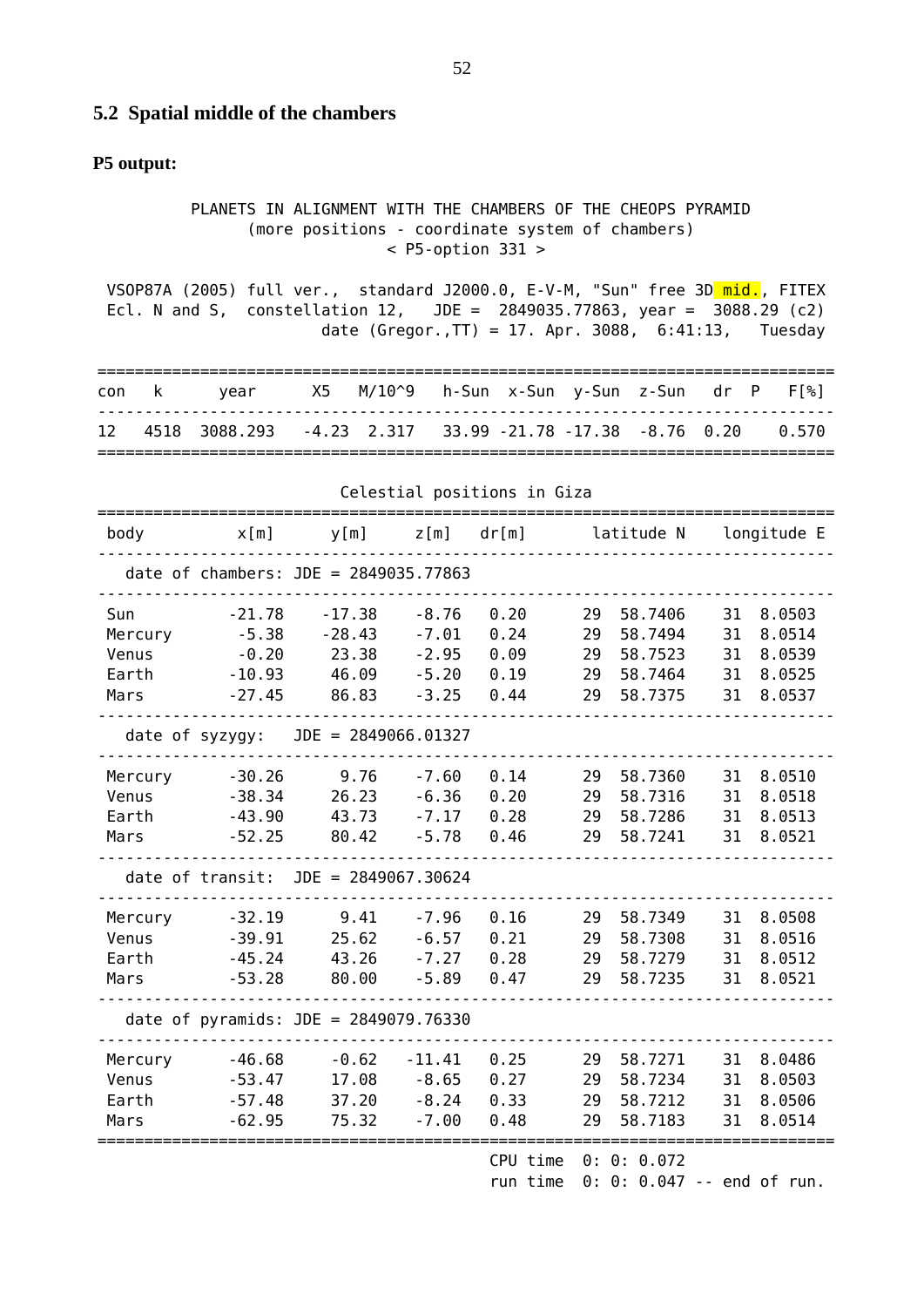## 5.2 Spatial middle of the chambers

**P5 output:**

```
          PLANETS IN ALIGNMENT WITH THE CHAMBERS OF THE CHEOPS PYRAMID
                (more positions - coordinate system of chambers)
                              < P5-option 331 >

 VSOP87A (2005) full ver.,  standard J2000.0, E-V-M, "Sun" free 3D mid., FITEX
 Ecl. N and S,  constellation 12,   JDE =  2849035.77863, year =  3088.29 (c2)
                  date (Gregor.,TT) = 17. Apr. 3088,  6:41:13,   Tuesday

===============================================================================
con   k      year      X5   M/10^9   h-Sun  x-Sun  y-Sun  z-Sun   dr  P   F[%]
-------------------------------------------------------------------------------
12   4518  3088.293   -4.23  2.317   33.99 -21.78 -17.38  -8.76  0.20    0.570
===============================================================================

                         Celestial positions in Giza
===============================================================================
 body         x[m]     y[m]     z[m]   dr[m]       latitude N     longitude E
-------------------------------------------------------------------------------
   date of chambers: JDE = 2849035.77863
-------------------------------------------------------------------------------
 Sun         -21.78   -17.38    -8.76   0.20      29  58.7406     31  8.0503
 Mercury      -5.38   -28.43    -7.01   0.24      29  58.7494     31  8.0514
 Venus        -0.20    23.38    -2.95   0.09      29  58.7523     31  8.0539
 Earth       -10.93    46.09    -5.20   0.19      29  58.7464     31  8.0525
 Mars        -27.45    86.83    -3.25   0.44      29  58.7375     31  8.0537
-------------------------------------------------------------------------------
   date of syzygy:   JDE = 2849066.01327
-------------------------------------------------------------------------------
 Mercury     -30.26     9.76    -7.60   0.14      29  58.7360     31  8.0510
 Venus       -38.34    26.23    -6.36   0.20      29  58.7316     31  8.0518
 Earth       -43.90    43.73    -7.17   0.28      29  58.7286     31  8.0513
 Mars        -52.25    80.42    -5.78   0.46      29  58.7241     31  8.0521
-------------------------------------------------------------------------------
   date of transit:  JDE = 2849067.30624
-------------------------------------------------------------------------------
 Mercury     -32.19     9.41    -7.96   0.16      29  58.7349     31  8.0508
 Venus       -39.91    25.62    -6.57   0.21      29  58.7308     31  8.0516
 Earth       -45.24    43.26    -7.27   0.28      29  58.7279     31  8.0512
 Mars        -53.28    80.00    -5.89   0.47      29  58.7235     31  8.0521
-------------------------------------------------------------------------------
   date of pyramids: JDE = 2849079.76330
-------------------------------------------------------------------------------
 Mercury     -46.68    -0.62   -11.41   0.25      29  58.7271     31  8.0486
 Venus       -53.47    17.08    -8.65   0.27      29  58.7234     31  8.0503
 Earth       -57.48    37.20    -8.24   0.33      29  58.7212     31  8.0506
 Mars        -62.95    75.32    -7.00   0.48      29  58.7183     31  8.0514
===============================================================================
                                            CPU time  0: 0: 0.072
                                            run time  0: 0: 0.047 -- end of run.
```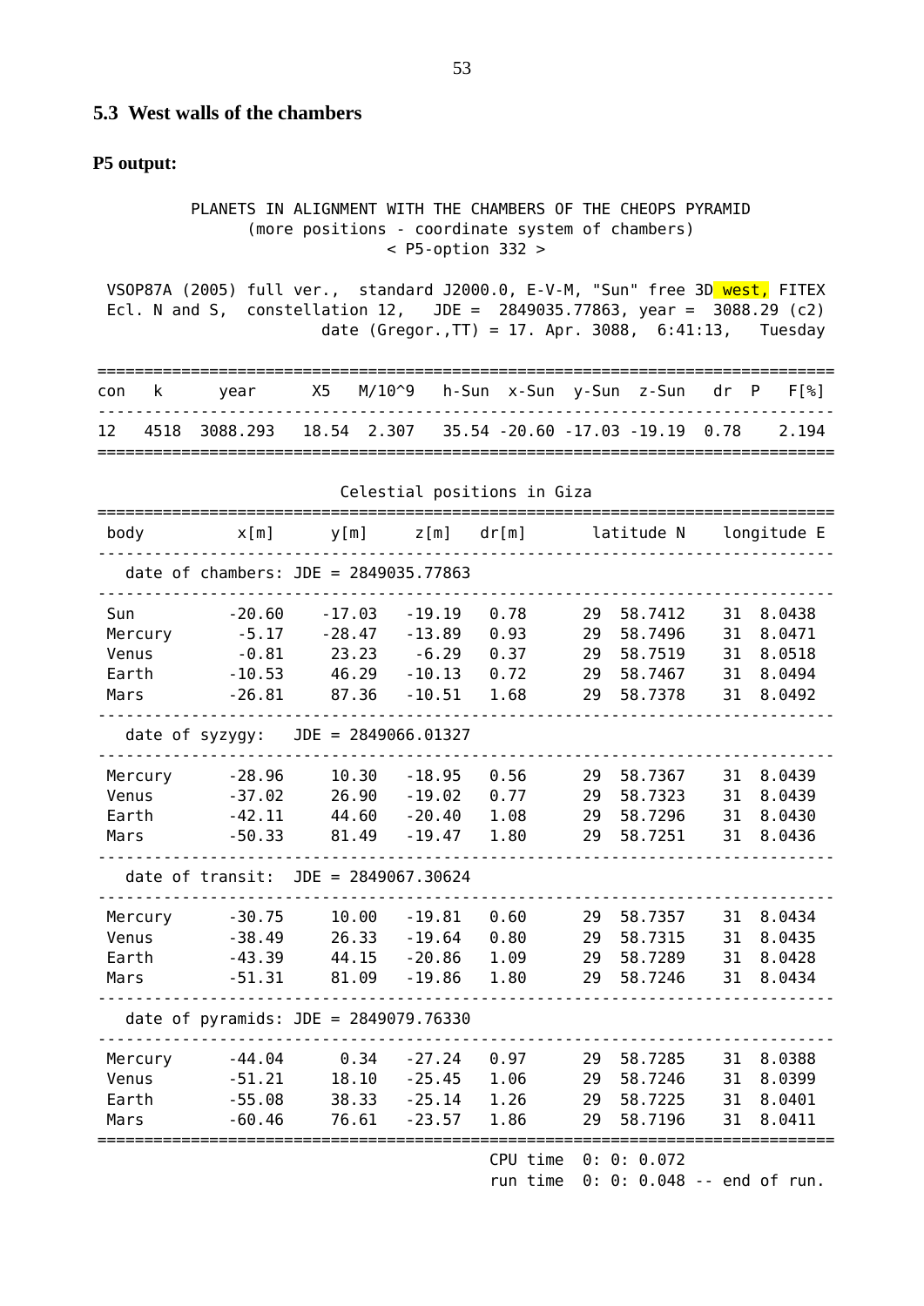## 5.3 West walls of the chambers

**P5 output:**

```
          PLANETS IN ALIGNMENT WITH THE CHAMBERS OF THE CHEOPS PYRAMID
                (more positions - coordinate system of chambers)
                            < P5-option 332 >

 VSOP87A (2005) full ver.,  standard J2000.0, E-V-M, "Sun" free 3D west, FITEX
 Ecl. N and S,  constellation 12,   JDE =  2849035.77863, year =  3088.29 (c2)
                date (Gregor.,TT) = 17. Apr. 3088,  6:41:13,   Tuesday

==============================================================================
con   k      year     X5   M/10^9   h-Sun  x-Sun  y-Sun  z-Sun   dr  P   F[%]
------------------------------------------------------------------------------
12   4518  3088.293   18.54  2.307   35.54 -20.60 -17.03 -19.19  0.78    2.194
==============================================================================

                          Celestial positions in Giza
==============================================================================
 body         x[m]     y[m]     z[m]   dr[m]       latitude N    longitude E
------------------------------------------------------------------------------
   date of chambers: JDE = 2849035.77863
------------------------------------------------------------------------------
 Sun         -20.60   -17.03   -19.19   0.78      29  58.7412    31  8.0438
 Mercury      -5.17   -28.47   -13.89   0.93      29  58.7496    31  8.0471
 Venus        -0.81    23.23    -6.29   0.37      29  58.7519    31  8.0518
 Earth       -10.53    46.29   -10.13   0.72      29  58.7467    31  8.0494
 Mars        -26.81    87.36   -10.51   1.68      29  58.7378    31  8.0492
------------------------------------------------------------------------------
   date of syzygy:   JDE = 2849066.01327
------------------------------------------------------------------------------
 Mercury     -28.96    10.30   -18.95   0.56      29  58.7367    31  8.0439
 Venus       -37.02    26.90   -19.02   0.77      29  58.7323    31  8.0439
 Earth       -42.11    44.60   -20.40   1.08      29  58.7296    31  8.0430
 Mars        -50.33    81.49   -19.47   1.80      29  58.7251    31  8.0436
------------------------------------------------------------------------------
   date of transit:  JDE = 2849067.30624
------------------------------------------------------------------------------
 Mercury     -30.75    10.00   -19.81   0.60      29  58.7357    31  8.0434
 Venus       -38.49    26.33   -19.64   0.80      29  58.7315    31  8.0435
 Earth       -43.39    44.15   -20.86   1.09      29  58.7289    31  8.0428
 Mars        -51.31    81.09   -19.86   1.80      29  58.7246    31  8.0434
------------------------------------------------------------------------------
   date of pyramids: JDE = 2849079.76330
------------------------------------------------------------------------------
 Mercury     -44.04     0.34   -27.24   0.97      29  58.7285    31  8.0388
 Venus       -51.21    18.10   -25.45   1.06      29  58.7246    31  8.0399
 Earth       -55.08    38.33   -25.14   1.26      29  58.7225    31  8.0401
 Mars        -60.46    76.61   -23.57   1.86      29  58.7196    31  8.0411
==============================================================================
                                        CPU time  0: 0: 0.072
                                        run time  0: 0: 0.048 -- end of run.
```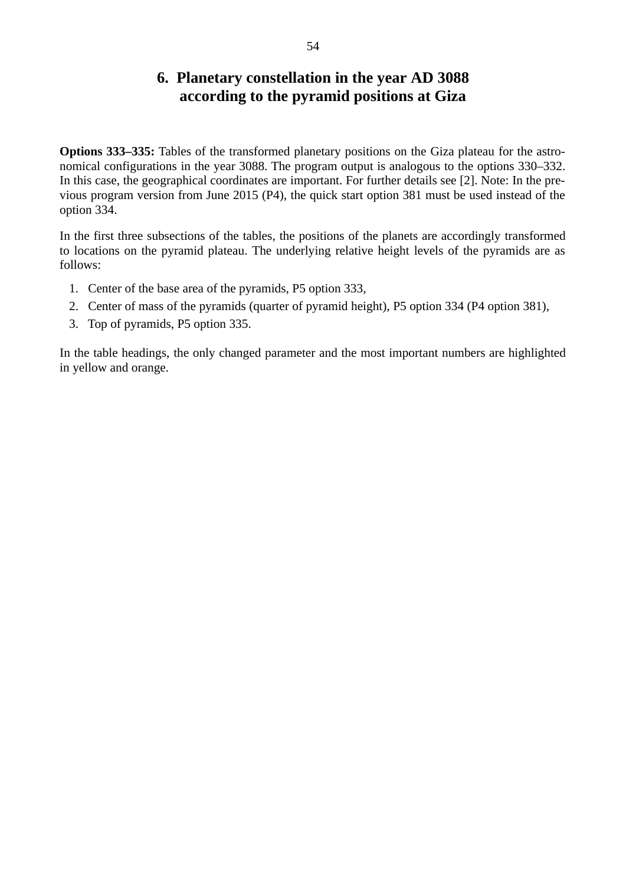# 6. Planetary constellation in the year AD 3088 according to the pyramid positions at Giza

**Options 333–335:** Tables of the transformed planetary positions on the Giza plateau for the astronomical configurations in the year 3088. The program output is analogous to the options 330–332. In this case, the geographical coordinates are important. For further details see [2]. Note: In the previous program version from June 2015 (P4), the quick start option 381 must be used instead of the option 334.

In the first three subsections of the tables, the positions of the planets are accordingly transformed to locations on the pyramid plateau. The underlying relative height levels of the pyramids are as follows:

1. Center of the base area of the pyramids, P5 option 333,
2. Center of mass of the pyramids (quarter of pyramid height), P5 option 334 (P4 option 381),
3. Top of pyramids, P5 option 335.

In the table headings, the only changed parameter and the most important numbers are highlighted in yellow and orange.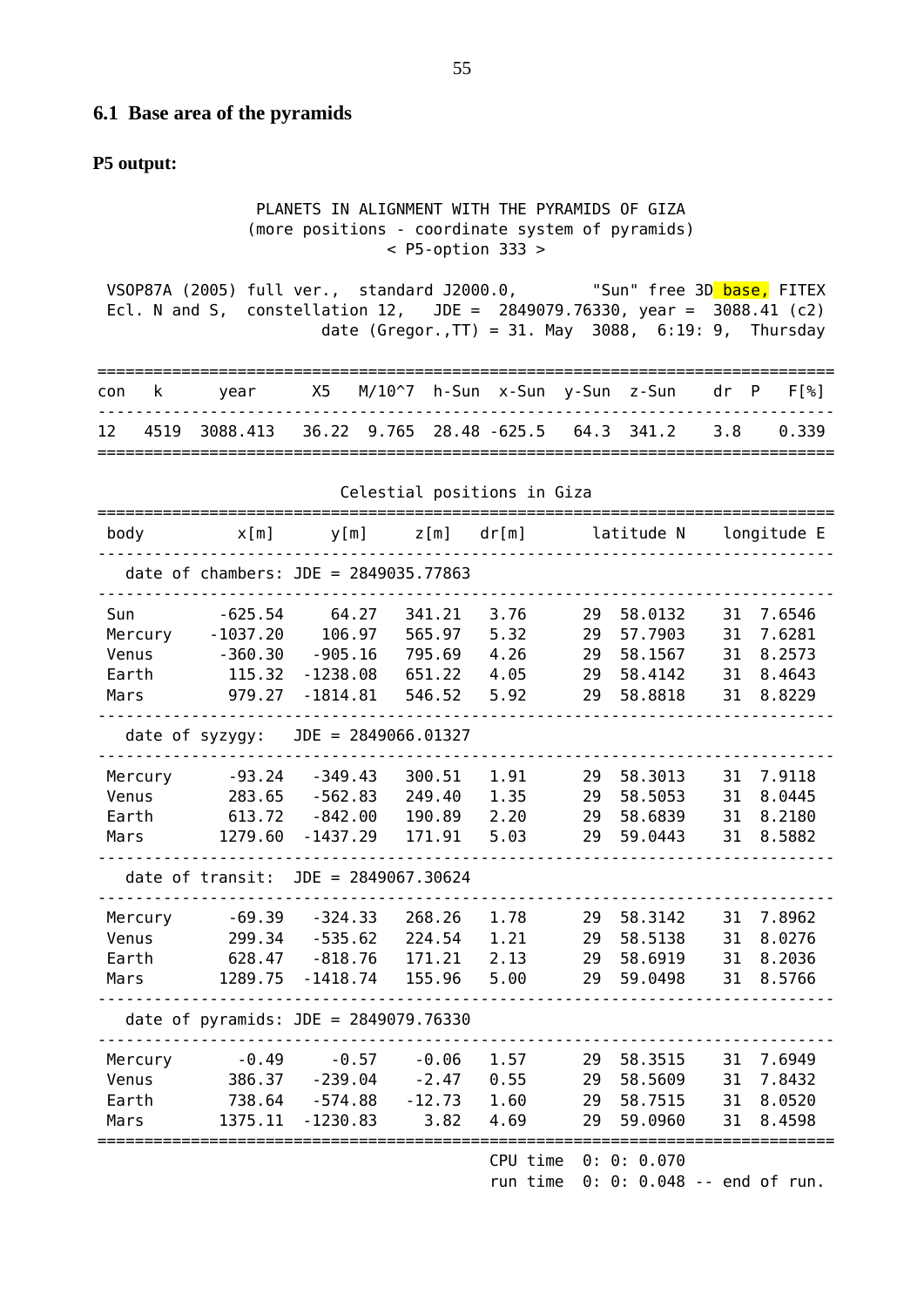## 6.1 Base area of the pyramids

**P5 output:**

```
               PLANETS IN ALIGNMENT WITH THE PYRAMIDS OF GIZA
              (more positions - coordinate system of pyramids)
                           < P5-option 333 >

 VSOP87A (2005) full ver.,  standard J2000.0,        "Sun" free 3D base, FITEX
 Ecl. N and S,  constellation 12,   JDE =  2849079.76330, year =  3088.41 (c2)
                    date (Gregor.,TT) = 31. May  3088,  6:19: 9,  Thursday

===============================================================================
con   k      year     X5   M/10^7  h-Sun  x-Sun  y-Sun  z-Sun    dr  P    F[%]
-------------------------------------------------------------------------------
12   4519  3088.413   36.22  9.765  28.48 -625.5   64.3  341.2    3.8     0.339
===============================================================================

                        Celestial positions in Giza
===============================================================================
 body         x[m]      y[m]     z[m]   dr[m]      latitude N    longitude E
-------------------------------------------------------------------------------
   date of chambers: JDE = 2849035.77863
-------------------------------------------------------------------------------
 Sun        -625.54     64.27   341.21   3.76      29  58.0132    31  7.6546
 Mercury   -1037.20    106.97   565.97   5.32      29  57.7903    31  7.6281
 Venus      -360.30   -905.16   795.69   4.26      29  58.1567    31  8.2573
 Earth       115.32  -1238.08   651.22   4.05      29  58.4142    31  8.4643
 Mars        979.27  -1814.81   546.52   5.92      29  58.8818    31  8.8229
-------------------------------------------------------------------------------
   date of syzygy:   JDE = 2849066.01327
-------------------------------------------------------------------------------
 Mercury     -93.24   -349.43   300.51   1.91      29  58.3013    31  7.9118
 Venus       283.65   -562.83   249.40   1.35      29  58.5053    31  8.0445
 Earth       613.72   -842.00   190.89   2.20      29  58.6839    31  8.2180
 Mars       1279.60  -1437.29   171.91   5.03      29  59.0443    31  8.5882
-------------------------------------------------------------------------------
   date of transit:  JDE = 2849067.30624
-------------------------------------------------------------------------------
 Mercury     -69.39   -324.33   268.26   1.78      29  58.3142    31  7.8962
 Venus       299.34   -535.62   224.54   1.21      29  58.5138    31  8.0276
 Earth       628.47   -818.76   171.21   2.13      29  58.6919    31  8.2036
 Mars       1289.75  -1418.74   155.96   5.00      29  59.0498    31  8.5766
-------------------------------------------------------------------------------
   date of pyramids: JDE = 2849079.76330
-------------------------------------------------------------------------------
 Mercury      -0.49     -0.57    -0.06   1.57      29  58.3515    31  7.6949
 Venus       386.37   -239.04    -2.47   0.55      29  58.5609    31  7.8432
 Earth       738.64   -574.88   -12.73   1.60      29  58.7515    31  8.0520
 Mars       1375.11  -1230.83     3.82   4.69      29  59.0960    31  8.4598
===============================================================================
                                        CPU time  0: 0: 0.070
                                        run time  0: 0: 0.048 -- end of run.
```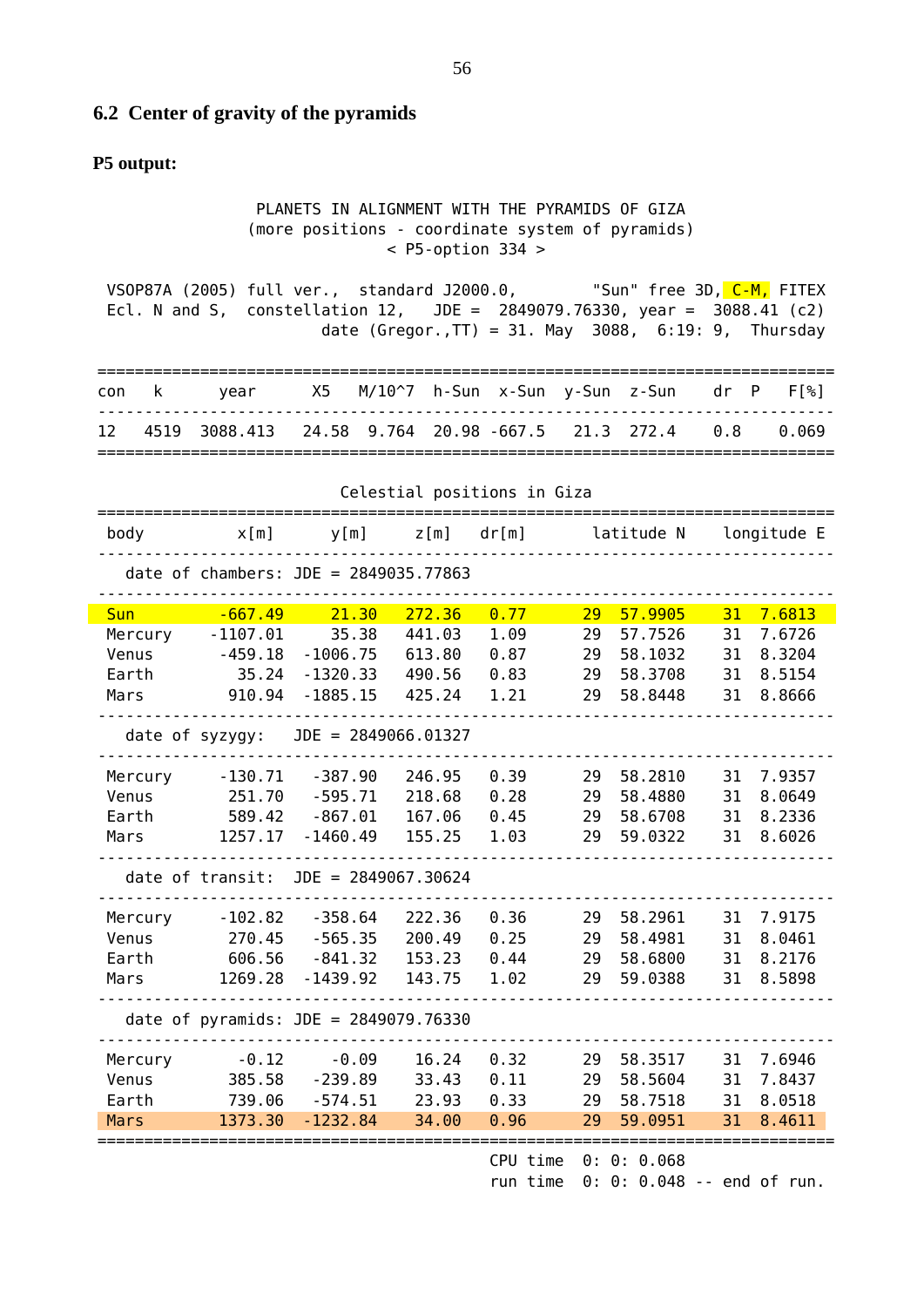## 6.2 Center of gravity of the pyramids

**P5 output:**

```
              PLANETS IN ALIGNMENT WITH THE PYRAMIDS OF GIZA
             (more positions - coordinate system of pyramids)
                          < P5-option 334 >

 VSOP87A (2005) full ver.,  standard J2000.0,        "Sun" free 3D, C-M, FITEX
 Ecl. N and S,  constellation 12,   JDE =  2849079.76330, year =  3088.41 (c2)
                      date (Gregor.,TT) = 31. May  3088,  6:19: 9,  Thursday

==============================================================================
con  k      year      X5   M/10^7  h-Sun  x-Sun  y-Sun  z-Sun    dr  P   F[%]
------------------------------------------------------------------------------
12   4519  3088.413   24.58  9.764  20.98 -667.5   21.3  272.4    0.8     0.069
==============================================================================

                        Celestial positions in Giza
==============================================================================
 body          x[m]      y[m]     z[m]   dr[m]      latitude N     longitude E
------------------------------------------------------------------------------
   date of chambers: JDE = 2849035.77863
------------------------------------------------------------------------------
 Sun          -667.49     21.30   272.36   0.77      29  57.9905     31  7.6813
 Mercury     -1107.01     35.38   441.03   1.09      29  57.7526     31  7.6726
 Venus        -459.18  -1006.75   613.80   0.87      29  58.1032     31  8.3204
 Earth          35.24  -1320.33   490.56   0.83      29  58.3708     31  8.5154
 Mars          910.94  -1885.15   425.24   1.21      29  58.8448     31  8.8666
------------------------------------------------------------------------------
   date of syzygy:   JDE = 2849066.01327
------------------------------------------------------------------------------
 Mercury      -130.71   -387.90   246.95   0.39      29  58.2810     31  7.9357
 Venus         251.70   -595.71   218.68   0.28      29  58.4880     31  8.0649
 Earth         589.42   -867.01   167.06   0.45      29  58.6708     31  8.2336
 Mars         1257.17  -1460.49   155.25   1.03      29  59.0322     31  8.6026
------------------------------------------------------------------------------
   date of transit:  JDE = 2849067.30624
------------------------------------------------------------------------------
 Mercury      -102.82   -358.64   222.36   0.36      29  58.2961     31  7.9175
 Venus         270.45   -565.35   200.49   0.25      29  58.4981     31  8.0461
 Earth         606.56   -841.32   153.23   0.44      29  58.6800     31  8.2176
 Mars         1269.28  -1439.92   143.75   1.02      29  59.0388     31  8.5898
------------------------------------------------------------------------------
   date of pyramids: JDE = 2849079.76330
------------------------------------------------------------------------------
 Mercury        -0.12     -0.09    16.24   0.32      29  58.3517     31  7.6946
 Venus         385.58   -239.89    33.43   0.11      29  58.5604     31  7.8437
 Earth         739.06   -574.51    23.93   0.33      29  58.7518     31  8.0518
 Mars         1373.30  -1232.84    34.00   0.96      29  59.0951     31  8.4611
==============================================================================
                                            CPU time  0: 0: 0.068
                                            run time  0: 0: 0.048 -- end of run.
```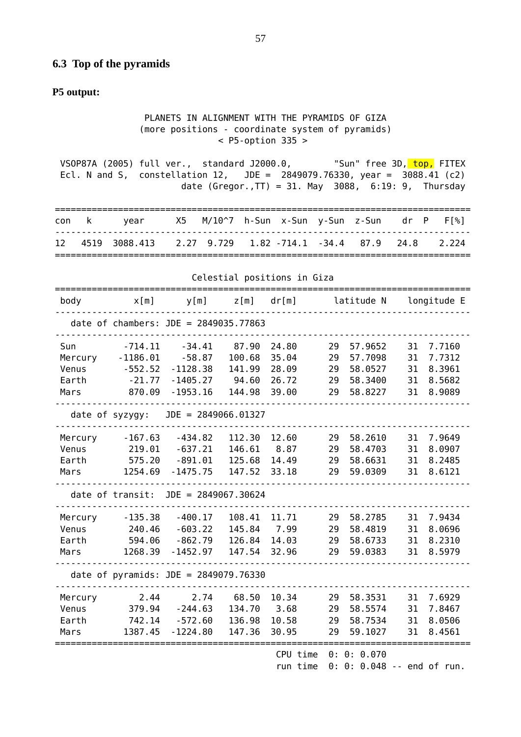## 6.3 Top of the pyramids

**P5 output:**

```
                PLANETS IN ALIGNMENT WITH THE PYRAMIDS OF GIZA
               (more positions - coordinate system of pyramids)
                             < P5-option 335 >

 VSOP87A (2005) full ver.,  standard J2000.0,        "Sun" free 3D, top, FITEX
 Ecl. N and S,  constellation 12,   JDE =  2849079.76330, year =  3088.41 (c2)
                     date (Gregor.,TT) = 31. May  3088,  6:19: 9,  Thursday

==============================================================================
con   k      year      X5   M/10^7  h-Sun  x-Sun  y-Sun  z-Sun    dr  P   F[%]
------------------------------------------------------------------------------
12   4519  3088.413    2.27  9.729   1.82 -714.1  -34.4   87.9   24.8     2.224
==============================================================================

                          Celestial positions in Giza
==============================================================================
 body          x[m]      y[m]     z[m]   dr[m]       latitude N    longitude E
------------------------------------------------------------------------------
   date of chambers: JDE = 2849035.77863
------------------------------------------------------------------------------
 Sun         -714.11    -34.41    87.90  24.80      29  57.9652    31  7.7160
 Mercury    -1186.01    -58.87   100.68  35.04      29  57.7098    31  7.7312
 Venus       -552.52  -1128.38   141.99  28.09      29  58.0527    31  8.3961
 Earth        -21.77  -1405.27    94.60  26.72      29  58.3400    31  8.5682
 Mars         870.09  -1953.16   144.98  39.00      29  58.8227    31  8.9089
------------------------------------------------------------------------------
   date of syzygy:   JDE = 2849066.01327
------------------------------------------------------------------------------
 Mercury     -167.63   -434.82   112.30  12.60      29  58.2610    31  7.9649
 Venus        219.01   -637.21   146.61   8.87      29  58.4703    31  8.0907
 Earth        575.20   -891.01   125.68  14.49      29  58.6631    31  8.2485
 Mars        1254.69  -1475.75   147.52  33.18      29  59.0309    31  8.6121
------------------------------------------------------------------------------
   date of transit:  JDE = 2849067.30624
------------------------------------------------------------------------------
 Mercury     -135.38   -400.17   108.41  11.71      29  58.2785    31  7.9434
 Venus        240.46   -603.22   145.84   7.99      29  58.4819    31  8.0696
 Earth        594.06   -862.79   126.84  14.03      29  58.6733    31  8.2310
 Mars        1268.39  -1452.97   147.54  32.96      29  59.0383    31  8.5979
------------------------------------------------------------------------------
   date of pyramids: JDE = 2849079.76330
------------------------------------------------------------------------------
 Mercury        2.44      2.74    68.50  10.34      29  58.3531    31  7.6929
 Venus        379.94   -244.63   134.70   3.68      29  58.5574    31  7.8467
 Earth        742.14   -572.60   136.98  10.58      29  58.7534    31  8.0506
 Mars        1387.45  -1224.80   147.36  30.95      29  59.1027    31  8.4561
==============================================================================
                                          CPU time  0: 0: 0.070
                                          run time  0: 0: 0.048 -- end of run.
```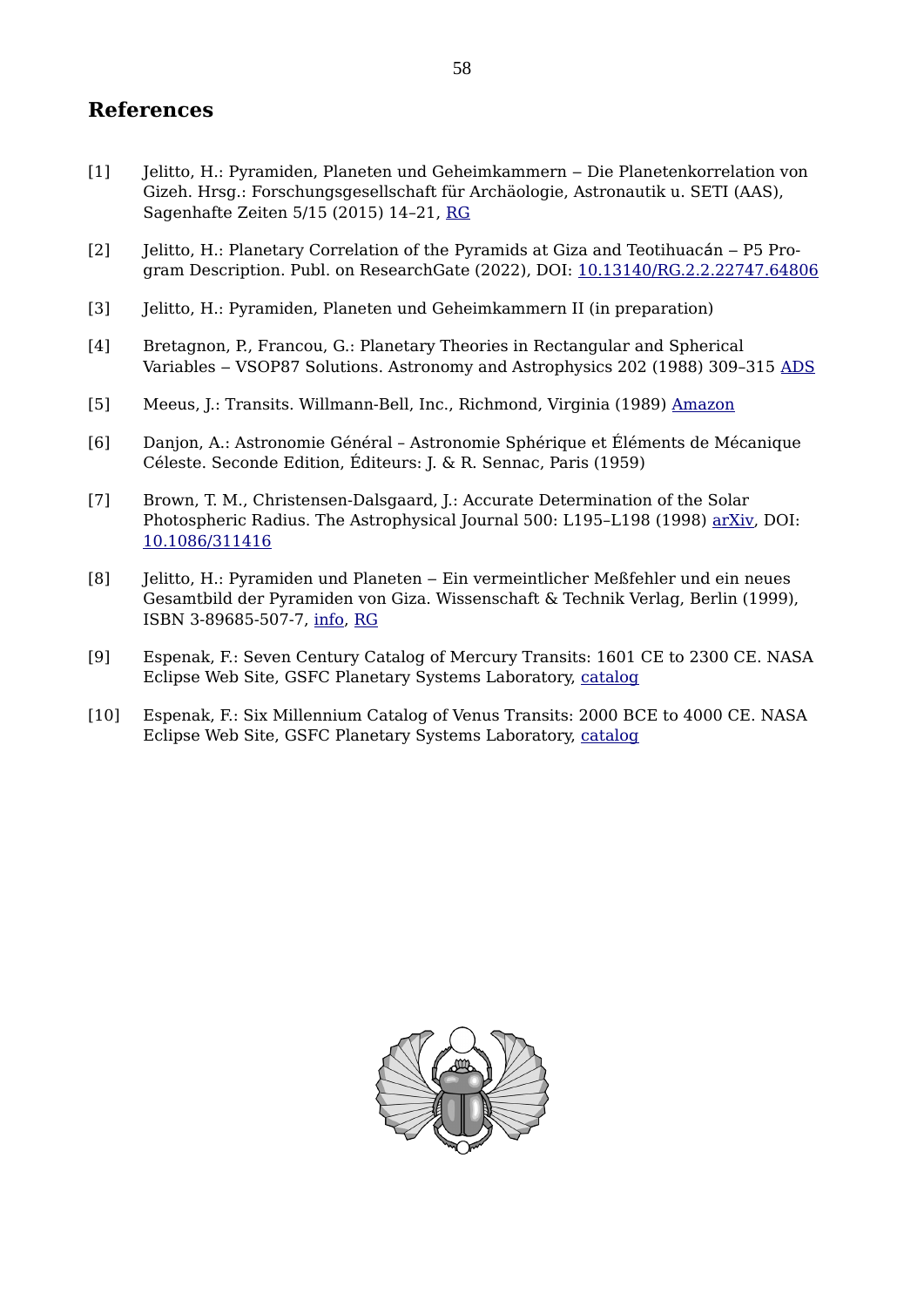## References

[1] Jelitto, H.: Pyramiden, Planeten und Geheimkammern – Die Planetenkorrelation von Gizeh. Hrsg.: Forschungsgesellschaft für Archäologie, Astronautik u. SETI (AAS), Sagenhafte Zeiten 5/15 (2015) 14–21, RG

[2] Jelitto, H.: Planetary Correlation of the Pyramids at Giza and Teotihuacán – P5 Program Description. Publ. on ResearchGate (2022), DOI: 10.13140/RG.2.2.22747.64806

[3] Jelitto, H.: Pyramiden, Planeten und Geheimkammern II (in preparation)

[4] Bretagnon, P., Francou, G.: Planetary Theories in Rectangular and Spherical Variables – VSOP87 Solutions. Astronomy and Astrophysics 202 (1988) 309–315 ADS

[5] Meeus, J.: Transits. Willmann-Bell, Inc., Richmond, Virginia (1989) Amazon

[6] Danjon, A.: Astronomie Général – Astronomie Sphérique et Éléments de Mécanique Céleste. Seconde Edition, Éditeurs: J. & R. Sennac, Paris (1959)

[7] Brown, T. M., Christensen-Dalsgaard, J.: Accurate Determination of the Solar Photospheric Radius. The Astrophysical Journal 500: L195–L198 (1998) arXiv, DOI: 10.1086/311416

[8] Jelitto, H.: Pyramiden und Planeten – Ein vermeintlicher Meßfehler und ein neues Gesamtbild der Pyramiden von Giza. Wissenschaft & Technik Verlag, Berlin (1999), ISBN 3-89685-507-7, info, RG

[9] Espenak, F.: Seven Century Catalog of Mercury Transits: 1601 CE to 2300 CE. NASA Eclipse Web Site, GSFC Planetary Systems Laboratory, catalog

[10] Espenak, F.: Six Millennium Catalog of Venus Transits: 2000 BCE to 4000 CE. NASA Eclipse Web Site, GSFC Planetary Systems Laboratory, catalog